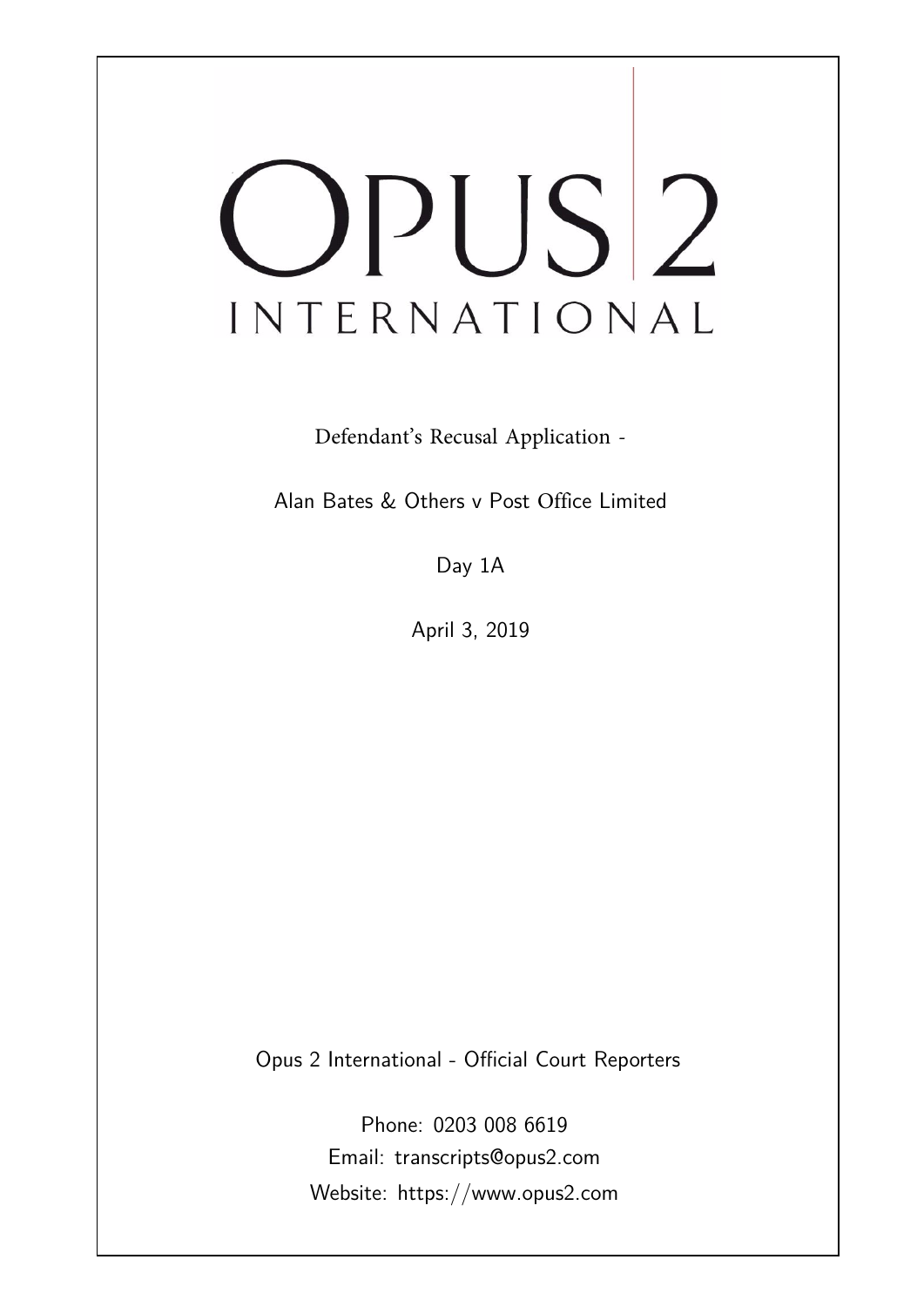# OPUS 2 INTERNATIONAL

Defendant's Recusal Application -

Alan Bates & Others v Post Office Limited

Day 1A

April 3, 2019

Opus 2 International - Official Court Reporters

Phone: 0203 008 6619

Email: transcripts@opus2.com

Website: https://www.opus2.com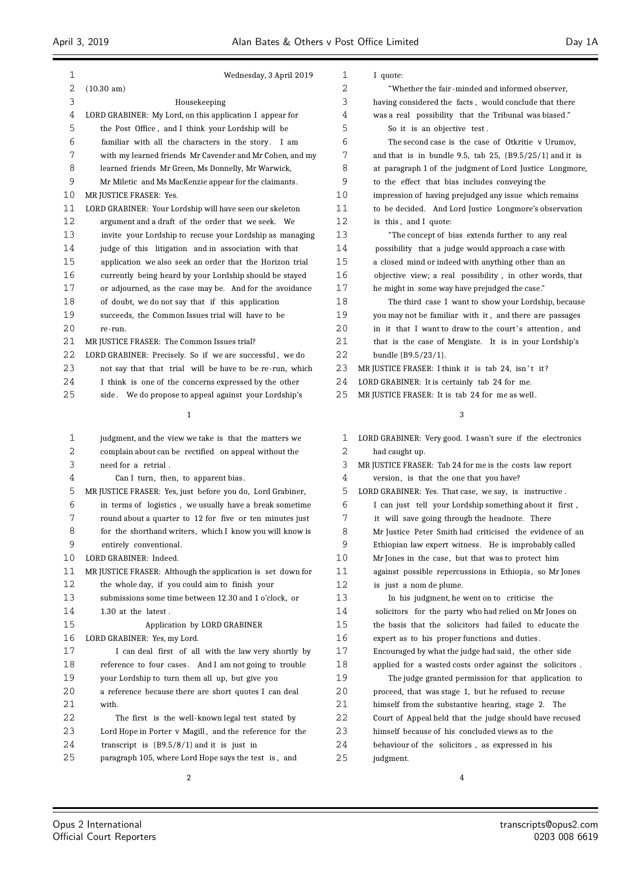Wednesday, 3 April 2019

(10.30 am)

Housekeeping

LORD GRABINER: My Lord, on this application I appear for the Post Office, and I think your Lordship will be familiar with all the characters in the story. I am with my learned friends Mr Cavender and Mr Cohen, and my learned friends Mr Green, Ms Donnelly, Mr Warwick, Mr Miletic and Ms MacKenzie appear for the claimants.

MR JUSTICE FRASER: Yes.

LORD GRABINER: Your Lordship will have seen our skeleton argument and a draft of the order that we seek. We invite your Lordship to recuse your Lordship as managing judge of this litigation and in association with that application we also seek an order that the Horizon trial currently being heard by your Lordship should be stayed or adjourned, as the case may be. And for the avoidance of doubt, we do not say that if this application succeeds, the Common Issues trial will have to be re-run.

MR JUSTICE FRASER: The Common Issues trial?

LORD GRABINER: Precisely. So if we are successful, we do not say that that trial will be have to be re-run, which I think is one of the concerns expressed by the other side. We do propose to appeal against your Lordship's judgment, and the view we take is that the matters we complain about can be rectified on appeal without the need for a retrial.

Can I turn, then, to apparent bias.

MR JUSTICE FRASER: Yes, just before you do, Lord Grabiner, in terms of logistics, we usually have a break sometime round about a quarter to 12 for five or ten minutes just for the shorthand writers, which I know you will know is entirely conventional.

LORD GRABINER: Indeed.

MR JUSTICE FRASER: Although the application is set down for the whole day, if you could aim to finish your submissions some time between 12.30 and 1 o'clock, or 1.30 at the latest.

Application by LORD GRABINER

LORD GRABINER: Yes, my Lord.

I can deal first of all with the law very shortly by reference to four cases. And I am not going to trouble your Lordship to turn them all up, but give you a reference because there are short quotes I can deal with.

The first is the well-known legal test stated by Lord Hope in Porter v Magill, and the reference for the transcript is {B9.5/8/1} and it is just in paragraph 105, where Lord Hope says the test is, and I quote:

"Whether the fair-minded and informed observer, having considered the facts, would conclude that there was a real possibility that the Tribunal was biased."

So it is an objective test.

The second case is the case of Otkritie v Urumov, and that is in bundle 9.5, tab 25, {B9.5/25/1} and it is at paragraph 1 of the judgment of Lord Justice Longmore, to the effect that bias includes conveying the impression of having prejudged any issue which remains to be decided. And Lord Justice Longmore's observation is this, and I quote:

"The concept of bias extends further to any real possibility that a judge would approach a case with a closed mind or indeed with anything other than an objective view; a real possibility, in other words, that he might in some way have prejudged the case."

The third case I want to show your Lordship, because you may not be familiar with it, and there are passages in it that I want to draw to the court's attention, and that is the case of Mengiste. It is in your Lordship's bundle {B9.5/23/1}.

MR JUSTICE FRASER: I think it is tab 24, isn't it?

LORD GRABINER: It is certainly tab 24 for me.

MR JUSTICE FRASER: It is tab 24 for me as well.

LORD GRABINER: Very good. I wasn't sure if the electronics had caught up.

MR JUSTICE FRASER: Tab 24 for me is the costs law report version, is that the one that you have?

LORD GRABINER: Yes. That case, we say, is instructive. I can just tell your Lordship something about it first, it will save going through the headnote. There Mr Justice Peter Smith had criticised the evidence of an Ethiopian law expert witness. He is improbably called Mr Jones in the case, but that was to protect him against possible repercussions in Ethiopia, so Mr Jones is just a nom de plume.

In his judgment, he went on to criticise the solicitors for the party who had relied on Mr Jones on the basis that the solicitors had failed to educate the expert as to his proper functions and duties. Encouraged by what the judge had said, the other side applied for a wasted costs order against the solicitors.

The judge granted permission for that application to proceed, that was stage 1, but he refused to recuse himself from the substantive hearing, stage 2. The Court of Appeal held that the judge should have recused himself because of his concluded views as to the behaviour of the solicitors, as expressed in his judgment.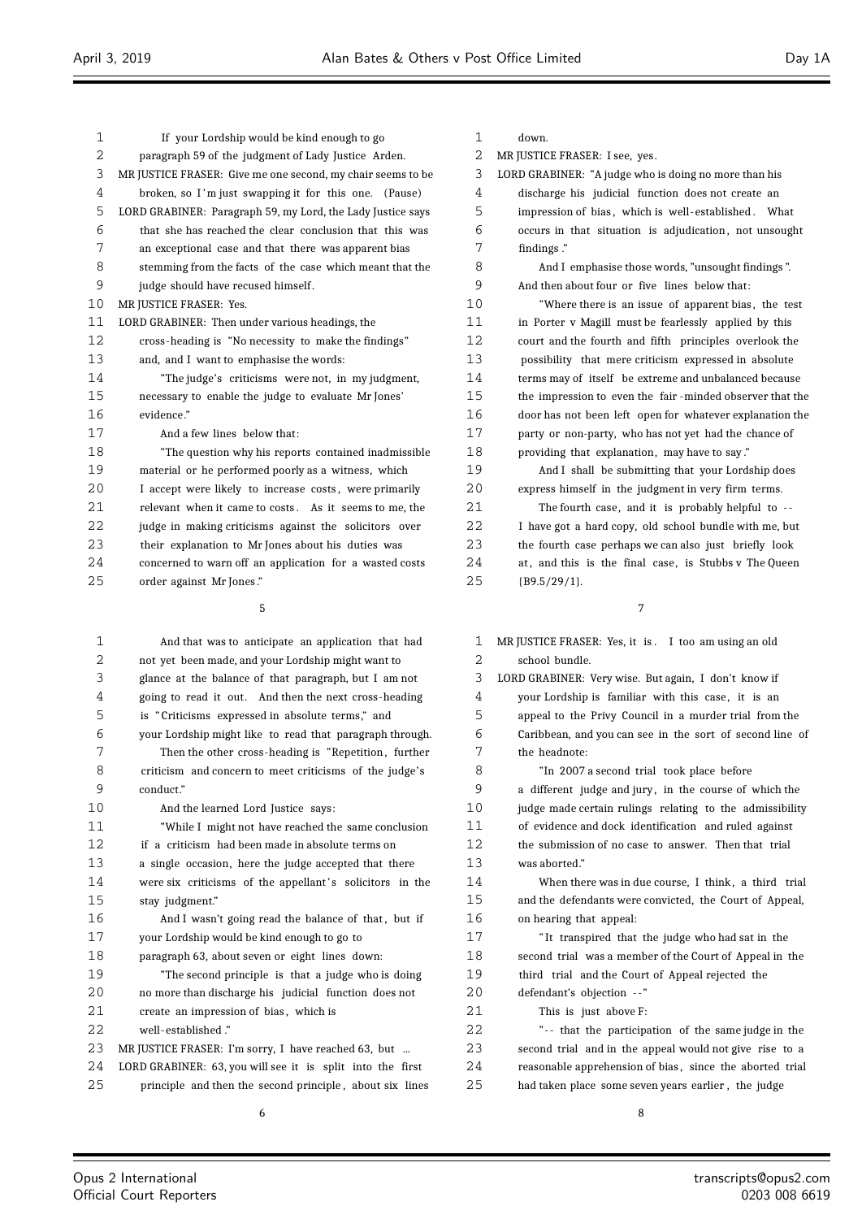If your Lordship would be kind enough to go paragraph 59 of the judgment of Lady Justice Arden.

MR JUSTICE FRASER: Give me one second, my chair seems to be broken, so I'm just swapping it for this one. (Pause)

LORD GRABINER: Paragraph 59, my Lord, the Lady Justice says that she has reached the clear conclusion that this was an exceptional case and that there was apparent bias stemming from the facts of the case which meant that the judge should have recused himself.

MR JUSTICE FRASER: Yes.

LORD GRABINER: Then under various headings, the cross-heading is "No necessity to make the findings" and, and I want to emphasise the words:

"The judge's criticisms were not, in my judgment, necessary to enable the judge to evaluate Mr Jones' evidence."

And a few lines below that:

"The question why his reports contained inadmissible material or he performed poorly as a witness, which I accept were likely to increase costs, were primarily relevant when it came to costs. As it seems to me, the judge in making criticisms against the solicitors over their explanation to Mr Jones about his duties was concerned to warn off an application for a wasted costs order against Mr Jones."

And that was to anticipate an application that had not yet been made, and your Lordship might want to glance at the balance of that paragraph, but I am not going to read it out. And then the next cross-heading is "Criticisms expressed in absolute terms," and your Lordship might like to read that paragraph through.

Then the other cross-heading is "Repetition, further criticism and concern to meet criticisms of the judge's conduct."

And the learned Lord Justice says:

"While I might not have reached the same conclusion if a criticism had been made in absolute terms on a single occasion, here the judge accepted that there were six criticisms of the appellant's solicitors in the stay judgment."

And I wasn't going read the balance of that, but if your Lordship would be kind enough to go to paragraph 63, about seven or eight lines down:

"The second principle is that a judge who is doing no more than discharge his judicial function does not create an impression of bias, which is well-established."

MR JUSTICE FRASER: I'm sorry, I have reached 63, but ...

LORD GRABINER: 63, you will see it is split into the first principle and then the second principle, about six lines down.

MR JUSTICE FRASER: I see, yes.

LORD GRABINER: "A judge who is doing no more than his discharge his judicial function does not create an impression of bias, which is well-established. What occurs in that situation is adjudication, not unsought findings."

And I emphasise those words, "unsought findings". And then about four or five lines below that:

"Where there is an issue of apparent bias, the test in Porter v Magill must be fearlessly applied by this court and the fourth and fifth principles overlook the possibility that mere criticism expressed in absolute terms may of itself be extreme and unbalanced because the impression to even the fair-minded observer that the door has not been left open for whatever explanation the party or non-party, who has not yet had the chance of providing that explanation, may have to say."

And I shall be submitting that your Lordship does express himself in the judgment in very firm terms.

The fourth case, and it is probably helpful to -- I have got a hard copy, old school bundle with me, but the fourth case perhaps we can also just briefly look at, and this is the final case, is Stubbs v The Queen {B9.5/29/1}.

MR JUSTICE FRASER: Yes, it is. I too am using an old school bundle.

LORD GRABINER: Very wise. But again, I don't know if your Lordship is familiar with this case, it is an appeal to the Privy Council in a murder trial from the Caribbean, and you can see in the sort of second line of the headnote:

"In 2007 a second trial took place before a different judge and jury, in the course of which the judge made certain rulings relating to the admissibility of evidence and dock identification and ruled against the submission of no case to answer. Then that trial was aborted."

When there was in due course, I think, a third trial and the defendants were convicted, the Court of Appeal, on hearing that appeal:

"It transpired that the judge who had sat in the second trial was a member of the Court of Appeal in the third trial and the Court of Appeal rejected the defendant's objection --"

This is just above F:

"-- that the participation of the same judge in the second trial and in the appeal would not give rise to a reasonable apprehension of bias, since the aborted trial had taken place some seven years earlier, the judge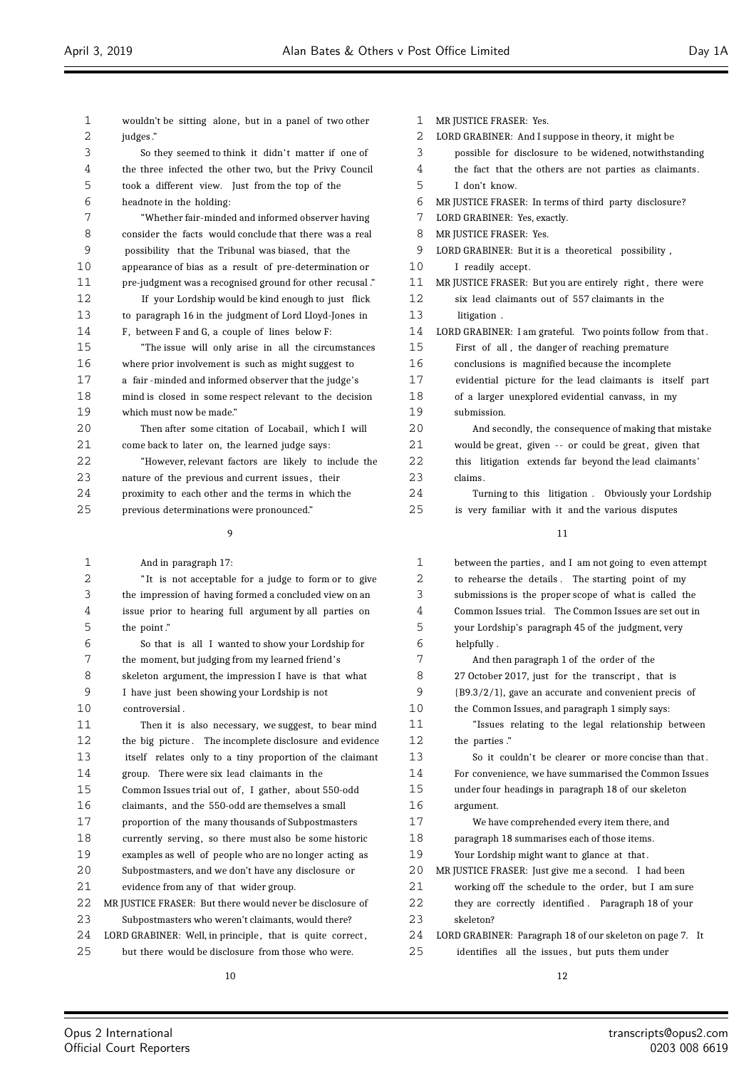wouldn't be sitting alone, but in a panel of two other judges."

So they seemed to think it didn't matter if one of the three infected the other two, but the Privy Council took a different view. Just from the top of the headnote in the holding:

"Whether fair-minded and informed observer having consider the facts would conclude that there was a real possibility that the Tribunal was biased, that the appearance of bias as a result of pre-determination or pre-judgment was a recognised ground for other recusal."

If your Lordship would be kind enough to just flick to paragraph 16 in the judgment of Lord Lloyd-Jones in F, between F and G, a couple of lines below F:

"The issue will only arise in all the circumstances where prior involvement is such as might suggest to a fair-minded and informed observer that the judge's mind is closed in some respect relevant to the decision which must now be made."

Then after some citation of Locabail, which I will come back to later on, the learned judge says:

"However, relevant factors are likely to include the nature of the previous and current issues, their proximity to each other and the terms in which the previous determinations were pronounced."

And in paragraph 17:

"It is not acceptable for a judge to form or to give the impression of having formed a concluded view on an issue prior to hearing full argument by all parties on the point."

So that is all I wanted to show your Lordship for the moment, but judging from my learned friend's skeleton argument, the impression I have is that what I have just been showing your Lordship is not controversial.

Then it is also necessary, we suggest, to bear mind the big picture. The incomplete disclosure and evidence itself relates only to a tiny proportion of the claimant group. There were six lead claimants in the Common Issues trial out of, I gather, about 550-odd claimants, and the 550-odd are themselves a small proportion of the many thousands of Subpostmasters currently serving, so there must also be some historic examples as well of people who are no longer acting as Subpostmasters, and we don't have any disclosure or evidence from any of that wider group.

MR JUSTICE FRASER: But there would never be disclosure of Subpostmasters who weren't claimants, would there?

LORD GRABINER: Well, in principle, that is quite correct, but there would be disclosure from those who were.

MR JUSTICE FRASER: Yes.

LORD GRABINER: And I suppose in theory, it might be possible for disclosure to be widened, notwithstanding the fact that the others are not parties as claimants. I don't know.

MR JUSTICE FRASER: In terms of third party disclosure?

LORD GRABINER: Yes, exactly.

MR JUSTICE FRASER: Yes.

LORD GRABINER: But it is a theoretical possibility, I readily accept.

MR JUSTICE FRASER: But you are entirely right, there were six lead claimants out of 557 claimants in the litigation.

LORD GRABINER: I am grateful. Two points follow from that. First of all, the danger of reaching premature conclusions is magnified because the incomplete evidential picture for the lead claimants is itself part of a larger unexplored evidential canvass, in my submission.

And secondly, the consequence of making that mistake would be great, given -- or could be great, given that this litigation extends far beyond the lead claimants' claims.

Turning to this litigation. Obviously your Lordship is very familiar with it and the various disputes between the parties, and I am not going to even attempt to rehearse the details. The starting point of my submissions is the proper scope of what is called the Common Issues trial. The Common Issues are set out in your Lordship's paragraph 45 of the judgment, very helpfully.

And then paragraph 1 of the order of the 27 October 2017, just for the transcript, that is {B9.3/2/1}, gave an accurate and convenient precis of the Common Issues, and paragraph 1 simply says:

"Issues relating to the legal relationship between the parties."

So it couldn't be clearer or more concise than that. For convenience, we have summarised the Common Issues under four headings in paragraph 18 of our skeleton argument.

We have comprehended every item there, and paragraph 18 summarises each of those items. Your Lordship might want to glance at that.

MR JUSTICE FRASER: Just give me a second. I had been working off the schedule to the order, but I am sure they are correctly identified. Paragraph 18 of your skeleton?

LORD GRABINER: Paragraph 18 of our skeleton on page 7. It identifies all the issues, but puts them under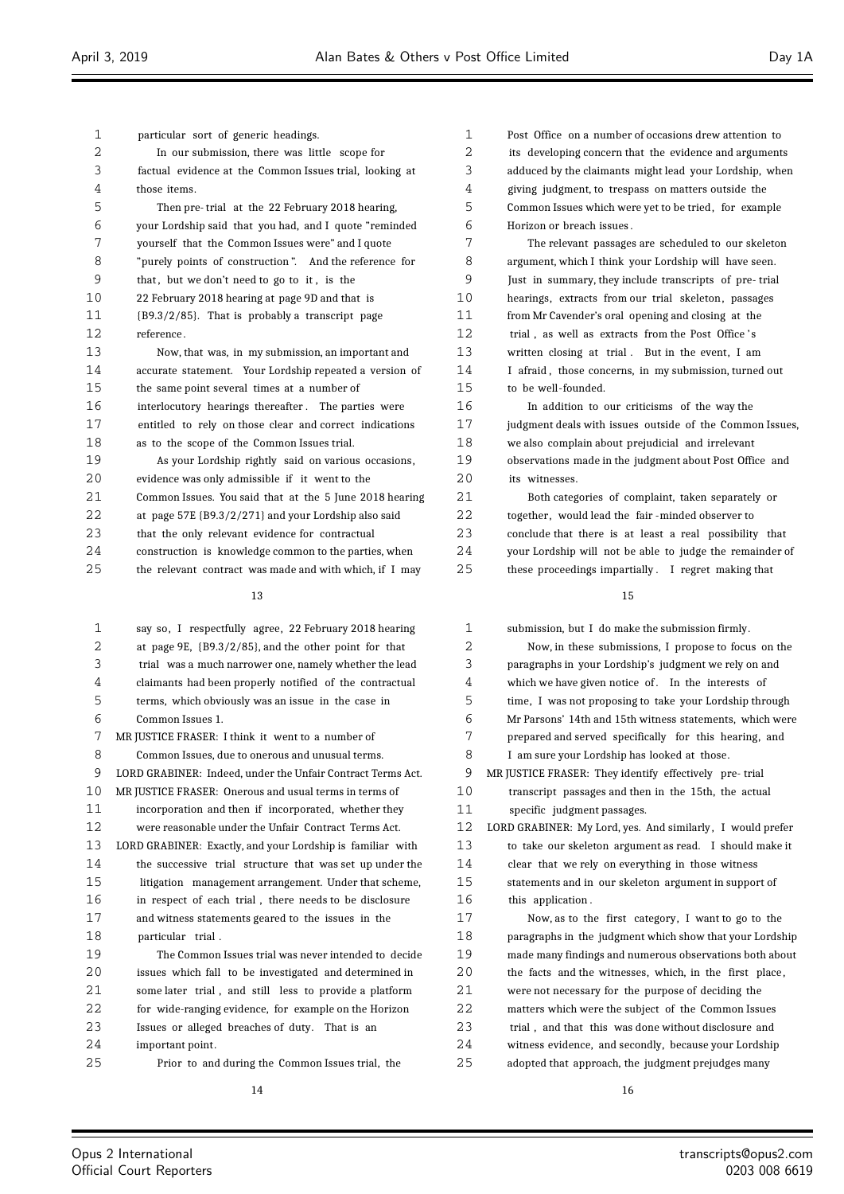particular sort of generic headings.

In our submission, there was little scope for factual evidence at the Common Issues trial, looking at those items.

Then pre-trial at the 22 February 2018 hearing, your Lordship said that you had, and I quote "reminded yourself that the Common Issues were" and I quote "purely points of construction". And the reference for that, but we don't need to go to it, is the 22 February 2018 hearing at page 9D and that is {B9.3/2/85}. That is probably a transcript page reference.

Now, that was, in my submission, an important and accurate statement. Your Lordship repeated a version of the same point several times at a number of interlocutory hearings thereafter. The parties were entitled to rely on those clear and correct indications as to the scope of the Common Issues trial.

As your Lordship rightly said on various occasions, evidence was only admissible if it went to the Common Issues. You said that at the 5 June 2018 hearing at page 57E {B9.3/2/271} and your Lordship also said that the only relevant evidence for contractual construction is knowledge common to the parties, when the relevant contract was made and with which, if I may say so, I respectfully agree, 22 February 2018 hearing at page 9E, {B9.3/2/85}, and the other point for that trial was a much narrower one, namely whether the lead claimants had been properly notified of the contractual terms, which obviously was an issue in the case in Common Issues 1.

MR JUSTICE FRASER: I think it went to a number of Common Issues, due to onerous and unusual terms.

LORD GRABINER: Indeed, under the Unfair Contract Terms Act.

MR JUSTICE FRASER: Onerous and usual terms in terms of incorporation and then if incorporated, whether they were reasonable under the Unfair Contract Terms Act.

LORD GRABINER: Exactly, and your Lordship is familiar with the successive trial structure that was set up under the litigation management arrangement. Under that scheme, in respect of each trial, there needs to be disclosure and witness statements geared to the issues in the particular trial.

The Common Issues trial was never intended to decide issues which fall to be investigated and determined in some later trial, and still less to provide a platform for wide-ranging evidence, for example on the Horizon Issues or alleged breaches of duty. That is an important point.

Prior to and during the Common Issues trial, the Post Office on a number of occasions drew attention to its developing concern that the evidence and arguments adduced by the claimants might lead your Lordship, when giving judgment, to trespass on matters outside the Common Issues which were yet to be tried, for example Horizon or breach issues.

The relevant passages are scheduled to our skeleton argument, which I think your Lordship will have seen. Just in summary, they include transcripts of pre-trial hearings, extracts from our trial skeleton, passages from Mr Cavender's oral opening and closing at the trial, as well as extracts from the Post Office's written closing at trial. But in the event, I am I afraid, those concerns, in my submission, turned out to be well-founded.

In addition to our criticisms of the way the judgment deals with issues outside of the Common Issues, we also complain about prejudicial and irrelevant observations made in the judgment about Post Office and its witnesses.

Both categories of complaint, taken separately or together, would lead the fair-minded observer to conclude that there is at least a real possibility that your Lordship will not be able to judge the remainder of these proceedings impartially. I regret making that submission, but I do make the submission firmly.

Now, in these submissions, I propose to focus on the paragraphs in your Lordship's judgment we rely on and which we have given notice of. In the interests of time, I was not proposing to take your Lordship through Mr Parsons' 14th and 15th witness statements, which were prepared and served specifically for this hearing, and I am sure your Lordship has looked at those.

MR JUSTICE FRASER: They identify effectively pre-trial transcript passages and then in the 15th, the actual specific judgment passages.

LORD GRABINER: My Lord, yes. And similarly, I would prefer to take our skeleton argument as read. I should make it clear that we rely on everything in those witness statements and in our skeleton argument in support of this application.

Now, as to the first category, I want to go to the paragraphs in the judgment which show that your Lordship made many findings and numerous observations both about the facts and the witnesses, which, in the first place, were not necessary for the purpose of deciding the matters which were the subject of the Common Issues trial, and that this was done without disclosure and witness evidence, and secondly, because your Lordship adopted that approach, the judgment prejudges many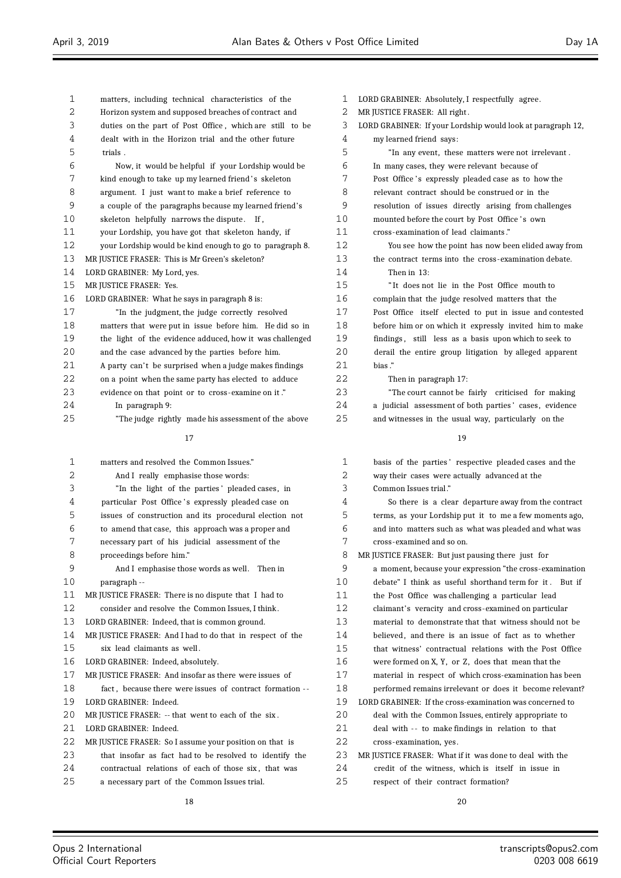matters, including technical characteristics of the Horizon system and supposed breaches of contract and duties on the part of Post Office, which are still to be dealt with in the Horizon trial and the other future trials.

Now, it would be helpful if your Lordship would be kind enough to take up my learned friend's skeleton argument. I just want to make a brief reference to a couple of the paragraphs because my learned friend's skeleton helpfully narrows the dispute. If, your Lordship, you have got that skeleton handy, if your Lordship would be kind enough to go to paragraph 8.

MR JUSTICE FRASER: This is Mr Green's skeleton?

LORD GRABINER: My Lord, yes.

MR JUSTICE FRASER: Yes.

LORD GRABINER: What he says in paragraph 8 is:

"In the judgment, the judge correctly resolved matters that were put in issue before him. He did so in the light of the evidence adduced, how it was challenged and the case advanced by the parties before him. A party can't be surprised when a judge makes findings on a point when the same party has elected to adduce evidence on that point or to cross-examine on it."

In paragraph 9:

"The judge rightly made his assessment of the above matters and resolved the Common Issues."

And I really emphasise those words:

"In the light of the parties' pleaded cases, in particular Post Office's expressly pleaded case on issues of construction and its procedural election not to amend that case, this approach was a proper and necessary part of his judicial assessment of the proceedings before him."

And I emphasise those words as well. Then in paragraph --

MR JUSTICE FRASER: There is no dispute that I had to consider and resolve the Common Issues, I think.

LORD GRABINER: Indeed, that is common ground.

MR JUSTICE FRASER: And I had to do that in respect of the six lead claimants as well.

LORD GRABINER: Indeed, absolutely.

MR JUSTICE FRASER: And insofar as there were issues of fact, because there were issues of contract formation --

LORD GRABINER: Indeed.

MR JUSTICE FRASER: -- that went to each of the six.

LORD GRABINER: Indeed.

MR JUSTICE FRASER: So I assume your position on that is that insofar as fact had to be resolved to identify the contractual relations of each of those six, that was a necessary part of the Common Issues trial.

LORD GRABINER: Absolutely, I respectfully agree.

MR JUSTICE FRASER: All right.

LORD GRABINER: If your Lordship would look at paragraph 12, my learned friend says:

"In any event, these matters were not irrelevant. In many cases, they were relevant because of Post Office's expressly pleaded case as to how the relevant contract should be construed or in the resolution of issues directly arising from challenges mounted before the court by Post Office's own cross-examination of lead claimants."

You see how the point has now been elided away from the contract terms into the cross-examination debate.

Then in 13:

"It does not lie in the Post Office mouth to complain that the judge resolved matters that the Post Office itself elected to put in issue and contested before him or on which it expressly invited him to make findings, still less as a basis upon which to seek to derail the entire group litigation by alleged apparent bias."

Then in paragraph 17:

"The court cannot be fairly criticised for making a judicial assessment of both parties' cases, evidence and witnesses in the usual way, particularly on the basis of the parties' respective pleaded cases and the way their cases were actually advanced at the Common Issues trial."

So there is a clear departure away from the contract terms, as your Lordship put it to me a few moments ago, and into matters such as what was pleaded and what was cross-examined and so on.

MR JUSTICE FRASER: But just pausing there just for a moment, because your expression "the cross-examination debate" I think as useful shorthand term for it. But if the Post Office was challenging a particular lead claimant's veracity and cross-examined on particular material to demonstrate that that witness should not be believed, and there is an issue of fact as to whether that witness' contractual relations with the Post Office were formed on X, Y, or Z, does that mean that the material in respect of which cross-examination has been performed remains irrelevant or does it become relevant?

LORD GRABINER: If the cross-examination was concerned to deal with the Common Issues, entirely appropriate to deal with -- to make findings in relation to that cross-examination, yes.

MR JUSTICE FRASER: What if it was done to deal with the credit of the witness, which is itself in issue in respect of their contract formation?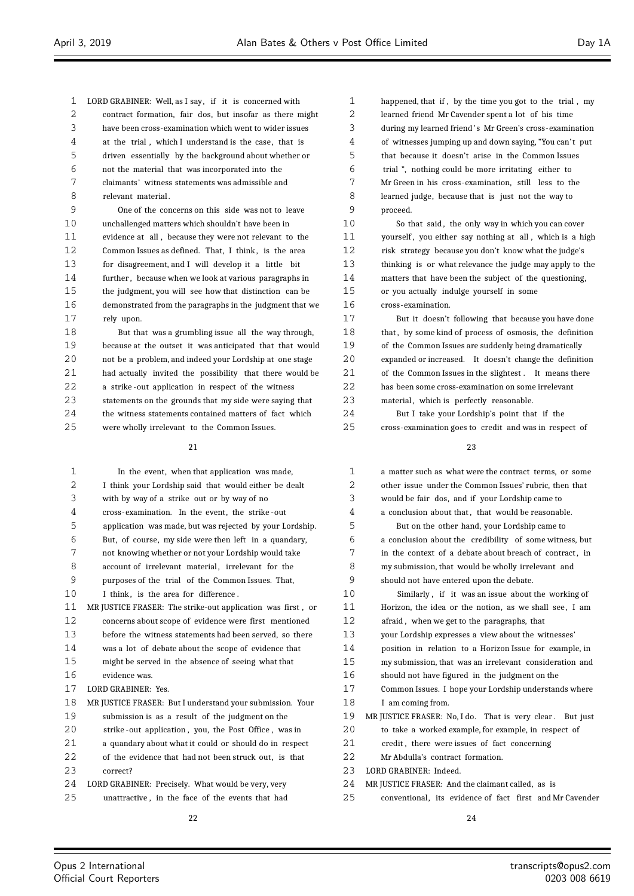LORD GRABINER: Well, as I say, if it is concerned with contract formation, fair dos, but insofar as there might have been cross-examination which went to wider issues at the trial, which I understand is the case, that is driven essentially by the background about whether or not the material that was incorporated into the claimants' witness statements was admissible and relevant material.

One of the concerns on this side was not to leave unchallenged matters which shouldn't have been in evidence at all, because they were not relevant to the Common Issues as defined. That, I think, is the area for disagreement, and I will develop it a little bit further, because when we look at various paragraphs in the judgment, you will see how that distinction can be demonstrated from the paragraphs in the judgment that we rely upon.

But that was a grumbling issue all the way through, because at the outset it was anticipated that that would not be a problem, and indeed your Lordship at one stage had actually invited the possibility that there would be a strike-out application in respect of the witness statements on the grounds that my side were saying that the witness statements contained matters of fact which were wholly irrelevant to the Common Issues.

In the event, when that application was made, I think your Lordship said that would either be dealt with by way of a strike out or by way of no cross-examination. In the event, the strike-out application was made, but was rejected by your Lordship. But, of course, my side were then left in a quandary, not knowing whether or not your Lordship would take account of irrelevant material, irrelevant for the purposes of the trial of the Common Issues. That, I think, is the area for difference.

MR JUSTICE FRASER: The strike-out application was first, or concerns about scope of evidence were first mentioned before the witness statements had been served, so there was a lot of debate about the scope of evidence that might be served in the absence of seeing what that evidence was.

LORD GRABINER: Yes.

MR JUSTICE FRASER: But I understand your submission. Your submission is as a result of the judgment on the strike-out application, you, the Post Office, was in a quandary about what it could or should do in respect of the evidence that had not been struck out, is that correct?

LORD GRABINER: Precisely. What would be very, very unattractive, in the face of the events that had happened, that if, by the time you got to the trial, my learned friend Mr Cavender spent a lot of his time during my learned friend's Mr Green's cross-examination of witnesses jumping up and down saying, "You can't put that because it doesn't arise in the Common Issues trial", nothing could be more irritating either to Mr Green in his cross-examination, still less to the learned judge, because that is just not the way to proceed.

So that said, the only way in which you can cover yourself, you either say nothing at all, which is a high risk strategy because you don't know what the judge's thinking is or what relevance the judge may apply to the matters that have been the subject of the questioning, or you actually indulge yourself in some cross-examination.

But it doesn't following that because you have done that, by some kind of process of osmosis, the definition of the Common Issues are suddenly being dramatically expanded or increased. It doesn't change the definition of the Common Issues in the slightest. It means there has been some cross-examination on some irrelevant material, which is perfectly reasonable.

But I take your Lordship's point that if the cross-examination goes to credit and was in respect of a matter such as what were the contract terms, or some other issue under the Common Issues' rubric, then that would be fair dos, and if your Lordship came to a conclusion about that, that would be reasonable.

But on the other hand, your Lordship came to a conclusion about the credibility of some witness, but in the context of a debate about breach of contract, in my submission, that would be wholly irrelevant and should not have entered upon the debate.

Similarly, if it was an issue about the working of Horizon, the idea or the notion, as we shall see, I am afraid, when we get to the paragraphs, that your Lordship expresses a view about the witnesses' position in relation to a Horizon Issue for example, in my submission, that was an irrelevant consideration and should not have figured in the judgment on the Common Issues. I hope your Lordship understands where I am coming from.

MR JUSTICE FRASER: No, I do. That is very clear. But just to take a worked example, for example, in respect of credit, there were issues of fact concerning Mr Abdulla's contract formation.

LORD GRABINER: Indeed.

MR JUSTICE FRASER: And the claimant called, as is conventional, its evidence of fact first and Mr Cavender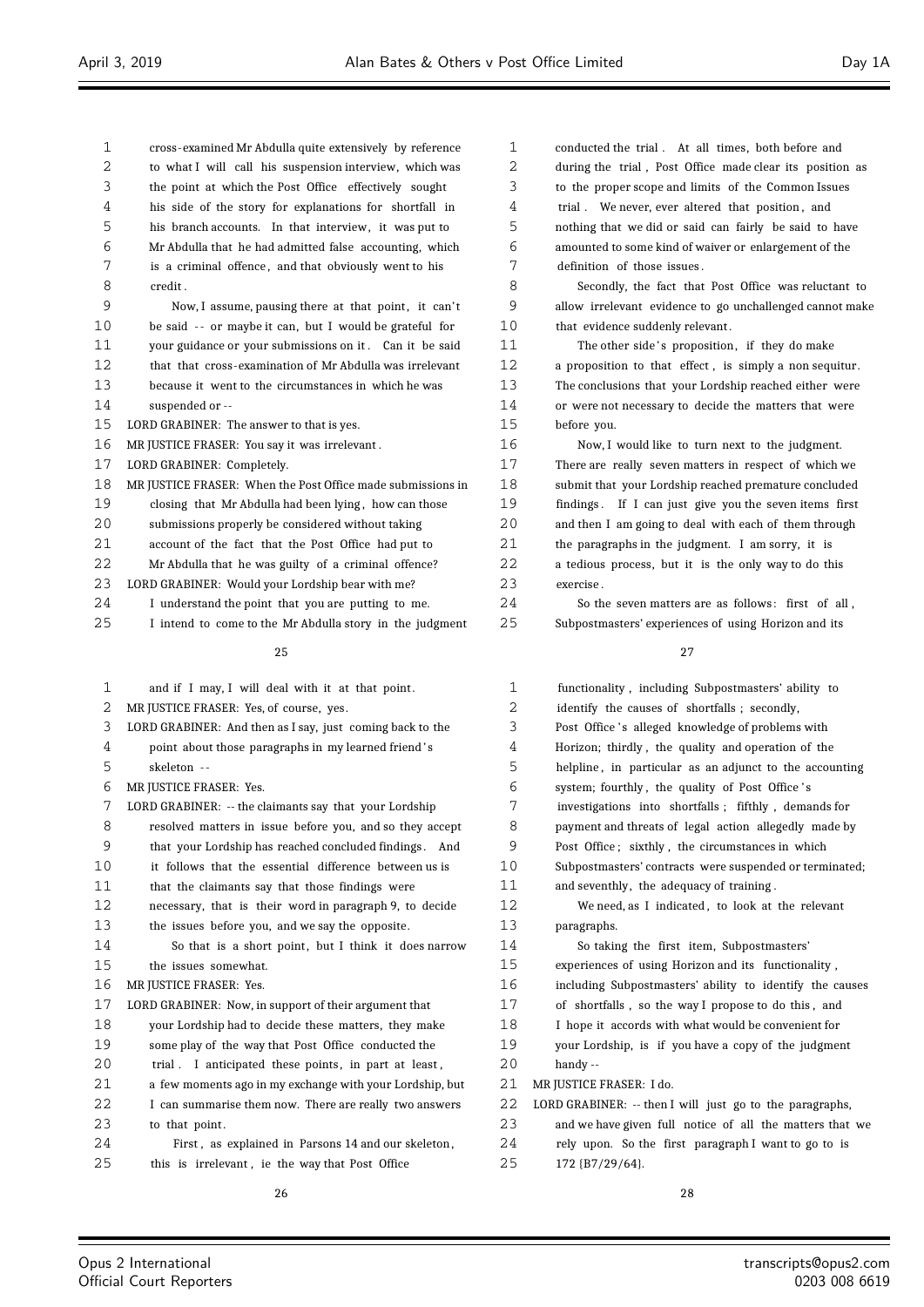cross-examined Mr Abdulla quite extensively by reference to what I will call his suspension interview, which was the point at which the Post Office effectively sought his side of the story for explanations for shortfall in his branch accounts. In that interview, it was put to Mr Abdulla that he had admitted false accounting, which is a criminal offence, and that obviously went to his credit.

Now, I assume, pausing there at that point, it can't be said -- or maybe it can, but I would be grateful for your guidance or your submissions on it. Can it be said that that cross-examination of Mr Abdulla was irrelevant because it went to the circumstances in which he was suspended or --

LORD GRABINER: The answer to that is yes.

MR JUSTICE FRASER: You say it was irrelevant.

LORD GRABINER: Completely.

MR JUSTICE FRASER: When the Post Office made submissions in closing that Mr Abdulla had been lying, how can those submissions properly be considered without taking account of the fact that the Post Office had put to Mr Abdulla that he was guilty of a criminal offence?

LORD GRABINER: Would your Lordship bear with me? I understand the point that you are putting to me. I intend to come to the Mr Abdulla story in the judgment and if I may, I will deal with it at that point.

MR JUSTICE FRASER: Yes, of course, yes.

LORD GRABINER: And then as I say, just coming back to the point about those paragraphs in my learned friend's skeleton --

MR JUSTICE FRASER: Yes.

LORD GRABINER: -- the claimants say that your Lordship resolved matters in issue before you, and so they accept that your Lordship has reached concluded findings. And it follows that the essential difference between us is that the claimants say that those findings were necessary, that is their word in paragraph 9, to decide the issues before you, and we say the opposite.

So that is a short point, but I think it does narrow the issues somewhat.

MR JUSTICE FRASER: Yes.

LORD GRABINER: Now, in support of their argument that your Lordship had to decide these matters, they make some play of the way that Post Office conducted the trial. I anticipated these points, in part at least, a few moments ago in my exchange with your Lordship, but I can summarise them now. There are really two answers to that point.

First, as explained in Parsons 14 and our skeleton, this is irrelevant, ie the way that Post Office conducted the trial. At all times, both before and during the trial, Post Office made clear its position as to the proper scope and limits of the Common Issues trial. We never, ever altered that position, and nothing that we did or said can fairly be said to have amounted to some kind of waiver or enlargement of the definition of those issues.

Secondly, the fact that Post Office was reluctant to allow irrelevant evidence to go unchallenged cannot make that evidence suddenly relevant.

The other side's proposition, if they do make a proposition to that effect, is simply a non sequitur. The conclusions that your Lordship reached either were or were not necessary to decide the matters that were before you.

Now, I would like to turn next to the judgment. There are really seven matters in respect of which we submit that your Lordship reached premature concluded findings. If I can just give you the seven items first and then I am going to deal with each of them through the paragraphs in the judgment. I am sorry, it is a tedious process, but it is the only way to do this exercise.

So the seven matters are as follows: first of all, Subpostmasters' experiences of using Horizon and its functionality, including Subpostmasters' ability to identify the causes of shortfalls; secondly, Post Office's alleged knowledge of problems with Horizon; thirdly, the quality and operation of the helpline, in particular as an adjunct to the accounting system; fourthly, the quality of Post Office's investigations into shortfalls; fifthly, demands for payment and threats of legal action allegedly made by Post Office; sixthly, the circumstances in which Subpostmasters' contracts were suspended or terminated; and seventhly, the adequacy of training.

We need, as I indicated, to look at the relevant paragraphs.

So taking the first item, Subpostmasters' experiences of using Horizon and its functionality, including Subpostmasters' ability to identify the causes of shortfalls, so the way I propose to do this, and I hope it accords with what would be convenient for your Lordship, is if you have a copy of the judgment handy --

MR JUSTICE FRASER: I do.

LORD GRABINER: -- then I will just go to the paragraphs, and we have given full notice of all the matters that we rely upon. So the first paragraph I want to go to is 172 {B7/29/64}.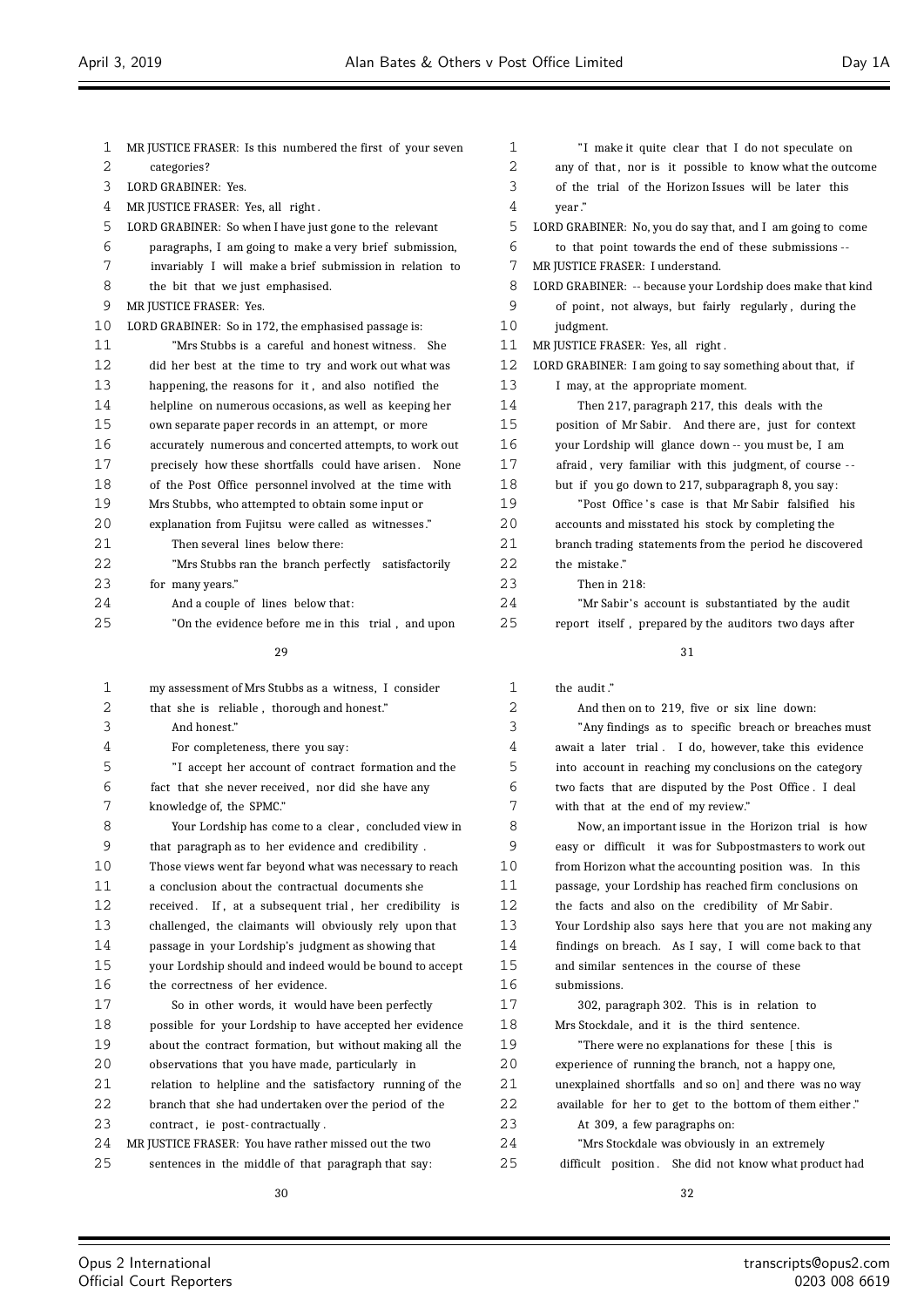MR JUSTICE FRASER: Is this numbered the first of your seven categories?

LORD GRABINER: Yes.

MR JUSTICE FRASER: Yes, all right.

LORD GRABINER: So when I have just gone to the relevant paragraphs, I am going to make a very brief submission, invariably I will make a brief submission in relation to the bit that we just emphasised.

MR JUSTICE FRASER: Yes.

LORD GRABINER: So in 172, the emphasised passage is:

"Mrs Stubbs is a careful and honest witness. She did her best at the time to try and work out what was happening, the reasons for it, and also notified the helpline on numerous occasions, as well as keeping her own separate paper records in an attempt, or more accurately numerous and concerted attempts, to work out precisely how these shortfalls could have arisen. None of the Post Office personnel involved at the time with Mrs Stubbs, who attempted to obtain some input or explanation from Fujitsu were called as witnesses."

Then several lines below there:

"Mrs Stubbs ran the branch perfectly satisfactorily for many years."

And a couple of lines below that:

"On the evidence before me in this trial, and upon my assessment of Mrs Stubbs as a witness, I consider that she is reliable, thorough and honest."

And honest."

For completeness, there you say:

"I accept her account of contract formation and the fact that she never received, nor did she have any knowledge of, the SPMC."

Your Lordship has come to a clear, concluded view in that paragraph as to her evidence and credibility. Those views went far beyond what was necessary to reach a conclusion about the contractual documents she received. If, at a subsequent trial, her credibility is challenged, the claimants will obviously rely upon that passage in your Lordship's judgment as showing that your Lordship should and indeed would be bound to accept the correctness of her evidence.

So in other words, it would have been perfectly possible for your Lordship to have accepted her evidence about the contract formation, but without making all the observations that you have made, particularly in relation to helpline and the satisfactory running of the branch that she had undertaken over the period of the contract, ie post-contractually.

MR JUSTICE FRASER: You have rather missed out the two sentences in the middle of that paragraph that say:

"I make it quite clear that I do not speculate on any of that, nor is it possible to know what the outcome of the trial of the Horizon Issues will be later this year."

LORD GRABINER: No, you do say that, and I am going to come to that point towards the end of these submissions --

MR JUSTICE FRASER: I understand.

LORD GRABINER: -- because your Lordship does make that kind of point, not always, but fairly regularly, during the judgment.

MR JUSTICE FRASER: Yes, all right.

LORD GRABINER: I am going to say something about that, if I may, at the appropriate moment.

Then 217, paragraph 217, this deals with the position of Mr Sabir. And there are, just for context your Lordship will glance down -- you must be, I am afraid, very familiar with this judgment, of course -- but if you go down to 217, subparagraph 8, you say:

"Post Office's case is that Mr Sabir falsified his accounts and misstated his stock by completing the branch trading statements from the period he discovered the mistake."

Then in 218:

"Mr Sabir's account is substantiated by the audit report itself, prepared by the auditors two days after the audit."

And then on to 219, five or six line down:

"Any findings as to specific breach or breaches must await a later trial. I do, however, take this evidence into account in reaching my conclusions on the category two facts that are disputed by the Post Office. I deal with that at the end of my review."

Now, an important issue in the Horizon trial is how easy or difficult it was for Subpostmasters to work out from Horizon what the accounting position was. In this passage, your Lordship has reached firm conclusions on the facts and also on the credibility of Mr Sabir. Your Lordship also says here that you are not making any findings on breach. As I say, I will come back to that and similar sentences in the course of these submissions.

302, paragraph 302. This is in relation to Mrs Stockdale, and it is the third sentence.

"There were no explanations for these [this is experience of running the branch, not a happy one, unexplained shortfalls and so on] and there was no way available for her to get to the bottom of them either."

At 309, a few paragraphs on:

"Mrs Stockdale was obviously in an extremely difficult position. She did not know what product had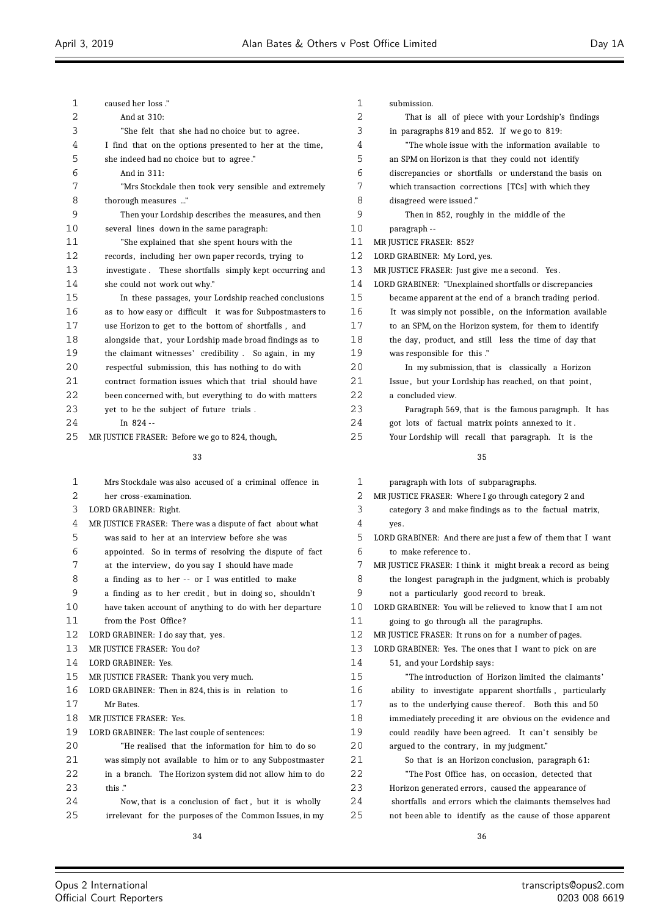caused her loss."

And at 310:

"She felt that she had no choice but to agree. I find that on the options presented to her at the time, she indeed had no choice but to agree."

And in 311:

"Mrs Stockdale then took very sensible and extremely thorough measures ..."

Then your Lordship describes the measures, and then several lines down in the same paragraph:

"She explained that she spent hours with the records, including her own paper records, trying to investigate. These shortfalls simply kept occurring and she could not work out why."

In these passages, your Lordship reached conclusions as to how easy or difficult it was for Subpostmasters to use Horizon to get to the bottom of shortfalls, and alongside that, your Lordship made broad findings as to the claimant witnesses' credibility. So again, in my respectful submission, this has nothing to do with contract formation issues which that trial should have been concerned with, but everything to do with matters yet to be the subject of future trials.

In 824 --

MR JUSTICE FRASER: Before we go to 824, though, Mrs Stockdale was also accused of a criminal offence in her cross-examination.

LORD GRABINER: Right.

MR JUSTICE FRASER: There was a dispute of fact about what was said to her at an interview before she was appointed. So in terms of resolving the dispute of fact at the interview, do you say I should have made a finding as to her -- or I was entitled to make a finding as to her credit, but in doing so, shouldn't have taken account of anything to do with her departure from the Post Office?

LORD GRABINER: I do say that, yes.

MR JUSTICE FRASER: You do?

LORD GRABINER: Yes.

MR JUSTICE FRASER: Thank you very much.

LORD GRABINER: Then in 824, this is in relation to Mr Bates.

MR JUSTICE FRASER: Yes.

LORD GRABINER: The last couple of sentences:

"He realised that the information for him to do so was simply not available to him or to any Subpostmaster in a branch. The Horizon system did not allow him to do this."

Now, that is a conclusion of fact, but it is wholly irrelevant for the purposes of the Common Issues, in my submission.

That is all of piece with your Lordship's findings in paragraphs 819 and 852. If we go to 819:

"The whole issue with the information available to an SPM on Horizon is that they could not identify discrepancies or shortfalls or understand the basis on which transaction corrections [TCs] with which they disagreed were issued."

Then in 852, roughly in the middle of the paragraph --

MR JUSTICE FRASER: 852?

LORD GRABINER: My Lord, yes.

MR JUSTICE FRASER: Just give me a second. Yes.

LORD GRABINER: "Unexplained shortfalls or discrepancies became apparent at the end of a branch trading period. It was simply not possible, on the information available to an SPM, on the Horizon system, for them to identify the day, product, and still less the time of day that was responsible for this."

In my submission, that is classically a Horizon Issue, but your Lordship has reached, on that point, a concluded view.

Paragraph 569, that is the famous paragraph. It has got lots of factual matrix points annexed to it. Your Lordship will recall that paragraph. It is the paragraph with lots of subparagraphs.

MR JUSTICE FRASER: Where I go through category 2 and category 3 and make findings as to the factual matrix, yes.

LORD GRABINER: And there are just a few of them that I want to make reference to.

MR JUSTICE FRASER: I think it might break a record as being the longest paragraph in the judgment, which is probably not a particularly good record to break.

LORD GRABINER: You will be relieved to know that I am not going to go through all the paragraphs.

MR JUSTICE FRASER: It runs on for a number of pages.

LORD GRABINER: Yes. The ones that I want to pick on are 51, and your Lordship says:

"The introduction of Horizon limited the claimants' ability to investigate apparent shortfalls, particularly as to the underlying cause thereof. Both this and 50 immediately preceding it are obvious on the evidence and could readily have been agreed. It can't sensibly be argued to the contrary, in my judgment."

So that is an Horizon conclusion, paragraph 61:

"The Post Office has, on occasion, detected that Horizon generated errors, caused the appearance of shortfalls and errors which the claimants themselves had not been able to identify as the cause of those apparent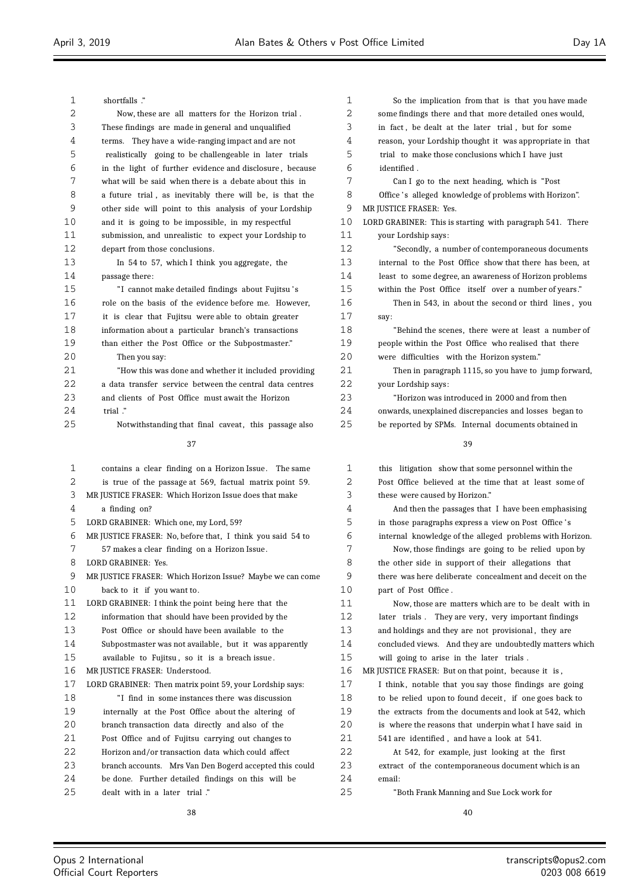shortfalls ."

Now, these are all matters for the Horizon trial . These findings are made in general and unqualified terms. They have a wide-ranging impact and are not realistically going to be challengeable in later trials in the light of further evidence and disclosure , because what will be said when there is a debate about this in a future trial , as inevitably there will be, is that the other side will point to this analysis of your Lordship and it is going to be impossible, in my respectful submission, and unrealistic to expect your Lordship to depart from those conclusions.

In 54 to 57, which I think you aggregate, the passage there:

"I cannot make detailed findings about Fujitsu 's role on the basis of the evidence before me. However, it is clear that Fujitsu were able to obtain greater information about a particular branch's transactions than either the Post Office or the Subpostmaster."

Then you say:

"How this was done and whether it included providing a data transfer service between the central data centres and clients of Post Office must await the Horizon trial ."

Notwithstanding that final caveat, this passage also contains a clear finding on a Horizon Issue. The same is true of the passage at 569, factual matrix point 59.

MR JUSTICE FRASER: Which Horizon Issue does that make a finding on?

LORD GRABINER: Which one, my Lord, 59?

MR JUSTICE FRASER: No, before that, I think you said 54 to 57 makes a clear finding on a Horizon Issue.

LORD GRABINER: Yes.

MR JUSTICE FRASER: Which Horizon Issue? Maybe we can come back to it if you want to.

LORD GRABINER: I think the point being here that the information that should have been provided by the Post Office or should have been available to the Subpostmaster was not available, but it was apparently available to Fujitsu , so it is a breach issue.

MR JUSTICE FRASER: Understood.

LORD GRABINER: Then matrix point 59, your Lordship says:

"I find in some instances there was discussion internally at the Post Office about the altering of branch transaction data directly and also of the Post Office and of Fujitsu carrying out changes to Horizon and/or transaction data which could affect branch accounts. Mrs Van Den Bogerd accepted this could be done. Further detailed findings on this will be dealt with in a later trial ."

So the implication from that is that you have made some findings there and that more detailed ones would, in fact , be dealt at the later trial , but for some reason, your Lordship thought it was appropriate in that trial to make those conclusions which I have just identified .

Can I go to the next heading, which is "Post Office 's alleged knowledge of problems with Horizon".

MR JUSTICE FRASER: Yes.

LORD GRABINER: This is starting with paragraph 541. There your Lordship says:

"Secondly, a number of contemporaneous documents internal to the Post Office show that there has been, at least to some degree, an awareness of Horizon problems within the Post Office itself over a number of years."

Then in 543, in about the second or third lines , you say:

"Behind the scenes, there were at least a number of people within the Post Office who realised that there were difficulties with the Horizon system."

Then in paragraph 1115, so you have to jump forward, your Lordship says:

"Horizon was introduced in 2000 and from then onwards, unexplained discrepancies and losses began to be reported by SPMs. Internal documents obtained in this litigation show that some personnel within the Post Office believed at the time that at least some of these were caused by Horizon."

And then the passages that I have been emphasising in those paragraphs express a view on Post Office 's internal knowledge of the alleged problems with Horizon.

Now, those findings are going to be relied upon by the other side in support of their allegations that there was here deliberate concealment and deceit on the part of Post Office .

Now, those are matters which are to be dealt with in later trials . They are very, very important findings and holdings and they are not provisional , they are concluded views. And they are undoubtedly matters which will going to arise in the later trials .

MR JUSTICE FRASER: But on that point, because it is , I think, notable that you say those findings are going to be relied upon to found deceit , if one goes back to the extracts from the documents and look at 542, which is where the reasons that underpin what I have said in 541 are identified , and have a look at 541.

At 542, for example, just looking at the first extract of the contemporaneous document which is an email:

"Both Frank Manning and Sue Lock work for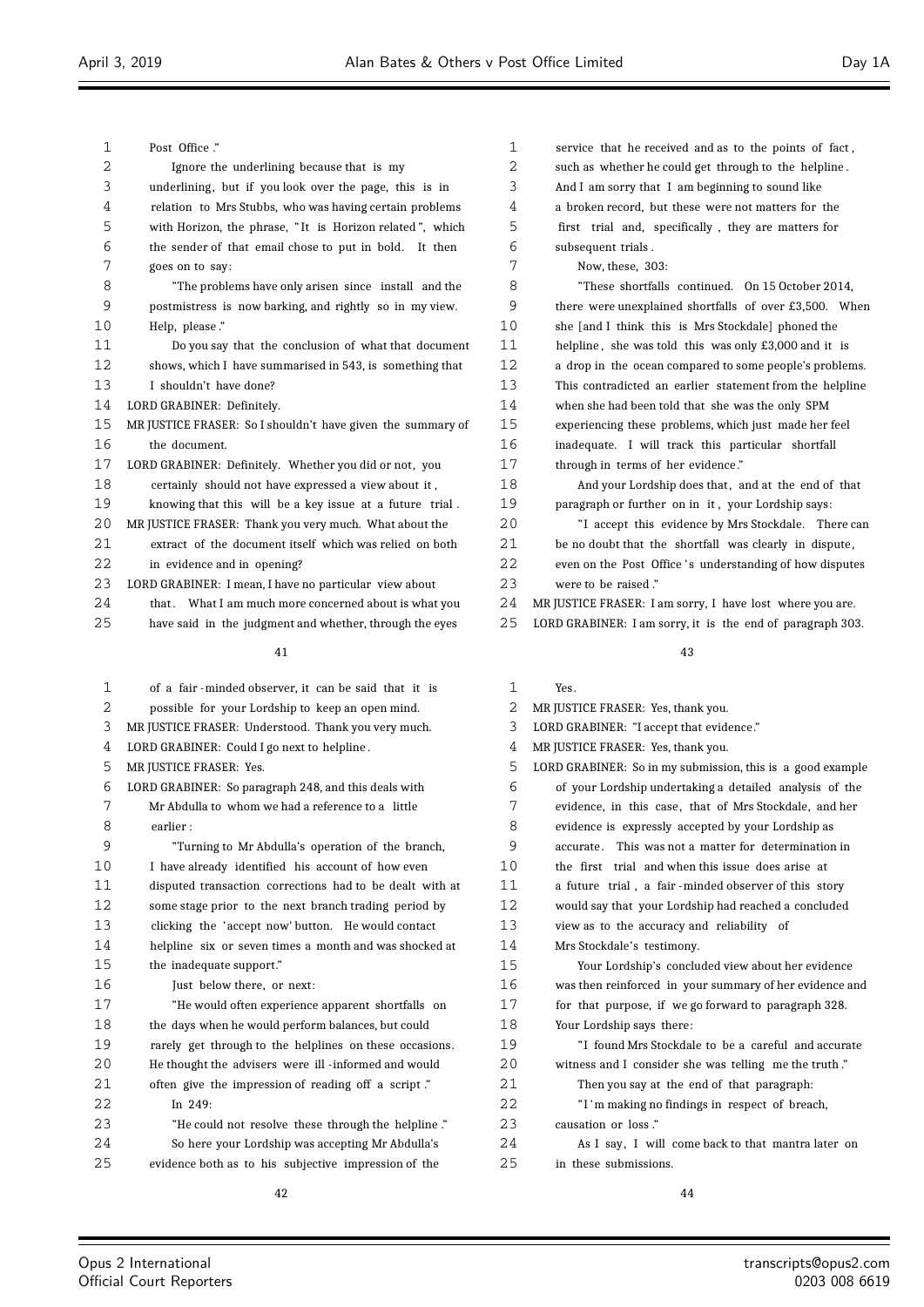Post Office ."

Ignore the underlining because that is my underlining, but if you look over the page, this is in relation to Mrs Stubbs, who was having certain problems with Horizon, the phrase, "It is Horizon related", which the sender of that email chose to put in bold. It then goes on to say:

"The problems have only arisen since install and the postmistress is now barking, and rightly so in my view. Help, please ."

Do you say that the conclusion of what that document shows, which I have summarised in 543, is something that I shouldn't have done?

LORD GRABINER: Definitely.

MR JUSTICE FRASER: So I shouldn't have given the summary of the document.

LORD GRABINER: Definitely. Whether you did or not, you certainly should not have expressed a view about it, knowing that this will be a key issue at a future trial.

MR JUSTICE FRASER: Thank you very much. What about the extract of the document itself which was relied on both in evidence and in opening?

LORD GRABINER: I mean, I have no particular view about that. What I am much more concerned about is what you have said in the judgment and whether, through the eyes of a fair-minded observer, it can be said that it is possible for your Lordship to keep an open mind.

MR JUSTICE FRASER: Understood. Thank you very much.

LORD GRABINER: Could I go next to helpline.

MR JUSTICE FRASER: Yes.

LORD GRABINER: So paragraph 248, and this deals with Mr Abdulla to whom we had a reference to a little earlier:

"Turning to Mr Abdulla's operation of the branch, I have already identified his account of how even disputed transaction corrections had to be dealt with at some stage prior to the next branch trading period by clicking the 'accept now' button. He would contact helpline six or seven times a month and was shocked at the inadequate support."

Just below there, or next:

"He would often experience apparent shortfalls on the days when he would perform balances, but could rarely get through to the helplines on these occasions. He thought the advisers were ill-informed and would often give the impression of reading off a script."

In 249:

"He could not resolve these through the helpline."

So here your Lordship was accepting Mr Abdulla's evidence both as to his subjective impression of the service that he received and as to the points of fact, such as whether he could get through to the helpline. And I am sorry that I am beginning to sound like a broken record, but these were not matters for the first trial and, specifically, they are matters for subsequent trials.

Now, these, 303:

"These shortfalls continued. On 15 October 2014, there were unexplained shortfalls of over £3,500. When she [and I think this is Mrs Stockdale] phoned the helpline, she was told this was only £3,000 and it is a drop in the ocean compared to some people's problems. This contradicted an earlier statement from the helpline when she had been told that she was the only SPM experiencing these problems, which just made her feel inadequate. I will track this particular shortfall through in terms of her evidence."

And your Lordship does that, and at the end of that paragraph or further on in it, your Lordship says:

"I accept this evidence by Mrs Stockdale. There can be no doubt that the shortfall was clearly in dispute, even on the Post Office's understanding of how disputes were to be raised."

MR JUSTICE FRASER: I am sorry, I have lost where you are.

LORD GRABINER: I am sorry, it is the end of paragraph 303. Yes.

MR JUSTICE FRASER: Yes, thank you.

LORD GRABINER: "I accept that evidence."

MR JUSTICE FRASER: Yes, thank you.

LORD GRABINER: So in my submission, this is a good example of your Lordship undertaking a detailed analysis of the evidence, in this case, that of Mrs Stockdale, and her evidence is expressly accepted by your Lordship as accurate. This was not a matter for determination in the first trial and when this issue does arise at a future trial, a fair-minded observer of this story would say that your Lordship had reached a concluded view as to the accuracy and reliability of Mrs Stockdale's testimony.

Your Lordship's concluded view about her evidence was then reinforced in your summary of her evidence and for that purpose, if we go forward to paragraph 328. Your Lordship says there:

"I found Mrs Stockdale to be a careful and accurate witness and I consider she was telling me the truth."

Then you say at the end of that paragraph:

"I'm making no findings in respect of breach, causation or loss."

As I say, I will come back to that mantra later on in these submissions.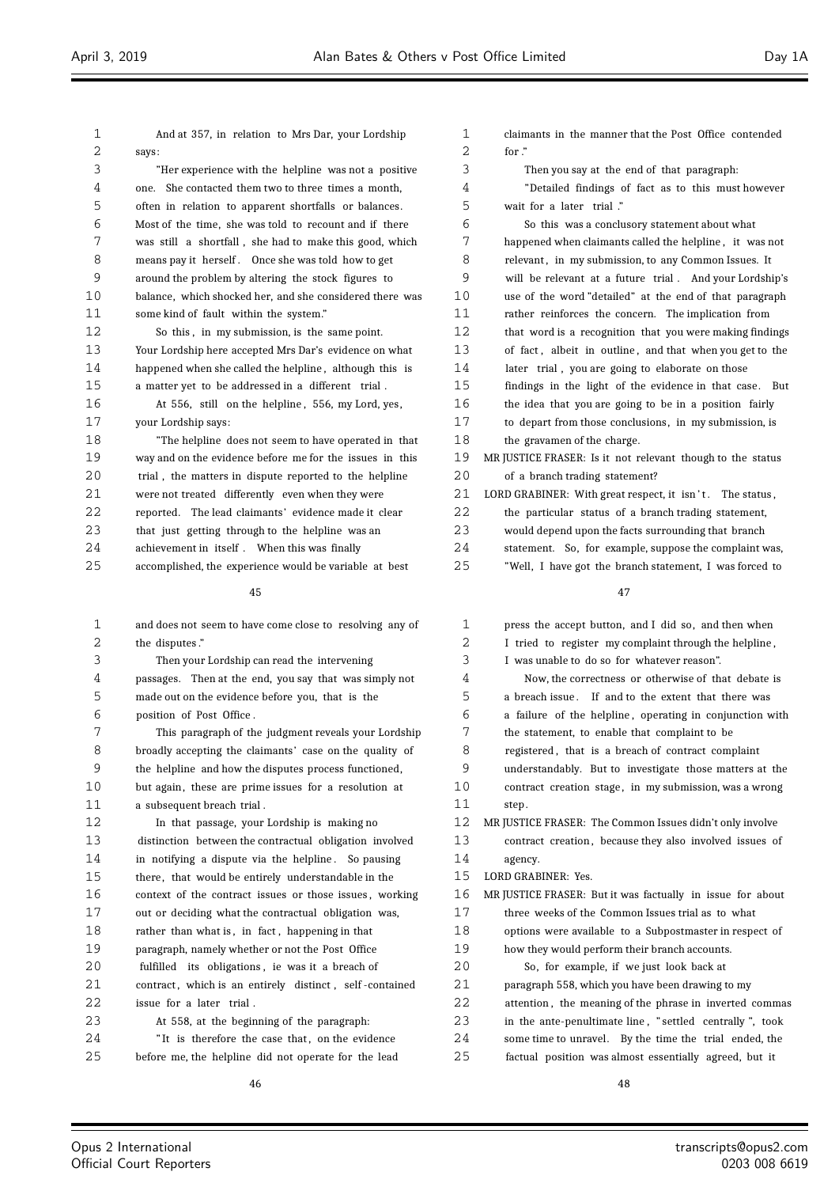And at 357, in relation to Mrs Dar, your Lordship says:

"Her experience with the helpline was not a positive one. She contacted them two to three times a month, often in relation to apparent shortfalls or balances. Most of the time, she was told to recount and if there was still a shortfall, she had to make this good, which means pay it herself. Once she was told how to get around the problem by altering the stock figures to balance, which shocked her, and she considered there was some kind of fault within the system."

So this, in my submission, is the same point. Your Lordship here accepted Mrs Dar's evidence on what happened when she called the helpline, although this is a matter yet to be addressed in a different trial.

At 556, still on the helpline, 556, my Lord, yes, your Lordship says:

"The helpline does not seem to have operated in that way and on the evidence before me for the issues in this trial, the matters in dispute reported to the helpline were not treated differently even when they were reported. The lead claimants' evidence made it clear that just getting through to the helpline was an achievement in itself. When this was finally accomplished, the experience would be variable at best and does not seem to have come close to resolving any of the disputes."

Then your Lordship can read the intervening passages. Then at the end, you say that was simply not made out on the evidence before you, that is the position of Post Office.

This paragraph of the judgment reveals your Lordship broadly accepting the claimants' case on the quality of the helpline and how the disputes process functioned, but again, these are prime issues for a resolution at a subsequent breach trial.

In that passage, your Lordship is making no distinction between the contractual obligation involved in notifying a dispute via the helpline. So pausing there, that would be entirely understandable in the context of the contract issues or those issues, working out or deciding what the contractual obligation was, rather than what is, in fact, happening in that paragraph, namely whether or not the Post Office fulfilled its obligations, ie was it a breach of contract, which is an entirely distinct, self-contained issue for a later trial.

At 558, at the beginning of the paragraph:

"It is therefore the case that, on the evidence before me, the helpline did not operate for the lead claimants in the manner that the Post Office contended for."

Then you say at the end of that paragraph:

"Detailed findings of fact as to this must however wait for a later trial."

So this was a conclusory statement about what happened when claimants called the helpline, it was not relevant, in my submission, to any Common Issues. It will be relevant at a future trial. And your Lordship's use of the word "detailed" at the end of that paragraph rather reinforces the concern. The implication from that word is a recognition that you were making findings of fact, albeit in outline, and that when you get to the later trial, you are going to elaborate on those findings in the light of the evidence in that case. But the idea that you are going to be in a position fairly to depart from those conclusions, in my submission, is the gravamen of the charge.

MR JUSTICE FRASER: Is it not relevant though to the status of a branch trading statement?

LORD GRABINER: With great respect, it isn't. The status, the particular status of a branch trading statement, would depend upon the facts surrounding that branch statement. So, for example, suppose the complaint was, "Well, I have got the branch statement, I was forced to press the accept button, and I did so, and then when I tried to register my complaint through the helpline, I was unable to do so for whatever reason".

Now, the correctness or otherwise of that debate is a breach issue. If and to the extent that there was a failure of the helpline, operating in conjunction with the statement, to enable that complaint to be registered, that is a breach of contract complaint understandably. But to investigate those matters at the contract creation stage, in my submission, was a wrong step.

MR JUSTICE FRASER: The Common Issues didn't only involve contract creation, because they also involved issues of agency.

LORD GRABINER: Yes.

MR JUSTICE FRASER: But it was factually in issue for about three weeks of the Common Issues trial as to what options were available to a Subpostmaster in respect of how they would perform their branch accounts.

So, for example, if we just look back at paragraph 558, which you have been drawing to my attention, the meaning of the phrase in inverted commas in the ante-penultimate line, "settled centrally", took some time to unravel. By the time the trial ended, the factual position was almost essentially agreed, but it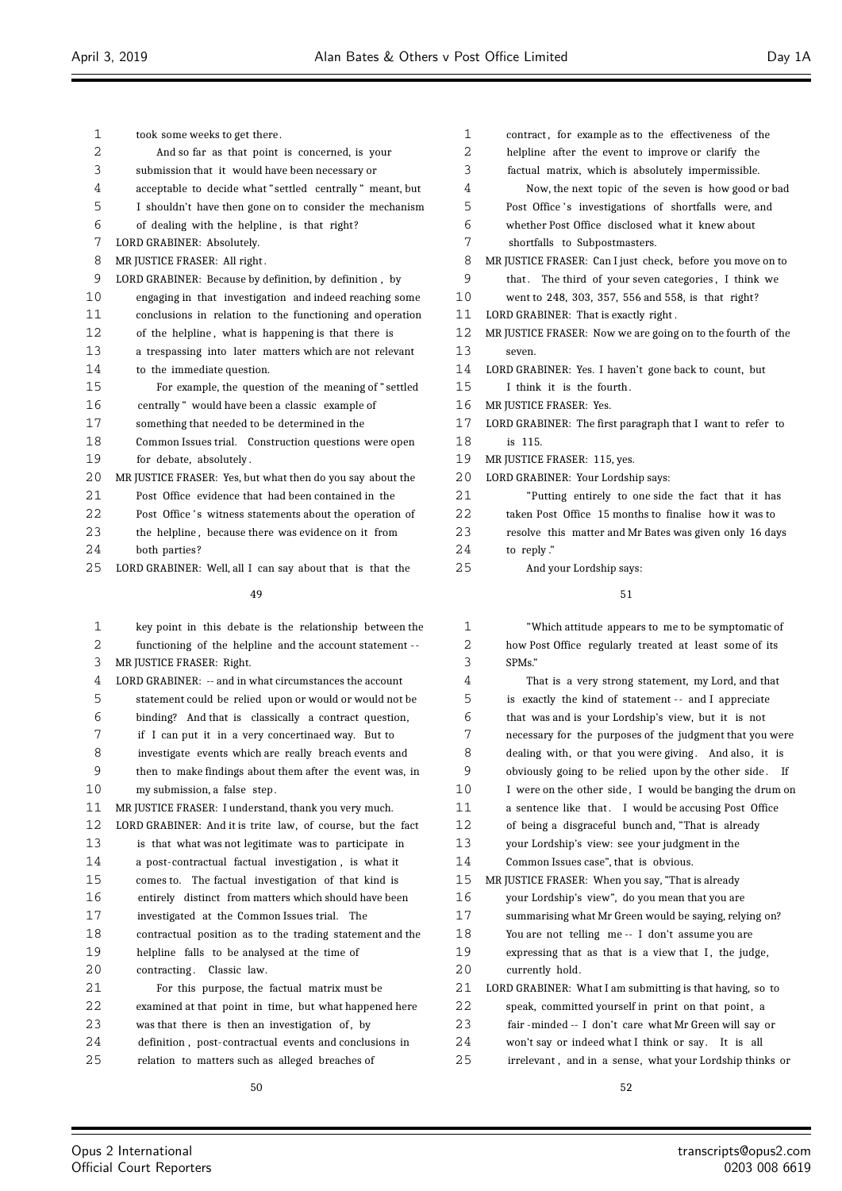took some weeks to get there.

And so far as that point is concerned, is your submission that it would have been necessary or acceptable to decide what "settled centrally" meant, but I shouldn't have then gone on to consider the mechanism of dealing with the helpline, is that right?

LORD GRABINER: Absolutely.

MR JUSTICE FRASER: All right.

LORD GRABINER: Because by definition, by definition, by engaging in that investigation and indeed reaching some conclusions in relation to the functioning and operation of the helpline, what is happening is that there is a trespassing into later matters which are not relevant to the immediate question.

For example, the question of the meaning of "settled centrally" would have been a classic example of something that needed to be determined in the Common Issues trial. Construction questions were open for debate, absolutely.

MR JUSTICE FRASER: Yes, but what then do you say about the Post Office evidence that had been contained in the Post Office's witness statements about the operation of the helpline, because there was evidence on it from both parties?

LORD GRABINER: Well, all I can say about that is that the key point in this debate is the relationship between the functioning of the helpline and the account statement --

MR JUSTICE FRASER: Right.

LORD GRABINER: -- and in what circumstances the account statement could be relied upon or would or would not be binding? And that is classically a contract question, if I can put it in a very concertinaed way. But to investigate events which are really breach events and then to make findings about them after the event was, in my submission, a false step.

MR JUSTICE FRASER: I understand, thank you very much.

LORD GRABINER: And it is trite law, of course, but the fact is that what was not legitimate was to participate in a post-contractual factual investigation, is what it comes to. The factual investigation of that kind is entirely distinct from matters which should have been investigated at the Common Issues trial. The contractual position as to the trading statement and the helpline falls to be analysed at the time of contracting. Classic law.

For this purpose, the factual matrix must be examined at that point in time, but what happened here was that there is then an investigation of, by definition, post-contractual events and conclusions in relation to matters such as alleged breaches of contract, for example as to the effectiveness of the helpline after the event to improve or clarify the factual matrix, which is absolutely impermissible.

Now, the next topic of the seven is how good or bad Post Office's investigations of shortfalls were, and whether Post Office disclosed what it knew about shortfalls to Subpostmasters.

MR JUSTICE FRASER: Can I just check, before you move on to that. The third of your seven categories, I think we went to 248, 303, 357, 556 and 558, is that right?

LORD GRABINER: That is exactly right.

MR JUSTICE FRASER: Now we are going on to the fourth of the seven.

LORD GRABINER: Yes. I haven't gone back to count, but I think it is the fourth.

MR JUSTICE FRASER: Yes.

LORD GRABINER: The first paragraph that I want to refer to is 115.

MR JUSTICE FRASER: 115, yes.

LORD GRABINER: Your Lordship says:

"Putting entirely to one side the fact that it has taken Post Office 15 months to finalise how it was to resolve this matter and Mr Bates was given only 16 days to reply."

And your Lordship says:

"Which attitude appears to me to be symptomatic of how Post Office regularly treated at least some of its SPMs."

That is a very strong statement, my Lord, and that is exactly the kind of statement -- and I appreciate that was and is your Lordship's view, but it is not necessary for the purposes of the judgment that you were dealing with, or that you were giving. And also, it is obviously going to be relied upon by the other side. If I were on the other side, I would be banging the drum on a sentence like that. I would be accusing Post Office of being a disgraceful bunch and, "That is already your Lordship's view: see your judgment in the Common Issues case", that is obvious.

MR JUSTICE FRASER: When you say, "That is already your Lordship's view", do you mean that you are summarising what Mr Green would be saying, relying on? You are not telling me -- I don't assume you are expressing that as that is a view that I, the judge, currently hold.

LORD GRABINER: What I am submitting is that having, so to speak, committed yourself in print on that point, a fair-minded -- I don't care what Mr Green will say or won't say or indeed what I think or say. It is all irrelevant, and in a sense, what your Lordship thinks or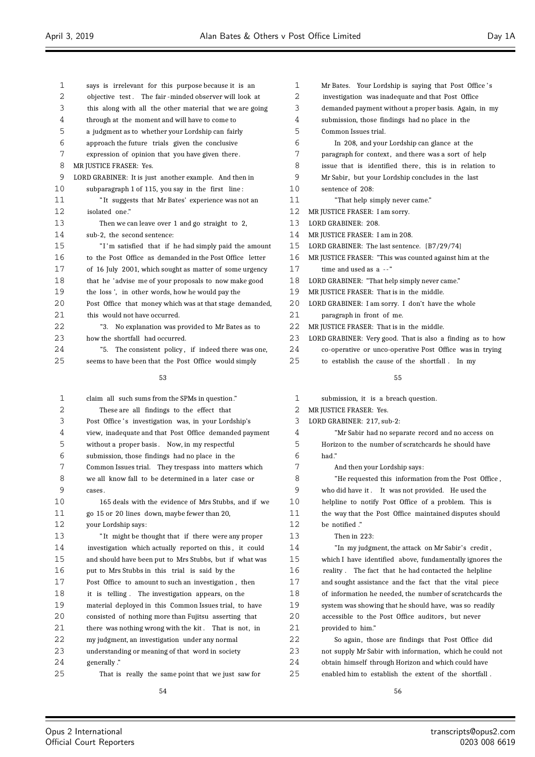says is irrelevant for this purpose because it is an objective test. The fair-minded observer will look at this along with all the other material that we are going through at the moment and will have to come to a judgment as to whether your Lordship can fairly approach the future trials given the conclusive expression of opinion that you have given there.

MR JUSTICE FRASER: Yes.

LORD GRABINER: It is just another example. And then in subparagraph 1 of 115, you say in the first line:

"It suggests that Mr Bates' experience was not an isolated one."

Then we can leave over 1 and go straight to 2, sub-2, the second sentence:

"I'm satisfied that if he had simply paid the amount to the Post Office as demanded in the Post Office letter of 16 July 2001, which sought as matter of some urgency that he 'advise me of your proposals to now make good the loss', in other words, how he would pay the Post Office that money which was at that stage demanded, this would not have occurred.

"3. No explanation was provided to Mr Bates as to how the shortfall had occurred.

"5. The consistent policy, if indeed there was one, seems to have been that the Post Office would simply claim all such sums from the SPMs in question."

These are all findings to the effect that Post Office's investigation was, in your Lordship's view, inadequate and that Post Office demanded payment without a proper basis. Now, in my respectful submission, those findings had no place in the Common Issues trial. They trespass into matters which we all know fall to be determined in a later case or cases.

165 deals with the evidence of Mrs Stubbs, and if we go 15 or 20 lines down, maybe fewer than 20, your Lordship says:

"It might be thought that if there were any proper investigation which actually reported on this, it could and should have been put to Mrs Stubbs, but if what was put to Mrs Stubbs in this trial is said by the Post Office to amount to such an investigation, then it is telling. The investigation appears, on the material deployed in this Common Issues trial, to have consisted of nothing more than Fujitsu asserting that there was nothing wrong with the kit. That is not, in my judgment, an investigation under any normal understanding or meaning of that word in society generally."

That is really the same point that we just saw for Mr Bates. Your Lordship is saying that Post Office's investigation was inadequate and that Post Office demanded payment without a proper basis. Again, in my submission, those findings had no place in the Common Issues trial.

In 208, and your Lordship can glance at the paragraph for context, and there was a sort of help issue that is identified there, this is in relation to Mr Sabir, but your Lordship concludes in the last sentence of 208:

"That help simply never came."

MR JUSTICE FRASER: I am sorry.

LORD GRABINER: 208.

MR JUSTICE FRASER: I am in 208.

LORD GRABINER: The last sentence. {B7/29/74}

MR JUSTICE FRASER: "This was counted against him at the time and used as a --"

LORD GRABINER: "That help simply never came."

MR JUSTICE FRASER: That is in the middle.

LORD GRABINER: I am sorry. I don't have the whole paragraph in front of me.

MR JUSTICE FRASER: That is in the middle.

LORD GRABINER: Very good. That is also a finding as to how co-operative or unco-operative Post Office was in trying to establish the cause of the shortfall. In my submission, it is a breach question.

MR JUSTICE FRASER: Yes.

LORD GRABINER: 217, sub-2:

"Mr Sabir had no separate record and no access on Horizon to the number of scratchcards he should have had."

And then your Lordship says:

"He requested this information from the Post Office, who did have it. It was not provided. He used the helpline to notify Post Office of a problem. This is the way that the Post Office maintained disputes should be notified."

Then in 223:

"In my judgment, the attack on Mr Sabir's credit, which I have identified above, fundamentally ignores the reality. The fact that he had contacted the helpline and sought assistance and the fact that the vital piece of information he needed, the number of scratchcards the system was showing that he should have, was so readily accessible to the Post Office auditors, but never provided to him."

So again, those are findings that Post Office did not supply Mr Sabir with information, which he could not obtain himself through Horizon and which could have enabled him to establish the extent of the shortfall.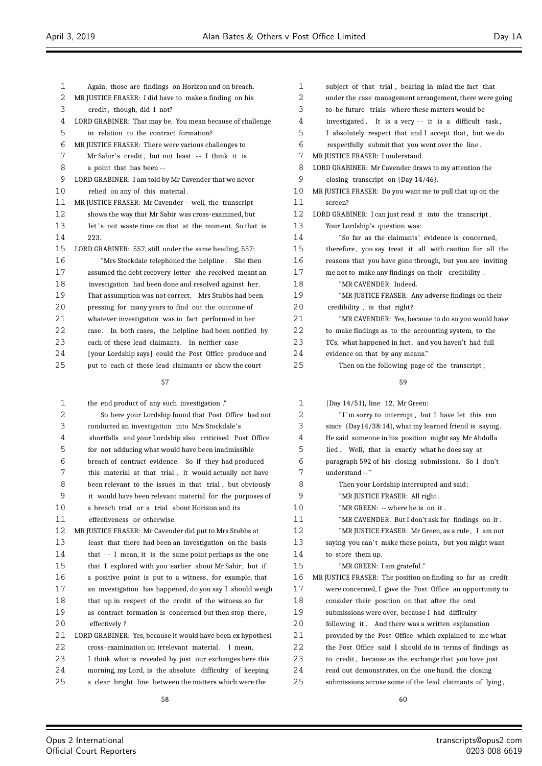Again, those are findings on Horizon and on breach.

MR JUSTICE FRASER: I did have to make a finding on his credit, though, did I not?

LORD GRABINER: That may be. You mean because of challenge in relation to the contract formation?

MR JUSTICE FRASER: There were various challenges to Mr Sabir's credit, but not least -- I think it is a point that has been --

LORD GRABINER: I am told by Mr Cavender that we never relied on any of this material.

MR JUSTICE FRASER: Mr Cavender -- well, the transcript shows the way that Mr Sabir was cross-examined, but let's not waste time on that at the moment. So that is 223.

LORD GRABINER: 557, still under the same heading, 557:

"Mrs Stockdale telephoned the helpline. She then assumed the debt recovery letter she received meant an investigation had been done and resolved against her. That assumption was not correct. Mrs Stubbs had been pressing for many years to find out the outcome of whatever investigation was in fact performed in her case. In both cases, the helpline had been notified by each of these lead claimants. In neither case [your Lordship says] could the Post Office produce and put to each of these lead claimants or show the court the end product of any such investigation."

So here your Lordship found that Post Office had not conducted an investigation into Mrs Stockdale's shortfalls and your Lordship also criticised Post Office for not adducing what would have been inadmissible breach of contract evidence. So if they had produced this material at that trial, it would actually not have been relevant to the issues in that trial, but obviously it would have been relevant material for the purposes of a breach trial or a trial about Horizon and its effectiveness or otherwise.

MR JUSTICE FRASER: Mr Cavender did put to Mrs Stubbs at least that there had been an investigation on the basis that -- I mean, it is the same point perhaps as the one that I explored with you earlier about Mr Sabir, but if a positive point is put to a witness, for example, that an investigation has happened, do you say I should weigh that up in respect of the credit of the witness so far as contract formation is concerned but then stop there, effectively?

LORD GRABINER: Yes, because it would have been ex hypothesi cross-examination on irrelevant material. I mean, I think what is revealed by just our exchanges here this morning, my Lord, is the absolute difficulty of keeping a clear bright line between the matters which were the subject of that trial, bearing in mind the fact that under the case management arrangement, there were going to be future trials where these matters would be investigated. It is a very -- it is a difficult task, I absolutely respect that and I accept that, but we do respectfully submit that you went over the line.

MR JUSTICE FRASER: I understand.

LORD GRABINER: Mr Cavender draws to my attention the closing transcript on {Day 14/46}.

MR JUSTICE FRASER: Do you want me to pull that up on the screen?

LORD GRABINER: I can just read it into the transcript. Your Lordship's question was:

"So far as the claimants' evidence is concerned, therefore, you say treat it all with caution for all the reasons that you have gone through, but you are inviting me not to make any findings on their credibility.

"MR CAVENDER: Indeed.

"MR JUSTICE FRASER: Any adverse findings on their credibility, is that right?

"MR CAVENDER: Yes, because to do so you would have to make findings as to the accounting system, to the TCs, what happened in fact, and you haven't had full evidence on that by any means."

Then on the following page of the transcript, {Day 14/51}, line 12, Mr Green:

"I'm sorry to interrupt, but I have let this run since {Day14/38:14}, what my learned friend is saying. He said someone in his position might say Mr Abdulla lied. Well, that is exactly what he does say at paragraph 592 of his closing submissions. So I don't understand --"

Then your Lordship interrupted and said:

"MR JUSTICE FRASER: All right.

"MR GREEN: -- where he is on it.

"MR CAVENDER: But I don't ask for findings on it.

"MR JUSTICE FRASER: Mr Green, as a rule, I am not saying you can't make these points, but you might want to store them up.

"MR GREEN: I am grateful."

MR JUSTICE FRASER: The position on finding so far as credit were concerned, I gave the Post Office an opportunity to consider their position on that after the oral submissions were over, because I had difficulty following it. And there was a written explanation provided by the Post Office which explained to me what the Post Office said I should do in terms of findings as to credit, because as the exchange that you have just read out demonstrates, on the one hand, the closing submissions accuse some of the lead claimants of lying,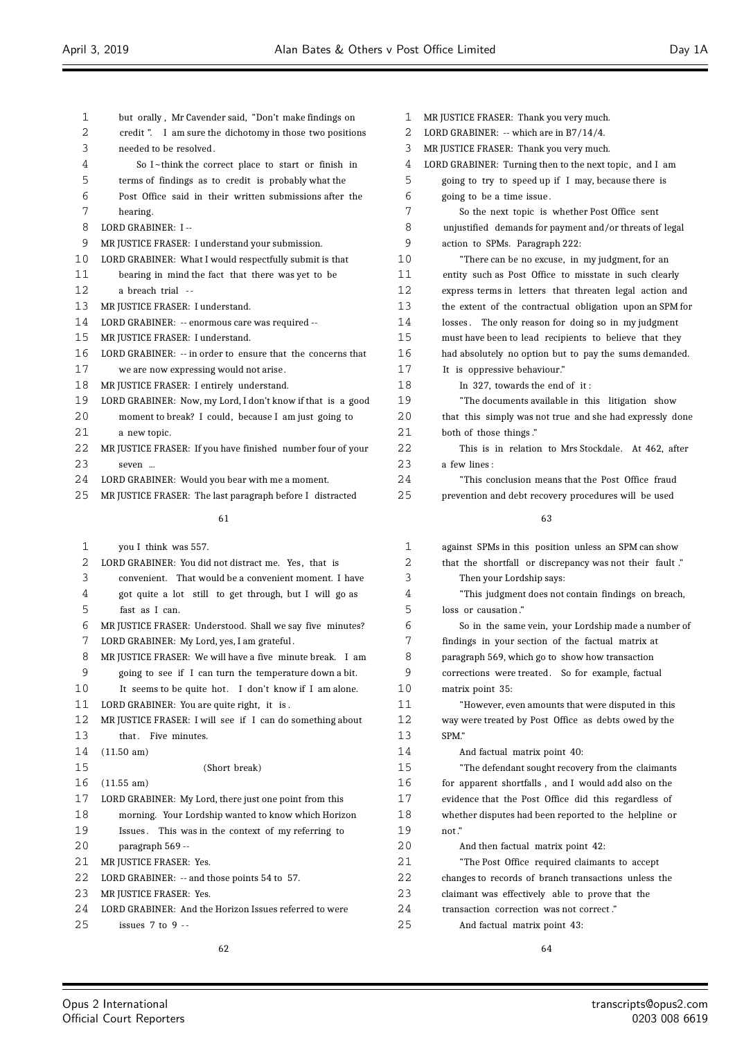but orally, Mr Cavender said, "Don't make findings on credit". I am sure the dichotomy in those two positions needed to be resolved.

So I think the correct place to start or finish in terms of findings as to credit is probably what the Post Office said in their written submissions after the hearing.

LORD GRABINER: I --

MR JUSTICE FRASER: I understand your submission.

LORD GRABINER: What I would respectfully submit is that bearing in mind the fact that there was yet to be a breach trial --

MR JUSTICE FRASER: I understand.

LORD GRABINER: -- enormous care was required --

MR JUSTICE FRASER: I understand.

LORD GRABINER: -- in order to ensure that the concerns that we are now expressing would not arise.

MR JUSTICE FRASER: I entirely understand.

LORD GRABINER: Now, my Lord, I don't know if that is a good moment to break? I could, because I am just going to a new topic.

MR JUSTICE FRASER: If you have finished number four of your seven ...

LORD GRABINER: Would you bear with me a moment.

MR JUSTICE FRASER: The last paragraph before I distracted you I think was 557.

LORD GRABINER: You did not distract me. Yes, that is convenient. That would be a convenient moment. I have got quite a lot still to get through, but I will go as fast as I can.

MR JUSTICE FRASER: Understood. Shall we say five minutes?

LORD GRABINER: My Lord, yes, I am grateful.

MR JUSTICE FRASER: We will have a five minute break. I am going to see if I can turn the temperature down a bit. It seems to be quite hot. I don't know if I am alone.

LORD GRABINER: You are quite right, it is.

MR JUSTICE FRASER: I will see if I can do something about that. Five minutes.

(11.50 am)

(Short break)

(11.55 am)

LORD GRABINER: My Lord, there just one point from this morning. Your Lordship wanted to know which Horizon Issues. This was in the context of my referring to paragraph 569 --

MR JUSTICE FRASER: Yes.

LORD GRABINER: -- and those points 54 to 57.

MR JUSTICE FRASER: Yes.

LORD GRABINER: And the Horizon Issues referred to were issues 7 to 9 --

MR JUSTICE FRASER: Thank you very much.

LORD GRABINER: -- which are in B7/14/4.

MR JUSTICE FRASER: Thank you very much.

LORD GRABINER: Turning then to the next topic, and I am going to try to speed up if I may, because there is going to be a time issue.

So the next topic is whether Post Office sent unjustified demands for payment and/or threats of legal action to SPMs. Paragraph 222:

"There can be no excuse, in my judgment, for an entity such as Post Office to misstate in such clearly express terms in letters that threaten legal action and the extent of the contractual obligation upon an SPM for losses. The only reason for doing so in my judgment must have been to lead recipients to believe that they had absolutely no option but to pay the sums demanded. It is oppressive behaviour."

In 327, towards the end of it:

"The documents available in this litigation show that this simply was not true and she had expressly done both of those things."

This is in relation to Mrs Stockdale. At 462, after a few lines:

"This conclusion means that the Post Office fraud prevention and debt recovery procedures will be used against SPMs in this position unless an SPM can show that the shortfall or discrepancy was not their fault."

Then your Lordship says:

"This judgment does not contain findings on breach, loss or causation."

So in the same vein, your Lordship made a number of findings in your section of the factual matrix at paragraph 569, which go to show how transaction corrections were treated. So for example, factual matrix point 35:

"However, even amounts that were disputed in this way were treated by Post Office as debts owed by the SPM."

And factual matrix point 40:

"The defendant sought recovery from the claimants for apparent shortfalls, and I would add also on the evidence that the Post Office did this regardless of whether disputes had been reported to the helpline or not."

And then factual matrix point 42:

"The Post Office required claimants to accept changes to records of branch transactions unless the claimant was effectively able to prove that the transaction correction was not correct."

And factual matrix point 43: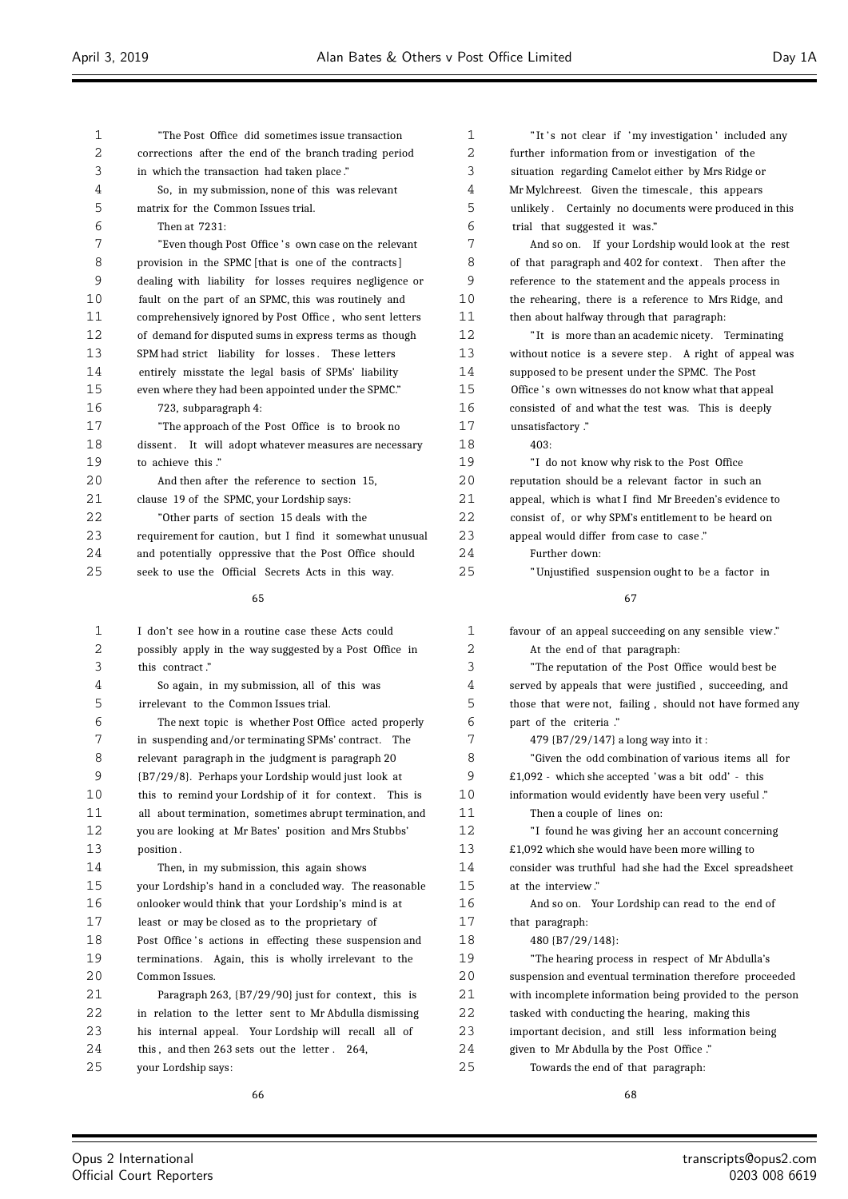"The Post Office did sometimes issue transaction corrections after the end of the branch trading period in which the transaction had taken place."

So, in my submission, none of this was relevant matrix for the Common Issues trial.

Then at 7231:

"Even though Post Office's own case on the relevant provision in the SPMC [that is one of the contracts] dealing with liability for losses requires negligence or fault on the part of an SPMC, this was routinely and comprehensively ignored by Post Office, which sent letters of demand for disputed sums in express terms as though SPM had strict liability for losses. These letters entirely misstate the legal basis of SPMs' liability even where they had been appointed under the SPMC."

723, subparagraph 4:

"The approach of the Post Office is to brook no dissent. It will adopt whatever measures are necessary to achieve this."

And then after the reference to section 15, clause 19 of the SPMC, your Lordship says:

"Other parts of section 15 deals with the requirement for caution, but I find it somewhat unusual and potentially oppressive that the Post Office should seek to use the Official Secrets Acts in this way. I don't see how in a routine case these Acts could possibly apply in the way suggested by a Post Office in this contract."

So again, in my submission, all of this was irrelevant to the Common Issues trial.

The next topic is whether Post Office acted properly in suspending and/or terminating SPMs' contract. The relevant paragraph in the judgment is paragraph 20 {B7/29/8}. Perhaps your Lordship would just look at this to remind your Lordship of it for context. This is all about termination, sometimes abrupt termination, and you are looking at Mr Bates' position and Mrs Stubbs' position.

Then, in my submission, this again shows your Lordship's hand in a concluded way. The reasonable onlooker would think that your Lordship's mind is at least or may be closed as to the proprietary of Post Office's actions in effecting these suspension and terminations. Again, this is wholly irrelevant to the Common Issues.

Paragraph 263, {B7/29/90} just for context, this is in relation to the letter sent to Mr Abdulla dismissing his internal appeal. Your Lordship will recall all of this, and then 263 sets out the letter. 264, your Lordship says:

"It's not clear if 'my investigation' included any further information from or investigation of the situation regarding Camelot either by Mrs Ridge or Mr Mylchreest. Given the timescale, this appears unlikely. Certainly no documents were produced in this trial that suggested it was."

And so on. If your Lordship would look at the rest of that paragraph and 402 for context. Then after the reference to the statement and the appeals process in the rehearing, there is a reference to Mrs Ridge, and then about halfway through that paragraph:

"It is more than an academic nicety. Terminating without notice is a severe step. A right of appeal was supposed to be present under the SPMC. The Post Office's own witnesses do not know what that appeal consisted of and what the test was. This is deeply unsatisfactory."

403:

"I do not know why risk to the Post Office reputation should be a relevant factor in such an appeal, which is what I find Mr Breeden's evidence to consist of, or why SPM's entitlement to be heard on appeal would differ from case to case."

Further down:

"Unjustified suspension ought to be a factor in favour of an appeal succeeding on any sensible view."

At the end of that paragraph:

"The reputation of the Post Office would best be served by appeals that were justified, succeeding, and those that were not, failing, should not have formed any part of the criteria."

479 {B7/29/147} a long way into it:

"Given the odd combination of various items all for £1,092 - which she accepted 'was a bit odd' - this information would evidently have been very useful."

Then a couple of lines on:

"I found he was giving her an account concerning £1,092 which she would have been more willing to consider was truthful had she had the Excel spreadsheet at the interview."

And so on. Your Lordship can read to the end of that paragraph.

480 {B7/29/148}:

"The hearing process in respect of Mr Abdulla's suspension and eventual termination therefore proceeded with incomplete information being provided to the person tasked with conducting the hearing, making this important decision, and still less information being given to Mr Abdulla by the Post Office."

Towards the end of that paragraph: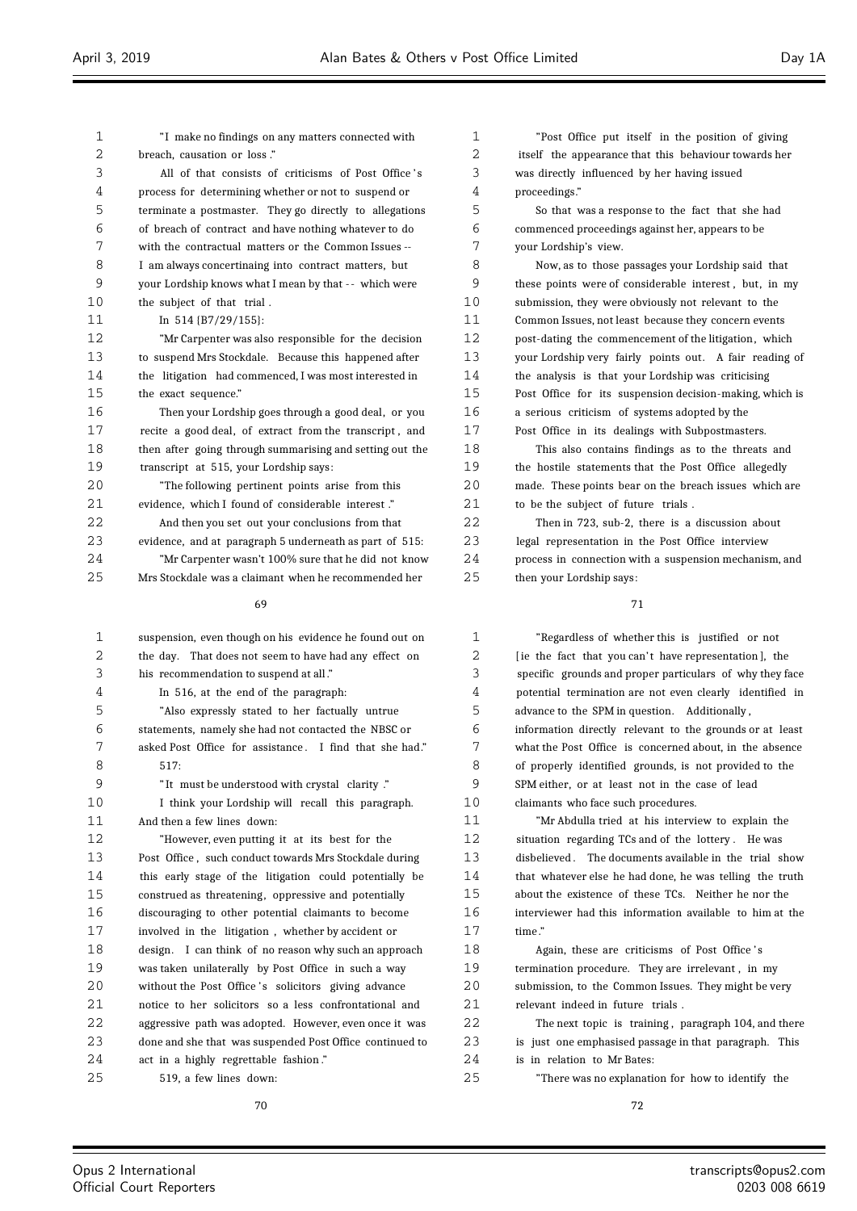"I make no findings on any matters connected with breach, causation or loss."

All of that consists of criticisms of Post Office's process for determining whether or not to suspend or terminate a postmaster. They go directly to allegations of breach of contract and have nothing whatever to do with the contractual matters or the Common Issues -- I am always concertinaing into contract matters, but your Lordship knows what I mean by that -- which were the subject of that trial.

In 514 {B7/29/155}:

"Mr Carpenter was also responsible for the decision to suspend Mrs Stockdale. Because this happened after the litigation had commenced, I was most interested in the exact sequence."

Then your Lordship goes through a good deal, or you recite a good deal, of extract from the transcript, and then after going through summarising and setting out the transcript at 515, your Lordship says:

"The following pertinent points arise from this evidence, which I found of considerable interest."

And then you set out your conclusions from that evidence, and at paragraph 5 underneath as part of 515:

"Mr Carpenter wasn't 100% sure that he did not know Mrs Stockdale was a claimant when he recommended her suspension, even though on his evidence he found out on the day. That does not seem to have had any effect on his recommendation to suspend at all."

In 516, at the end of the paragraph:

"Also expressly stated to her factually untrue statements, namely she had not contacted the NBSC or asked Post Office for assistance. I find that she had."

517:

"It must be understood with crystal clarity."

I think your Lordship will recall this paragraph. And then a few lines down:

"However, even putting it at its best for the Post Office, such conduct towards Mrs Stockdale during this early stage of the litigation could potentially be construed as threatening, oppressive and potentially discouraging to other potential claimants to become involved in the litigation, whether by accident or design. I can think of no reason why such an approach was taken unilaterally by Post Office in such a way without the Post Office's solicitors giving advance notice to her solicitors so a less confrontational and aggressive path was adopted. However, even once it was done and she that was suspended Post Office continued to act in a highly regrettable fashion."

519, a few lines down:

"Post Office put itself in the position of giving itself the appearance that this behaviour towards her was directly influenced by her having issued proceedings."

So that was a response to the fact that she had commenced proceedings against her, appears to be your Lordship's view.

Now, as to those passages your Lordship said that these points were of considerable interest, but, in my submission, they were obviously not relevant to the Common Issues, not least because they concern events post-dating the commencement of the litigation, which your Lordship very fairly points out. A fair reading of the analysis is that your Lordship was criticising Post Office for its suspension decision-making, which is a serious criticism of systems adopted by the Post Office in its dealings with Subpostmasters.

This also contains findings as to the threats and the hostile statements that the Post Office allegedly made. These points bear on the breach issues which are to be the subject of future trials.

Then in 723, sub-2, there is a discussion about legal representation in the Post Office interview process in connection with a suspension mechanism, and then your Lordship says:

"Regardless of whether this is justified or not [ie the fact that you can't have representation], the specific grounds and proper particulars of why they face potential termination are not even clearly identified in advance to the SPM in question. Additionally, information directly relevant to the grounds or at least what the Post Office is concerned about, in the absence of properly identified grounds, is not provided to the SPM either, or at least not in the case of lead claimants who face such procedures.

"Mr Abdulla tried at his interview to explain the situation regarding TCs and of the lottery. He was disbelieved. The documents available in the trial show that whatever else he had done, he was telling the truth about the existence of these TCs. Neither he nor the interviewer had this information available to him at the time."

Again, these are criticisms of Post Office's termination procedure. They are irrelevant, in my submission, to the Common Issues. They might be very relevant indeed in future trials.

The next topic is training, paragraph 104, and there is just one emphasised passage in that paragraph. This is in relation to Mr Bates:

"There was no explanation for how to identify the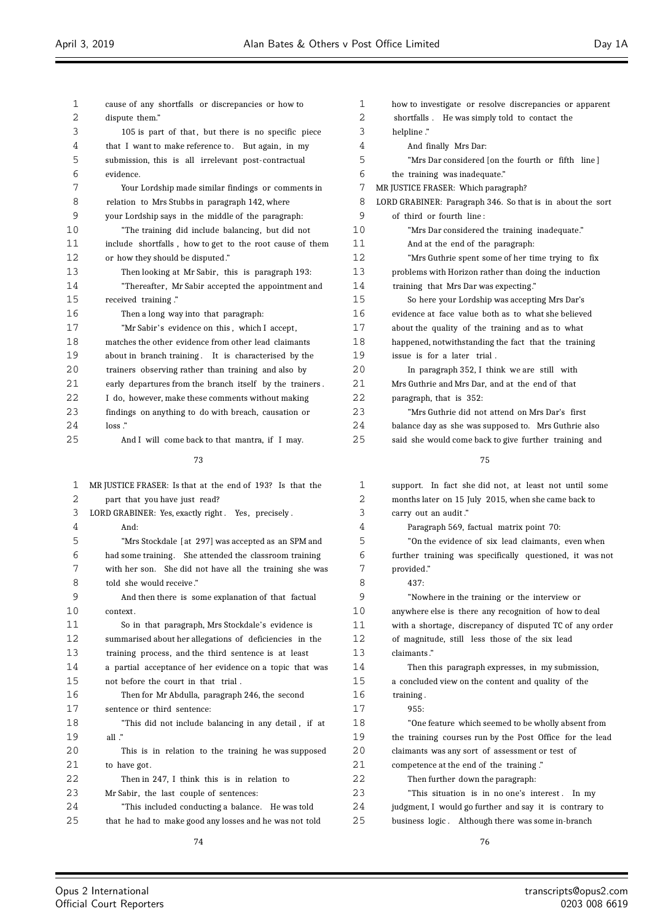cause of any shortfalls or discrepancies or how to dispute them."

105 is part of that, but there is no specific piece that I want to make reference to. But again, in my submission, this is all irrelevant post-contractual evidence.

Your Lordship made similar findings or comments in relation to Mrs Stubbs in paragraph 142, where your Lordship says in the middle of the paragraph:

"The training did include balancing, but did not include shortfalls, how to get to the root cause of them or how they should be disputed."

Then looking at Mr Sabir, this is paragraph 193:

"Thereafter, Mr Sabir accepted the appointment and received training."

Then a long way into that paragraph:

"Mr Sabir's evidence on this, which I accept, matches the other evidence from other lead claimants about in branch training. It is characterised by the trainers observing rather than training and also by early departures from the branch itself by the trainers. I do, however, make these comments without making findings on anything to do with breach, causation or loss."

And I will come back to that mantra, if I may.

MR JUSTICE FRASER: Is that at the end of 193? Is that the part that you have just read?

LORD GRABINER: Yes, exactly right. Yes, precisely.

And:

"Mrs Stockdale [at 297] was accepted as an SPM and had some training. She attended the classroom training with her son. She did not have all the training she was told she would receive."

And then there is some explanation of that factual context.

So in that paragraph, Mrs Stockdale's evidence is summarised about her allegations of deficiencies in the training process, and the third sentence is at least a partial acceptance of her evidence on a topic that was not before the court in that trial.

Then for Mr Abdulla, paragraph 246, the second sentence or third sentence:

"This did not include balancing in any detail, if at all."

This is in relation to the training he was supposed to have got.

Then in 247, I think this is in relation to Mr Sabir, the last couple of sentences:

"This included conducting a balance. He was told that he had to make good any losses and he was not told how to investigate or resolve discrepancies or apparent shortfalls. He was simply told to contact the helpline."

And finally Mrs Dar:

"Mrs Dar considered [on the fourth or fifth line] the training was inadequate."

MR JUSTICE FRASER: Which paragraph?

LORD GRABINER: Paragraph 346. So that is in about the sort of third or fourth line:

"Mrs Dar considered the training inadequate."

And at the end of the paragraph:

"Mrs Guthrie spent some of her time trying to fix problems with Horizon rather than doing the induction training that Mrs Dar was expecting."

So here your Lordship was accepting Mrs Dar's evidence at face value both as to what she believed about the quality of the training and as to what happened, notwithstanding the fact that the training issue is for a later trial.

In paragraph 352, I think we are still with Mrs Guthrie and Mrs Dar, and at the end of that paragraph, that is 352:

"Mrs Guthrie did not attend on Mrs Dar's first balance day as she was supposed to. Mrs Guthrie also said she would come back to give further training and support. In fact she did not, at least not until some months later on 15 July 2015, when she came back to carry out an audit."

Paragraph 569, factual matrix point 70:

"On the evidence of six lead claimants, even when further training was specifically questioned, it was not provided."

437:

"Nowhere in the training or the interview or anywhere else is there any recognition of how to deal with a shortage, discrepancy of disputed TC of any order of magnitude, still less those of the six lead claimants."

Then this paragraph expresses, in my submission, a concluded view on the content and quality of the training.

955:

"One feature which seemed to be wholly absent from the training courses run by the Post Office for the lead claimants was any sort of assessment or test of competence at the end of the training."

Then further down the paragraph:

"This situation is in no one's interest. In my judgment, I would go further and say it is contrary to business logic. Although there was some in-branch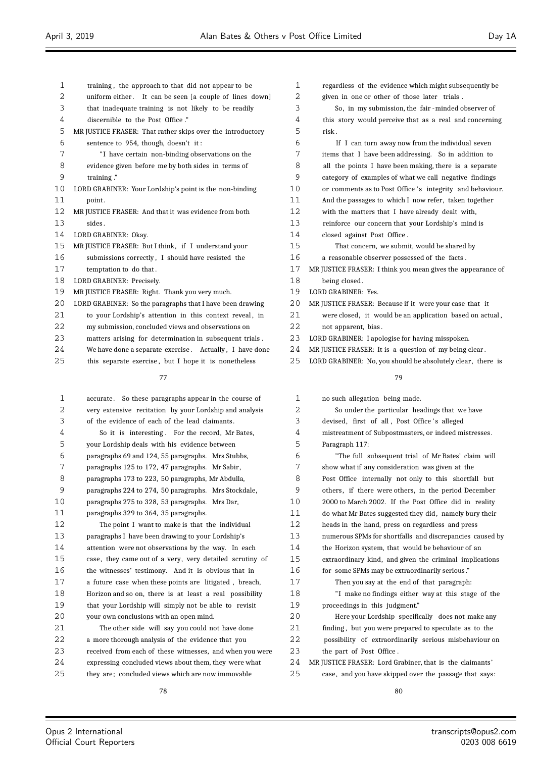training, the approach to that did not appear to be uniform either. It can be seen [a couple of lines down] that inadequate training is not likely to be readily discernible to the Post Office."

MR JUSTICE FRASER: That rather skips over the introductory sentence to 954, though, doesn't it:

"I have certain non-binding observations on the evidence given before me by both sides in terms of training."

LORD GRABINER: Your Lordship's point is the non-binding point.

MR JUSTICE FRASER: And that it was evidence from both sides.

LORD GRABINER: Okay.

MR JUSTICE FRASER: But I think, if I understand your submissions correctly, I should have resisted the temptation to do that.

LORD GRABINER: Precisely.

MR JUSTICE FRASER: Right. Thank you very much.

LORD GRABINER: So the paragraphs that I have been drawing to your Lordship's attention in this context reveal, in my submission, concluded views and observations on matters arising for determination in subsequent trials. We have done a separate exercise. Actually, I have done this separate exercise, but I hope it is nonetheless accurate. So these paragraphs appear in the course of very extensive recitation by your Lordship and analysis of the evidence of each of the lead claimants.

So it is interesting. For the record, Mr Bates, your Lordship deals with his evidence between paragraphs 69 and 124, 55 paragraphs. Mrs Stubbs, paragraphs 125 to 172, 47 paragraphs. Mr Sabir, paragraphs 173 to 223, 50 paragraphs, Mr Abdulla, paragraphs 224 to 274, 50 paragraphs. Mrs Stockdale, paragraphs 275 to 328, 53 paragraphs. Mrs Dar, paragraphs 329 to 364, 35 paragraphs.

The point I want to make is that the individual paragraphs I have been drawing to your Lordship's attention were not observations by the way. In each case, they came out of a very, very detailed scrutiny of the witnesses' testimony. And it is obvious that in a future case when these points are litigated, breach, Horizon and so on, there is at least a real possibility that your Lordship will simply not be able to revisit your own conclusions with an open mind.

The other side will say you could not have done a more thorough analysis of the evidence that you received from each of these witnesses, and when you were expressing concluded views about them, they were what they are; concluded views which are now immovable regardless of the evidence which might subsequently be given in one or other of those later trials.

So, in my submission, the fair-minded observer of this story would perceive that as a real and concerning risk.

If I can turn away now from the individual seven items that I have been addressing. So in addition to all the points I have been making, there is a separate category of examples of what we call negative findings or comments as to Post Office's integrity and behaviour. And the passages to which I now refer, taken together with the matters that I have already dealt with, reinforce our concern that your Lordship's mind is closed against Post Office.

That concern, we submit, would be shared by a reasonable observer possessed of the facts.

MR JUSTICE FRASER: I think you mean gives the appearance of being closed.

LORD GRABINER: Yes.

MR JUSTICE FRASER: Because if it were your case that it were closed, it would be an application based on actual, not apparent, bias.

LORD GRABINER: I apologise for having misspoken.

MR JUSTICE FRASER: It is a question of my being clear.

LORD GRABINER: No, you should be absolutely clear, there is no such allegation being made.

So under the particular headings that we have devised, first of all, Post Office's alleged mistreatment of Subpostmasters, or indeed mistresses. Paragraph 117:

"The full subsequent trial of Mr Bates' claim will show what if any consideration was given at the Post Office internally not only to this shortfall but others, if there were others, in the period December 2000 to March 2002. If the Post Office did in reality do what Mr Bates suggested they did, namely bury their heads in the hand, press on regardless and press numerous SPMs for shortfalls and discrepancies caused by the Horizon system, that would be behaviour of an extraordinary kind, and given the criminal implications for some SPMs may be extraordinarily serious."

Then you say at the end of that paragraph:

"I make no findings either way at this stage of the proceedings in this judgment."

Here your Lordship specifically does not make any finding, but you were prepared to speculate as to the possibility of extraordinarily serious misbehaviour on the part of Post Office.

MR JUSTICE FRASER: Lord Grabiner, that is the claimants' case, and you have skipped over the passage that says: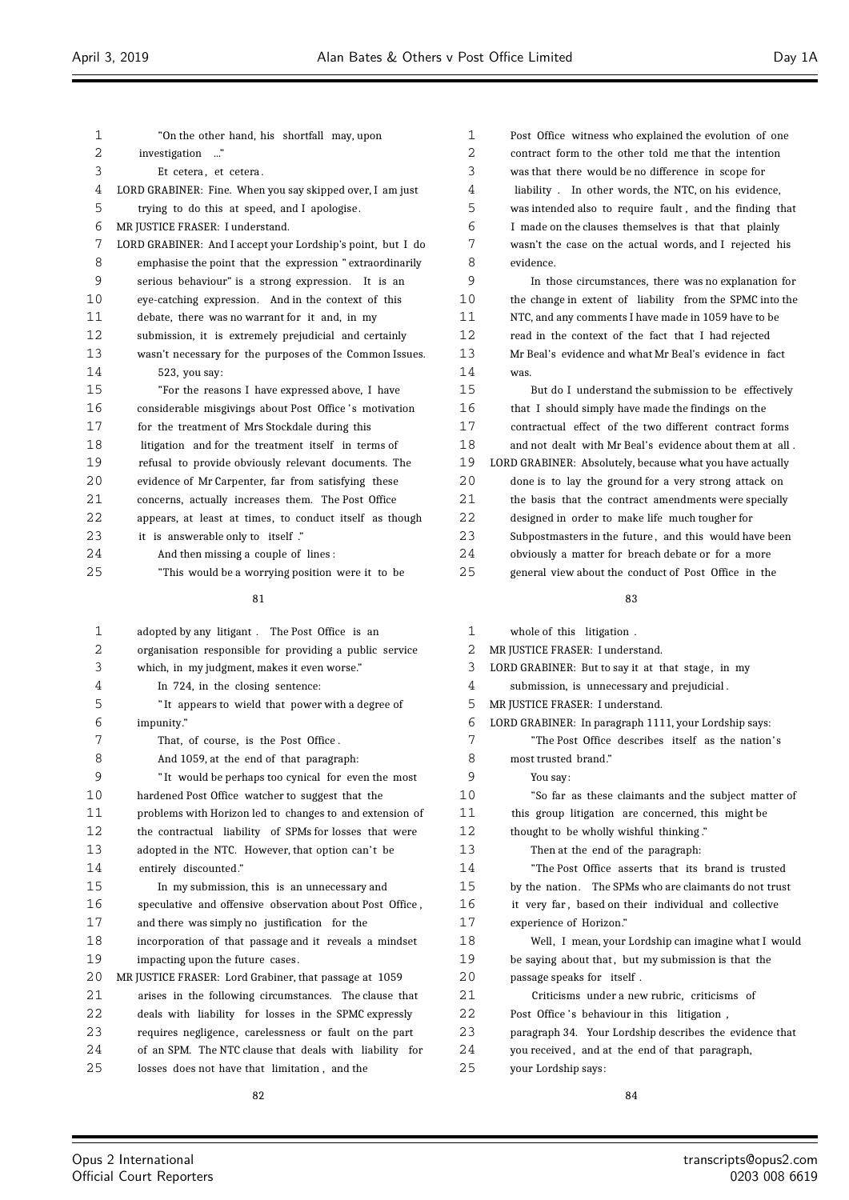"On the other hand, his shortfall may, upon investigation ..."

Et cetera, et cetera.

LORD GRABINER: Fine. When you say skipped over, I am just trying to do this at speed, and I apologise.

MR JUSTICE FRASER: I understand.

LORD GRABINER: And I accept your Lordship's point, but I do emphasise the point that the expression "extraordinarily serious behaviour" is a strong expression. It is an eye-catching expression. And in the context of this debate, there was no warrant for it and, in my submission, it is extremely prejudicial and certainly wasn't necessary for the purposes of the Common Issues.

523, you say:

"For the reasons I have expressed above, I have considerable misgivings about Post Office's motivation for the treatment of Mrs Stockdale during this litigation and for the treatment itself in terms of refusal to provide obviously relevant documents. The evidence of Mr Carpenter, far from satisfying these concerns, actually increases them. The Post Office appears, at least at times, to conduct itself as though it is answerable only to itself."

And then missing a couple of lines:

"This would be a worrying position were it to be adopted by any litigant. The Post Office is an organisation responsible for providing a public service which, in my judgment, makes it even worse."

In 724, in the closing sentence:

"It appears to wield that power with a degree of impunity."

That, of course, is the Post Office.

And 1059, at the end of that paragraph:

"It would be perhaps too cynical for even the most hardened Post Office watcher to suggest that the problems with Horizon led to changes to and extension of the contractual liability of SPMs for losses that were adopted in the NTC. However, that option can't be entirely discounted."

In my submission, this is an unnecessary and speculative and offensive observation about Post Office, and there was simply no justification for the incorporation of that passage and it reveals a mindset impacting upon the future cases.

MR JUSTICE FRASER: Lord Grabiner, that passage at 1059 arises in the following circumstances. The clause that deals with liability for losses in the SPMC expressly requires negligence, carelessness or fault on the part of an SPM. The NTC clause that deals with liability for losses does not have that limitation, and the Post Office witness who explained the evolution of one contract form to the other told me that the intention was that there would be no difference in scope for liability. In other words, the NTC, on his evidence, was intended also to require fault, and the finding that I made on the clauses themselves is that that plainly wasn't the case on the actual words, and I rejected his evidence.

In those circumstances, there was no explanation for the change in extent of liability from the SPMC into the NTC, and any comments I have made in 1059 have to be read in the context of the fact that I had rejected Mr Beal's evidence and what Mr Beal's evidence in fact was.

But do I understand the submission to be effectively that I should simply have made the findings on the contractual effect of the two different contract forms and not dealt with Mr Beal's evidence about them at all.

LORD GRABINER: Absolutely, because what you have actually done is to lay the ground for a very strong attack on the basis that the contract amendments were specially designed in order to make life much tougher for Subpostmasters in the future, and this would have been obviously a matter for breach debate or for a more general view about the conduct of Post Office in the whole of this litigation.

MR JUSTICE FRASER: I understand.

LORD GRABINER: But to say it at that stage, in my submission, is unnecessary and prejudicial.

MR JUSTICE FRASER: I understand.

LORD GRABINER: In paragraph 1111, your Lordship says:

"The Post Office describes itself as the nation's most trusted brand."

You say:

"So far as these claimants and the subject matter of this group litigation are concerned, this might be thought to be wholly wishful thinking."

Then at the end of the paragraph:

"The Post Office asserts that its brand is trusted by the nation. The SPMs who are claimants do not trust it very far, based on their individual and collective experience of Horizon."

Well, I mean, your Lordship can imagine what I would be saying about that, but my submission is that the passage speaks for itself.

Criticisms under a new rubric, criticisms of Post Office's behaviour in this litigation, paragraph 34. Your Lordship describes the evidence that you received, and at the end of that paragraph, your Lordship says: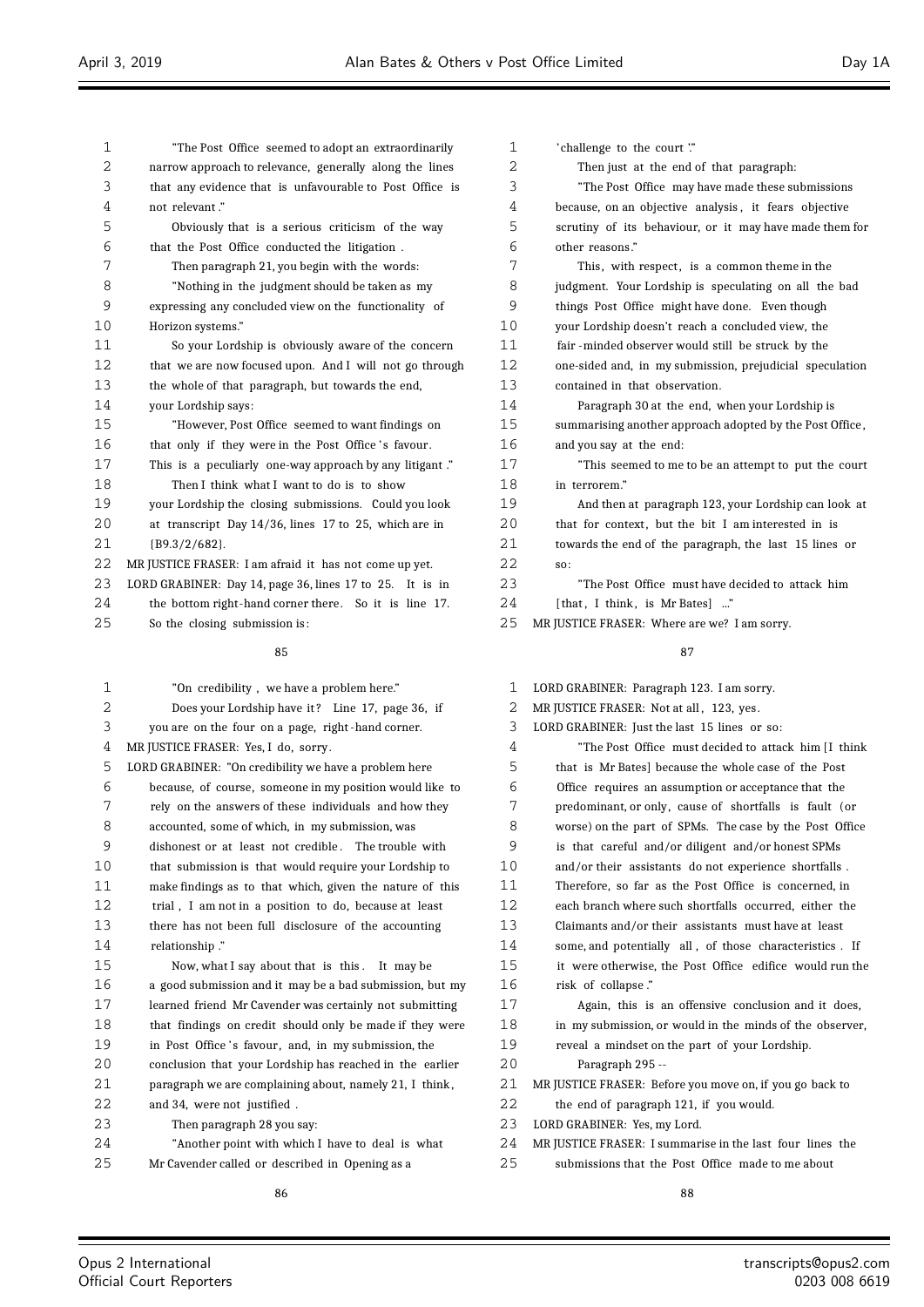"The Post Office seemed to adopt an extraordinarily narrow approach to relevance, generally along the lines that any evidence that is unfavourable to Post Office is not relevant."

Obviously that is a serious criticism of the way that the Post Office conducted the litigation.

Then paragraph 21, you begin with the words:

"Nothing in the judgment should be taken as my expressing any concluded view on the functionality of Horizon systems."

So your Lordship is obviously aware of the concern that we are now focused upon. And I will not go through the whole of that paragraph, but towards the end, your Lordship says:

"However, Post Office seemed to want findings on that only if they were in the Post Office's favour. This is a peculiarly one-way approach by any litigant."

Then I think what I want to do is to show your Lordship the closing submissions. Could you look at transcript Day 14/36, lines 17 to 25, which are in {B9.3/2/682}.

MR JUSTICE FRASER: I am afraid it has not come up yet.

LORD GRABINER: Day 14, page 36, lines 17 to 25. It is in the bottom right-hand corner there. So it is line 17. So the closing submission is:

"On credibility, we have a problem here."

Does your Lordship have it? Line 17, page 36, if you are on the four on a page, right-hand corner.

MR JUSTICE FRASER: Yes, I do, sorry.

LORD GRABINER: "On credibility we have a problem here because, of course, someone in my position would like to rely on the answers of these individuals and how they accounted, some of which, in my submission, was dishonest or at least not credible. The trouble with that submission is that would require your Lordship to make findings as to that which, given the nature of this trial, I am not in a position to do, because at least there has not been full disclosure of the accounting relationship."

Now, what I say about that is this. It may be a good submission and it may be a bad submission, but my learned friend Mr Cavender was certainly not submitting that findings on credit should only be made if they were in Post Office's favour, and, in my submission, the conclusion that your Lordship has reached in the earlier paragraph we are complaining about, namely 21, I think, and 34, were not justified.

Then paragraph 28 you say:

"Another point with which I have to deal is what Mr Cavender called or described in Opening as a 'challenge to the court'."

Then just at the end of that paragraph:

"The Post Office may have made these submissions because, on an objective analysis, it fears objective scrutiny of its behaviour, or it may have made them for other reasons."

This, with respect, is a common theme in the judgment. Your Lordship is speculating on all the bad things Post Office might have done. Even though your Lordship doesn't reach a concluded view, the fair-minded observer would still be struck by the one-sided and, in my submission, prejudicial speculation contained in that observation.

Paragraph 30 at the end, when your Lordship is summarising another approach adopted by the Post Office, and you say at the end:

"This seemed to me to be an attempt to put the court in terrorem."

And then at paragraph 123, your Lordship can look at that for context, but the bit I am interested in is towards the end of the paragraph, the last 15 lines or so:

"The Post Office must have decided to attack him [that, I think, is Mr Bates] ..."

MR JUSTICE FRASER: Where are we? I am sorry.

LORD GRABINER: Paragraph 123. I am sorry.

MR JUSTICE FRASER: Not at all, 123, yes.

LORD GRABINER: Just the last 15 lines or so:

"The Post Office must decided to attack him [I think that is Mr Bates] because the whole case of the Post Office requires an assumption or acceptance that the predominant, or only, cause of shortfalls is fault (or worse) on the part of SPMs. The case by the Post Office is that careful and/or diligent and/or honest SPMs and/or their assistants do not experience shortfalls. Therefore, so far as the Post Office is concerned, in each branch where such shortfalls occurred, either the Claimants and/or their assistants must have at least some, and potentially all, of those characteristics. If it were otherwise, the Post Office edifice would run the risk of collapse."

Again, this is an offensive conclusion and it does, in my submission, or would in the minds of the observer, reveal a mindset on the part of your Lordship.

Paragraph 295 --

MR JUSTICE FRASER: Before you move on, if you go back to the end of paragraph 121, if you would.

LORD GRABINER: Yes, my Lord.

MR JUSTICE FRASER: I summarise in the last four lines the submissions that the Post Office made to me about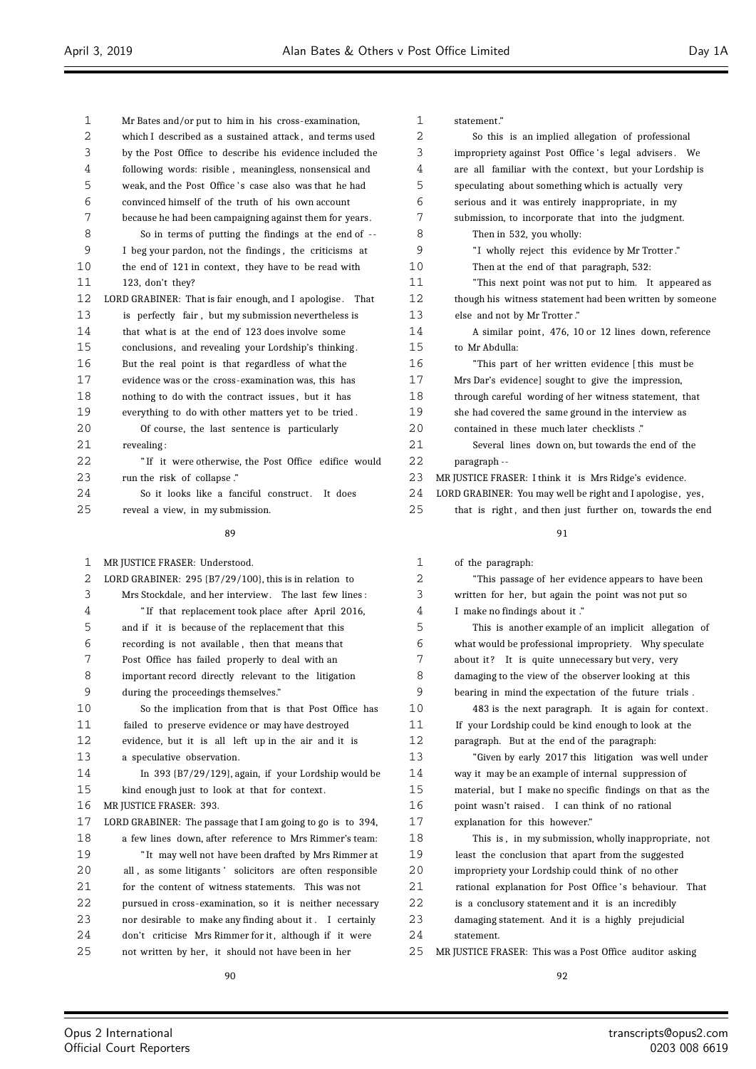Mr Bates and/or put to him in his cross-examination, which I described as a sustained attack, and terms used by the Post Office to describe his evidence included the following words: risible, meaningless, nonsensical and weak, and the Post Office's case also was that he had convinced himself of the truth of his own account because he had been campaigning against them for years.

So in terms of putting the findings at the end of -- I beg your pardon, not the findings, the criticisms at the end of 121 in context, they have to be read with 123, don't they?

LORD GRABINER: That is fair enough, and I apologise. That is perfectly fair, but my submission nevertheless is that what is at the end of 123 does involve some conclusions, and revealing your Lordship's thinking. But the real point is that regardless of what the evidence was or the cross-examination was, this has nothing to do with the contract issues, but it has everything to do with other matters yet to be tried.

Of course, the last sentence is particularly revealing:

"If it were otherwise, the Post Office edifice would run the risk of collapse."

So it looks like a fanciful construct. It does reveal a view, in my submission.

MR JUSTICE FRASER: Understood.

LORD GRABINER: 295 {B7/29/100}, this is in relation to Mrs Stockdale, and her interview. The last few lines:

"If that replacement took place after April 2016, and if it is because of the replacement that this recording is not available, then that means that Post Office has failed properly to deal with an important record directly relevant to the litigation during the proceedings themselves."

So the implication from that is that Post Office has failed to preserve evidence or may have destroyed evidence, but it is all left up in the air and it is a speculative observation.

In 393 {B7/29/129}, again, if your Lordship would be kind enough just to look at that for context.

MR JUSTICE FRASER: 393.

LORD GRABINER: The passage that I am going to go is to 394, a few lines down, after reference to Mrs Rimmer's team:

"It may well not have been drafted by Mrs Rimmer at all, as some litigants' solicitors are often responsible for the content of witness statements. This was not pursued in cross-examination, so it is neither necessary nor desirable to make any finding about it. I certainly don't criticise Mrs Rimmer for it, although if it were not written by her, it should not have been in her statement."

So this is an implied allegation of professional impropriety against Post Office's legal advisers. We are all familiar with the context, but your Lordship is speculating about something which is actually very serious and it was entirely inappropriate, in my submission, to incorporate that into the judgment.

Then in 532, you wholly:

"I wholly reject this evidence by Mr Trotter."

Then at the end of that paragraph, 532:

"This next point was not put to him. It appeared as though his witness statement had been written by someone else and not by Mr Trotter."

A similar point, 476, 10 or 12 lines down, reference to Mr Abdulla:

"This part of her written evidence [this must be Mrs Dar's evidence] sought to give the impression, through careful wording of her witness statement, that she had covered the same ground in the interview as contained in these much later checklists."

Several lines down on, but towards the end of the paragraph --

MR JUSTICE FRASER: I think it is Mrs Ridge's evidence.

LORD GRABINER: You may well be right and I apologise, yes, that is right, and then just further on, towards the end of the paragraph:

"This passage of her evidence appears to have been written for her, but again the point was not put so I make no findings about it."

This is another example of an implicit allegation of what would be professional impropriety. Why speculate about it? It is quite unnecessary but very, very damaging to the view of the observer looking at this bearing in mind the expectation of the future trials.

483 is the next paragraph. It is again for context. If your Lordship could be kind enough to look at the paragraph. But at the end of the paragraph:

"Given by early 2017 this litigation was well under way it may be an example of internal suppression of material, but I make no specific findings on that as the point wasn't raised. I can think of no rational explanation for this however."

This is, in my submission, wholly inappropriate, not least the conclusion that apart from the suggested impropriety your Lordship could think of no other rational explanation for Post Office's behaviour. That is a conclusory statement and it is an incredibly damaging statement. And it is a highly prejudicial statement.

MR JUSTICE FRASER: This was a Post Office auditor asking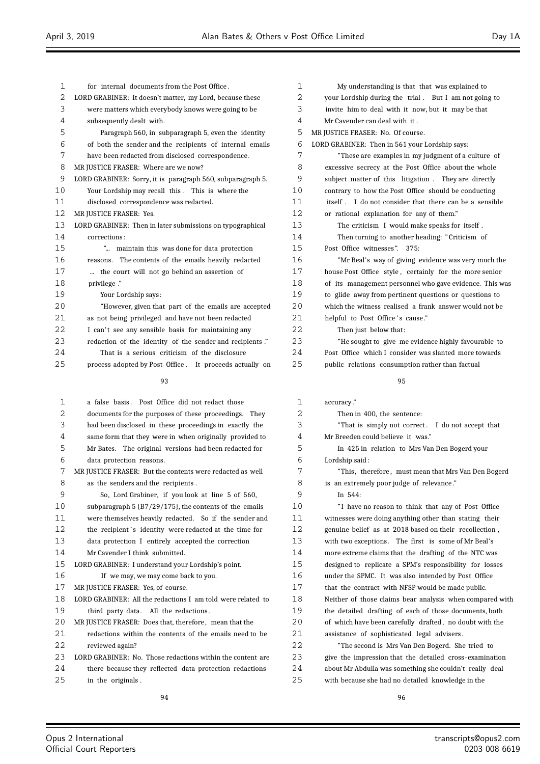for internal documents from the Post Office.

LORD GRABINER: It doesn't matter, my Lord, because these were matters which everybody knows were going to be subsequently dealt with.

Paragraph 560, in subparagraph 5, even the identity of both the sender and the recipients of internal emails have been redacted from disclosed correspondence.

MR JUSTICE FRASER: Where are we now?

LORD GRABINER: Sorry, it is paragraph 560, subparagraph 5. Your Lordship may recall this. This is where the disclosed correspondence was redacted.

MR JUSTICE FRASER: Yes.

LORD GRABINER: Then in later submissions on typographical corrections:

"... maintain this was done for data protection reasons. The contents of the emails heavily redacted ... the court will not go behind an assertion of privilege."

Your Lordship says:

"However, given that part of the emails are accepted as not being privileged and have not been redacted I can't see any sensible basis for maintaining any redaction of the identity of the sender and recipients."

That is a serious criticism of the disclosure process adopted by Post Office. It proceeds actually on a false basis. Post Office did not redact those documents for the purposes of these proceedings. They had been disclosed in these proceedings in exactly the same form that they were in when originally provided to Mr Bates. The original versions had been redacted for data protection reasons.

MR JUSTICE FRASER: But the contents were redacted as well as the senders and the recipients.

So, Lord Grabiner, if you look at line 5 of 560, subparagraph 5 {B7/29/175}, the contents of the emails were themselves heavily redacted. So if the sender and the recipient's identity were redacted at the time for data protection I entirely accepted the correction Mr Cavender I think submitted.

LORD GRABINER: I understand your Lordship's point.

If we may, we may come back to you.

MR JUSTICE FRASER: Yes, of course.

LORD GRABINER: All the redactions I am told were related to third party data. All the redactions.

MR JUSTICE FRASER: Does that, therefore, mean that the redactions within the contents of the emails need to be reviewed again?

LORD GRABINER: No. Those redactions within the content are there because they reflected data protection redactions in the originals.

My understanding is that that was explained to your Lordship during the trial. But I am not going to invite him to deal with it now, but it may be that Mr Cavender can deal with it.

MR JUSTICE FRASER: No. Of course.

LORD GRABINER: Then in 561 your Lordship says:

"These are examples in my judgment of a culture of excessive secrecy at the Post Office about the whole subject matter of this litigation. They are directly contrary to how the Post Office should be conducting itself. I do not consider that there can be a sensible or rational explanation for any of them."

The criticism I would make speaks for itself.

Then turning to another heading: "Criticism of Post Office witnesses". 375:

"Mr Beal's way of giving evidence was very much the house Post Office style, certainly for the more senior of its management personnel who gave evidence. This was to glide away from pertinent questions or questions to which the witness realised a frank answer would not be helpful to Post Office's cause."

Then just below that:

"He sought to give me evidence highly favourable to Post Office which I consider was slanted more towards public relations consumption rather than factual accuracy."

Then in 400, the sentence:

"That is simply not correct. I do not accept that Mr Breeden could believe it was."

In 425 in relation to Mrs Van Den Bogerd your Lordship said:

"This, therefore, must mean that Mrs Van Den Bogerd is an extremely poor judge of relevance."

In 544:

"I have no reason to think that any of Post Office witnesses were doing anything other than stating their genuine belief as at 2018 based on their recollection, with two exceptions. The first is some of Mr Beal's more extreme claims that the drafting of the NTC was designed to replicate a SPM's responsibility for losses under the SPMC. It was also intended by Post Office that the contract with NFSP would be made public. Neither of those claims bear analysis when compared with the detailed drafting of each of those documents, both of which have been carefully drafted, no doubt with the assistance of sophisticated legal advisers.

"The second is Mrs Van Den Bogerd. She tried to give the impression that the detailed cross-examination about Mr Abdulla was something she couldn't really deal with because she had no detailed knowledge in the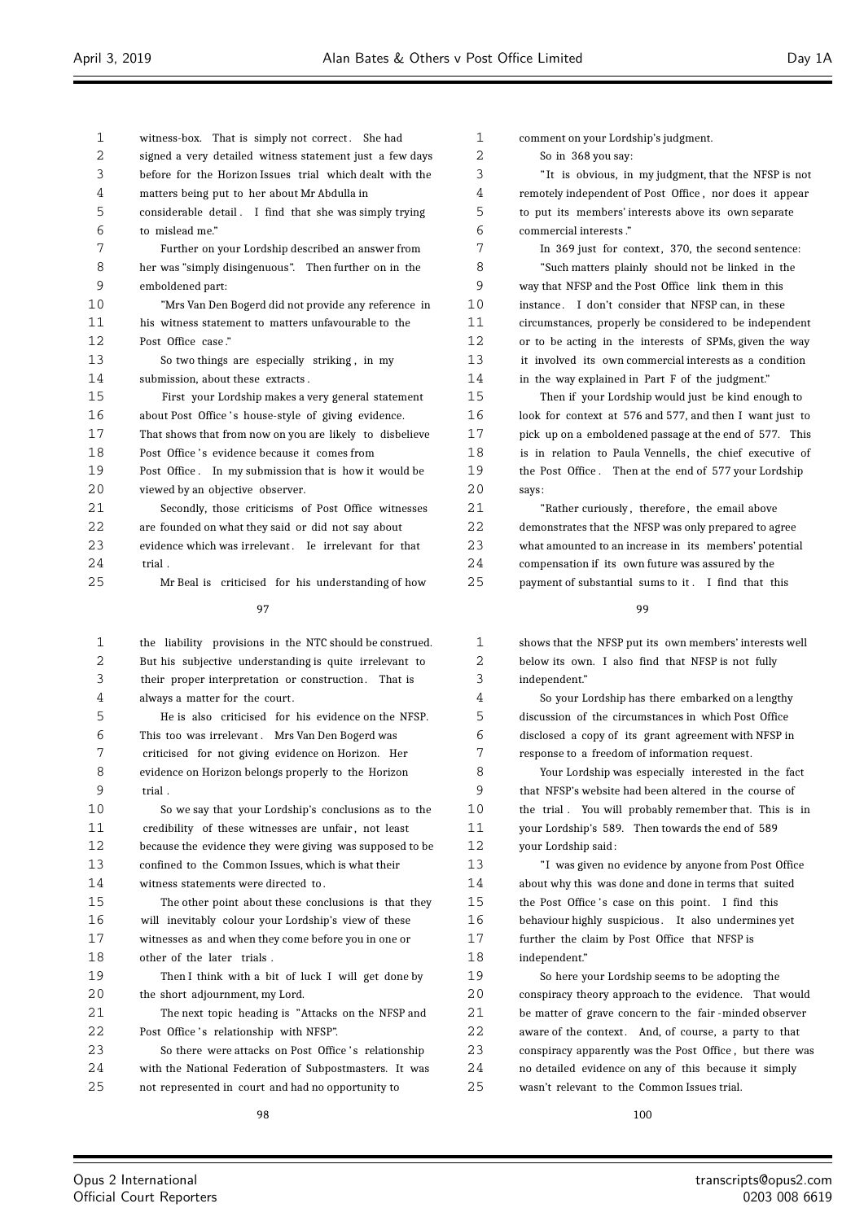witness-box. That is simply not correct. She had signed a very detailed witness statement just a few days before for the Horizon Issues trial which dealt with the matters being put to her about Mr Abdulla in considerable detail. I find that she was simply trying to mislead me."

Further on your Lordship described an answer from her was "simply disingenuous". Then further on in the emboldened part:

"Mrs Van Den Bogerd did not provide any reference in his witness statement to matters unfavourable to the Post Office case."

So two things are especially striking, in my submission, about these extracts.

First your Lordship makes a very general statement about Post Office's house-style of giving evidence. That shows that from now on you are likely to disbelieve Post Office's evidence because it comes from Post Office. In my submission that is how it would be viewed by an objective observer.

Secondly, those criticisms of Post Office witnesses are founded on what they said or did not say about evidence which was irrelevant. Ie irrelevant for that trial.

Mr Beal is criticised for his understanding of how the liability provisions in the NTC should be construed. But his subjective understanding is quite irrelevant to their proper interpretation or construction. That is always a matter for the court.

He is also criticised for his evidence on the NFSP. This too was irrelevant. Mrs Van Den Bogerd was criticised for not giving evidence on Horizon. Her evidence on Horizon belongs properly to the Horizon trial.

So we say that your Lordship's conclusions as to the credibility of these witnesses are unfair, not least because the evidence they were giving was supposed to be confined to the Common Issues, which is what their witness statements were directed to.

The other point about these conclusions is that they will inevitably colour your Lordship's view of these witnesses as and when they come before you in one or other of the later trials.

Then I think with a bit of luck I will get done by the short adjournment, my Lord.

The next topic heading is "Attacks on the NFSP and Post Office's relationship with NFSP".

So there were attacks on Post Office's relationship with the National Federation of Subpostmasters. It was not represented in court and had no opportunity to comment on your Lordship's judgment.

So in 368 you say:

"It is obvious, in my judgment, that the NFSP is not remotely independent of Post Office, nor does it appear to put its members' interests above its own separate commercial interests."

In 369 just for context, 370, the second sentence:

"Such matters plainly should not be linked in the way that NFSP and the Post Office link them in this instance. I don't consider that NFSP can, in these circumstances, properly be considered to be independent or to be acting in the interests of SPMs, given the way it involved its own commercial interests as a condition in the way explained in Part F of the judgment."

Then if your Lordship would just be kind enough to look for context at 576 and 577, and then I want just to pick up on a emboldened passage at the end of 577. This is in relation to Paula Vennells, the chief executive of the Post Office. Then at the end of 577 your Lordship says:

"Rather curiously, therefore, the email above demonstrates that the NFSP was only prepared to agree what amounted to an increase in its members' potential compensation if its own future was assured by the payment of substantial sums to it. I find that this shows that the NFSP put its own members' interests well below its own. I also find that NFSP is not fully independent."

So your Lordship has there embarked on a lengthy discussion of the circumstances in which Post Office disclosed a copy of its grant agreement with NFSP in response to a freedom of information request.

Your Lordship was especially interested in the fact that NFSP's website had been altered in the course of the trial. You will probably remember that. This is in your Lordship's 589. Then towards the end of 589 your Lordship said:

"I was given no evidence by anyone from Post Office about why this was done and done in terms that suited the Post Office's case on this point. I find this behaviour highly suspicious. It also undermines yet further the claim by Post Office that NFSP is independent."

So here your Lordship seems to be adopting the conspiracy theory approach to the evidence. That would be matter of grave concern to the fair-minded observer aware of the context. And, of course, a party to that conspiracy apparently was the Post Office, but there was no detailed evidence on any of this because it simply wasn't relevant to the Common Issues trial.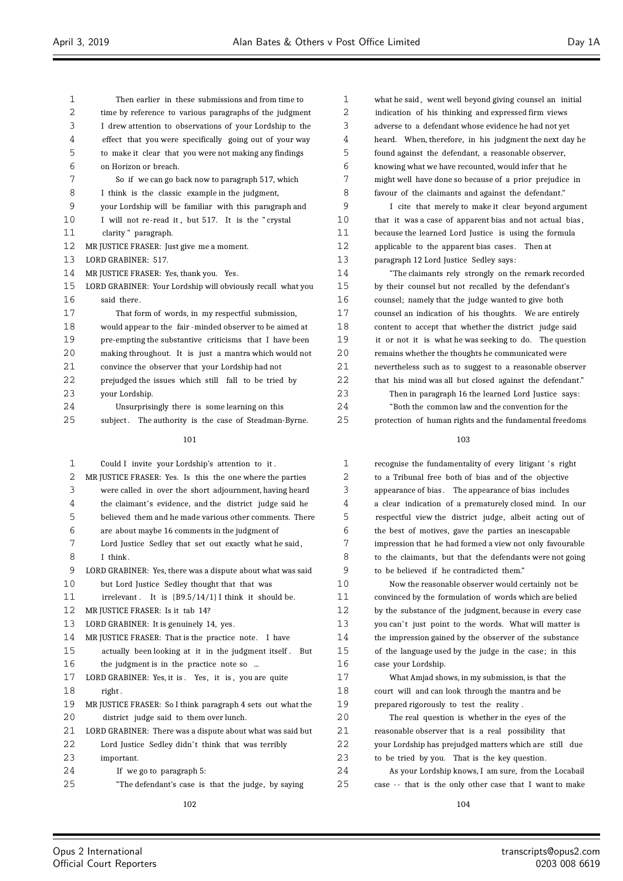Then earlier in these submissions and from time to time by reference to various paragraphs of the judgment I drew attention to observations of your Lordship to the effect that you were specifically going out of your way to make it clear that you were not making any findings on Horizon or breach.

So if we can go back now to paragraph 517, which I think is the classic example in the judgment, your Lordship will be familiar with this paragraph and I will not re-read it, but 517. It is the "crystal clarity" paragraph.

MR JUSTICE FRASER: Just give me a moment.

LORD GRABINER: 517.

MR JUSTICE FRASER: Yes, thank you. Yes.

LORD GRABINER: Your Lordship will obviously recall what you said there.

That form of words, in my respectful submission, would appear to the fair-minded observer to be aimed at pre-empting the substantive criticisms that I have been making throughout. It is just a mantra which would not convince the observer that your Lordship had not prejudged the issues which still fall to be tried by your Lordship.

Unsurprisingly there is some learning on this subject. The authority is the case of Steadman-Byrne. Could I invite your Lordship's attention to it.

MR JUSTICE FRASER: Yes. Is this the one where the parties were called in over the short adjournment, having heard the claimant's evidence, and the district judge said he believed them and he made various other comments. There are about maybe 16 comments in the judgment of Lord Justice Sedley that set out exactly what he said, I think.

LORD GRABINER: Yes, there was a dispute about what was said but Lord Justice Sedley thought that that was irrelevant. It is {B9.5/14/1} I think it should be.

MR JUSTICE FRASER: Is it tab 14?

LORD GRABINER: It is genuinely 14, yes.

MR JUSTICE FRASER: That is the practice note. I have actually been looking at it in the judgment itself. But the judgment is in the practice note so ...

LORD GRABINER: Yes, it is. Yes, it is, you are quite right.

MR JUSTICE FRASER: So I think paragraph 4 sets out what the district judge said to them over lunch.

LORD GRABINER: There was a dispute about what was said but Lord Justice Sedley didn't think that was terribly important.

If we go to paragraph 5:

"The defendant's case is that the judge, by saying what he said, went well beyond giving counsel an initial indication of his thinking and expressed firm views adverse to a defendant whose evidence he had not yet heard. When, therefore, in his judgment the next day he found against the defendant, a reasonable observer, knowing what we have recounted, would infer that he might well have done so because of a prior prejudice in favour of the claimants and against the defendant."

I cite that merely to make it clear beyond argument that it was a case of apparent bias and not actual bias, because the learned Lord Justice is using the formula applicable to the apparent bias cases. Then at paragraph 12 Lord Justice Sedley says:

"The claimants rely strongly on the remark recorded by their counsel but not recalled by the defendant's counsel; namely that the judge wanted to give both counsel an indication of his thoughts. We are entirely content to accept that whether the district judge said it or not it is what he was seeking to do. The question remains whether the thoughts he communicated were nevertheless such as to suggest to a reasonable observer that his mind was all but closed against the defendant."

Then in paragraph 16 the learned Lord Justice says:

"Both the common law and the convention for the protection of human rights and the fundamental freedoms recognise the fundamentality of every litigant's right to a Tribunal free both of bias and of the objective appearance of bias. The appearance of bias includes a clear indication of a prematurely closed mind. In our respectful view the district judge, albeit acting out of the best of motives, gave the parties an inescapable impression that he had formed a view not only favourable to the claimants, but that the defendants were not going to be believed if he contradicted them."

Now the reasonable observer would certainly not be convinced by the formulation of words which are belied by the substance of the judgment, because in every case you can't just point to the words. What will matter is the impression gained by the observer of the substance of the language used by the judge in the case; in this case your Lordship.

What Amjad shows, in my submission, is that the court will and can look through the mantra and be prepared rigorously to test the reality.

The real question is whether in the eyes of the reasonable observer that is a real possibility that your Lordship has prejudged matters which are still due to be tried by you. That is the key question.

As your Lordship knows, I am sure, from the Locabail case -- that is the only other case that I want to make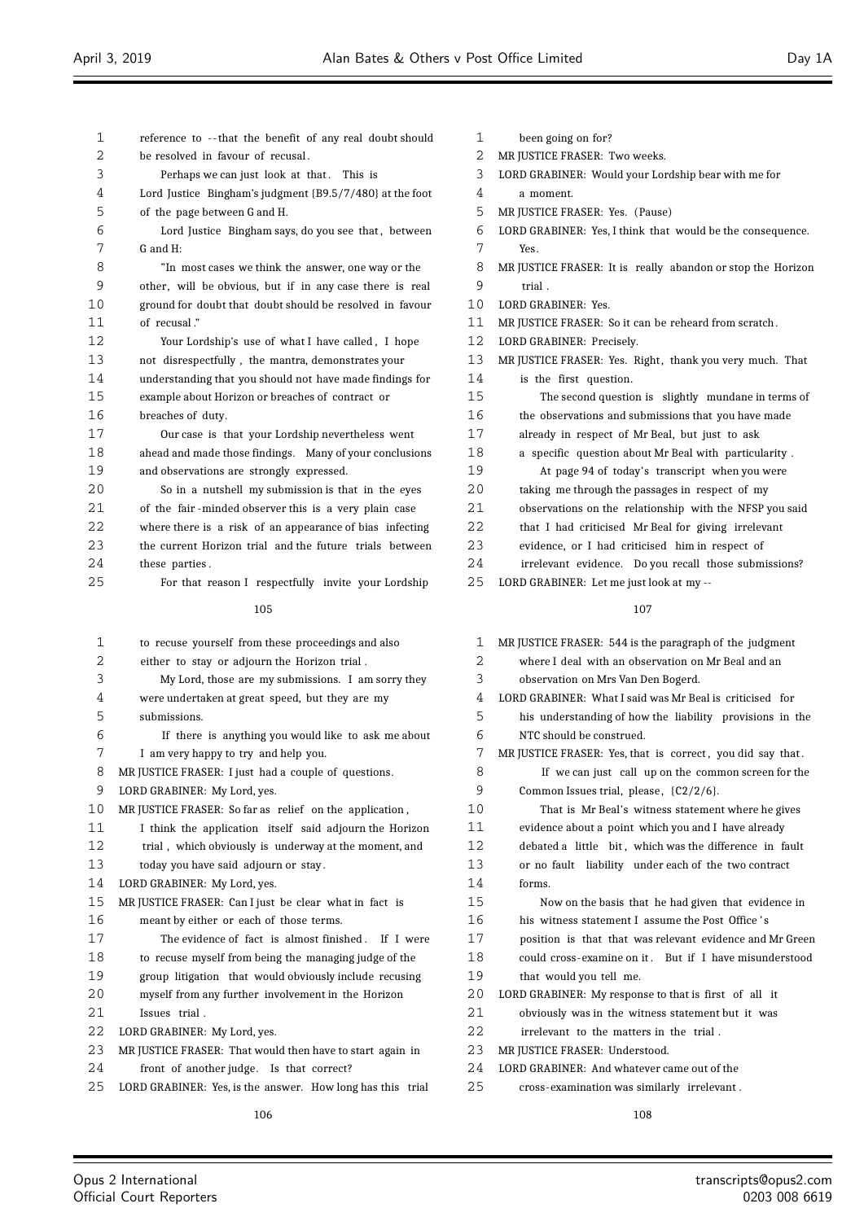reference to --that the benefit of any real doubt should be resolved in favour of recusal.

Perhaps we can just look at that. This is Lord Justice Bingham's judgment {B9.5/7/480} at the foot of the page between G and H.

Lord Justice Bingham says, do you see that, between G and H:

"In most cases we think the answer, one way or the other, will be obvious, but if in any case there is real ground for doubt that doubt should be resolved in favour of recusal."

Your Lordship's use of what I have called, I hope not disrespectfully, the mantra, demonstrates your understanding that you should not have made findings for example about Horizon or breaches of contract or breaches of duty.

Our case is that your Lordship nevertheless went ahead and made those findings. Many of your conclusions and observations are strongly expressed.

So in a nutshell my submission is that in the eyes of the fair-minded observer this is a very plain case where there is a risk of an appearance of bias infecting the current Horizon trial and the future trials between these parties.

For that reason I respectfully invite your Lordship to recuse yourself from these proceedings and also either to stay or adjourn the Horizon trial.

My Lord, those are my submissions. I am sorry they were undertaken at great speed, but they are my submissions.

If there is anything you would like to ask me about I am very happy to try and help you.

MR JUSTICE FRASER: I just had a couple of questions.

LORD GRABINER: My Lord, yes.

MR JUSTICE FRASER: So far as relief on the application, I think the application itself said adjourn the Horizon trial, which obviously is underway at the moment, and today you have said adjourn or stay.

LORD GRABINER: My Lord, yes.

MR JUSTICE FRASER: Can I just be clear what in fact is meant by either or each of those terms.

The evidence of fact is almost finished. If I were to recuse myself from being the managing judge of the group litigation that would obviously include recusing myself from any further involvement in the Horizon Issues trial.

LORD GRABINER: My Lord, yes.

MR JUSTICE FRASER: That would then have to start again in front of another judge. Is that correct?

LORD GRABINER: Yes, is the answer. How long has this trial been going on for?

MR JUSTICE FRASER: Two weeks.

LORD GRABINER: Would your Lordship bear with me for a moment.

MR JUSTICE FRASER: Yes. (Pause)

LORD GRABINER: Yes, I think that would be the consequence. Yes.

MR JUSTICE FRASER: It is really abandon or stop the Horizon trial.

LORD GRABINER: Yes.

MR JUSTICE FRASER: So it can be reheard from scratch.

LORD GRABINER: Precisely.

MR JUSTICE FRASER: Yes. Right, thank you very much. That is the first question.

The second question is slightly mundane in terms of the observations and submissions that you have made already in respect of Mr Beal, but just to ask a specific question about Mr Beal with particularity.

At page 94 of today's transcript when you were taking me through the passages in respect of my observations on the relationship with the NFSP you said that I had criticised Mr Beal for giving irrelevant evidence, or I had criticised him in respect of irrelevant evidence. Do you recall those submissions?

LORD GRABINER: Let me just look at my --

MR JUSTICE FRASER: 544 is the paragraph of the judgment where I deal with an observation on Mr Beal and an observation on Mrs Van Den Bogerd.

LORD GRABINER: What I said was Mr Beal is criticised for his understanding of how the liability provisions in the NTC should be construed.

MR JUSTICE FRASER: Yes, that is correct, you did say that.

If we can just call up on the common screen for the Common Issues trial, please, {C2/2/6}.

That is Mr Beal's witness statement where he gives evidence about a point which you and I have already debated a little bit, which was the difference in fault or no fault liability under each of the two contract forms.

Now on the basis that he had given that evidence in his witness statement I assume the Post Office's position is that that was relevant evidence and Mr Green could cross-examine on it. But if I have misunderstood that would you tell me.

LORD GRABINER: My response to that is first of all it obviously was in the witness statement but it was irrelevant to the matters in the trial.

MR JUSTICE FRASER: Understood.

LORD GRABINER: And whatever came out of the cross-examination was similarly irrelevant.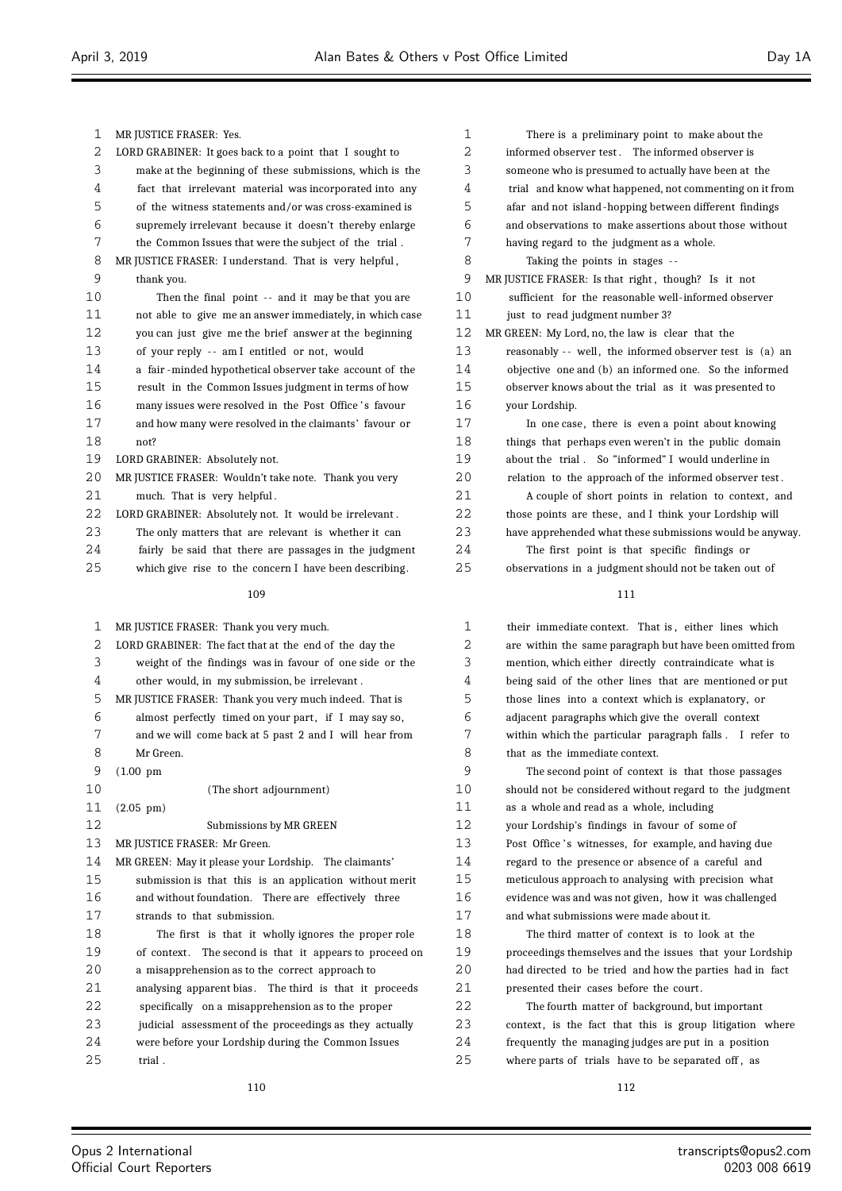MR JUSTICE FRASER: Yes.

LORD GRABINER: It goes back to a point that I sought to make at the beginning of these submissions, which is the fact that irrelevant material was incorporated into any of the witness statements and/or was cross-examined is supremely irrelevant because it doesn't thereby enlarge the Common Issues that were the subject of the trial.

MR JUSTICE FRASER: I understand. That is very helpful, thank you.

Then the final point -- and it may be that you are not able to give me an answer immediately, in which case you can just give me the brief answer at the beginning of your reply -- am I entitled or not, would a fair-minded hypothetical observer take account of the result in the Common Issues judgment in terms of how many issues were resolved in the Post Office's favour and how many were resolved in the claimants' favour or not?

LORD GRABINER: Absolutely not.

MR JUSTICE FRASER: Wouldn't take note. Thank you very much. That is very helpful.

LORD GRABINER: Absolutely not. It would be irrelevant. The only matters that are relevant is whether it can fairly be said that there are passages in the judgment which give rise to the concern I have been describing.

MR JUSTICE FRASER: Thank you very much.

LORD GRABINER: The fact that at the end of the day the weight of the findings was in favour of one side or the other would, in my submission, be irrelevant.

MR JUSTICE FRASER: Thank you very much indeed. That is almost perfectly timed on your part, if I may say so, and we will come back at 5 past 2 and I will hear from Mr Green.

(1.00 pm

(The short adjournment)

(2.05 pm)

## Submissions by MR GREEN

MR JUSTICE FRASER: Mr Green.

MR GREEN: May it please your Lordship. The claimants' submission is that this is an application without merit and without foundation. There are effectively three strands to that submission.

The first is that it wholly ignores the proper role of context. The second is that it appears to proceed on a misapprehension as to the correct approach to analysing apparent bias. The third is that it proceeds specifically on a misapprehension as to the proper judicial assessment of the proceedings as they actually were before your Lordship during the Common Issues trial.

There is a preliminary point to make about the informed observer test. The informed observer is someone who is presumed to actually have been at the trial and know what happened, not commenting on it from afar and not island-hopping between different findings and observations to make assertions about those without having regard to the judgment as a whole.

Taking the points in stages --

MR JUSTICE FRASER: Is that right, though? Is it not sufficient for the reasonable well-informed observer just to read judgment number 3?

MR GREEN: My Lord, no, the law is clear that the reasonably -- well, the informed observer test is (a) an objective one and (b) an informed one. So the informed observer knows about the trial as it was presented to your Lordship.

In one case, there is even a point about knowing things that perhaps even weren't in the public domain about the trial. So "informed" I would underline in relation to the approach of the informed observer test.

A couple of short points in relation to context, and those points are these, and I think your Lordship will have apprehended what these submissions would be anyway.

The first point is that specific findings or observations in a judgment should not be taken out of their immediate context. That is, either lines which are within the same paragraph but have been omitted from mention, which either directly contraindicate what is being said of the other lines that are mentioned or put those lines into a context which is explanatory, or adjacent paragraphs which give the overall context within which the particular paragraph falls. I refer to that as the immediate context.

The second point of context is that those passages should not be considered without regard to the judgment as a whole and read as a whole, including your Lordship's findings in favour of some of Post Office's witnesses, for example, and having due regard to the presence or absence of a careful and meticulous approach to analysing with precision what evidence was and was not given, how it was challenged and what submissions were made about it.

The third matter of context is to look at the proceedings themselves and the issues that your Lordship had directed to be tried and how the parties had in fact presented their cases before the court.

The fourth matter of background, but important context, is the fact that this is group litigation where frequently the managing judges are put in a position where parts of trials have to be separated off, as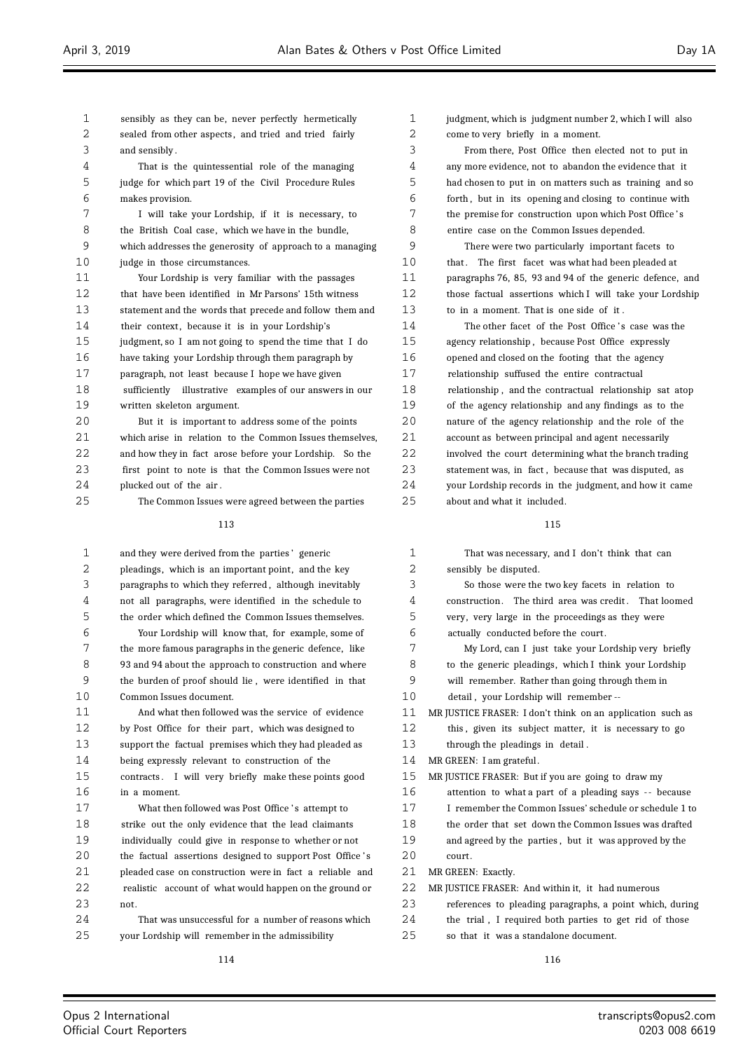sensibly as they can be, never perfectly hermetically sealed from other aspects, and tried and tried fairly and sensibly.

That is the quintessential role of the managing judge for which part 19 of the Civil Procedure Rules makes provision.

I will take your Lordship, if it is necessary, to the British Coal case, which we have in the bundle, which addresses the generosity of approach to a managing judge in those circumstances.

Your Lordship is very familiar with the passages that have been identified in Mr Parsons' 15th witness statement and the words that precede and follow them and their context, because it is in your Lordship's judgment, so I am not going to spend the time that I do have taking your Lordship through them paragraph by paragraph, not least because I hope we have given sufficiently illustrative examples of our answers in our written skeleton argument.

But it is important to address some of the points which arise in relation to the Common Issues themselves, and how they in fact arose before your Lordship. So the first point to note is that the Common Issues were not plucked out of the air.

The Common Issues were agreed between the parties and they were derived from the parties' generic pleadings, which is an important point, and the key paragraphs to which they referred, although inevitably not all paragraphs, were identified in the schedule to the order which defined the Common Issues themselves.

Your Lordship will know that, for example, some of the more famous paragraphs in the generic defence, like 93 and 94 about the approach to construction and where the burden of proof should lie, were identified in that Common Issues document.

And what then followed was the service of evidence by Post Office for their part, which was designed to support the factual premises which they had pleaded as being expressly relevant to construction of the contracts. I will very briefly make these points good in a moment.

What then followed was Post Office's attempt to strike out the only evidence that the lead claimants individually could give in response to whether or not the factual assertions designed to support Post Office's pleaded case on construction were in fact a reliable and realistic account of what would happen on the ground or not.

That was unsuccessful for a number of reasons which your Lordship will remember in the admissibility judgment, which is judgment number 2, which I will also come to very briefly in a moment.

From there, Post Office then elected not to put in any more evidence, not to abandon the evidence that it had chosen to put in on matters such as training and so forth, but in its opening and closing to continue with the premise for construction upon which Post Office's entire case on the Common Issues depended.

There were two particularly important facets to that. The first facet was what had been pleaded at paragraphs 76, 85, 93 and 94 of the generic defence, and those factual assertions which I will take your Lordship to in a moment. That is one side of it.

The other facet of the Post Office's case was the agency relationship, because Post Office expressly opened and closed on the footing that the agency relationship suffused the entire contractual relationship, and the contractual relationship sat atop of the agency relationship and any findings as to the nature of the agency relationship and the role of the account as between principal and agent necessarily involved the court determining what the branch trading statement was, in fact, because that was disputed, as your Lordship records in the judgment, and how it came about and what it included.

That was necessary, and I don't think that can sensibly be disputed.

So those were the two key facets in relation to construction. The third area was credit. That loomed very, very large in the proceedings as they were actually conducted before the court.

My Lord, can I just take your Lordship very briefly to the generic pleadings, which I think your Lordship will remember. Rather than going through them in detail, your Lordship will remember --

MR JUSTICE FRASER: I don't think on an application such as this, given its subject matter, it is necessary to go through the pleadings in detail.

MR GREEN: I am grateful.

MR JUSTICE FRASER: But if you are going to draw my attention to what a part of a pleading says -- because I remember the Common Issues' schedule or schedule 1 to the order that set down the Common Issues was drafted and agreed by the parties, but it was approved by the court.

MR GREEN: Exactly.

MR JUSTICE FRASER: And within it, it had numerous references to pleading paragraphs, a point which, during the trial, I required both parties to get rid of those so that it was a standalone document.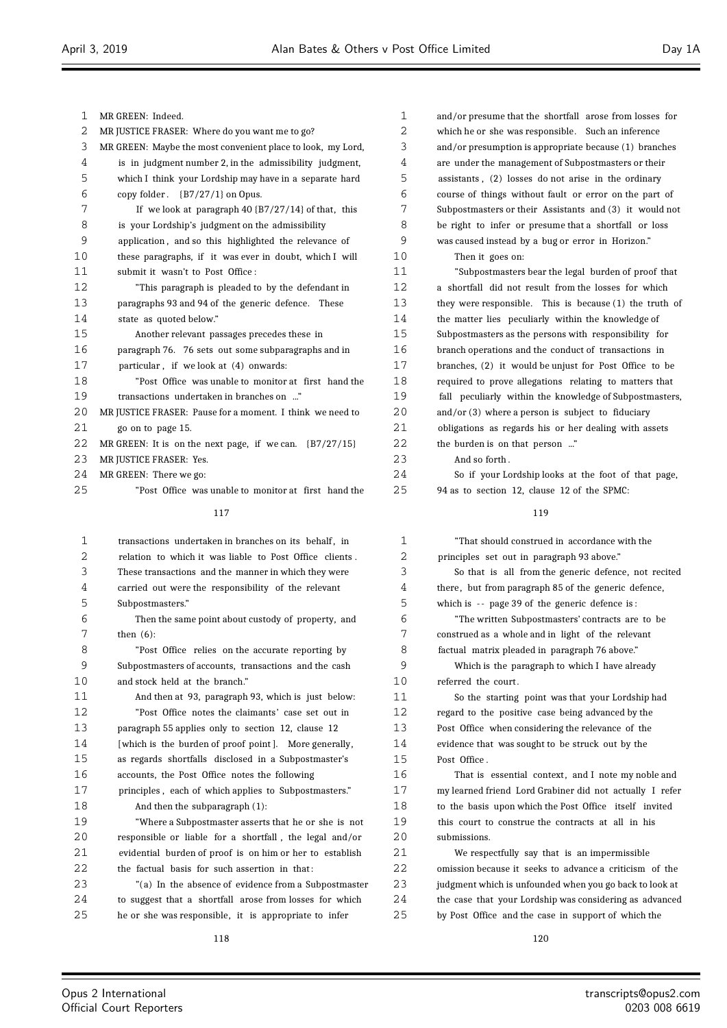MR GREEN: Indeed.

MR JUSTICE FRASER: Where do you want me to go?

MR GREEN: Maybe the most convenient place to look, my Lord, is in judgment number 2, in the admissibility judgment, which I think your Lordship may have in a separate hard copy folder. {B7/27/1} on Opus.

If we look at paragraph 40 {B7/27/14} of that, this is your Lordship's judgment on the admissibility application, and so this highlighted the relevance of these paragraphs, if it was ever in doubt, which I will submit it wasn't to Post Office:

"This paragraph is pleaded to by the defendant in paragraphs 93 and 94 of the generic defence. These state as quoted below."

Another relevant passages precedes these in paragraph 76. 76 sets out some subparagraphs and in particular, if we look at (4) onwards:

"Post Office was unable to monitor at first hand the transactions undertaken in branches on ..."

MR JUSTICE FRASER: Pause for a moment. I think we need to go on to page 15.

MR GREEN: It is on the next page, if we can. {B7/27/15}

MR JUSTICE FRASER: Yes.

MR GREEN: There we go:

"Post Office was unable to monitor at first hand the transactions undertaken in branches on its behalf, in relation to which it was liable to Post Office clients. These transactions and the manner in which they were carried out were the responsibility of the relevant Subpostmasters."

Then the same point about custody of property, and then (6):

"Post Office relies on the accurate reporting by Subpostmasters of accounts, transactions and the cash and stock held at the branch."

And then at 93, paragraph 93, which is just below:

"Post Office notes the claimants' case set out in paragraph 55 applies only to section 12, clause 12 [which is the burden of proof point]. More generally, as regards shortfalls disclosed in a Subpostmaster's accounts, the Post Office notes the following principles, each of which applies to Subpostmasters."

And then the subparagraph (1):

"Where a Subpostmaster asserts that he or she is not responsible or liable for a shortfall, the legal and/or evidential burden of proof is on him or her to establish the factual basis for such assertion in that:

"(a) In the absence of evidence from a Subpostmaster to suggest that a shortfall arose from losses for which he or she was responsible, it is appropriate to infer and/or presume that the shortfall arose from losses for which he or she was responsible. Such an inference and/or presumption is appropriate because (1) branches are under the management of Subpostmasters or their assistants, (2) losses do not arise in the ordinary course of things without fault or error on the part of Subpostmasters or their Assistants and (3) it would not be right to infer or presume that a shortfall or loss was caused instead by a bug or error in Horizon."

Then it goes on:

"Subpostmasters bear the legal burden of proof that a shortfall did not result from the losses for which they were responsible. This is because (1) the truth of the matter lies peculiarly within the knowledge of Subpostmasters as the persons with responsibility for branch operations and the conduct of transactions in branches, (2) it would be unjust for Post Office to be required to prove allegations relating to matters that fall peculiarly within the knowledge of Subpostmasters, and/or (3) where a person is subject to fiduciary obligations as regards his or her dealing with assets the burden is on that person ..."

And so forth.

So if your Lordship looks at the foot of that page, 94 as to section 12, clause 12 of the SPMC:

"That should construed in accordance with the principles set out in paragraph 93 above."

So that is all from the generic defence, not recited there, but from paragraph 85 of the generic defence, which is -- page 39 of the generic defence is:

"The written Subpostmasters' contracts are to be construed as a whole and in light of the relevant factual matrix pleaded in paragraph 76 above."

Which is the paragraph to which I have already referred the court.

So the starting point was that your Lordship had regard to the positive case being advanced by the Post Office when considering the relevance of the evidence that was sought to be struck out by the Post Office.

That is essential context, and I note my noble and my learned friend Lord Grabiner did not actually I refer to the basis upon which the Post Office itself invited this court to construe the contracts at all in his submissions.

We respectfully say that is an impermissible omission because it seeks to advance a criticism of the judgment which is unfounded when you go back to look at the case that your Lordship was considering as advanced by Post Office and the case in support of which the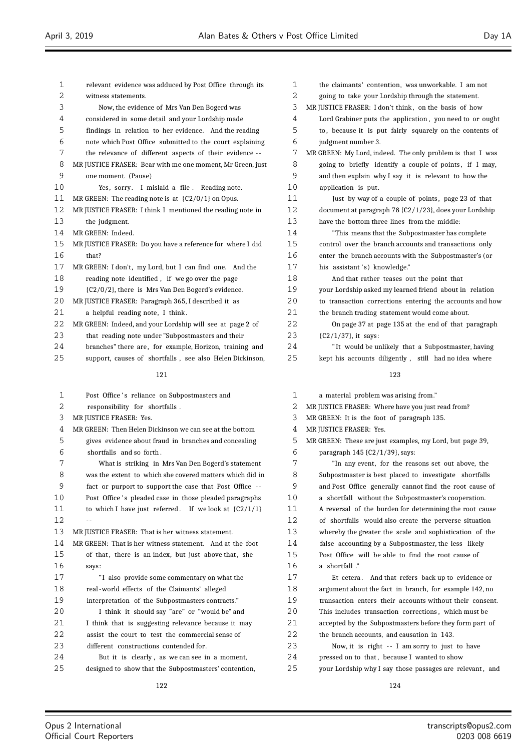relevant evidence was adduced by Post Office through its witness statements.

Now, the evidence of Mrs Van Den Bogerd was considered in some detail and your Lordship made findings in relation to her evidence. And the reading note which Post Office submitted to the court explaining the relevance of different aspects of their evidence --

MR JUSTICE FRASER: Bear with me one moment, Mr Green, just one moment. (Pause)

Yes, sorry. I mislaid a file. Reading note.

MR GREEN: The reading note is at {C2/0/1} on Opus.

MR JUSTICE FRASER: I think I mentioned the reading note in the judgment.

MR GREEN: Indeed.

MR JUSTICE FRASER: Do you have a reference for where I did that?

MR GREEN: I don't, my Lord, but I can find one. And the reading note identified, if we go over the page {C2/0/2}, there is Mrs Van Den Bogerd's evidence.

MR JUSTICE FRASER: Paragraph 365, I described it as a helpful reading note, I think.

MR GREEN: Indeed, and your Lordship will see at page 2 of that reading note under "Subpostmasters and their branches" there are, for example, Horizon, training and support, causes of shortfalls, see also Helen Dickinson, Post Office's reliance on Subpostmasters and responsibility for shortfalls.

MR JUSTICE FRASER: Yes.

MR GREEN: Then Helen Dickinson we can see at the bottom gives evidence about fraud in branches and concealing shortfalls and so forth.

What is striking in Mrs Van Den Bogerd's statement was the extent to which she covered matters which did in fact or purport to support the case that Post Office -- Post Office's pleaded case in those pleaded paragraphs to which I have just referred. If we look at {C2/1/1} --

MR JUSTICE FRASER: That is her witness statement.

MR GREEN: That is her witness statement. And at the foot of that, there is an index, but just above that, she says:

"I also provide some commentary on what the real-world effects of the Claimants' alleged interpretation of the Subpostmasters contracts."

I think it should say "are" or "would be" and I think that is suggesting relevance because it may assist the court to test the commercial sense of different constructions contended for.

But it is clearly, as we can see in a moment, designed to show that the Subpostmasters' contention, the claimants' contention, was unworkable. I am not going to take your Lordship through the statement.

MR JUSTICE FRASER: I don't think, on the basis of how Lord Grabiner puts the application, you need to or ought to, because it is put fairly squarely on the contents of judgment number 3.

MR GREEN: My Lord, indeed. The only problem is that I was going to briefly identify a couple of points, if I may, and then explain why I say it is relevant to how the application is put.

Just by way of a couple of points, page 23 of that document at paragraph 78 {C2/1/23}, does your Lordship have the bottom three lines from the middle:

"This means that the Subpostmaster has complete control over the branch accounts and transactions only enter the branch accounts with the Subpostmaster's (or his assistant's) knowledge."

And that rather teases out the point that your Lordship asked my learned friend about in relation to transaction corrections entering the accounts and how the branch trading statement would come about.

On page 37 at page 135 at the end of that paragraph {C2/1/37}, it says:

"It would be unlikely that a Subpostmaster, having kept his accounts diligently, still had no idea where a material problem was arising from."

MR JUSTICE FRASER: Where have you just read from?

MR GREEN: It is the foot of paragraph 135.

MR JUSTICE FRASER: Yes.

MR GREEN: These are just examples, my Lord, but page 39, paragraph 145 {C2/1/39}, says:

"In any event, for the reasons set out above, the Subpostmaster is best placed to investigate shortfalls and Post Office generally cannot find the root cause of a shortfall without the Subpostmaster's cooperation. A reversal of the burden for determining the root cause of shortfalls would also create the perverse situation whereby the greater the scale and sophistication of the false accounting by a Subpostmaster, the less likely Post Office will be able to find the root cause of a shortfall."

Et cetera. And that refers back up to evidence or argument about the fact in branch, for example 142, no transaction enters their accounts without their consent. This includes transaction corrections, which must be accepted by the Subpostmasters before they form part of the branch accounts, and causation in 143.

Now, it is right -- I am sorry to just to have pressed on to that, because I wanted to show your Lordship why I say those passages are relevant, and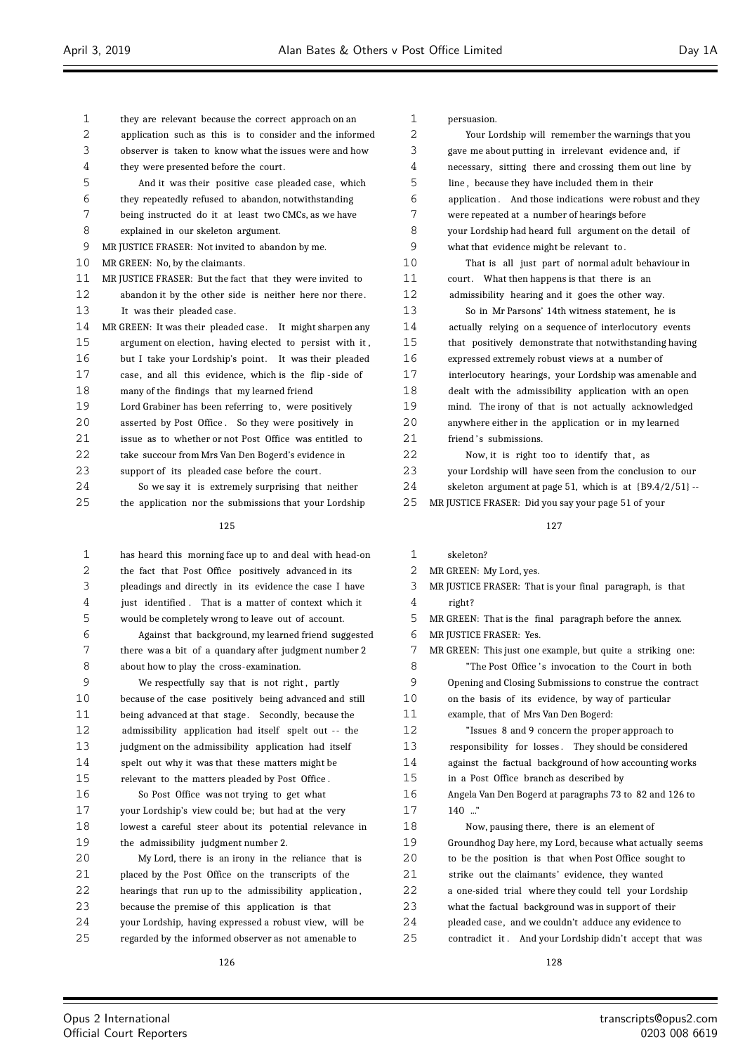they are relevant because the correct approach on an application such as this is to consider and the informed observer is taken to know what the issues were and how they were presented before the court.

And it was their positive case pleaded case, which they repeatedly refused to abandon, notwithstanding being instructed do it at least two CMCs, as we have explained in our skeleton argument.

MR JUSTICE FRASER: Not invited to abandon by me.

MR GREEN: No, by the claimants.

MR JUSTICE FRASER: But the fact that they were invited to abandon it by the other side is neither here nor there. It was their pleaded case.

MR GREEN: It was their pleaded case. It might sharpen any argument on election, having elected to persist with it, but I take your Lordship's point. It was their pleaded case, and all this evidence, which is the flip-side of many of the findings that my learned friend Lord Grabiner has been referring to, were positively asserted by Post Office. So they were positively in issue as to whether or not Post Office was entitled to take succour from Mrs Van Den Bogerd's evidence in support of its pleaded case before the court.

So we say it is extremely surprising that neither the application nor the submissions that your Lordship has heard this morning face up to and deal with head-on the fact that Post Office positively advanced in its pleadings and directly in its evidence the case I have just identified. That is a matter of context which it would be completely wrong to leave out of account.

Against that background, my learned friend suggested there was a bit of a quandary after judgment number 2 about how to play the cross-examination.

We respectfully say that is not right, partly because of the case positively being advanced and still being advanced at that stage. Secondly, because the admissibility application had itself spelt out -- the judgment on the admissibility application had itself spelt out why it was that these matters might be relevant to the matters pleaded by Post Office.

So Post Office was not trying to get what your Lordship's view could be; but had at the very lowest a careful steer about its potential relevance in the admissibility judgment number 2.

My Lord, there is an irony in the reliance that is placed by the Post Office on the transcripts of the hearings that run up to the admissibility application, because the premise of this application is that your Lordship, having expressed a robust view, will be regarded by the informed observer as not amenable to persuasion.

Your Lordship will remember the warnings that you gave me about putting in irrelevant evidence and, if necessary, sitting there and crossing them out line by line, because they have included them in their application. And those indications were robust and they were repeated at a number of hearings before your Lordship had heard full argument on the detail of what that evidence might be relevant to.

That is all just part of normal adult behaviour in court. What then happens is that there is an admissibility hearing and it goes the other way.

So in Mr Parsons' 14th witness statement, he is actually relying on a sequence of interlocutory events that positively demonstrate that notwithstanding having expressed extremely robust views at a number of interlocutory hearings, your Lordship was amenable and dealt with the admissibility application with an open mind. The irony of that is not actually acknowledged anywhere either in the application or in my learned friend's submissions.

Now, it is right too to identify that, as your Lordship will have seen from the conclusion to our skeleton argument at page 51, which is at {B9.4/2/51} --

MR JUSTICE FRASER: Did you say your page 51 of your skeleton?

MR GREEN: My Lord, yes.

MR JUSTICE FRASER: That is your final paragraph, is that right?

MR GREEN: That is the final paragraph before the annex.

MR JUSTICE FRASER: Yes.

MR GREEN: This just one example, but quite a striking one:

"The Post Office's invocation to the Court in both Opening and Closing Submissions to construe the contract on the basis of its evidence, by way of particular example, that of Mrs Van Den Bogerd:

"Issues 8 and 9 concern the proper approach to responsibility for losses. They should be considered against the factual background of how accounting works in a Post Office branch as described by Angela Van Den Bogerd at paragraphs 73 to 82 and 126 to 140 ..."

Now, pausing there, there is an element of Groundhog Day here, my Lord, because what actually seems to be the position is that when Post Office sought to strike out the claimants' evidence, they wanted a one-sided trial where they could tell your Lordship what the factual background was in support of their pleaded case, and we couldn't adduce any evidence to contradict it. And your Lordship didn't accept that was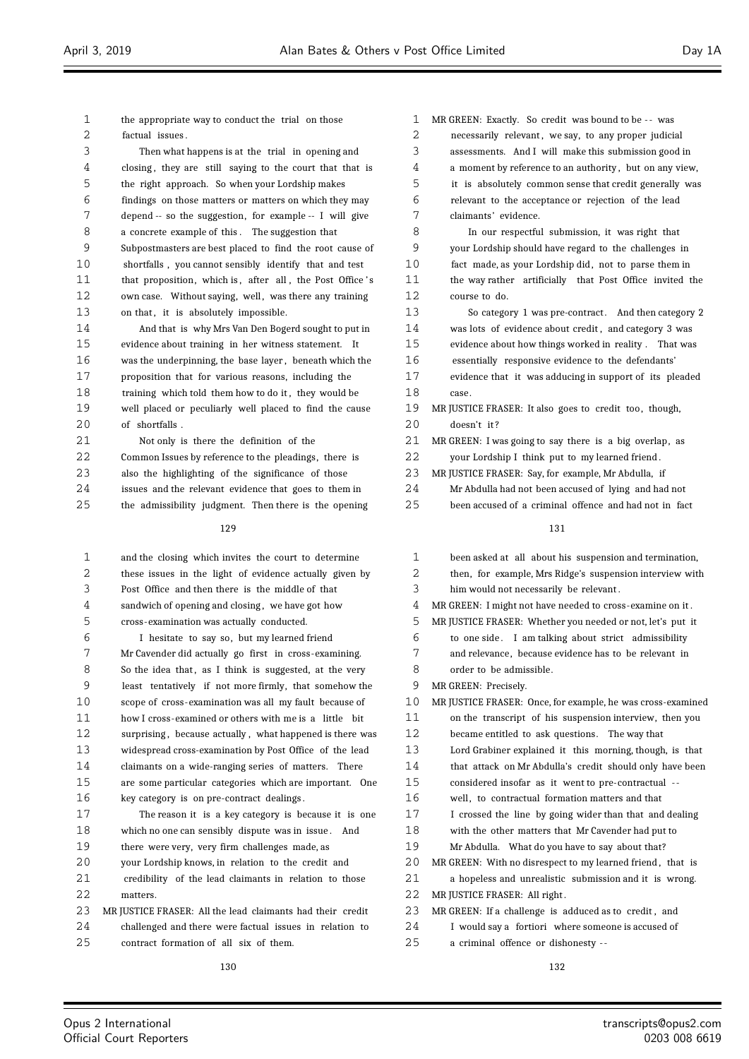the appropriate way to conduct the trial on those factual issues.

Then what happens is at the trial in opening and closing, they are still saying to the court that that is the right approach. So when your Lordship makes findings on those matters or matters on which they may depend -- so the suggestion, for example -- I will give a concrete example of this. The suggestion that Subpostmasters are best placed to find the root cause of shortfalls, you cannot sensibly identify that and test that proposition, which is, after all, the Post Office's own case. Without saying, well, was there any training on that, it is absolutely impossible.

And that is why Mrs Van Den Bogerd sought to put in evidence about training in her witness statement. It was the underpinning, the base layer, beneath which the proposition that for various reasons, including the training which told them how to do it, they would be well placed or peculiarly well placed to find the cause of shortfalls.

Not only is there the definition of the Common Issues by reference to the pleadings, there is also the highlighting of the significance of those issues and the relevant evidence that goes to them in the admissibility judgment. Then there is the opening and the closing which invites the court to determine these issues in the light of evidence actually given by Post Office and then there is the middle of that sandwich of opening and closing, we have got how cross-examination was actually conducted.

I hesitate to say so, but my learned friend Mr Cavender did actually go first in cross-examining. So the idea that, as I think is suggested, at the very least tentatively if not more firmly, that somehow the scope of cross-examination was all my fault because of how I cross-examined or others with me is a little bit surprising, because actually, what happened is there was widespread cross-examination by Post Office of the lead claimants on a wide-ranging series of matters. There are some particular categories which are important. One key category is on pre-contract dealings.

The reason it is a key category is because it is one which no one can sensibly dispute was in issue. And there were very, very firm challenges made, as your Lordship knows, in relation to the credit and credibility of the lead claimants in relation to those matters.

MR JUSTICE FRASER: All the lead claimants had their credit challenged and there were factual issues in relation to contract formation of all six of them.

MR GREEN: Exactly. So credit was bound to be -- was necessarily relevant, we say, to any proper judicial assessments. And I will make this submission good in a moment by reference to an authority, but on any view, it is absolutely common sense that credit generally was relevant to the acceptance or rejection of the lead claimants' evidence.

In our respectful submission, it was right that your Lordship should have regard to the challenges in fact made, as your Lordship did, not to parse them in the way rather artificially that Post Office invited the course to do.

So category 1 was pre-contract. And then category 2 was lots of evidence about credit, and category 3 was evidence about how things worked in reality. That was essentially responsive evidence to the defendants' evidence that it was adducing in support of its pleaded case.

MR JUSTICE FRASER: It also goes to credit too, though, doesn't it?

MR GREEN: I was going to say there is a big overlap, as your Lordship I think put to my learned friend.

MR JUSTICE FRASER: Say, for example, Mr Abdulla, if Mr Abdulla had not been accused of lying and had not been accused of a criminal offence and had not in fact been asked at all about his suspension and termination, then, for example, Mrs Ridge's suspension interview with him would not necessarily be relevant.

MR GREEN: I might not have needed to cross-examine on it.

MR JUSTICE FRASER: Whether you needed or not, let's put it to one side. I am talking about strict admissibility and relevance, because evidence has to be relevant in order to be admissible.

MR GREEN: Precisely.

MR JUSTICE FRASER: Once, for example, he was cross-examined on the transcript of his suspension interview, then you became entitled to ask questions. The way that Lord Grabiner explained it this morning, though, is that that attack on Mr Abdulla's credit should only have been considered insofar as it went to pre-contractual -- well, to contractual formation matters and that I crossed the line by going wider than that and dealing with the other matters that Mr Cavender had put to Mr Abdulla. What do you have to say about that?

MR GREEN: With no disrespect to my learned friend, that is a hopeless and unrealistic submission and it is wrong.

MR JUSTICE FRASER: All right.

MR GREEN: If a challenge is adduced as to credit, and I would say a fortiori where someone is accused of a criminal offence or dishonesty --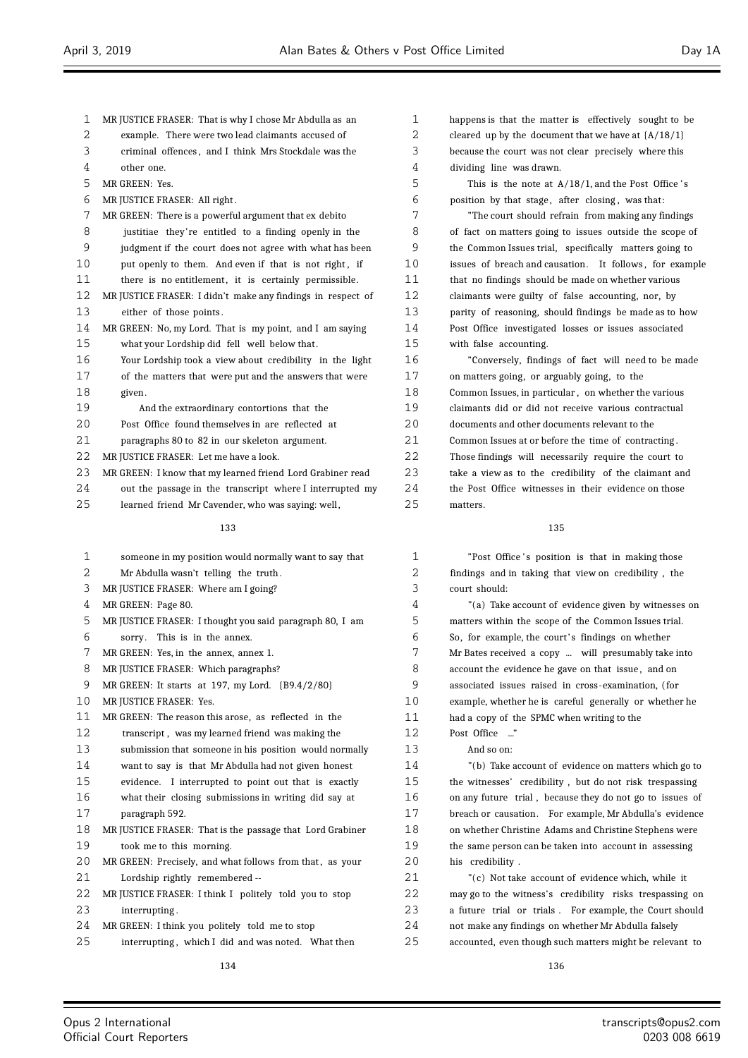MR JUSTICE FRASER: That is why I chose Mr Abdulla as an example. There were two lead claimants accused of criminal offences, and I think Mrs Stockdale was the other one.

MR GREEN: Yes.

MR JUSTICE FRASER: All right.

MR GREEN: There is a powerful argument that ex debito justitiae they're entitled to a finding openly in the judgment if the court does not agree with what has been put openly to them. And even if that is not right, if there is no entitlement, it is certainly permissible.

MR JUSTICE FRASER: I didn't make any findings in respect of either of those points.

MR GREEN: No, my Lord. That is my point, and I am saying what your Lordship did fell well below that.

Your Lordship took a view about credibility in the light of the matters that were put and the answers that were given.

And the extraordinary contortions that the Post Office found themselves in are reflected at paragraphs 80 to 82 in our skeleton argument.

MR JUSTICE FRASER: Let me have a look.

MR GREEN: I know that my learned friend Lord Grabiner read out the passage in the transcript where I interrupted my learned friend Mr Cavender, who was saying: well, someone in my position would normally want to say that Mr Abdulla wasn't telling the truth.

MR JUSTICE FRASER: Where am I going?

MR GREEN: Page 80.

MR JUSTICE FRASER: I thought you said paragraph 80, I am sorry. This is in the annex.

MR GREEN: Yes, in the annex, annex 1.

MR JUSTICE FRASER: Which paragraphs?

MR GREEN: It starts at 197, my Lord. {B9.4/2/80}

MR JUSTICE FRASER: Yes.

MR GREEN: The reason this arose, as reflected in the transcript, was my learned friend was making the submission that someone in his position would normally want to say is that Mr Abdulla had not given honest evidence. I interrupted to point out that is exactly what their closing submissions in writing did say at paragraph 592.

MR JUSTICE FRASER: That is the passage that Lord Grabiner took me to this morning.

MR GREEN: Precisely, and what follows from that, as your Lordship rightly remembered --

MR JUSTICE FRASER: I think I politely told you to stop interrupting.

MR GREEN: I think you politely told me to stop interrupting, which I did and was noted. What then happens is that the matter is effectively sought to be cleared up by the document that we have at {A/18/1} because the court was not clear precisely where this dividing line was drawn.

This is the note at A/18/1, and the Post Office's position by that stage, after closing, was that:

"The court should refrain from making any findings of fact on matters going to issues outside the scope of the Common Issues trial, specifically matters going to issues of breach and causation. It follows, for example that no findings should be made on whether various claimants were guilty of false accounting, nor, by parity of reasoning, should findings be made as to how Post Office investigated losses or issues associated with false accounting.

"Conversely, findings of fact will need to be made on matters going, or arguably going, to the Common Issues, in particular, on whether the various claimants did or did not receive various contractual documents and other documents relevant to the Common Issues at or before the time of contracting. Those findings will necessarily require the court to take a view as to the credibility of the claimant and the Post Office witnesses in their evidence on those matters.

"Post Office's position is that in making those findings and in taking that view on credibility, the court should:

"(a) Take account of evidence given by witnesses on matters within the scope of the Common Issues trial. So, for example, the court's findings on whether Mr Bates received a copy ... will presumably take into account the evidence he gave on that issue, and on associated issues raised in cross-examination, (for example, whether he is careful generally or whether he had a copy of the SPMC when writing to the Post Office ..."

And so on:

"(b) Take account of evidence on matters which go to the witnesses' credibility, but do not risk trespassing on any future trial, because they do not go to issues of breach or causation. For example, Mr Abdulla's evidence on whether Christine Adams and Christine Stephens were the same person can be taken into account in assessing his credibility.

"(c) Not take account of evidence which, while it may go to the witness's credibility risks trespassing on a future trial or trials. For example, the Court should not make any findings on whether Mr Abdulla falsely accounted, even though such matters might be relevant to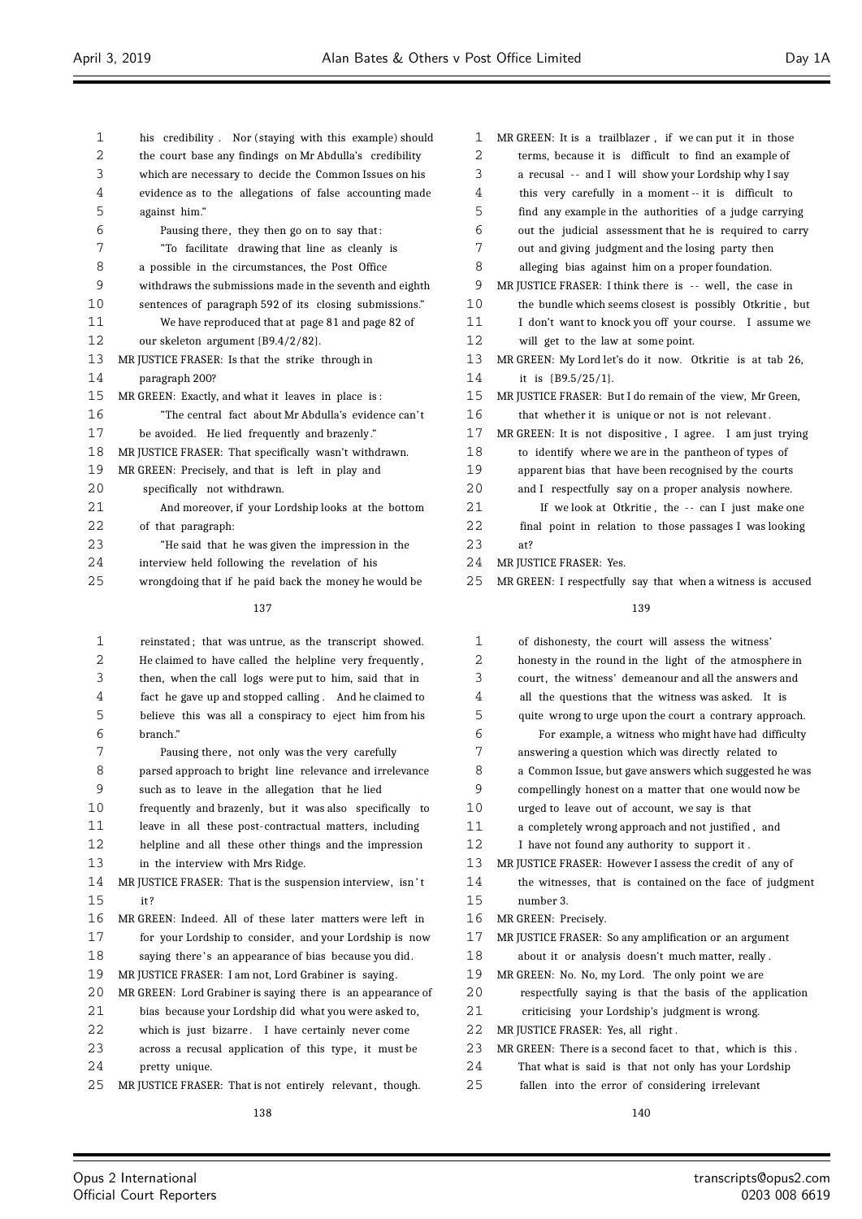his credibility. Nor (staying with this example) should the court base any findings on Mr Abdulla's credibility which are necessary to decide the Common Issues on his evidence as to the allegations of false accounting made against him."

Pausing there, they then go on to say that:

"To facilitate drawing that line as cleanly is a possible in the circumstances, the Post Office withdraws the submissions made in the seventh and eighth sentences of paragraph 592 of its closing submissions."

We have reproduced that at page 81 and page 82 of our skeleton argument {B9.4/2/82}.

MR JUSTICE FRASER: Is that the strike through in paragraph 200?

MR GREEN: Exactly, and what it leaves in place is:

"The central fact about Mr Abdulla's evidence can't be avoided. He lied frequently and brazenly."

MR JUSTICE FRASER: That specifically wasn't withdrawn.

MR GREEN: Precisely, and that is left in play and specifically not withdrawn.

And moreover, if your Lordship looks at the bottom of that paragraph:

"He said that he was given the impression in the interview held following the revelation of his wrongdoing that if he paid back the money he would be reinstated; that was untrue, as the transcript showed. He claimed to have called the helpline very frequently, then, when the call logs were put to him, said that in fact he gave up and stopped calling. And he claimed to believe this was all a conspiracy to eject him from his branch."

Pausing there, not only was the very carefully parsed approach to bright line relevance and irrelevance such as to leave in the allegation that he lied frequently and brazenly, but it was also specifically to leave in all these post-contractual matters, including helpline and all these other things and the impression in the interview with Mrs Ridge.

MR JUSTICE FRASER: That is the suspension interview, isn't it?

MR GREEN: Indeed. All of these later matters were left in for your Lordship to consider, and your Lordship is now saying there's an appearance of bias because you did.

MR JUSTICE FRASER: I am not, Lord Grabiner is saying.

MR GREEN: Lord Grabiner is saying there is an appearance of bias because your Lordship did what you were asked to, which is just bizarre. I have certainly never come across a recusal application of this type, it must be pretty unique.

MR JUSTICE FRASER: That is not entirely relevant, though.

MR GREEN: It is a trailblazer, if we can put it in those terms, because it is difficult to find an example of a recusal -- and I will show your Lordship why I say this very carefully in a moment -- it is difficult to find any example in the authorities of a judge carrying out the judicial assessment that he is required to carry out and giving judgment and the losing party then alleging bias against him on a proper foundation.

MR JUSTICE FRASER: I think there is -- well, the case in the bundle which seems closest is possibly Otkritie, but I don't want to knock you off your course. I assume we will get to the law at some point.

MR GREEN: My Lord let's do it now. Otkritie is at tab 26, it is {B9.5/25/1}.

MR JUSTICE FRASER: But I do remain of the view, Mr Green, that whether it is unique or not is not relevant.

MR GREEN: It is not dispositive, I agree. I am just trying to identify where we are in the pantheon of types of apparent bias that have been recognised by the courts and I respectfully say on a proper analysis nowhere.

If we look at Otkritie, the -- can I just make one final point in relation to those passages I was looking at?

MR JUSTICE FRASER: Yes.

MR GREEN: I respectfully say that when a witness is accused of dishonesty, the court will assess the witness' honesty in the round in the light of the atmosphere in court, the witness' demeanour and all the answers and all the questions that the witness was asked. It is quite wrong to urge upon the court a contrary approach.

For example, a witness who might have had difficulty answering a question which was directly related to a Common Issue, but gave answers which suggested he was compellingly honest on a matter that one would now be urged to leave out of account, we say is that a completely wrong approach and not justified, and I have not found any authority to support it.

MR JUSTICE FRASER: However I assess the credit of any of the witnesses, that is contained on the face of judgment number 3.

MR GREEN: Precisely.

MR JUSTICE FRASER: So any amplification or an argument about it or analysis doesn't much matter, really.

MR GREEN: No. No, my Lord. The only point we are respectfully saying is that the basis of the application criticising your Lordship's judgment is wrong.

MR JUSTICE FRASER: Yes, all right.

MR GREEN: There is a second facet to that, which is this. That what is said is that not only has your Lordship fallen into the error of considering irrelevant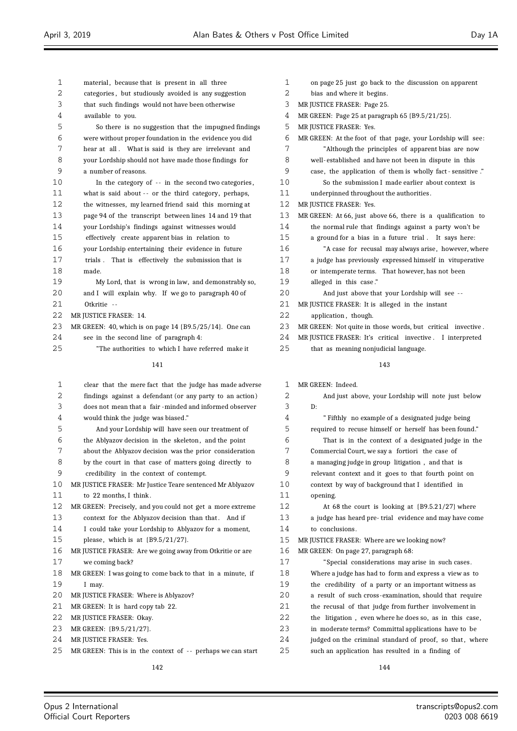material, because that is present in all three categories, but studiously avoided is any suggestion that such findings would not have been otherwise available to you.

So there is no suggestion that the impugned findings were without proper foundation in the evidence you did hear at all. What is said is they are irrelevant and your Lordship should not have made those findings for a number of reasons.

In the category of -- in the second two categories, what is said about -- or the third category, perhaps, the witnesses, my learned friend said this morning at page 94 of the transcript between lines 14 and 19 that your Lordship's findings against witnesses would effectively create apparent bias in relation to your Lordship entertaining their evidence in future trials. That is effectively the submission that is made.

My Lord, that is wrong in law, and demonstrably so, and I will explain why. If we go to paragraph 40 of Otkritie --

MR JUSTICE FRASER: 14.

MR GREEN: 40, which is on page 14 {B9.5/25/14}. One can see in the second line of paragraph 4:

"The authorities to which I have referred make it clear that the mere fact that the judge has made adverse findings against a defendant (or any party to an action) does not mean that a fair-minded and informed observer would think the judge was biased."

And your Lordship will have seen our treatment of the Ablyazov decision in the skeleton, and the point about the Ablyazov decision was the prior consideration by the court in that case of matters going directly to credibility in the context of contempt.

MR JUSTICE FRASER: Mr Justice Teare sentenced Mr Ablyazov to 22 months, I think.

MR GREEN: Precisely, and you could not get a more extreme context for the Ablyazov decision than that. And if I could take your Lordship to Ablyazov for a moment, please, which is at {B9.5/21/27}.

MR JUSTICE FRASER: Are we going away from Otkritie or are we coming back?

MR GREEN: I was going to come back to that in a minute, if I may.

MR JUSTICE FRASER: Where is Ablyazov?

MR GREEN: It is hard copy tab 22.

MR JUSTICE FRASER: Okay.

MR GREEN: {B9.5/21/27}.

MR JUSTICE FRASER: Yes.

MR GREEN: This is in the context of -- perhaps we can start on page 25 just go back to the discussion on apparent bias and where it begins.

MR JUSTICE FRASER: Page 25.

MR GREEN: Page 25 at paragraph 65 {B9.5/21/25}.

MR JUSTICE FRASER: Yes.

MR GREEN: At the foot of that page, your Lordship will see:

"Although the principles of apparent bias are now well-established and have not been in dispute in this case, the application of them is wholly fact-sensitive."

So the submission I made earlier about context is underpinned throughout the authorities.

MR JUSTICE FRASER: Yes.

MR GREEN: At 66, just above 66, there is a qualification to the normal rule that findings against a party won't be a ground for a bias in a future trial. It says here:

"A case for recusal may always arise, however, where a judge has previously expressed himself in vituperative or intemperate terms. That however, has not been alleged in this case."

And just above that your Lordship will see --

MR JUSTICE FRASER: It is alleged in the instant application, though.

MR GREEN: Not quite in those words, but critical invective.

MR JUSTICE FRASER: It's critical invective. I interpreted that as meaning nonjudicial language.

MR GREEN: Indeed.

And just above, your Lordship will note just below D:

"Fifthly no example of a designated judge being required to recuse himself or herself has been found."

That is in the context of a designated judge in the Commercial Court, we say a fortiori the case of a managing judge in group litigation, and that is relevant context and it goes to that fourth point on context by way of background that I identified in opening.

At 68 the court is looking at {B9.5.21/27} where a judge has heard pre-trial evidence and may have come to conclusions.

MR JUSTICE FRASER: Where are we looking now?

MR GREEN: On page 27, paragraph 68:

"Special considerations may arise in such cases. Where a judge has had to form and express a view as to the credibility of a party or an important witness as a result of such cross-examination, should that require the recusal of that judge from further involvement in the litigation, even where he does so, as in this case, in moderate terms? Committal applications have to be judged on the criminal standard of proof, so that, where such an application has resulted in a finding of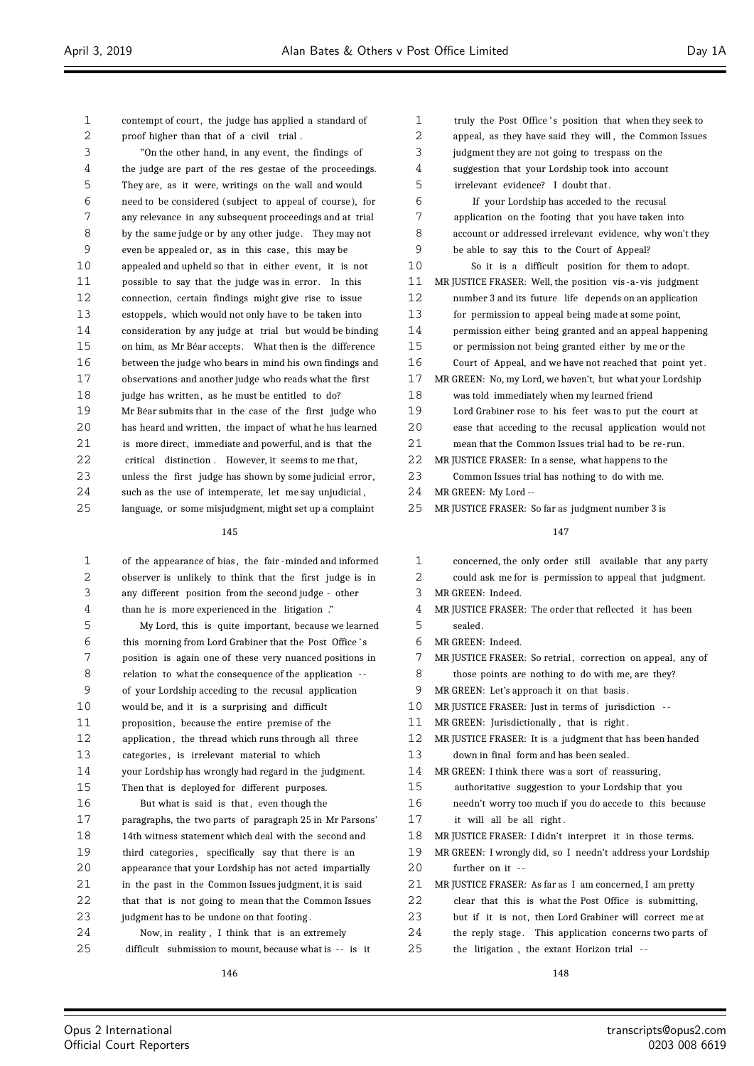contempt of court, the judge has applied a standard of proof higher than that of a civil trial.

"On the other hand, in any event, the findings of the judge are part of the res gestae of the proceedings. They are, as it were, writings on the wall and would need to be considered (subject to appeal of course), for any relevance in any subsequent proceedings and at trial by the same judge or by any other judge. They may not even be appealed or, as in this case, this may be appealed and upheld so that in either event, it is not possible to say that the judge was in error. In this connection, certain findings might give rise to issue estoppels, which would not only have to be taken into consideration by any judge at trial but would be binding on him, as Mr Béar accepts. What then is the difference between the judge who bears in mind his own findings and observations and another judge who reads what the first judge has written, as he must be entitled to do? Mr Béar submits that in the case of the first judge who has heard and written, the impact of what he has learned is more direct, immediate and powerful, and is that the critical distinction. However, it seems to me that, unless the first judge has shown by some judicial error, such as the use of intemperate, let me say unjudicial, language, or some misjudgment, might set up a complaint of the appearance of bias, the fair-minded and informed observer is unlikely to think that the first judge is in any different position from the second judge - other than he is more experienced in the litigation."

My Lord, this is quite important, because we learned this morning from Lord Grabiner that the Post Office's position is again one of these very nuanced positions in relation to what the consequence of the application -- of your Lordship acceding to the recusal application would be, and it is a surprising and difficult proposition, because the entire premise of the application, the thread which runs through all three categories, is irrelevant material to which your Lordship has wrongly had regard in the judgment. Then that is deployed for different purposes.

But what is said is that, even though the paragraphs, the two parts of paragraph 25 in Mr Parsons' 14th witness statement which deal with the second and third categories, specifically say that there is an appearance that your Lordship has not acted impartially in the past in the Common Issues judgment, it is said that that is not going to mean that the Common Issues judgment has to be undone on that footing.

Now, in reality, I think that is an extremely difficult submission to mount, because what is -- is it truly the Post Office's position that when they seek to appeal, as they have said they will, the Common Issues judgment they are not going to trespass on the suggestion that your Lordship took into account irrelevant evidence? I doubt that.

If your Lordship has acceded to the recusal application on the footing that you have taken into account or addressed irrelevant evidence, why won't they be able to say this to the Court of Appeal?

So it is a difficult position for them to adopt.

MR JUSTICE FRASER: Well, the position vis-a-vis judgment number 3 and its future life depends on an application for permission to appeal being made at some point, permission either being granted and an appeal happening or permission not being granted either by me or the Court of Appeal, and we have not reached that point yet.

MR GREEN: No, my Lord, we haven't, but what your Lordship was told immediately when my learned friend Lord Grabiner rose to his feet was to put the court at ease that acceding to the recusal application would not mean that the Common Issues trial had to be re-run.

MR JUSTICE FRASER: In a sense, what happens to the Common Issues trial has nothing to do with me.

MR GREEN: My Lord --

MR JUSTICE FRASER: So far as judgment number 3 is concerned, the only order still available that any party could ask me for is permission to appeal that judgment.

MR GREEN: Indeed.

MR JUSTICE FRASER: The order that reflected it has been sealed.

MR GREEN: Indeed.

MR JUSTICE FRASER: So retrial, correction on appeal, any of those points are nothing to do with me, are they?

MR GREEN: Let's approach it on that basis.

MR JUSTICE FRASER: Just in terms of jurisdiction --

MR GREEN: Jurisdictionally, that is right.

MR JUSTICE FRASER: It is a judgment that has been handed down in final form and has been sealed.

MR GREEN: I think there was a sort of reassuring, authoritative suggestion to your Lordship that you needn't worry too much if you do accede to this because it will all be all right.

MR JUSTICE FRASER: I didn't interpret it in those terms.

MR GREEN: I wrongly did, so I needn't address your Lordship further on it --

MR JUSTICE FRASER: As far as I am concerned, I am pretty clear that this is what the Post Office is submitting, but if it is not, then Lord Grabiner will correct me at the reply stage. This application concerns two parts of the litigation, the extant Horizon trial --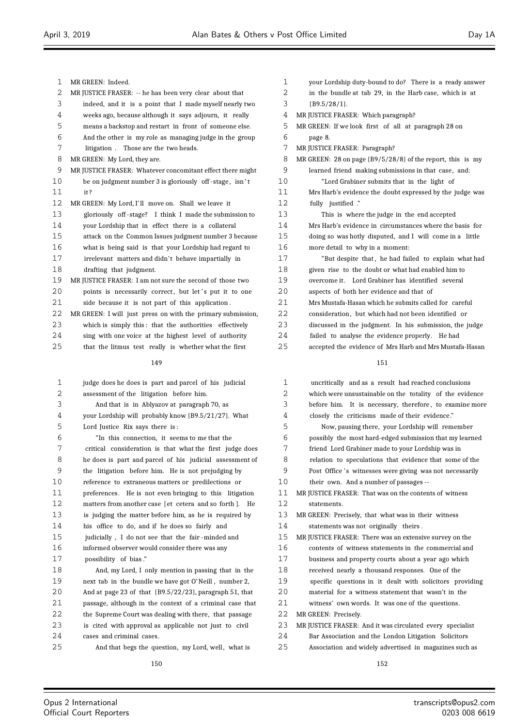MR GREEN: Indeed.

MR JUSTICE FRASER: -- he has been very clear about that indeed, and it is a point that I made myself nearly two weeks ago, because although it says adjourn, it really means a backstop and restart in front of someone else. And the other is my role as managing judge in the group litigation. Those are the two heads.

MR GREEN: My Lord, they are.

MR JUSTICE FRASER: Whatever concomitant effect there might be on judgment number 3 is gloriously off-stage, isn't it?

MR GREEN: My Lord, I'll move on. Shall we leave it gloriously off-stage? I think I made the submission to your Lordship that in effect there is a collateral attack on the Common Issues judgment number 3 because what is being said is that your Lordship had regard to irrelevant matters and didn't behave impartially in drafting that judgment.

MR JUSTICE FRASER: I am not sure the second of those two points is necessarily correct, but let's put it to one side because it is not part of this application.

MR GREEN: I will just press on with the primary submission, which is simply this: that the authorities effectively sing with one voice at the highest level of authority that the litmus test really is whether what the first judge does he does is part and parcel of his judicial assessment of the litigation before him.

And that is in Ablyazov at paragraph 70, as your Lordship will probably know {B9.5/21/27}. What Lord Justice Rix says there is:

"In this connection, it seems to me that the critical consideration is that what the first judge does he does is part and parcel of his judicial assessment of the litigation before him. He is not prejudging by reference to extraneous matters or predilections or preferences. He is not even bringing to this litigation matters from another case [et cetera and so forth]. He is judging the matter before him, as he is required by his office to do, and if he does so fairly and judicially, I do not see that the fair-minded and informed observer would consider there was any possibility of bias."

And, my Lord, I only mention in passing that in the next tab in the bundle we have got O'Neill, number 2, And at page 23 of that {B9.5/22/23}, paragraph 51, that passage, although in the context of a criminal case that the Supreme Court was dealing with there, that passage is cited with approval as applicable not just to civil cases and criminal cases.

And that begs the question, my Lord, well, what is your Lordship duty-bound to do? There is a ready answer in the bundle at tab 29, in the Harb case, which is at {B9.5/28/1}.

MR JUSTICE FRASER: Which paragraph?

MR GREEN: If we look first of all at paragraph 28 on page 8.

MR JUSTICE FRASER: Paragraph?

MR GREEN: 28 on page {B9/5/28/8} of the report, this is my learned friend making submissions in that case, and:

"Lord Grabiner submits that in the light of Mrs Harb's evidence the doubt expressed by the judge was fully justified."

This is where the judge in the end accepted Mrs Harb's evidence in circumstances where the basis for doing so was hotly disputed, and I will come in a little more detail to why in a moment:

"But despite that, he had failed to explain what had given rise to the doubt or what had enabled him to overcome it. Lord Grabiner has identified several aspects of both her evidence and that of Mrs Mustafa-Hasan which he submits called for careful consideration, but which had not been identified or discussed in the judgment. In his submission, the judge failed to analyse the evidence properly. He had accepted the evidence of Mrs Harb and Mrs Mustafa-Hasan uncritically and as a result had reached conclusions which were unsustainable on the totality of the evidence before him. It is necessary, therefore, to examine more closely the criticisms made of their evidence."

Now, pausing there, your Lordship will remember possibly the most hard-edged submission that my learned friend Lord Grabiner made to your Lordship was in relation to speculations that evidence that some of the Post Office's witnesses were giving was not necessarily their own. And a number of passages --

MR JUSTICE FRASER: That was on the contents of witness statements.

MR GREEN: Precisely, that what was in their witness statements was not originally theirs.

MR JUSTICE FRASER: There was an extensive survey on the contents of witness statements in the commercial and business and property courts about a year ago which received nearly a thousand responses. One of the specific questions in it dealt with solicitors providing material for a witness statement that wasn't in the witness' own words. It was one of the questions.

MR GREEN: Precisely.

MR JUSTICE FRASER: And it was circulated every specialist Bar Association and the London Litigation Solicitors Association and widely advertised in magazines such as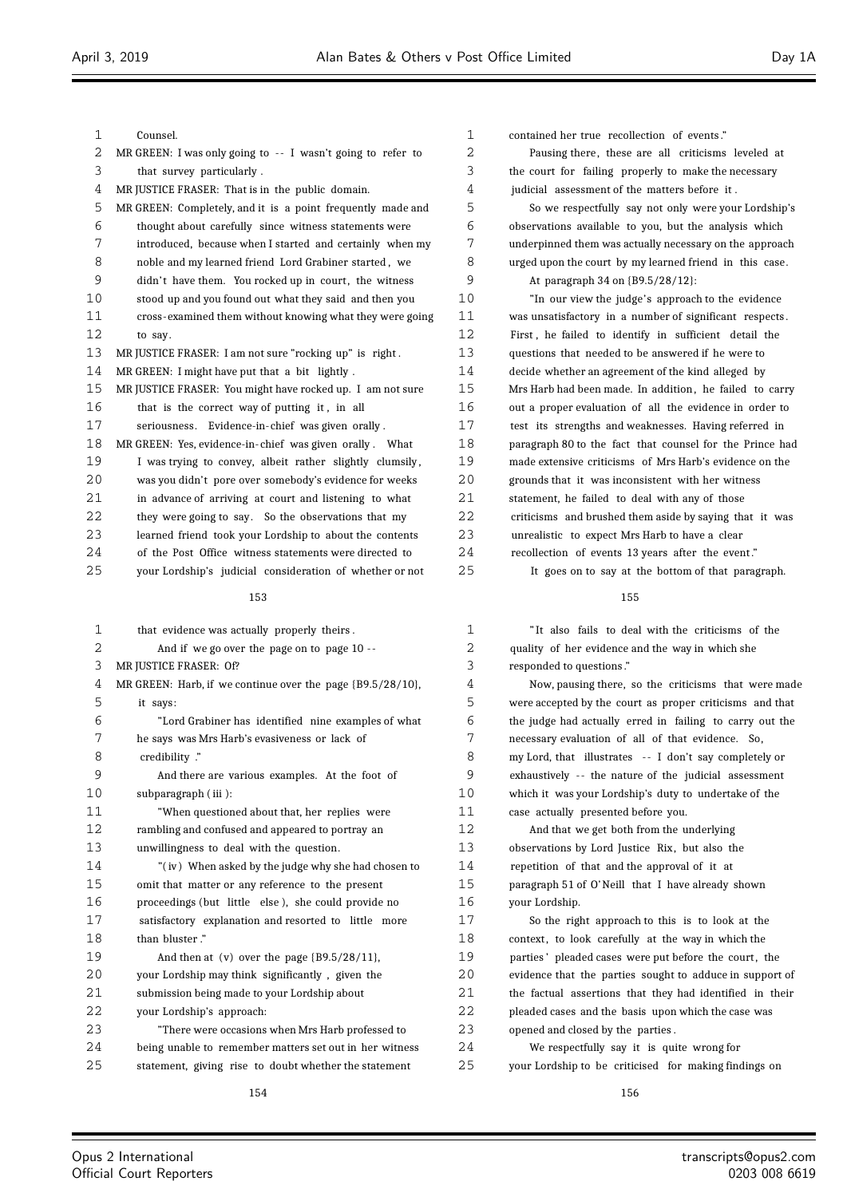Counsel.

MR GREEN: I was only going to -- I wasn't going to refer to that survey particularly.

MR JUSTICE FRASER: That is in the public domain.

MR GREEN: Completely, and it is a point frequently made and thought about carefully since witness statements were introduced, because when I started and certainly when my noble and my learned friend Lord Grabiner started, we didn't have them. You rocked up in court, the witness stood up and you found out what they said and then you cross-examined them without knowing what they were going to say.

MR JUSTICE FRASER: I am not sure "rocking up" is right.

MR GREEN: I might have put that a bit lightly.

MR JUSTICE FRASER: You might have rocked up. I am not sure that is the correct way of putting it, in all seriousness. Evidence-in-chief was given orally.

MR GREEN: Yes, evidence-in-chief was given orally. What I was trying to convey, albeit rather slightly clumsily, was you didn't pore over somebody's evidence for weeks in advance of arriving at court and listening to what they were going to say. So the observations that my learned friend took your Lordship to about the contents of the Post Office witness statements were directed to your Lordship's judicial consideration of whether or not that evidence was actually properly theirs.

And if we go over the page on to page 10 --

MR JUSTICE FRASER: Of?

MR GREEN: Harb, if we continue over the page {B9.5/28/10}, it says:

"Lord Grabiner has identified nine examples of what he says was Mrs Harb's evasiveness or lack of credibility."

And there are various examples. At the foot of subparagraph (iii):

"When questioned about that, her replies were rambling and confused and appeared to portray an unwillingness to deal with the question.

"(iv) When asked by the judge why she had chosen to omit that matter or any reference to the present proceedings (but little else), she could provide no satisfactory explanation and resorted to little more than bluster."

And then at (v) over the page {B9.5/28/11}, your Lordship may think significantly, given the submission being made to your Lordship about your Lordship's approach:

"There were occasions when Mrs Harb professed to being unable to remember matters set out in her witness statement, giving rise to doubt whether the statement contained her true recollection of events."

Pausing there, these are all criticisms leveled at the court for failing properly to make the necessary judicial assessment of the matters before it.

So we respectfully say not only were your Lordship's observations available to you, but the analysis which underpinned them was actually necessary on the approach urged upon the court by my learned friend in this case.

At paragraph 34 on {B9.5/28/12}:

"In our view the judge's approach to the evidence was unsatisfactory in a number of significant respects. First, he failed to identify in sufficient detail the questions that needed to be answered if he were to decide whether an agreement of the kind alleged by Mrs Harb had been made. In addition, he failed to carry out a proper evaluation of all the evidence in order to test its strengths and weaknesses. Having referred in paragraph 80 to the fact that counsel for the Prince had made extensive criticisms of Mrs Harb's evidence on the grounds that it was inconsistent with her witness statement, he failed to deal with any of those criticisms and brushed them aside by saying that it was unrealistic to expect Mrs Harb to have a clear recollection of events 13 years after the event."

It goes on to say at the bottom of that paragraph.

"It also fails to deal with the criticisms of the quality of her evidence and the way in which she responded to questions."

Now, pausing there, so the criticisms that were made were accepted by the court as proper criticisms and that the judge had actually erred in failing to carry out the necessary evaluation of all of that evidence. So, my Lord, that illustrates -- I don't say completely or exhaustively -- the nature of the judicial assessment which it was your Lordship's duty to undertake of the case actually presented before you.

And that we get both from the underlying observations by Lord Justice Rix, but also the repetition of that and the approval of it at paragraph 51 of O'Neill that I have already shown your Lordship.

So the right approach to this is to look at the context, to look carefully at the way in which the parties' pleaded cases were put before the court, the evidence that the parties sought to adduce in support of the factual assertions that they had identified in their pleaded cases and the basis upon which the case was opened and closed by the parties.

We respectfully say it is quite wrong for your Lordship to be criticised for making findings on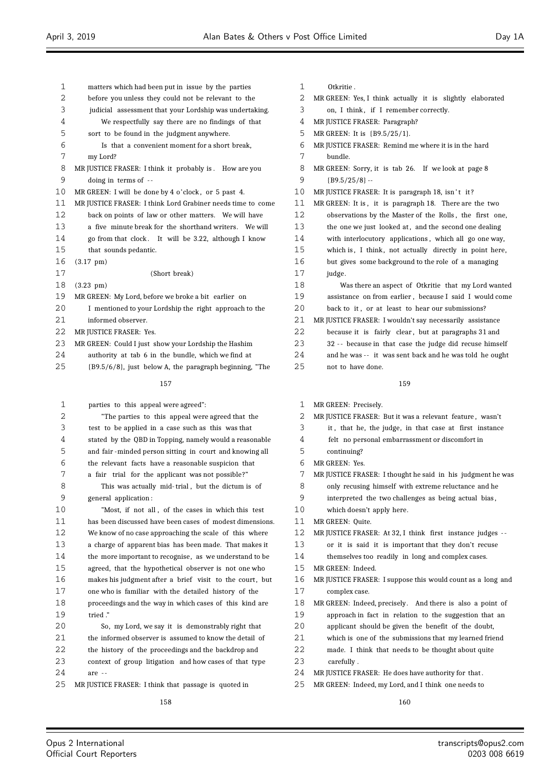matters which had been put in issue by the parties before you unless they could not be relevant to the judicial assessment that your Lordship was undertaking.

We respectfully say there are no findings of that sort to be found in the judgment anywhere.

Is that a convenient moment for a short break, my Lord?

MR JUSTICE FRASER: I think it probably is. How are you doing in terms of --

MR GREEN: I will be done by 4 o'clock, or 5 past 4.

MR JUSTICE FRASER: I think Lord Grabiner needs time to come back on points of law or other matters. We will have a five minute break for the shorthand writers. We will go from that clock. It will be 3.22, although I know that sounds pedantic.

(3.17 pm)

(Short break)

(3.23 pm)

MR GREEN: My Lord, before we broke a bit earlier on I mentioned to your Lordship the right approach to the informed observer.

MR JUSTICE FRASER: Yes.

MR GREEN: Could I just show your Lordship the Hashim authority at tab 6 in the bundle, which we find at {B9.5/6/8}, just below A, the paragraph beginning, "The parties to this appeal were agreed":

"The parties to this appeal were agreed that the test to be applied in a case such as this was that stated by the QBD in Topping, namely would a reasonable and fair-minded person sitting in court and knowing all the relevant facts have a reasonable suspicion that a fair trial for the applicant was not possible?"

This was actually mid-trial, but the dictum is of general application:

"Most, if not all, of the cases in which this test has been discussed have been cases of modest dimensions. We know of no case approaching the scale of this where a charge of apparent bias has been made. That makes it the more important to recognise, as we understand to be agreed, that the hypothetical observer is not one who makes his judgment after a brief visit to the court, but one who is familiar with the detailed history of the proceedings and the way in which cases of this kind are tried."

So, my Lord, we say it is demonstrably right that the informed observer is assumed to know the detail of the history of the proceedings and the backdrop and context of group litigation and how cases of that type are --

MR JUSTICE FRASER: I think that passage is quoted in Otkritie.

MR GREEN: Yes, I think actually it is slightly elaborated on, I think, if I remember correctly.

MR JUSTICE FRASER: Paragraph?

MR GREEN: It is {B9.5/25/1}.

MR JUSTICE FRASER: Remind me where it is in the hard bundle.

MR GREEN: Sorry, it is tab 26. If we look at page 8 {B9.5/25/8} --

MR JUSTICE FRASER: It is paragraph 18, isn't it?

MR GREEN: It is, it is paragraph 18. There are the two observations by the Master of the Rolls, the first one, the one we just looked at, and the second one dealing with interlocutory applications, which all go one way, which is, I think, not actually directly in point here, but gives some background to the role of a managing judge.

Was there an aspect of Otkritie that my Lord wanted assistance on from earlier, because I said I would come back to it, or at least to hear our submissions?

MR JUSTICE FRASER: I wouldn't say necessarily assistance because it is fairly clear, but at paragraphs 31 and 32 -- because in that case the judge did recuse himself and he was -- it was sent back and he was told he ought not to have done.

MR GREEN: Precisely.

MR JUSTICE FRASER: But it was a relevant feature, wasn't it, that he, the judge, in that case at first instance felt no personal embarrassment or discomfort in continuing?

MR GREEN: Yes.

MR JUSTICE FRASER: I thought he said in his judgment he was only recusing himself with extreme reluctance and he interpreted the two challenges as being actual bias, which doesn't apply here.

MR GREEN: Quite.

MR JUSTICE FRASER: At 32, I think first instance judges -- or it is said it is important that they don't recuse themselves too readily in long and complex cases.

MR GREEN: Indeed.

MR JUSTICE FRASER: I suppose this would count as a long and complex case.

MR GREEN: Indeed, precisely. And there is also a point of approach in fact in relation to the suggestion that an applicant should be given the benefit of the doubt, which is one of the submissions that my learned friend made. I think that needs to be thought about quite carefully.

MR JUSTICE FRASER: He does have authority for that.

MR GREEN: Indeed, my Lord, and I think one needs to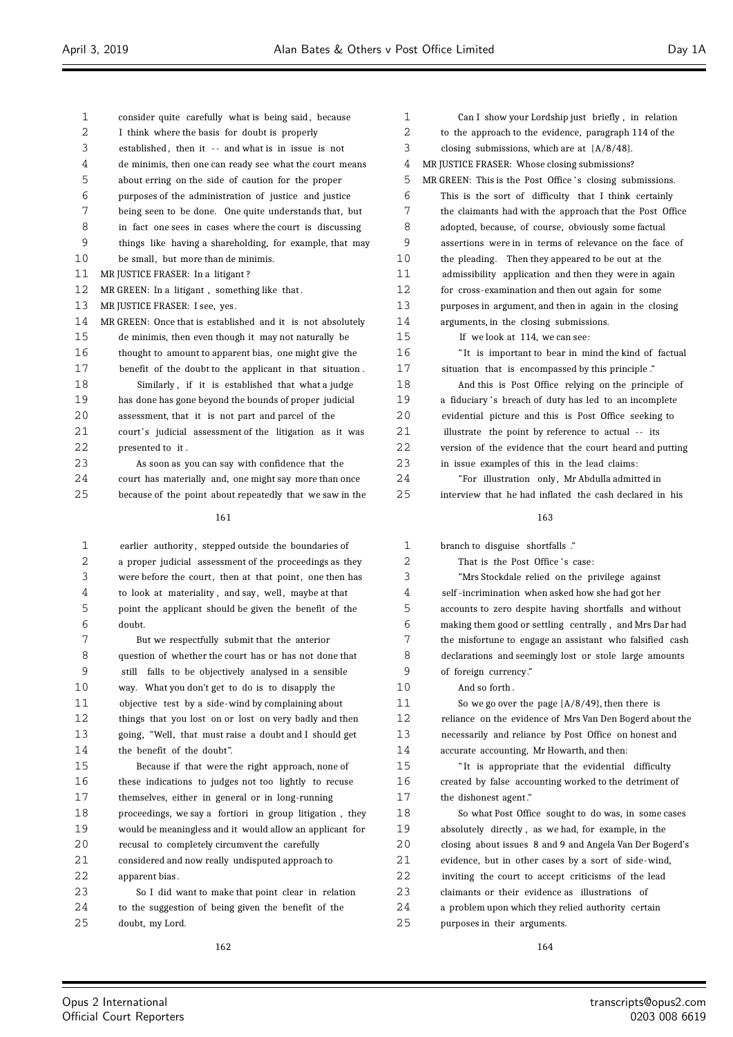consider quite carefully what is being said, because I think where the basis for doubt is properly established, then it -- and what is in issue is not de minimis, then one can ready see what the court means about erring on the side of caution for the proper purposes of the administration of justice and justice being seen to be done. One quite understands that, but in fact one sees in cases where the court is discussing things like having a shareholding, for example, that may be small, but more than de minimis.

MR JUSTICE FRASER: In a litigant?

MR GREEN: In a litigant, something like that.

MR JUSTICE FRASER: I see, yes.

MR GREEN: Once that is established and it is not absolutely de minimis, then even though it may not naturally be thought to amount to apparent bias, one might give the benefit of the doubt to the applicant in that situation.

Similarly, if it is established that what a judge has done has gone beyond the bounds of proper judicial assessment, that it is not part and parcel of the court's judicial assessment of the litigation as it was presented to it.

As soon as you can say with confidence that the court has materially and, one might say more than once because of the point about repeatedly that we saw in the earlier authority, stepped outside the boundaries of a proper judicial assessment of the proceedings as they were before the court, then at that point, one then has to look at materiality, and say, well, maybe at that point the applicant should be given the benefit of the doubt.

But we respectfully submit that the anterior question of whether the court has or has not done that still falls to be objectively analysed in a sensible way. What you don't get to do is to disapply the objective test by a side-wind by complaining about things that you lost on or lost on very badly and then going, "Well, that must raise a doubt and I should get the benefit of the doubt".

Because if that were the right approach, none of these indications to judges not too lightly to recuse themselves, either in general or in long-running proceedings, we say a fortiori in group litigation, they would be meaningless and it would allow an applicant for recusal to completely circumvent the carefully considered and now really undisputed approach to apparent bias.

So I did want to make that point clear in relation to the suggestion of being given the benefit of the doubt, my Lord.

Can I show your Lordship just briefly, in relation to the approach to the evidence, paragraph 114 of the closing submissions, which are at {A/8/48}.

MR JUSTICE FRASER: Whose closing submissions?

MR GREEN: This is the Post Office's closing submissions. This is the sort of difficulty that I think certainly the claimants had with the approach that the Post Office adopted, because, of course, obviously some factual assertions were in in terms of relevance on the face of the pleading. Then they appeared to be out at the admissibility application and then they were in again for cross-examination and then out again for some purposes in argument, and then in again in the closing arguments, in the closing submissions.

If we look at 114, we can see:

"It is important to bear in mind the kind of factual situation that is encompassed by this principle."

And this is Post Office relying on the principle of a fiduciary's breach of duty has led to an incomplete evidential picture and this is Post Office seeking to illustrate the point by reference to actual -- its version of the evidence that the court heard and putting in issue examples of this in the lead claims:

"For illustration only, Mr Abdulla admitted in interview that he had inflated the cash declared in his branch to disguise shortfalls."

That is the Post Office's case:

"Mrs Stockdale relied on the privilege against self-incrimination when asked how she had got her accounts to zero despite having shortfalls and without making them good or settling centrally, and Mrs Dar had the misfortune to engage an assistant who falsified cash declarations and seemingly lost or stole large amounts of foreign currency."

And so forth.

So we go over the page {A/8/49}, then there is reliance on the evidence of Mrs Van Den Bogerd about the necessarily and reliance by Post Office on honest and accurate accounting, Mr Howarth, and then:

"It is appropriate that the evidential difficulty created by false accounting worked to the detriment of the dishonest agent."

So what Post Office sought to do was, in some cases absolutely directly, as we had, for example, in the closing about issues 8 and 9 and Angela Van Der Bogerd's evidence, but in other cases by a sort of side-wind, inviting the court to accept criticisms of the lead claimants or their evidence as illustrations of a problem upon which they relied authority certain purposes in their arguments.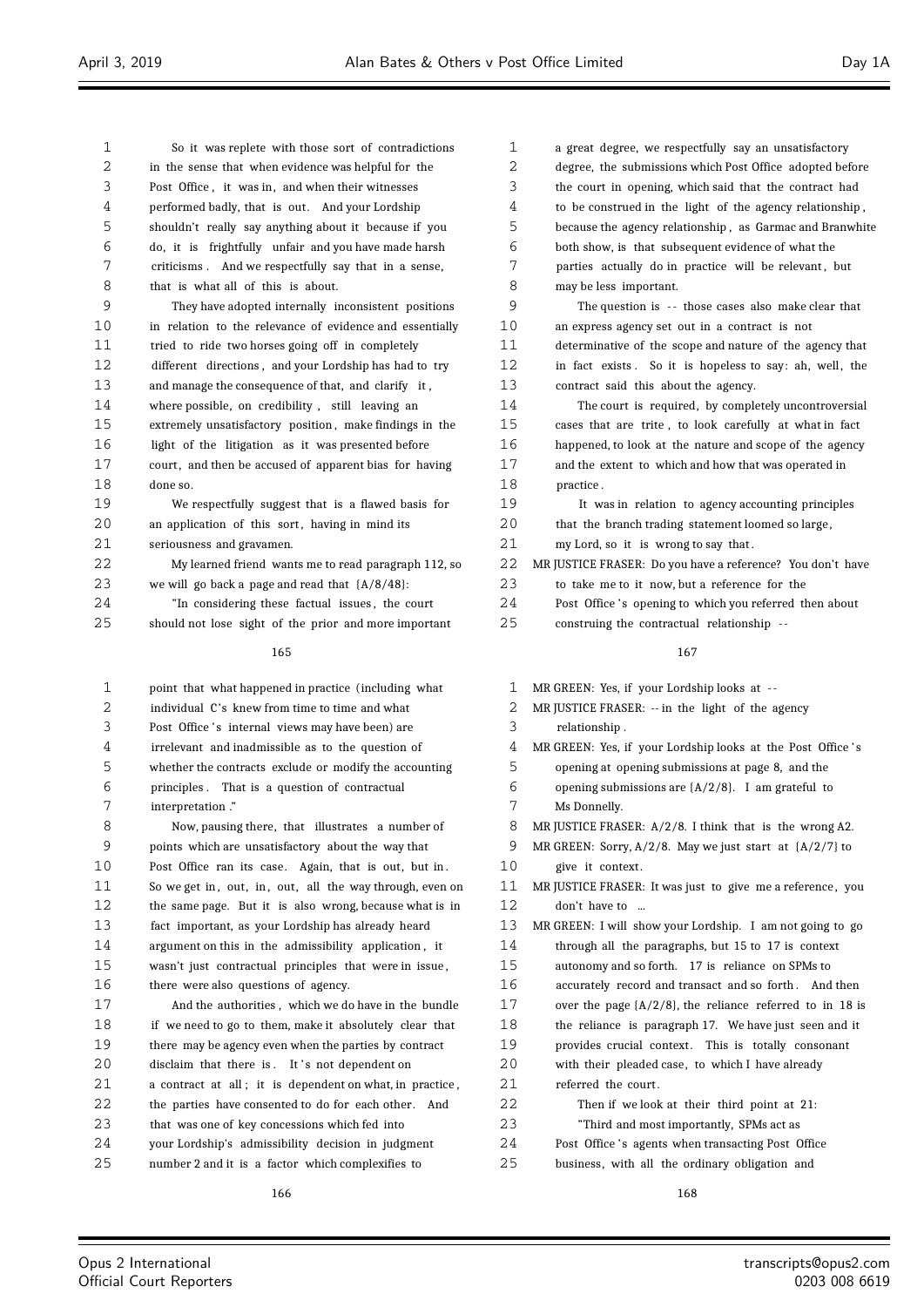So it was replete with those sort of contradictions in the sense that when evidence was helpful for the Post Office, it was in, and when their witnesses performed badly, that is out. And your Lordship shouldn't really say anything about it because if you do, it is frightfully unfair and you have made harsh criticisms. And we respectfully say that in a sense, that is what all of this is about.

They have adopted internally inconsistent positions in relation to the relevance of evidence and essentially tried to ride two horses going off in completely different directions, and your Lordship has had to try and manage the consequence of that, and clarify it, where possible, on credibility, still leaving an extremely unsatisfactory position, make findings in the light of the litigation as it was presented before court, and then be accused of apparent bias for having done so.

We respectfully suggest that is a flawed basis for an application of this sort, having in mind its seriousness and gravamen.

My learned friend wants me to read paragraph 112, so we will go back a page and read that {A/8/48}:

"In considering these factual issues, the court should not lose sight of the prior and more important point that what happened in practice (including what individual C's knew from time to time and what Post Office's internal views may have been) are irrelevant and inadmissible as to the question of whether the contracts exclude or modify the accounting principles. That is a question of contractual interpretation."

Now, pausing there, that illustrates a number of points which are unsatisfactory about the way that Post Office ran its case. Again, that is out, but in. So we get in, out, in, out, all the way through, even on the same page. But it is also wrong, because what is in fact important, as your Lordship has already heard argument on this in the admissibility application, it wasn't just contractual principles that were in issue, there were also questions of agency.

And the authorities, which we do have in the bundle if we need to go to them, make it absolutely clear that there may be agency even when the parties by contract disclaim that there is. It's not dependent on a contract at all; it is dependent on what, in practice, the parties have consented to do for each other. And that was one of key concessions which fed into your Lordship's admissibility decision in judgment number 2 and it is a factor which complexifies to a great degree, we respectfully say an unsatisfactory degree, the submissions which Post Office adopted before the court in opening, which said that the contract had to be construed in the light of the agency relationship, because the agency relationship, as Garmac and Branwhite both show, is that subsequent evidence of what the parties actually do in practice will be relevant, but may be less important.

The question is -- those cases also make clear that an express agency set out in a contract is not determinative of the scope and nature of the agency that in fact exists. So it is hopeless to say: ah, well, the contract said this about the agency.

The court is required, by completely uncontroversial cases that are trite, to look carefully at what in fact happened, to look at the nature and scope of the agency and the extent to which and how that was operated in practice.

It was in relation to agency accounting principles that the branch trading statement loomed so large, my Lord, so it is wrong to say that.

MR JUSTICE FRASER: Do you have a reference? You don't have to take me to it now, but a reference for the Post Office's opening to which you referred then about construing the contractual relationship --

MR GREEN: Yes, if your Lordship looks at --

MR JUSTICE FRASER: -- in the light of the agency relationship.

MR GREEN: Yes, if your Lordship looks at the Post Office's opening at opening submissions at page 8, and the opening submissions are {A/2/8}. I am grateful to Ms Donnelly.

MR JUSTICE FRASER: A/2/8. I think that is the wrong A2.

MR GREEN: Sorry, A/2/8. May we just start at {A/2/7} to give it context.

MR JUSTICE FRASER: It was just to give me a reference, you don't have to ...

MR GREEN: I will show your Lordship. I am not going to go through all the paragraphs, but 15 to 17 is context autonomy and so forth. 17 is reliance on SPMs to accurately record and transact and so forth. And then over the page {A/2/8}, the reliance referred to in 18 is the reliance is paragraph 17. We have just seen and it provides crucial context. This is totally consonant with their pleaded case, to which I have already referred the court.

Then if we look at their third point at 21:

"Third and most importantly, SPMs act as Post Office's agents when transacting Post Office business, with all the ordinary obligation and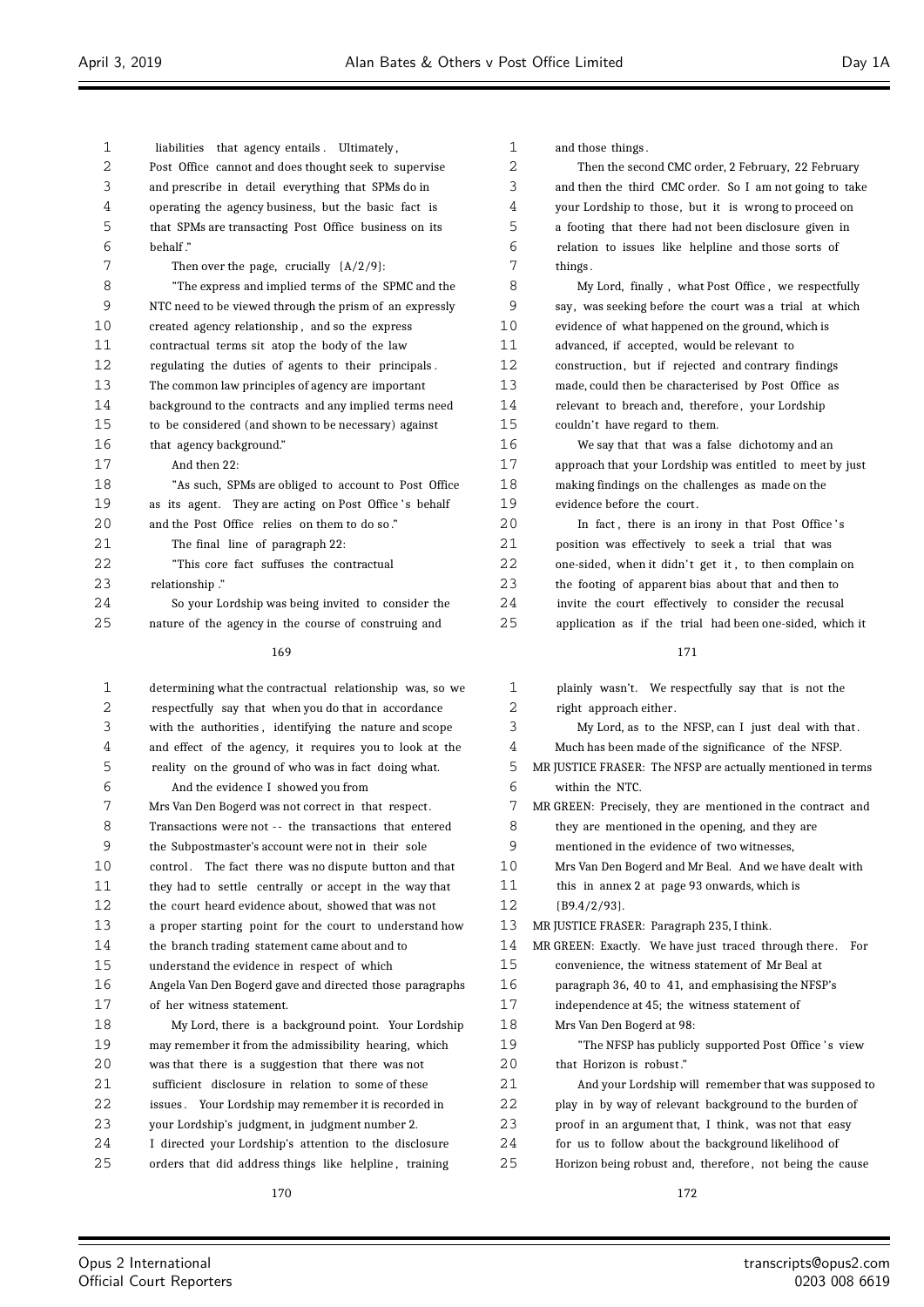liabilities that agency entails. Ultimately, Post Office cannot and does thought seek to supervise and prescribe in detail everything that SPMs do in operating the agency business, but the basic fact is that SPMs are transacting Post Office business on its behalf."

Then over the page, crucially {A/2/9}:

"The express and implied terms of the SPMC and the NTC need to be viewed through the prism of an expressly created agency relationship, and so the express contractual terms sit atop the body of the law regulating the duties of agents to their principals. The common law principles of agency are important background to the contracts and any implied terms need to be considered (and shown to be necessary) against that agency background."

And then 22:

"As such, SPMs are obliged to account to Post Office as its agent. They are acting on Post Office's behalf and the Post Office relies on them to do so."

The final line of paragraph 22:

"This core fact suffuses the contractual relationship."

So your Lordship was being invited to consider the nature of the agency in the course of construing and

169

determining what the contractual relationship was, so we respectfully say that when you do that in accordance with the authorities, identifying the nature and scope and effect of the agency, it requires you to look at the reality on the ground of who was in fact doing what.

And the evidence I showed you from Mrs Van Den Bogerd was not correct in that respect. Transactions were not -- the transactions that entered the Subpostmaster's account were not in their sole control. The fact there was no dispute button and that they had to settle centrally or accept in the way that the court heard evidence about, showed that was not a proper starting point for the court to understand how the branch trading statement came about and to understand the evidence in respect of which Angela Van Den Bogerd gave and directed those paragraphs of her witness statement.

My Lord, there is a background point. Your Lordship may remember it from the admissibility hearing, which was that there is a suggestion that there was not sufficient disclosure in relation to some of these issues. Your Lordship may remember it is recorded in your Lordship's judgment, in judgment number 2. I directed your Lordship's attention to the disclosure orders that did address things like helpline, training

170

and those things.

Then the second CMC order, 2 February, 22 February and then the third CMC order. So I am not going to take your Lordship to those, but it is wrong to proceed on a footing that there had not been disclosure given in relation to issues like helpline and those sorts of things.

My Lord, finally, what Post Office, we respectfully say, was seeking before the court was a trial at which evidence of what happened on the ground, which is advanced, if accepted, would be relevant to construction, but if rejected and contrary findings made, could then be characterised by Post Office as relevant to breach and, therefore, your Lordship couldn't have regard to them.

We say that that was a false dichotomy and an approach that your Lordship was entitled to meet by just making findings on the challenges as made on the evidence before the court.

In fact, there is an irony in that Post Office's position was effectively to seek a trial that was one-sided, when it didn't get it, to then complain on the footing of apparent bias about that and then to invite the court effectively to consider the recusal application as if the trial had been one-sided, which it

171

plainly wasn't. We respectfully say that is not the right approach either.

My Lord, as to the NFSP, can I just deal with that. Much has been made of the significance of the NFSP.

MR JUSTICE FRASER: The NFSP are actually mentioned in terms within the NTC.

MR GREEN: Precisely, they are mentioned in the contract and they are mentioned in the opening, and they are mentioned in the evidence of two witnesses, Mrs Van Den Bogerd and Mr Beal. And we have dealt with this in annex 2 at page 93 onwards, which is {B9.4/2/93}.

MR JUSTICE FRASER: Paragraph 235, I think.

MR GREEN: Exactly. We have just traced through there. For convenience, the witness statement of Mr Beal at paragraph 36, 40 to 41, and emphasising the NFSP's independence at 45; the witness statement of Mrs Van Den Bogerd at 98:

"The NFSP has publicly supported Post Office's view that Horizon is robust."

And your Lordship will remember that was supposed to play in by way of relevant background to the burden of proof in an argument that, I think, was not that easy for us to follow about the background likelihood of Horizon being robust and, therefore, not being the cause

172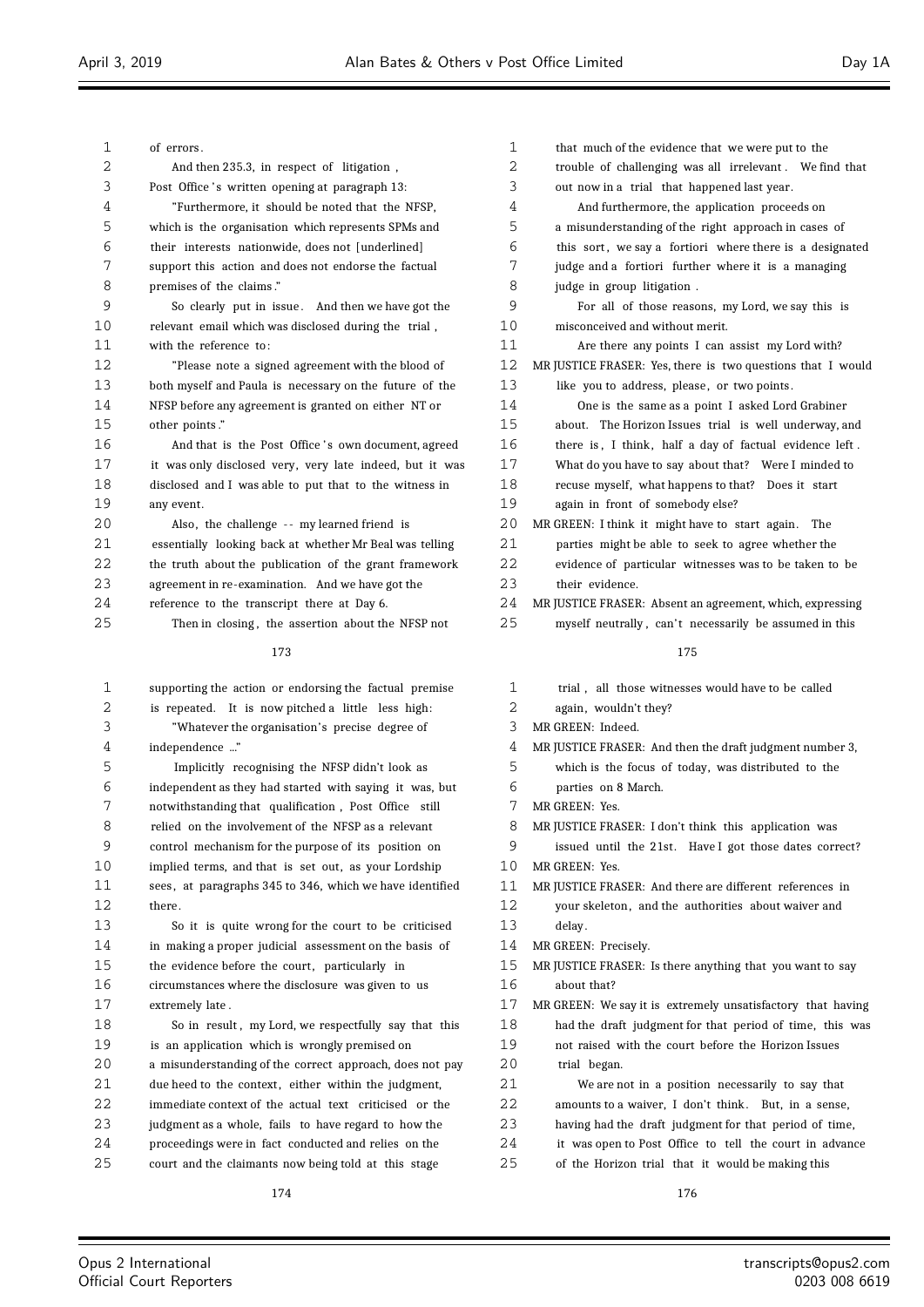of errors.

And then 235.3, in respect of litigation, Post Office's written opening at paragraph 13:

"Furthermore, it should be noted that the NFSP, which is the organisation which represents SPMs and their interests nationwide, does not [underlined] support this action and does not endorse the factual premises of the claims."

So clearly put in issue. And then we have got the relevant email which was disclosed during the trial, with the reference to:

"Please note a signed agreement with the blood of both myself and Paula is necessary on the future of the NFSP before any agreement is granted on either NT or other points."

And that is the Post Office's own document, agreed it was only disclosed very, very late indeed, but it was disclosed and I was able to put that to the witness in any event.

Also, the challenge -- my learned friend is essentially looking back at whether Mr Beal was telling the truth about the publication of the grant framework agreement in re-examination. And we have got the reference to the transcript there at Day 6.

Then in closing, the assertion about the NFSP not supporting the action or endorsing the factual premise is repeated. It is now pitched a little less high:

"Whatever the organisation's precise degree of independence ..."

Implicitly recognising the NFSP didn't look as independent as they had started with saying it was, but notwithstanding that qualification, Post Office still relied on the involvement of the NFSP as a relevant control mechanism for the purpose of its position on implied terms, and that is set out, as your Lordship sees, at paragraphs 345 to 346, which we have identified there.

So it is quite wrong for the court to be criticised in making a proper judicial assessment on the basis of the evidence before the court, particularly in circumstances where the disclosure was given to us extremely late.

So in result, my Lord, we respectfully say that this is an application which is wrongly premised on a misunderstanding of the correct approach, does not pay due heed to the context, either within the judgment, immediate context of the actual text criticised or the judgment as a whole, fails to have regard to how the proceedings were in fact conducted and relies on the court and the claimants now being told at this stage that much of the evidence that we were put to the trouble of challenging was all irrelevant. We find that out now in a trial that happened last year.

And furthermore, the application proceeds on a misunderstanding of the right approach in cases of this sort, we say a fortiori where there is a designated judge and a fortiori further where it is a managing judge in group litigation.

For all of those reasons, my Lord, we say this is misconceived and without merit.

Are there any points I can assist my Lord with?

MR JUSTICE FRASER: Yes, there is two questions that I would like you to address, please, or two points.

One is the same as a point I asked Lord Grabiner about. The Horizon Issues trial is well underway, and there is, I think, half a day of factual evidence left. What do you have to say about that? Were I minded to recuse myself, what happens to that? Does it start again in front of somebody else?

MR GREEN: I think it might have to start again. The parties might be able to seek to agree whether the evidence of particular witnesses was to be taken to be their evidence.

MR JUSTICE FRASER: Absent an agreement, which, expressing myself neutrally, can't necessarily be assumed in this trial, all those witnesses would have to be called again, wouldn't they?

MR GREEN: Indeed.

MR JUSTICE FRASER: And then the draft judgment number 3, which is the focus of today, was distributed to the parties on 8 March.

MR GREEN: Yes.

MR JUSTICE FRASER: I don't think this application was issued until the 21st. Have I got those dates correct?

MR GREEN: Yes.

MR JUSTICE FRASER: And there are different references in your skeleton, and the authorities about waiver and delay.

MR GREEN: Precisely.

MR JUSTICE FRASER: Is there anything that you want to say about that?

MR GREEN: We say it is extremely unsatisfactory that having had the draft judgment for that period of time, this was not raised with the court before the Horizon Issues trial began.

We are not in a position necessarily to say that amounts to a waiver, I don't think. But, in a sense, having had the draft judgment for that period of time, it was open to Post Office to tell the court in advance of the Horizon trial that it would be making this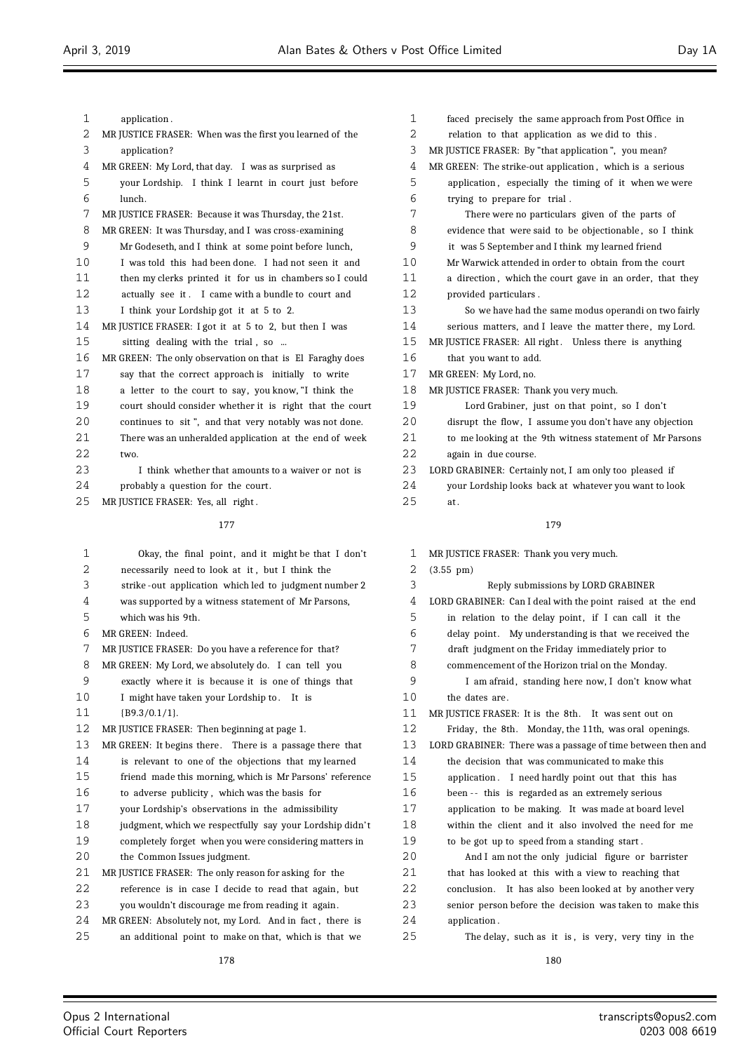application.

MR JUSTICE FRASER: When was the first you learned of the application?

MR GREEN: My Lord, that day. I was as surprised as your Lordship. I think I learnt in court just before lunch.

MR JUSTICE FRASER: Because it was Thursday, the 21st.

MR GREEN: It was Thursday, and I was cross-examining Mr Godeseth, and I think at some point before lunch, I was told this had been done. I had not seen it and then my clerks printed it for us in chambers so I could actually see it. I came with a bundle to court and I think your Lordship got it at 5 to 2.

MR JUSTICE FRASER: I got it at 5 to 2, but then I was sitting dealing with the trial, so ...

MR GREEN: The only observation on that is El Faraghy does say that the correct approach is initially to write a letter to the court to say, you know, "I think the court should consider whether it is right that the court continues to sit", and that very notably was not done. There was an unheralded application at the end of week two.

I think whether that amounts to a waiver or not is probably a question for the court.

MR JUSTICE FRASER: Yes, all right.

Okay, the final point, and it might be that I don't necessarily need to look at it, but I think the strike-out application which led to judgment number 2 was supported by a witness statement of Mr Parsons, which was his 9th.

MR GREEN: Indeed.

MR JUSTICE FRASER: Do you have a reference for that?

MR GREEN: My Lord, we absolutely do. I can tell you exactly where it is because it is one of things that I might have taken your Lordship to. It is {B9.3/0.1/1}.

MR JUSTICE FRASER: Then beginning at page 1.

MR GREEN: It begins there. There is a passage there that is relevant to one of the objections that my learned friend made this morning, which is Mr Parsons' reference to adverse publicity, which was the basis for your Lordship's observations in the admissibility judgment, which we respectfully say your Lordship didn't completely forget when you were considering matters in the Common Issues judgment.

MR JUSTICE FRASER: The only reason for asking for the reference is in case I decide to read that again, but you wouldn't discourage me from reading it again.

MR GREEN: Absolutely not, my Lord. And in fact, there is an additional point to make on that, which is that we faced precisely the same approach from Post Office in relation to that application as we did to this.

MR JUSTICE FRASER: By "that application", you mean?

MR GREEN: The strike-out application, which is a serious application, especially the timing of it when we were trying to prepare for trial.

There were no particulars given of the parts of evidence that were said to be objectionable, so I think it was 5 September and I think my learned friend Mr Warwick attended in order to obtain from the court a direction, which the court gave in an order, that they provided particulars.

So we have had the same modus operandi on two fairly serious matters, and I leave the matter there, my Lord.

MR JUSTICE FRASER: All right. Unless there is anything that you want to add.

MR GREEN: My Lord, no.

MR JUSTICE FRASER: Thank you very much.

Lord Grabiner, just on that point, so I don't disrupt the flow, I assume you don't have any objection to me looking at the 9th witness statement of Mr Parsons again in due course.

LORD GRABINER: Certainly not, I am only too pleased if your Lordship looks back at whatever you want to look at.

MR JUSTICE FRASER: Thank you very much.

(3.55 pm)

## Reply submissions by LORD GRABINER

LORD GRABINER: Can I deal with the point raised at the end in relation to the delay point, if I can call it the delay point. My understanding is that we received the draft judgment on the Friday immediately prior to commencement of the Horizon trial on the Monday.

I am afraid, standing here now, I don't know what the dates are.

MR JUSTICE FRASER: It is the 8th. It was sent out on Friday, the 8th. Monday, the 11th, was oral openings.

LORD GRABINER: There was a passage of time between then and the decision that was communicated to make this application. I need hardly point out that this has been -- this is regarded as an extremely serious application to be making. It was made at board level within the client and it also involved the need for me to be got up to speed from a standing start.

And I am not the only judicial figure or barrister that has looked at this with a view to reaching that conclusion. It has also been looked at by another very senior person before the decision was taken to make this application.

The delay, such as it is, is very, very tiny in the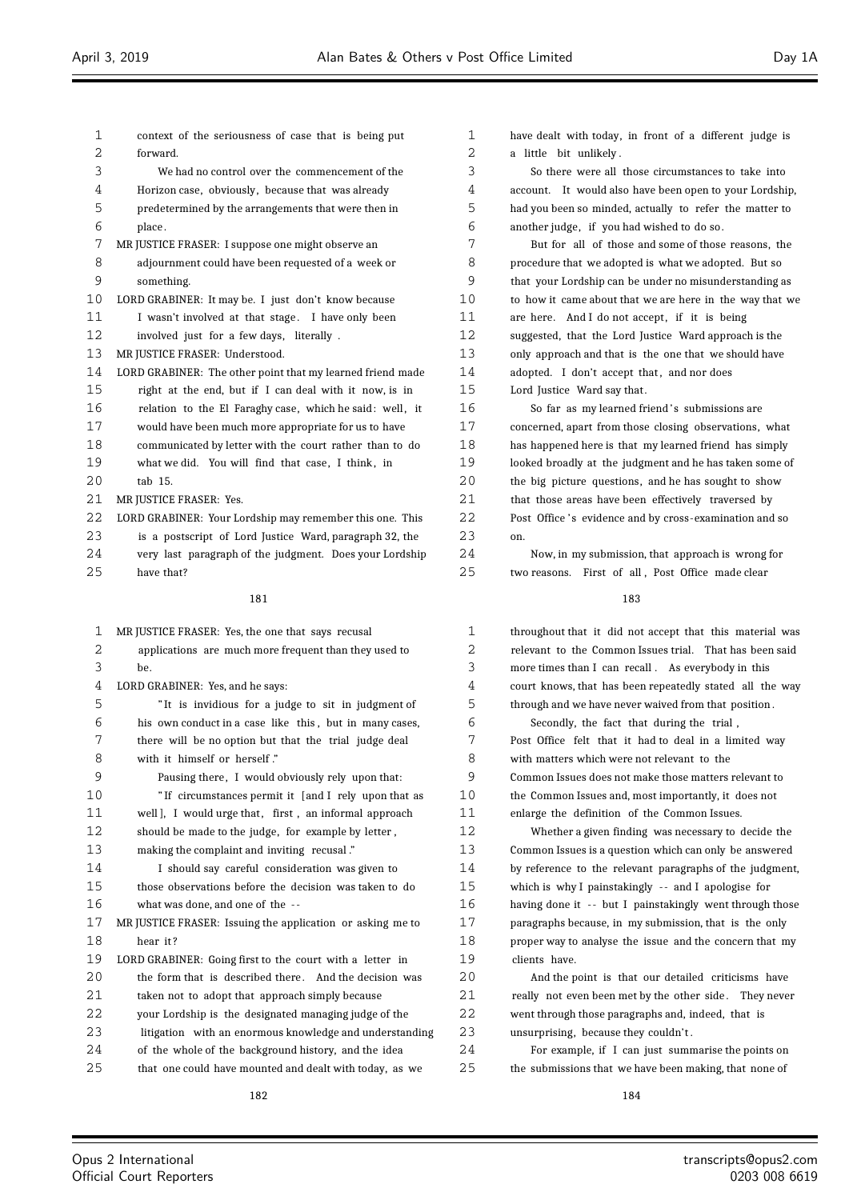context of the seriousness of case that is being put forward.

We had no control over the commencement of the Horizon case, obviously, because that was already predetermined by the arrangements that were then in place.

MR JUSTICE FRASER: I suppose one might observe an adjournment could have been requested of a week or something.

LORD GRABINER: It may be. I just don't know because I wasn't involved at that stage. I have only been involved just for a few days, literally.

MR JUSTICE FRASER: Understood.

LORD GRABINER: The other point that my learned friend made right at the end, but if I can deal with it now, is in relation to the El Faraghy case, which he said: well, it would have been much more appropriate for us to have communicated by letter with the court rather than to do what we did. You will find that case, I think, in tab 15.

MR JUSTICE FRASER: Yes.

LORD GRABINER: Your Lordship may remember this one. This is a postscript of Lord Justice Ward, paragraph 32, the very last paragraph of the judgment. Does your Lordship have that?

MR JUSTICE FRASER: Yes, the one that says recusal applications are much more frequent than they used to be.

LORD GRABINER: Yes, and he says:

"It is invidious for a judge to sit in judgment of his own conduct in a case like this, but in many cases, there will be no option but that the trial judge deal with it himself or herself."

Pausing there, I would obviously rely upon that:

"If circumstances permit it [and I rely upon that as well], I would urge that, first, an informal approach should be made to the judge, for example by letter, making the complaint and inviting recusal."

I should say careful consideration was given to those observations before the decision was taken to do what was done, and one of the --

MR JUSTICE FRASER: Issuing the application or asking me to hear it?

LORD GRABINER: Going first to the court with a letter in the form that is described there. And the decision was taken not to adopt that approach simply because your Lordship is the designated managing judge of the litigation with an enormous knowledge and understanding of the whole of the background history, and the idea that one could have mounted and dealt with today, as we have dealt with today, in front of a different judge is a little bit unlikely.

So there were all those circumstances to take into account. It would also have been open to your Lordship, had you been so minded, actually to refer the matter to another judge, if you had wished to do so.

But for all of those and some of those reasons, the procedure that we adopted is what we adopted. But so that your Lordship can be under no misunderstanding as to how it came about that we are here in the way that we are here. And I do not accept, if it is being suggested, that the Lord Justice Ward approach is the only approach and that is the one that we should have adopted. I don't accept that, and nor does Lord Justice Ward say that.

So far as my learned friend's submissions are concerned, apart from those closing observations, what has happened here is that my learned friend has simply looked broadly at the judgment and he has taken some of the big picture questions, and he has sought to show that those areas have been effectively traversed by Post Office's evidence and by cross-examination and so on.

Now, in my submission, that approach is wrong for two reasons. First of all, Post Office made clear throughout that it did not accept that this material was relevant to the Common Issues trial. That has been said more times than I can recall. As everybody in this court knows, that has been repeatedly stated all the way through and we have never waived from that position.

Secondly, the fact that during the trial, Post Office felt that it had to deal in a limited way with matters which were not relevant to the Common Issues does not make those matters relevant to the Common Issues and, most importantly, it does not enlarge the definition of the Common Issues.

Whether a given finding was necessary to decide the Common Issues is a question which can only be answered by reference to the relevant paragraphs of the judgment, which is why I painstakingly -- and I apologise for having done it -- but I painstakingly went through those paragraphs because, in my submission, that is the only proper way to analyse the issue and the concern that my clients have.

And the point is that our detailed criticisms have really not even been met by the other side. They never went through those paragraphs and, indeed, that is unsurprising, because they couldn't.

For example, if I can just summarise the points on the submissions that we have been making, that none of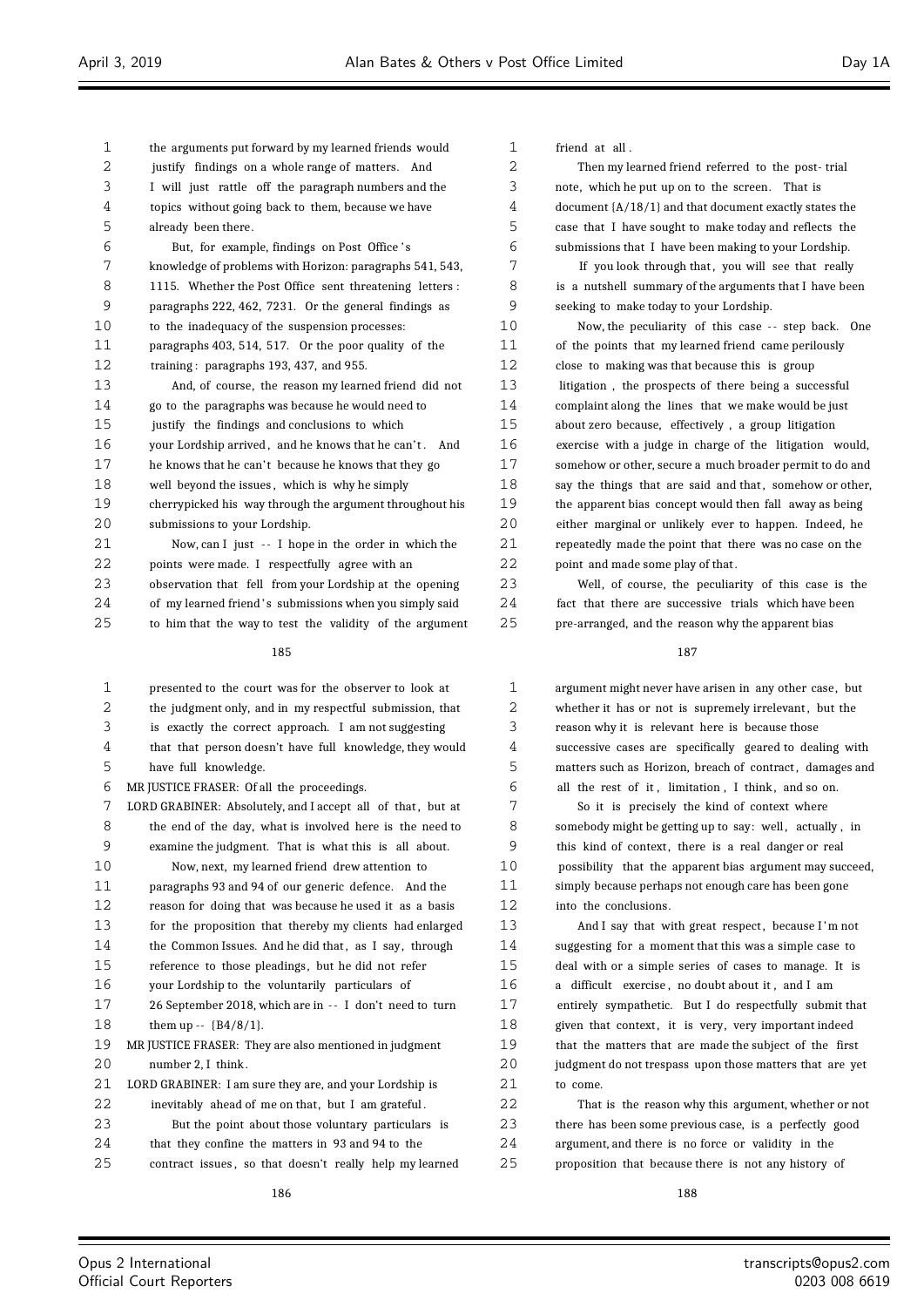the arguments put forward by my learned friends would justify findings on a whole range of matters. And I will just rattle off the paragraph numbers and the topics without going back to them, because we have already been there.

But, for example, findings on Post Office's knowledge of problems with Horizon: paragraphs 541, 543, 1115. Whether the Post Office sent threatening letters: paragraphs 222, 462, 7231. Or the general findings as to the inadequacy of the suspension processes: paragraphs 403, 514, 517. Or the poor quality of the training: paragraphs 193, 437, and 955.

And, of course, the reason my learned friend did not go to the paragraphs was because he would need to justify the findings and conclusions to which your Lordship arrived, and he knows that he can't. And he knows that he can't because he knows that they go well beyond the issues, which is why he simply cherrypicked his way through the argument throughout his submissions to your Lordship.

Now, can I just -- I hope in the order in which the points were made. I respectfully agree with an observation that fell from your Lordship at the opening of my learned friend's submissions when you simply said to him that the way to test the validity of the argument presented to the court was for the observer to look at the judgment only, and in my respectful submission, that is exactly the correct approach. I am not suggesting that that person doesn't have full knowledge, they would have full knowledge.

MR JUSTICE FRASER: Of all the proceedings.

LORD GRABINER: Absolutely, and I accept all of that, but at the end of the day, what is involved here is the need to examine the judgment. That is what this is all about.

Now, next, my learned friend drew attention to paragraphs 93 and 94 of our generic defence. And the reason for doing that was because he used it as a basis for the proposition that thereby my clients had enlarged the Common Issues. And he did that, as I say, through reference to those pleadings, but he did not refer your Lordship to the voluntarily particulars of 26 September 2018, which are in -- I don't need to turn them up -- {B4/8/1}.

MR JUSTICE FRASER: They are also mentioned in judgment number 2, I think.

LORD GRABINER: I am sure they are, and your Lordship is inevitably ahead of me on that, but I am grateful.

But the point about those voluntary particulars is that they confine the matters in 93 and 94 to the contract issues, so that doesn't really help my learned friend at all.

Then my learned friend referred to the post-trial note, which he put up on to the screen. That is document {A/18/1} and that document exactly states the case that I have sought to make today and reflects the submissions that I have been making to your Lordship.

If you look through that, you will see that really is a nutshell summary of the arguments that I have been seeking to make today to your Lordship.

Now, the peculiarity of this case -- step back. One of the points that my learned friend came perilously close to making was that because this is group litigation, the prospects of there being a successful complaint along the lines that we make would be just about zero because, effectively, a group litigation exercise with a judge in charge of the litigation would, somehow or other, secure a much broader permit to do and say the things that are said and that, somehow or other, the apparent bias concept would then fall away as being either marginal or unlikely ever to happen. Indeed, he repeatedly made the point that there was no case on the point and made some play of that.

Well, of course, the peculiarity of this case is the fact that there are successive trials which have been pre-arranged, and the reason why the apparent bias argument might never have arisen in any other case, but whether it has or not is supremely irrelevant, but the reason why it is relevant here is because those successive cases are specifically geared to dealing with matters such as Horizon, breach of contract, damages and all the rest of it, limitation, I think, and so on.

So it is precisely the kind of context where somebody might be getting up to say: well, actually, in this kind of context, there is a real danger or real possibility that the apparent bias argument may succeed, simply because perhaps not enough care has been gone into the conclusions.

And I say that with great respect, because I'm not suggesting for a moment that this was a simple case to deal with or a simple series of cases to manage. It is a difficult exercise, no doubt about it, and I am entirely sympathetic. But I do respectfully submit that given that context, it is very, very important indeed that the matters that are made the subject of the first judgment do not trespass upon those matters that are yet to come.

That is the reason why this argument, whether or not there has been some previous case, is a perfectly good argument, and there is no force or validity in the proposition that because there is not any history of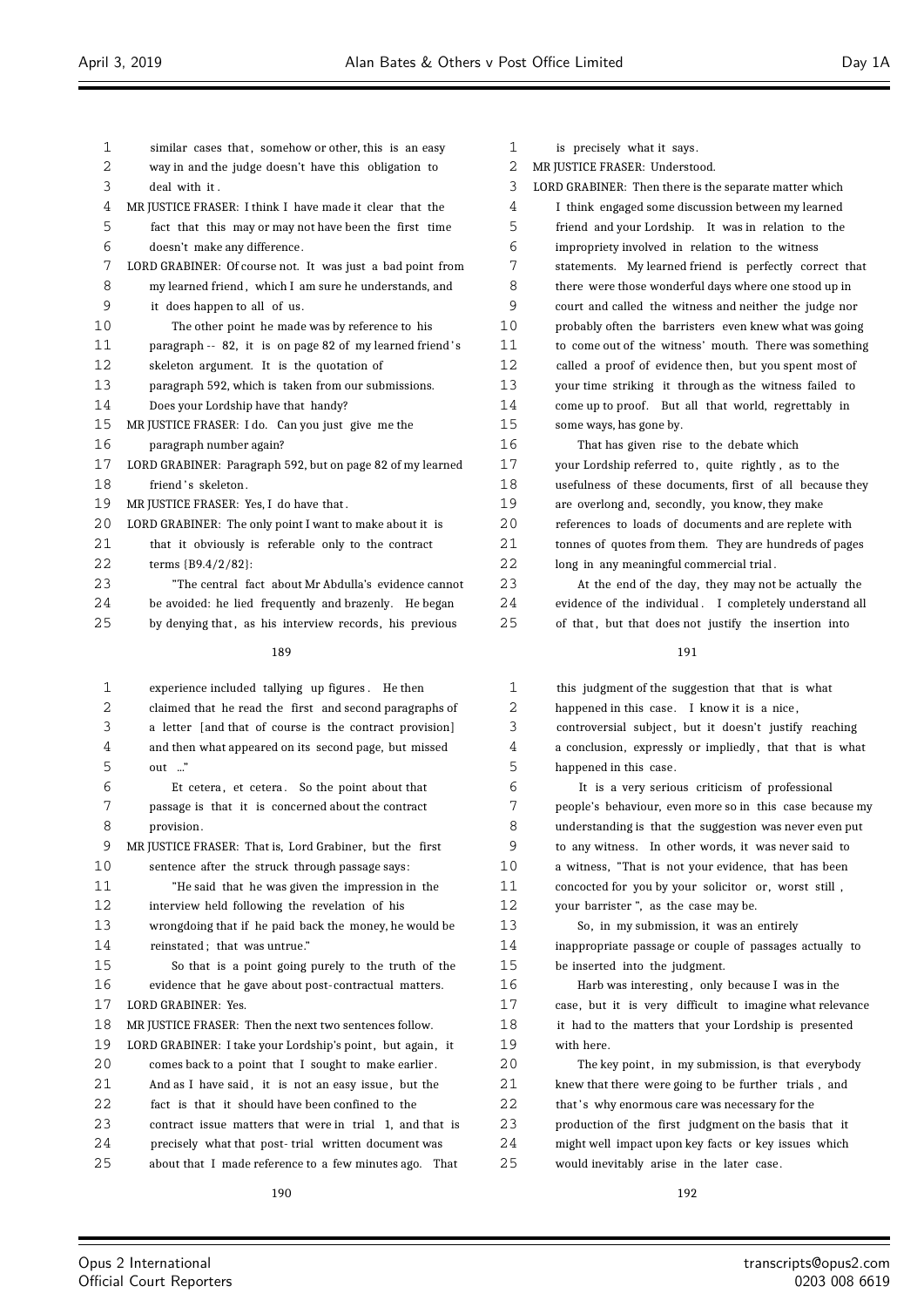similar cases that, somehow or other, this is an easy way in and the judge doesn't have this obligation to deal with it.

MR JUSTICE FRASER: I think I have made it clear that the fact that this may or may not have been the first time doesn't make any difference.

LORD GRABINER: Of course not. It was just a bad point from my learned friend, which I am sure he understands, and it does happen to all of us.

The other point he made was by reference to his paragraph -- 82, it is on page 82 of my learned friend's skeleton argument. It is the quotation of paragraph 592, which is taken from our submissions. Does your Lordship have that handy?

MR JUSTICE FRASER: I do. Can you just give me the paragraph number again?

LORD GRABINER: Paragraph 592, but on page 82 of my learned friend's skeleton.

MR JUSTICE FRASER: Yes, I do have that.

LORD GRABINER: The only point I want to make about it is that it obviously is referable only to the contract terms {B9.4/2/82}:

"The central fact about Mr Abdulla's evidence cannot be avoided: he lied frequently and brazenly. He began by denying that, as his interview records, his previous experience included tallying up figures. He then claimed that he read the first and second paragraphs of a letter [and that of course is the contract provision] and then what appeared on its second page, but missed out ..."

Et cetera, et cetera. So the point about that passage is that it is concerned about the contract provision.

MR JUSTICE FRASER: That is, Lord Grabiner, but the first sentence after the struck through passage says:

"He said that he was given the impression in the interview held following the revelation of his wrongdoing that if he paid back the money, he would be reinstated; that was untrue."

So that is a point going purely to the truth of the evidence that he gave about post-contractual matters.

LORD GRABINER: Yes.

MR JUSTICE FRASER: Then the next two sentences follow.

LORD GRABINER: I take your Lordship's point, but again, it comes back to a point that I sought to make earlier. And as I have said, it is not an easy issue, but the fact is that it should have been confined to the contract issue matters that were in trial 1, and that is precisely what that post-trial written document was about that I made reference to a few minutes ago. That is precisely what it says.

MR JUSTICE FRASER: Understood.

LORD GRABINER: Then there is the separate matter which I think engaged some discussion between my learned friend and your Lordship. It was in relation to the impropriety involved in relation to the witness statements. My learned friend is perfectly correct that there were those wonderful days where one stood up in court and called the witness and neither the judge nor probably often the barristers even knew what was going to come out of the witness' mouth. There was something called a proof of evidence then, but you spent most of your time striking it through as the witness failed to come up to proof. But all that world, regrettably in some ways, has gone by.

That has given rise to the debate which your Lordship referred to, quite rightly, as to the usefulness of these documents, first of all because they are overlong and, secondly, you know, they make references to loads of documents and are replete with tonnes of quotes from them. They are hundreds of pages long in any meaningful commercial trial.

At the end of the day, they may not be actually the evidence of the individual. I completely understand all of that, but that does not justify the insertion into this judgment of the suggestion that that is what happened in this case. I know it is a nice, controversial subject, but it doesn't justify reaching a conclusion, expressly or impliedly, that that is what happened in this case.

It is a very serious criticism of professional people's behaviour, even more so in this case because my understanding is that the suggestion was never even put to any witness. In other words, it was never said to a witness, "That is not your evidence, that has been concocted for you by your solicitor or, worst still, your barrister", as the case may be.

So, in my submission, it was an entirely inappropriate passage or couple of passages actually to be inserted into the judgment.

Harb was interesting, only because I was in the case, but it is very difficult to imagine what relevance it had to the matters that your Lordship is presented with here.

The key point, in my submission, is that everybody knew that there were going to be further trials, and that's why enormous care was necessary for the production of the first judgment on the basis that it might well impact upon key facts or key issues which would inevitably arise in the later case.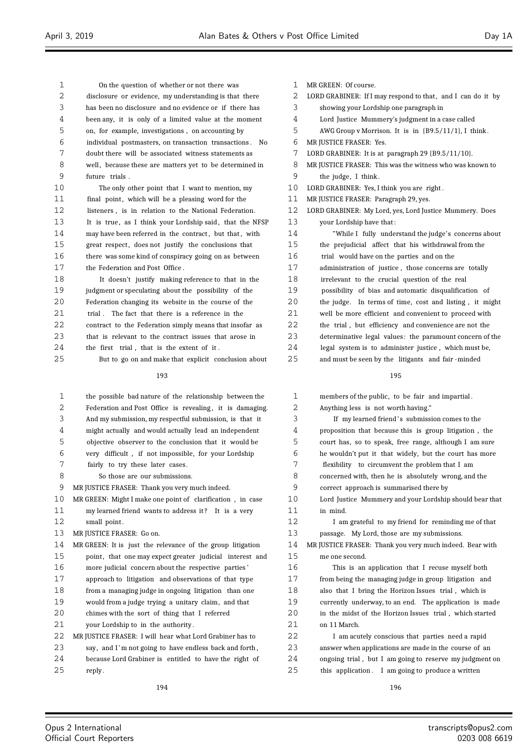On the question of whether or not there was disclosure or evidence, my understanding is that there has been no disclosure and no evidence or if there has been any, it is only of a limited value at the moment on, for example, investigations, on accounting by individual postmasters, on transaction transactions. No doubt there will be associated witness statements as well, because these are matters yet to be determined in future trials.

The only other point that I want to mention, my final point, which will be a pleasing word for the listeners, is in relation to the National Federation. It is true, as I think your Lordship said, that the NFSP may have been referred in the contract, but that, with great respect, does not justify the conclusions that there was some kind of conspiracy going on as between the Federation and Post Office.

It doesn't justify making reference to that in the judgment or speculating about the possibility of the Federation changing its website in the course of the trial. The fact that there is a reference in the contract to the Federation simply means that insofar as that is relevant to the contract issues that arose in the first trial, that is the extent of it.

But to go on and make that explicit conclusion about the possible bad nature of the relationship between the Federation and Post Office is revealing, it is damaging. And my submission, my respectful submission, is that it might actually and would actually lead an independent objective observer to the conclusion that it would be very difficult, if not impossible, for your Lordship fairly to try these later cases.

So those are our submissions.

MR JUSTICE FRASER: Thank you very much indeed.

MR GREEN: Might I make one point of clarification, in case my learned friend wants to address it? It is a very small point.

MR JUSTICE FRASER: Go on.

MR GREEN: It is just the relevance of the group litigation point, that one may expect greater judicial interest and more judicial concern about the respective parties' approach to litigation and observations of that type from a managing judge in ongoing litigation than one would from a judge trying a unitary claim, and that chimes with the sort of thing that I referred your Lordship to in the authority.

MR JUSTICE FRASER: I will hear what Lord Grabiner has to say, and I'm not going to have endless back and forth, because Lord Grabiner is entitled to have the right of reply.

MR GREEN: Of course.

LORD GRABINER: If I may respond to that, and I can do it by showing your Lordship one paragraph in Lord Justice Mummery's judgment in a case called AWG Group v Morrison. It is in {B9.5/11/1}, I think.

MR JUSTICE FRASER: Yes.

LORD GRABINER: It is at paragraph 29 {B9.5/11/10}.

MR JUSTICE FRASER: This was the witness who was known to the judge, I think.

LORD GRABINER: Yes, I think you are right.

MR JUSTICE FRASER: Paragraph 29, yes.

LORD GRABINER: My Lord, yes, Lord Justice Mummery. Does your Lordship have that:

"While I fully understand the judge's concerns about the prejudicial affect that his withdrawal from the trial would have on the parties and on the administration of justice, those concerns are totally irrelevant to the crucial question of the real possibility of bias and automatic disqualification of the judge. In terms of time, cost and listing, it might well be more efficient and convenient to proceed with the trial, but efficiency and convenience are not the determinative legal values: the paramount concern of the legal system is to administer justice, which must be, and must be seen by the litigants and fair-minded members of the public, to be fair and impartial. Anything less is not worth having."

If my learned friend's submission comes to the proposition that because this is group litigation, the court has, so to speak, free range, although I am sure he wouldn't put it that widely, but the court has more flexibility to circumvent the problem that I am concerned with, then he is absolutely wrong, and the correct approach is summarised there by Lord Justice Mummery and your Lordship should bear that in mind.

I am grateful to my friend for reminding me of that passage. My Lord, those are my submissions.

MR JUSTICE FRASER: Thank you very much indeed. Bear with me one second.

This is an application that I recuse myself both from being the managing judge in group litigation and also that I bring the Horizon Issues trial, which is currently underway, to an end. The application is made in the midst of the Horizon Issues trial, which started on 11 March.

I am acutely conscious that parties need a rapid answer when applications are made in the course of an ongoing trial, but I am going to reserve my judgment on this application. I am going to produce a written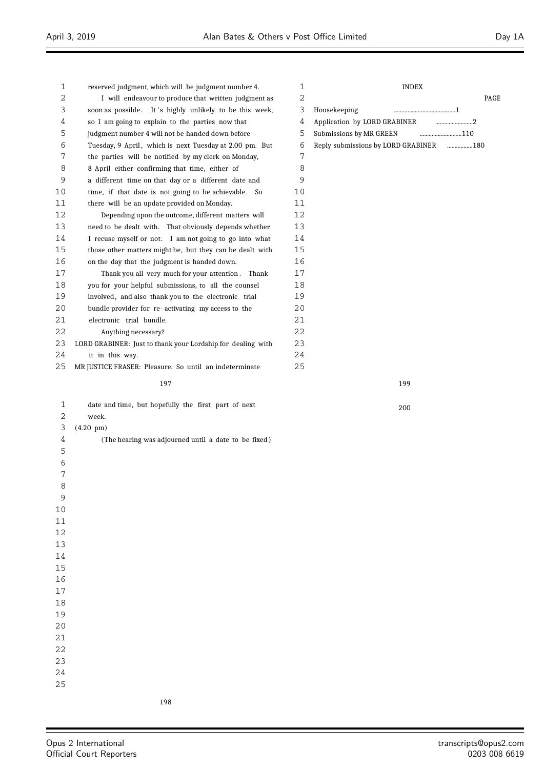reserved judgment, which will be judgment number 4.

I will endeavour to produce that written judgment as soon as possible. It's highly unlikely to be this week, so I am going to explain to the parties now that judgment number 4 will not be handed down before Tuesday, 9 April, which is next Tuesday at 2.00 pm. But the parties will be notified by my clerk on Monday, 8 April either confirming that time, either of a different time on that day or a different date and time, if that date is not going to be achievable. So there will be an update provided on Monday.

Depending upon the outcome, different matters will need to be dealt with. That obviously depends whether I recuse myself or not. I am not going to go into what those other matters might be, but they can be dealt with on the day that the judgment is handed down.

Thank you all very much for your attention. Thank you for your helpful submissions, to all the counsel involved, and also thank you to the electronic trial bundle provider for re-activating my access to the electronic trial bundle.

Anything necessary?

LORD GRABINER: Just to thank your Lordship for dealing with it in this way.

MR JUSTICE FRASER: Pleasure. So until an indeterminate date and time, but hopefully the first part of next week.

(4.20 pm)

(The hearing was adjourned until a date to be fixed)

INDEX

| | PAGE |
|---|---|
| Housekeeping | 1 |
| Application by LORD GRABINER | 2 |
| Submissions by MR GREEN | 110 |
| Reply submissions by LORD GRABINER | 180 |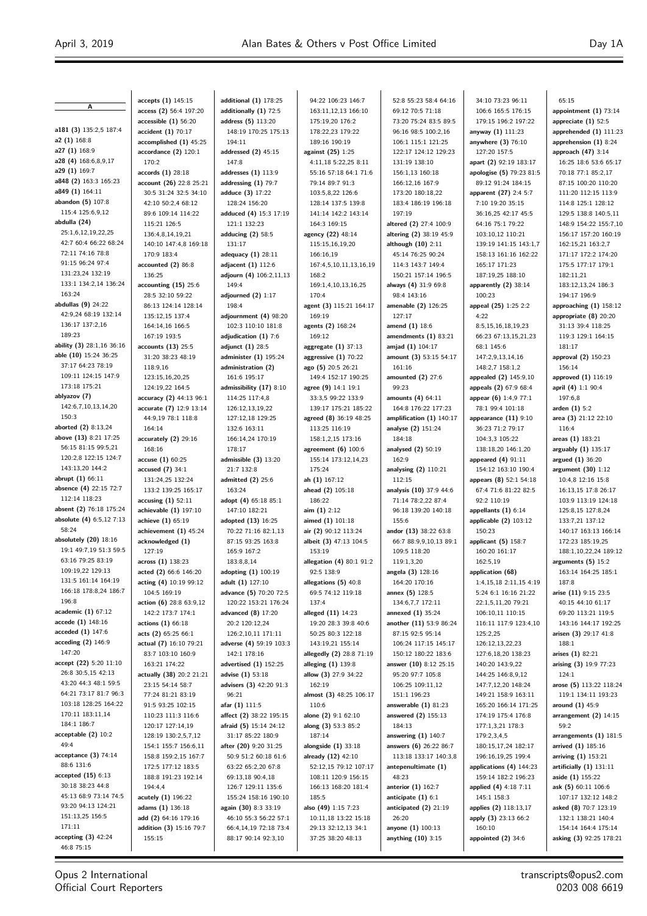## A

**a181 (3)** 135:2,5 187:4
**a2 (1)** 168:8
**a27 (1)** 168:9
**a28 (4)** 168:6,8,9,17
**a29 (1)** 169:7
**a848 (2)** 163:3 165:23
**a849 (1)** 164:11
**abandon (5)** 107:8 115:4 125:6,9,12
**abdulla (24)** 25:1,6,12,19,22,25 42:7 60:4 66:22 68:24 72:11 74:16 78:8 91:15 96:24 97:4 131:23,24 132:19 133:1 134:2,14 136:24 163:24
**abdullas (9)** 24:22 42:9,24 68:19 132:14 136:17 137:2,16 189:23
**ability (3)** 28:1,16 36:16
**able (10)** 15:24 36:25 37:17 64:23 78:19 109:11 124:15 147:9 173:18 175:21
**ablyazov (7)** 142:6,7,10,13,14,20 150:3
**aborted (2)** 8:13,24
**above (13)** 8:21 17:25 56:15 81:15 99:5,21 120:2,8 122:15 124:7 143:13,20 144:2
**abrupt (1)** 66:11
**absence (4)** 22:15 72:7 112:14 118:23
**absent (2)** 76:18 175:24
**absolute (4)** 6:5,12 7:13 58:24
**absolutely (20)** 18:16 19:1 49:7,19 51:3 59:5 63:16 79:25 83:19 109:19,22 129:13 131:5 161:14 164:19 166:18 178:8,24 186:7 196:8
**academic (1)** 67:12
**accede (1)** 148:16
**acceded (1)** 147:6
**acceding (2)** 146:9 147:20
**accept (22)** 5:20 11:10 26:8 30:5,15 42:13 43:20 44:3 48:1 59:5 64:21 73:17 81:7 96:3 103:18 128:25 164:22 170:11 183:11,14 184:1 186:7
**acceptable (2)** 10:2 49:4
**acceptance (3)** 74:14 88:6 131:6
**accepted (15)** 6:13 30:18 38:23 44:8 45:13 68:9 73:14 74:5 93:20 94:13 124:21 151:13,25 156:5 171:11
**accepting (3)** 42:24 46:8 75:15
**accepts (1)** 145:15
**access (2)** 56:4 197:20
**accessible (1)** 56:20
**accident (1)** 70:17
**accomplished (1)** 45:25
**accordance (2)** 120:1 170:2
**accords (1)** 28:18
**account (26)** 22:8 25:21 30:5 31:24 32:5 34:10 42:10 50:2,4 68:12 89:6 109:14 114:22 115:21 126:5 136:4,8,14,19,21 140:10 147:4,8 169:18 170:9 183:4
**accounted (2)** 86:8 136:25
**accounting (15)** 25:6 28:5 32:10 59:22 86:13 124:14 128:14 135:12,15 137:4 164:14,16 166:5 167:19 193:5
**accounts (13)** 25:5 31:20 38:23 48:19 118:9,16 123:15,16,20,25 124:19,22 164:5
**accuracy (2)** 44:13 96:1
**accurate (7)** 12:9 13:14 44:9,19 78:1 118:8 164:14
**accurately (2)** 29:16 168:16
**accuse (1)** 60:25
**accused (7)** 34:1 131:24,25 132:24 133:2 139:25 165:17
**accusing (1)** 52:11
**achievable (1)** 197:10
**achieve (1)** 65:19
**achievement (1)** 45:24
**acknowledged (1)** 127:19
**across (1)** 138:23
**acted (2)** 66:6 146:20
**acting (4)** 10:19 99:12 104:5 169:19
**action (6)** 28:8 63:9,12 142:2 173:7 174:1
**actions (1)** 66:18
**acts (2)** 65:25 66:1
**actual (7)** 16:10 79:21 83:7 103:10 160:9 163:21 174:22
**actually (38)** 20:2 21:21 23:15 54:14 58:7 77:24 81:21 83:19 91:5 93:25 102:15 110:23 111:3 116:6 120:17 127:14,19 128:19 130:2,5,7,12 154:1 155:7 156:6,11 158:8 159:2,15 167:7 172:5 177:12 183:5 188:8 191:23 192:14 194:4,4
**acutely (1)** 196:22
**adams (1)** 136:18
**add (2)** 64:16 179:16
**addition (3)** 15:16 79:7 155:15
**additional (1)** 178:25
**additionally (1)** 72:5
**address (5)** 113:20 148:19 170:25 175:13 194:11
**addressed (2)** 45:15 147:8
**addresses (1)** 113:9
**addressing (1)** 79:7
**adduce (3)** 17:22 128:24 156:20
**adduced (4)** 15:3 17:19 121:3 132:23
**adducing (2)** 58:5 131:17
**adequacy (1)** 28:11
**adjacent (1)** 112:6
**adjourn (4)** 106:2,11,13 149:4
**adjourned (2)** 1:17 198:4
**adjournment (4)** 98:20 102:3 110:10 181:8
**adjudication (1)** 7:6
**adjunct (1)** 28:5
**administer (1)** 195:24
**administration (2)** 161:6 195:17
**admissibility (17)** 8:10 114:25 117:4,8 126:12,13,19,22 127:12,18 129:25 132:6 163:11 166:14,24 170:19 178:17
**admissible (3)** 13:20 21:7 132:8
**admitted (2)** 25:6 163:24
**adopt (4)** 65:18 85:1 147:10 182:21
**adopted (13)** 16:25 70:22 71:16 82:1,13 87:15 93:25 163:8 165:9 167:2 183:8,8,14
**adopting (1)** 100:19
**adult (1)** 127:10
**advance (5)** 70:20 72:5 120:22 153:21 176:24
**advanced (8)** 17:20 20:2 120:12,24 126:2,10,11 171:11
**adverse (4)** 59:19 103:3 142:1 178:16
**advertised (1)** 152:25
**advise (1)** 53:18
**advisers (3)** 42:20 91:3 96:21
**afar (1)** 111:5
**affect (2)** 38:22 195:15
**afraid (5)** 15:14 24:12 31:17 85:22 180:9
**after (20)** 9:20 31:25 50:9 51:2 60:18 61:6 63:22 65:2,20 67:8 69:13,18 90:4,18 126:7 129:11 135:6 155:24 158:16 190:10
**again (30)** 8:3 33:19 46:10 55:3 56:22 57:1 66:4,14,19 72:18 73:4 88:17 90:14 92:3,10 94:22 106:23 146:7 163:11,12,13 166:10 175:19,20 176:2 178:22,23 179:22 189:16 190:19
**against (25)** 1:25 4:11,18 5:22,25 8:11 55:16 57:18 64:1 71:6 79:14 89:7 91:3 103:5,8,22 126:6 128:14 137:5 139:8 141:14 142:2 143:14 164:3 169:15
**agency (22)** 48:14 115:15,16,19,20 166:16,19 167:4,5,10,11,13,16,19 168:2 169:1,4,10,13,16,25 170:4
**agent (3)** 115:21 164:17 169:19
**agents (2)** 168:24 169:12
**aggregate (1)** 37:13
**aggressive (1)** 70:22
**ago (5)** 20:5 26:21 149:4 152:17 190:25
**agree (9)** 14:1 19:1 33:3,5 99:22 133:9 139:17 175:21 185:22
**agreed (8)** 36:19 48:25 113:25 116:19 158:1,2,15 173:16
**agreement (6)** 100:6 155:14 173:12,14,23 175:24
**ah (1)** 167:12
**ahead (2)** 105:18 186:22
**aim (1)** 2:12
**aimed (1)** 101:18
**air (2)** 90:12 113:24
**albeit (3)** 47:13 104:5 153:19
**allegation (4)** 80:1 91:2 92:5 138:9
**allegations (5)** 40:8 69:5 74:12 119:18 137:4
**alleged (11)** 14:23 19:20 28:3 39:8 40:6 50:25 80:3 122:18 143:19,21 155:14
**allegedly (2)** 28:8 71:19
**alleging (1)** 139:8
**allow (3)** 27:9 34:22 162:19
**almost (3)** 48:25 106:17 110:6
**alone (2)** 9:1 62:10
**along (3)** 53:3 85:2 187:14
**alongside (1)** 33:18
**already (12)** 42:10 52:12,15 79:12 107:17 108:11 120:9 156:15 166:13 168:20 181:4 185:5
**also (49)** 1:15 7:23 10:11,18 13:22 15:18 29:13 32:12,13 34:1 37:25 38:20 48:13 52:8 55:23 58:4 64:16 69:12 70:5 71:18 73:20 75:24 83:5 89:5 96:16 98:5 100:2,16 106:1 115:1 121:25 122:17 124:12 129:23 131:19 138:10 156:1,13 160:18 166:12,16 167:9 173:20 180:18,22 183:4 186:19 196:18 197:19
**altered (2)** 27:4 100:9
**altering (2)** 38:19 45:9
**although (10)** 2:11 45:14 76:25 90:24 114:3 143:7 149:4 150:21 157:14 196:5
**always (4)** 31:9 69:8 98:4 143:16
**amenable (2)** 126:25 127:17
**amend (1)** 18:6
**amendments (1)** 83:21
**amjad (1)** 104:17
**amount (3)** 53:15 54:17 161:16
**amounted (2)** 27:6 99:23
**amounts (4)** 64:11 164:8 176:22 177:23
**amplification (1)** 140:17
**analyse (2)** 151:24 184:18
**analysed (2)** 50:19 162:9
**analysing (2)** 110:21 112:15
**analysis (10)** 37:9 44:6 71:14 78:2,22 87:4 96:18 139:20 140:18 155:6
**andor (13)** 38:22 63:8 66:7 88:9,9,10,13 89:1 109:5 118:20 119:1,3,20
**angela (3)** 128:16 164:20 170:16
**annex (5)** 128:5 134:6,7,7 172:11
**annexed (1)** 35:24
**another (11)** 53:9 86:24 87:15 92:5 95:14 106:24 117:5 145:17 150:12 180:22 183:6
**answer (10)** 8:12 25:15 95:20 97:7 105:8 106:25 109:11,12 151:1 196:23
**answerable (1)** 81:23
**answered (2)** 155:13 184:13
**answering (1)** 140:7
**answers (6)** 26:22 86:7 113:18 133:17 140:3,8
**antepenultimate (1)** 48:23
**anterior (1)** 162:7
**anticipate (1)** 6:1
**anticipated (2)** 21:19 26:20
**anyone (1)** 100:13
**anything (10)** 3:15 34:10 73:23 96:11 106:6 165:5 176:15 179:15 196:2 197:22
**anyway (1)** 111:23
**anywhere (3)** 76:10 127:20 157:5
**apart (2)** 92:19 183:17
**apologise (5)** 79:23 81:5 89:12 91:24 184:15
**apparent (27)** 2:4 5:7 7:10 19:20 35:15 36:16,25 42:17 45:5 64:16 75:1 79:22 103:10,12 110:21 139:19 141:15 143:1,7 158:13 161:16 162:22 165:17 171:23 187:19,25 188:10
**apparently (2)** 38:14 100:23
**appeal (25)** 1:25 2:2 4:22 8:5,15,16,18,19,23 66:23 67:13,15,21,23 68:1 145:6 147:2,9,13,14,16 148:2,7 158:1,2
**appealed (2)** 145:9,10
**appeals (2)** 67:9 68:4
**appear (6)** 1:4,9 77:1 78:1 99:4 101:18
**appearance (11)** 9:10 36:23 71:2 79:17 104:3,3 105:22 138:18,20 146:1,20
**appeared (4)** 91:11 154:12 163:10 190:4
**appears (8)** 52:1 54:18 67:4 71:6 81:22 82:5 92:2 110:19
**appellants (1)** 6:14
**applicable (2)** 103:12 150:23
**applicant (5)** 158:7 160:20 161:17 162:5,19
**application (68)** 1:4,15,18 2:11,15 4:19 5:24 6:1 16:16 21:22 22:1,5,11,20 79:21 106:10,11 110:15 116:11 117:9 123:4,10 125:2,25 126:12,13,22,23 127:6,18,20 138:23 140:20 143:9,22 144:25 146:8,9,12 147:7,12,20 148:24 149:21 158:9 163:11 165:20 166:14 171:25 174:19 175:4 176:8 177:1,3,21 178:3 179:2,3,4,5 180:15,17,24 182:17 196:16,19,25 199:4
**applications (4)** 144:23 159:14 182:2 196:23
**applied (4)** 4:18 7:11 145:1 158:3
**applies (2)** 118:13,17
**apply (3)** 23:13 66:2 160:10
**appointed (2)** 34:6 65:15
**appointment (1)** 73:14
**appreciate (1)** 52:5
**apprehended (1)** 111:23
**apprehension (1)** 8:24
**approach (47)** 3:14 16:25 18:6 53:6 65:17 70:18 77:1 85:2,17 87:15 100:20 110:20 111:20 112:15 113:9 114:8 125:1 128:12 129:5 138:8 140:5,11 148:9 154:22 155:7,10 156:17 157:20 160:19 162:15,21 163:2,7 171:17 172:2 174:20 175:5 177:17 179:1 182:11,21 183:12,13,24 186:3 194:17 196:9
**approaching (1)** 158:12
**appropriate (8)** 20:20 31:13 39:4 118:25 119:3 129:1 164:15 181:17
**approval (2)** 150:23 156:14
**approved (1)** 116:19
**april (4)** 1:1 90:4 197:6,8
**arden (1)** 5:2
**area (3)** 21:12 22:10 116:4
**areas (1)** 183:21
**arguably (1)** 135:17
**argued (1)** 36:20
**argument (30)** 1:12 10:4,8 12:16 15:8 16:13,15 17:8 26:17 103:9 113:19 124:18 125:8,15 127:8,24 133:7,21 137:12 140:17 163:13 166:14 172:23 185:19,25 188:1,10,22,24 189:12
**arguments (5)** 15:2 163:14 164:25 185:1 187:8
**arise (11)** 9:15 23:5 40:15 44:10 61:17 69:20 113:21 119:5 143:16 144:17 192:25
**arisen (3)** 29:17 41:8 188:1
**arises (1)** 82:21
**arising (3)** 19:9 77:23 124:1
**arose (5)** 113:22 118:24 119:1 134:11 193:23
**around (1)** 45:9
**arrangement (2)** 14:15 59:2
**arrangements (1)** 181:5
**arrived (1)** 185:16
**arriving (1)** 153:21
**artificially (1)** 131:11
**aside (1)** 155:22
**ask (5)** 60:11 106:6 107:17 132:12 148:2
**asked (8)** 70:7 123:19 132:1 138:21 140:4 154:14 164:4 175:14
**asking (3)** 92:25 178:21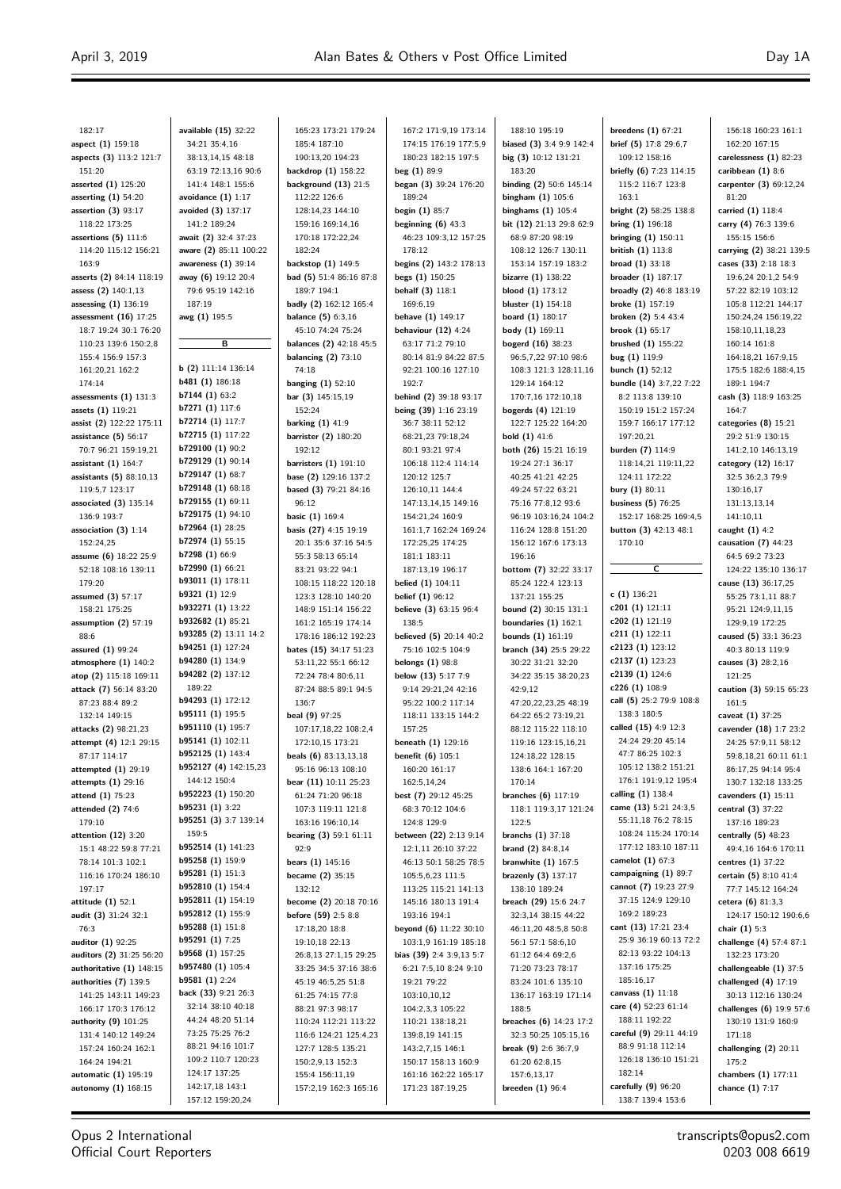182:17
**aspect (1)** 159:18
**aspects (3)** 113:2 121:7 151:20
**asserted (1)** 125:20
**asserting (1)** 54:20
**assertion (3)** 93:17 118:22 173:25
**assertions (5)** 111:6 114:20 115:12 156:21 163:9
**asserts (2)** 84:14 118:19
**assess (2)** 140:1,13
**assessing (1)** 136:19
**assessment (16)** 17:25 18:7 19:24 30:1 76:20 110:23 139:6 150:2,8 155:4 156:9 157:3 161:20,21 162:2 174:14
**assessments (1)** 131:3
**assets (1)** 119:21
**assist (2)** 122:22 175:11
**assistance (5)** 56:17 70:7 96:21 159:19,21
**assistant (1)** 164:7
**assistants (5)** 88:10,13 119:5,7 123:17
**associated (3)** 135:14 136:9 193:7
**association (3)** 1:14 152:24,25
**assume (6)** 18:22 25:9 52:18 108:16 139:11 179:20
**assumed (3)** 57:17 158:21 175:25
**assumption (2)** 57:19 88:6
**assured (1)** 99:24
**atmosphere (1)** 140:2
**atop (2)** 115:18 169:11
**attack (7)** 56:14 83:20 87:23 88:4 89:2 132:14 149:15
**attacks (2)** 98:21,23
**attempt (4)** 12:1 29:15 87:17 114:17
**attempted (1)** 29:19
**attempts (1)** 29:16
**attend (1)** 75:23
**attended (2)** 74:6 179:10
**attention (12)** 3:20 15:1 48:22 59:8 77:21 78:14 101:3 102:1 116:16 170:24 186:10 197:17
**attitude (1)** 52:1
**audit (3)** 31:24 32:1 76:3
**auditor (1)** 92:25
**auditors (2)** 31:25 56:20
**authoritative (1)** 148:15
**authorities (7)** 139:5 141:25 143:11 149:23 166:17 170:3 176:12
**authority (9)** 101:25 131:4 140:12 149:24 157:24 160:24 162:1 164:24 194:21
**automatic (1)** 195:19
**autonomy (1)** 168:15
**available (15)** 32:22 34:21 35:4,16 38:13,14,15 48:18 63:19 72:13,16 90:6 141:4 148:1 155:6
**avoidance (1)** 1:17
**avoided (3)** 137:17 141:2 189:24
**await (2)** 32:4 37:23
**aware (2)** 85:11 100:22
**awareness (1)** 39:14
**away (6)** 19:12 20:4 79:6 95:19 142:16 187:19
**awg (1)** 195:5

## B

**b (2)** 111:14 136:14
**b481 (1)** 186:18
**b7144 (1)** 63:2
**b7271 (1)** 117:6
**b72714 (1)** 117:7
**b72715 (1)** 117:22
**b729100 (1)** 90:2
**b729129 (1)** 90:14
**b729147 (1)** 68:7
**b729148 (1)** 68:18
**b729155 (1)** 69:11
**b729175 (1)** 94:10
**b72964 (1)** 28:25
**b72974 (1)** 55:15
**b7298 (1)** 66:9
**b72990 (1)** 66:21
**b93011 (1)** 178:11
**b9321 (1)** 12:9
**b932271 (1)** 13:22
**b932682 (1)** 85:21
**b93285 (2)** 13:11 14:2
**b94251 (1)** 127:24
**b94280 (1)** 134:9
**b94282 (2)** 137:12 189:22
**b94293 (1)** 172:12
**b95111 (1)** 195:5
**b951110 (1)** 195:7
**b95141 (1)** 102:11
**b952125 (1)** 143:4
**b952127 (4)** 142:15,23 144:12 150:4
**b952223 (1)** 150:20
**b95231 (1)** 3:22
**b95251 (3)** 3:7 139:14 159:5
**b952514 (1)** 141:23
**b95258 (1)** 159:9
**b95281 (1)** 151:3
**b952810 (1)** 154:4
**b952811 (1)** 154:19
**b952812 (1)** 155:9
**b95288 (1)** 151:8
**b95291 (1)** 7:25
**b9568 (1)** 157:25
**b957480 (1)** 105:4
**b9581 (1)** 2:24
**back (33)** 9:21 26:3 32:14 38:10 40:18 44:24 48:20 51:14 73:25 75:25 76:2 88:21 94:16 101:7 109:2 110:7 120:23 124:17 137:25 142:17,18 143:1 157:12 159:20,24 165:23 173:21 179:24 185:4 187:10 190:13,20 194:23
**backdrop (1)** 158:22
**background (13)** 21:5 112:22 126:6 128:14,23 144:10 159:16 169:14,16 170:18 172:22,24 182:24
**backstop (1)** 149:5
**bad (5)** 51:4 86:16 87:8 189:7 194:1
**badly (2)** 162:12 165:4
**balance (5)** 6:3,16 45:10 74:24 75:24
**balances (2)** 42:18 45:5
**balancing (2)** 73:10 74:18
**banging (1)** 52:10
**bar (3)** 145:15,19 152:24
**barking (1)** 41:9
**barrister (2)** 180:20 192:12
**barristers (1)** 191:10
**base (2)** 129:16 137:2
**based (3)** 79:21 84:16 96:12
**basic (1)** 169:4
**basis (27)** 4:15 19:19 20:1 35:6 37:16 54:5 55:3 58:13 65:14 83:21 93:22 94:1 108:15 118:22 120:18 123:3 128:10 140:20 148:9 151:14 156:22 161:2 165:19 174:14 178:16 186:12 192:23
**bates (15)** 34:17 51:23 53:11,22 55:1 66:12 72:24 78:4 80:6,11 87:24 88:5 89:1 94:5 136:7
**beal (9)** 97:25 107:17,18,22 108:2,4 172:10,15 173:21
**beals (6)** 83:13,13,18 95:16 96:13 108:10
**bear (11)** 10:11 25:23 61:24 71:20 96:18 107:3 119:11 121:8 163:16 196:10,14
**bearing (3)** 59:1 61:11 92:9
**bears (1)** 145:16
**became (2)** 35:15 132:12
**become (2)** 20:18 70:16
**before (59)** 2:5 8:8 17:18,20 18:8 19:10,18 22:13 26:8,13 27:1,15 29:25 33:25 34:5 37:16 38:6 45:19 46:5,25 51:8 61:25 74:15 77:8 88:21 97:3 98:17 110:24 112:21 113:22 116:6 124:21 125:4,23 127:7 128:5 135:21 150:2,9,13 152:3 155:4 156:11,19 157:2,19 162:3 165:16 167:2 171:9,19 173:14 174:15 176:19 177:5,9 180:23 182:15 197:5
**beg (1)** 89:9
**began (3)** 39:24 176:20 189:24
**begin (1)** 85:7
**beginning (6)** 43:3 46:23 109:3,12 157:25 178:12
**begins (2)** 143:2 178:13
**begs (1)** 150:25
**behalf (3)** 118:1 169:6,19
**behave (1)** 149:17
**behaviour (12)** 4:24 63:17 71:2 79:10 80:14 81:9 84:22 87:5 92:21 100:16 127:10 192:7
**behind (2)** 39:18 93:17
**being (39)** 1:16 23:19 36:7 38:11 52:12 68:21,23 79:18,24 80:1 93:21 97:4 106:18 112:4 114:14 120:12 125:7 126:10,11 144:4 147:13,14,15 149:16 154:21,24 160:9 161:1,7 162:24 169:24 172:25,25 174:25 181:1 183:11 187:13,19 196:17
**belied (1)** 104:11
**belief (1)** 96:12
**believe (3)** 63:15 96:4 138:5
**believed (5)** 20:14 40:2 75:16 102:5 104:9
**belongs (1)** 98:8
**below (13)** 5:17 7:9 9:14 29:21,24 42:16 95:22 100:2 117:14 118:11 133:15 144:2 157:25
**beneath (1)** 129:16
**benefit (6)** 105:1 160:20 161:17 162:5,14,24
**best (7)** 29:12 45:25 68:3 70:12 104:6 124:8 129:9
**between (22)** 2:13 9:14 12:1,11 26:10 37:22 46:13 50:1 58:25 78:5 105:5,6,23 111:5 113:25 115:21 141:13 145:16 180:13 191:4 193:16 194:1
**beyond (6)** 11:22 30:10 103:1,9 161:19 185:18
**bias (39)** 2:4 3:9,13 5:7 6:21 7:5,10 8:24 9:10 19:21 79:22 103:10,10,12 104:2,3,3 105:22 110:21 138:18,21 139:8,19 141:15 143:2,7,15 146:1 150:17 158:13 160:9 161:16 162:22 165:17 171:23 187:19,25 188:10 195:19
**biased (3)** 3:4 9:9 142:4
**big (3)** 10:12 131:21 183:20
**binding (2)** 50:6 145:14
**bingham (1)** 105:6
**binghams (1)** 105:4
**bit (12)** 21:13 29:8 62:9 68:9 87:20 98:19 108:12 126:7 130:11 153:14 157:19 183:2
**bizarre (1)** 138:22
**blood (1)** 173:12
**bluster (1)** 154:18
**board (1)** 180:17
**body (1)** 169:11
**bogerd (16)** 38:23 96:5,7,22 97:10 98:6 108:3 121:3 128:11,16 129:14 164:12 170:7,16 172:10,18
**bogerds (4)** 121:19 122:7 125:22 164:20
**bold (1)** 41:6
**both (26)** 15:21 16:19 19:24 27:1 36:17 40:25 41:21 42:25 49:24 57:22 63:21 75:16 77:8,12 93:6 96:19 103:16,24 104:2 116:24 128:8 151:20 156:12 167:6 173:13 196:16
**bottom (7)** 32:22 33:17 85:24 122:4 123:13 137:21 155:25
**bound (2)** 30:15 131:1
**boundaries (1)** 162:1
**bounds (1)** 161:19
**branch (34)** 25:5 29:22 30:22 31:21 32:20 34:22 35:15 38:20,23 42:9,12 47:20,22,23,25 48:19 64:22 65:2 73:19,21 88:12 115:22 118:10 119:16 123:15,16,21 124:18,22 128:15 138:6 164:1 167:20 170:14
**branches (6)** 117:19 118:1 119:3,17 121:24 122:5
**branchs (1)** 37:18
**brand (2)** 84:8,14
**branwhite (1)** 167:5
**brazenly (3)** 137:17 138:10 189:24
**breach (29)** 15:6 24:7 32:3,14 38:15 44:22 46:11,20 48:5,8 50:8 56:1 57:1 58:6,10 61:12 64:13 69:2,6 71:20 73:23 78:17 83:24 101:6 135:10 136:17 163:19 171:14 188:5
**breaches (6)** 14:23 17:2 32:3 50:25 105:15,16
**break (9)** 2:6 36:7,9 61:20 62:8,15 157:6,13,17
**breeden (1)** 96:4
**breedens (1)** 67:21
**brief (5)** 17:8 29:6,7 109:12 158:16
**briefly (6)** 7:23 114:15 115:2 116:7 123:8 163:1
**bright (2)** 58:25 138:8
**bring (1)** 196:18
**bringing (1)** 150:11
**british (1)** 113:8
**broad (1)** 33:18
**broader (1)** 187:17
**broadly (2)** 46:8 183:19
**broke (1)** 157:19
**broken (2)** 5:4 43:4
**brook (1)** 65:17
**brushed (1)** 155:22
**bug (1)** 119:9
**bunch (1)** 52:12
**bundle (14)** 3:7,22 7:22 8:2 113:8 139:10 150:19 151:2 157:24 159:7 166:17 177:12 197:20,21
**burden (7)** 114:9 118:14,21 119:11,22 124:11 172:22
**bury (1)** 80:11
**business (5)** 76:25 152:17 168:25 169:4,5
**button (3)** 42:13 48:1 170:10

## C

**c (1)** 136:21
**c201 (1)** 121:11
**c202 (1)** 121:19
**c211 (1)** 122:11
**c2123 (1)** 123:12
**c2137 (1)** 123:23
**c2139 (1)** 124:6
**c226 (1)** 108:9
**call (5)** 25:2 79:9 108:8 138:3 180:5
**called (15)** 4:9 12:3 24:24 29:20 45:14 47:7 86:25 102:3 105:12 138:2 151:21 176:1 191:9,12 195:4
**calling (1)** 138:4
**came (13)** 5:21 24:3,5 55:11,18 76:2 78:15 108:24 115:24 170:14 177:12 183:10 187:11
**camelot (1)** 67:3
**campaigning (1)** 89:7
**cannot (7)** 19:23 27:9 37:15 124:9 129:10 169:2 189:23
**cant (13)** 17:21 23:4 25:9 36:19 60:13 72:2 82:13 93:22 104:13 137:16 175:25 185:16,17
**canvass (1)** 11:18
**care (4)** 52:23 61:14 188:11 192:22
**careful (9)** 29:11 44:19 88:9 91:18 112:14 126:18 136:10 151:21 182:14
**carefully (9)** 96:20 138:7 139:4 153:6 156:18 160:23 161:1 162:20 167:15
**carelessness (1)** 82:23
**caribbean (1)** 8:6
**carpenter (3)** 69:12,24 81:20
**carried (1)** 118:4
**carry (4)** 76:3 139:6 155:15 156:6
**carrying (2)** 38:21 139:5
**cases (33)** 2:18 18:3 19:6,24 20:1,2 54:9 57:22 82:19 103:12 105:8 112:21 144:17 150:24,24 156:19,22 158:10,11,18,23 160:14 161:8 164:18,21 167:9,15 175:5 182:6 188:4,15 189:1 194:7
**cash (3)** 118:9 163:25 164:7
**categories (8)** 15:21 29:2 51:9 130:15 141:2,10 146:13,19
**category (12)** 16:17 32:5 36:2,3 79:9 130:16,17 131:13,13,14 141:10,11
**caught (1)** 4:2
**causation (7)** 44:23 64:5 69:2 73:23 124:22 135:10 136:17
**cause (13)** 36:17,25 55:25 73:1,11 88:7 95:21 124:9,11,15 129:9,19 172:25
**caused (5)** 33:1 36:23 40:3 80:13 119:9
**causes (3)** 28:2,16 121:25
**caution (3)** 59:15 65:23 161:5
**caveat (1)** 37:25
**cavender (18)** 1:7 23:2 24:25 57:9,11 58:12 59:8,18,21 60:11 61:1 86:17,25 94:14 95:4 130:7 132:18 133:25
**cavenders (1)** 15:11
**central (3)** 37:22 137:16 189:23
**centrally (5)** 48:23 49:4,16 164:6 170:11
**centres (1)** 37:22
**certain (5)** 8:10 41:4 77:7 145:12 164:24
**cetera (6)** 81:3,3 124:17 150:12 190:6,6
**chair (1)** 5:3
**challenge (4)** 57:4 87:1 132:23 173:20
**challengeable (1)** 37:5
**challenged (4)** 17:19 30:13 112:16 130:24
**challenges (6)** 19:9 57:6 130:19 131:9 160:9 171:18
**challenging (2)** 20:11 175:2
**chambers (1)** 177:11
**chance (1)** 7:17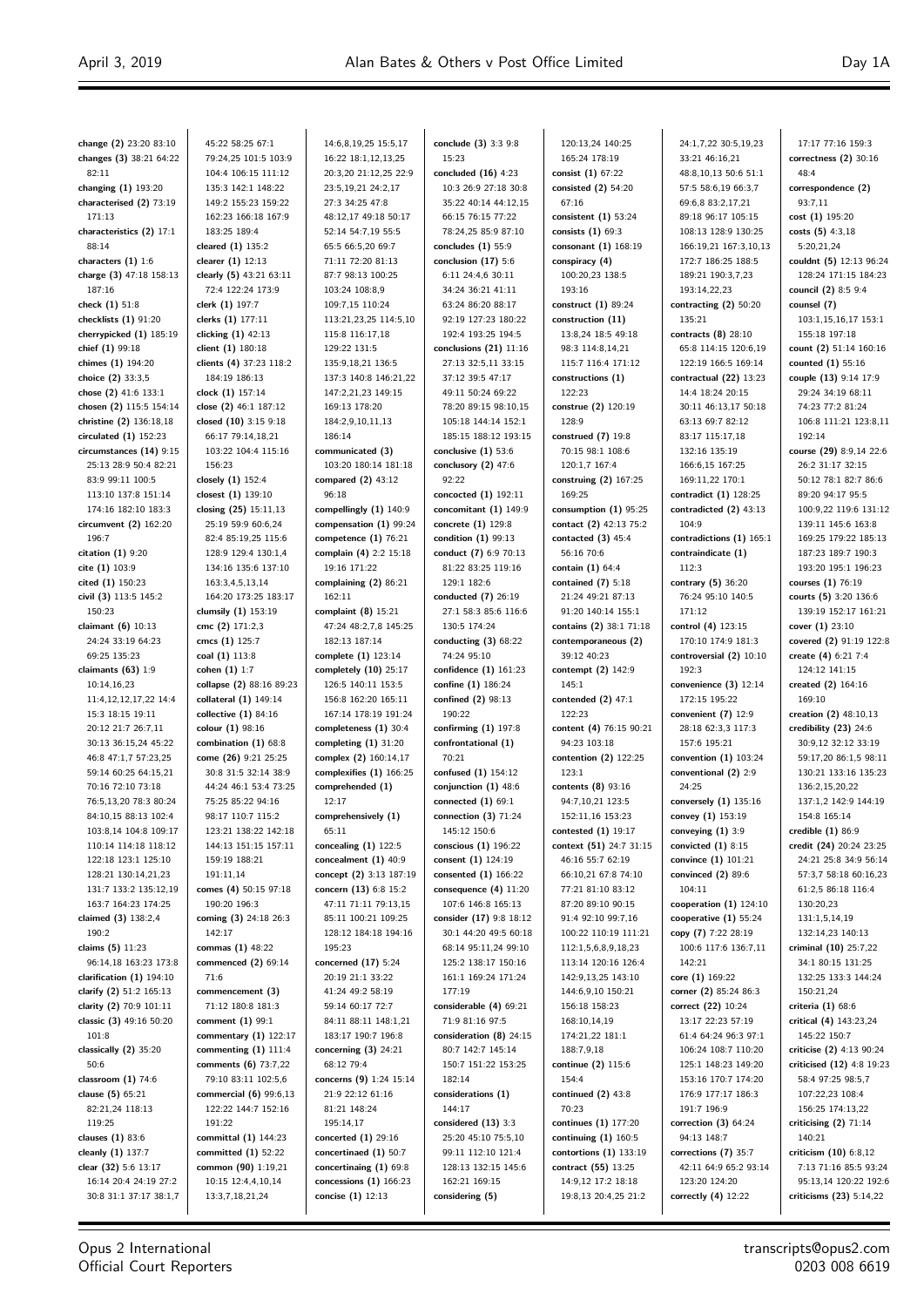change (2) 23:20 83:10
changes (3) 38:21 64:22 82:11
changing (1) 193:20
characterised (2) 73:19 171:13
characteristics (2) 17:1 88:14
characters (1) 1:6
charge (3) 47:18 158:13 187:16
check (1) 51:8
checklists (1) 91:20
cherrypicked (1) 185:19
chief (1) 99:18
chimes (1) 194:20
choice (2) 33:3,5
chose (2) 41:6 133:1
chosen (2) 115:5 154:14
christine (2) 136:18,18
circulated (1) 152:23
circumstances (14) 9:15 25:13 28:9 50:4 82:21 83:9 99:11 100:5 113:10 137:8 151:14 174:16 182:10 183:3
circumvent (2) 162:20 196:7
citation (1) 9:20
cite (1) 103:9
cited (1) 150:23
civil (3) 113:5 145:2 150:23
claimant (6) 10:13 24:24 33:19 64:23 69:25 135:23
claimants (63) 1:9 10:14,16,23 11:4,12,12,17,22 14:4 15:3 18:15 19:11 20:12 21:7 26:7,11 30:13 36:15,24 45:22 46:8 47:1,7 57:23,25 59:14 60:25 64:15,21 70:16 72:10 73:18 76:5,13,20 78:3 80:24 84:10,15 88:13 102:4 103:8,14 104:8 109:17 110:14 114:18 118:12 122:18 123:1 125:10 128:21 130:14,21,23 131:7 133:2 135:12,19 163:7 164:23 174:25
claimed (3) 138:2,4 190:2
claims (5) 11:23 96:14,18 163:23 173:8
clarification (1) 194:10
clarify (2) 51:2 165:13
clarity (2) 70:9 101:11
classic (3) 49:16 50:20 101:8
classically (2) 35:20 50:6
classroom (1) 74:6
clause (5) 65:21 82:21,24 118:13 119:25
clauses (1) 83:6
cleanly (1) 137:7
clear (32) 5:6 13:17 16:14 20:4 24:19 27:2 30:8 31:1 37:17 38:1,7 45:22 58:25 67:1 79:24,25 101:5 103:9 104:4 106:15 111:12 135:3 142:1 148:22 149:2 155:23 159:22 162:23 166:18 167:9 183:25 189:4
cleared (1) 135:2
clearer (1) 12:13
clearly (5) 43:21 63:11 72:4 122:24 173:9
clerk (1) 197:7
clerks (1) 177:11
clicking (1) 42:13
client (1) 180:18
clients (4) 37:23 118:2 184:19 186:13
clock (1) 157:14
close (2) 46:1 187:12
closed (10) 3:15 9:18 66:17 79:14,18,21 103:22 104:4 115:16 156:23
closely (1) 152:4
closest (1) 139:10
closing (25) 15:11,13 25:19 59:9 60:6,24 82:4 85:19,25 115:6 128:9 129:4 130:1,4 134:16 135:6 137:10 163:3,4,5,13,14 164:20 173:25 183:17
clumsily (1) 153:19
cmc (2) 171:2,3
cmcs (1) 125:7
coal (1) 113:8
cohen (1) 1:7
collapse (2) 88:16 89:23
collateral (1) 149:14
collective (1) 84:16
colour (1) 98:16
combination (1) 68:8
come (26) 9:21 25:25 30:8 31:5 32:14 38:9 44:24 46:1 53:4 73:25 75:25 85:22 94:16 98:17 110:7 115:2 123:21 138:22 142:18 144:13 151:15 157:11 159:19 188:21 191:11,14
comes (4) 50:15 97:18 190:20 196:3
coming (3) 24:18 26:3 142:17
commas (1) 48:22
commenced (2) 69:14 71:6
commencement (3) 71:12 180:8 181:3
comment (1) 99:1
commentary (1) 122:17
commenting (1) 111:4
comments (6) 73:7,22 79:10 83:11 102:5,6
commercial (6) 99:6,13 122:22 144:7 152:16 191:22
committal (1) 144:23
committed (1) 52:22
common (90) 1:19,21 10:15 12:4,4,10,14 13:3,7,18,21,24 14:6,8,19,25 15:5,17 16:22 18:1,12,13,25 20:3,20 21:12,25 22:9 23:5,19,21 24:2,17 27:3 34:25 47:8 48:12,17 49:18 50:17 52:14 54:7,19 55:5 65:5 66:5,20 69:7 71:11 72:20 81:13 87:7 98:13 100:25 103:24 108:8,9 109:7,15 110:24 113:21,23,25 114:5,10 115:8 116:17,18 129:22 131:5 135:9,18,21 136:5 137:3 140:8 146:21,22 147:2,21,23 149:15 169:13 178:20 184:2,9,10,11,13 186:14
communicated (3) 103:20 180:14 181:18
compared (2) 43:12 96:18
compellingly (1) 140:9
compensation (1) 99:24
competence (1) 76:21
complain (4) 2:2 15:18 19:16 171:22
complaining (2) 86:21 162:11
complaint (8) 15:21 47:24 48:2,7,8 145:25 182:13 187:14
complete (1) 123:14
completely (10) 25:17 126:5 140:11 153:5 156:8 162:20 165:11 167:14 178:19 191:24
completeness (1) 30:4
completing (1) 31:20
complex (2) 160:14,17
complexifies (1) 166:25
comprehended (1) 12:17
comprehensively (1) 65:11
concealing (1) 122:5
concealment (1) 40:9
concept (2) 3:13 187:19
concern (13) 6:8 15:2 47:11 71:11 79:13,15 85:11 100:21 109:25 128:12 184:18 194:16 195:23
concerned (17) 5:24 20:19 21:1 33:22 41:24 49:2 58:19 59:14 60:17 72:7 84:11 88:11 148:1,21 183:17 190:7 196:8
concerning (3) 24:21 68:12 79:4
concerns (9) 1:24 15:14 21:9 22:12 61:16 81:21 148:24 195:14,17
concerted (1) 29:16
concertinaed (1) 50:7
concertinaing (1) 69:8
concessions (1) 166:23
concise (1) 12:13
conclude (3) 3:3 9:8 15:23
concluded (16) 4:23 10:3 26:9 27:18 30:8 35:22 40:14 44:12,15 66:15 76:15 77:22 78:24,25 85:9 87:10
concludes (1) 55:9
conclusion (17) 5:6 6:11 24:4,6 30:11 34:24 36:21 41:11 63:24 86:20 88:17 92:19 127:23 180:22 192:4 193:25 194:5
conclusions (21) 11:16 27:13 32:5,11 33:15 37:12 39:5 47:17 49:11 50:24 69:22 78:20 89:15 98:10,15 105:18 144:14 152:1 185:15 188:12 193:15
conclusive (1) 53:6
conclusory (2) 47:6 92:22
concocted (1) 192:11
concomitant (1) 149:9
concrete (1) 129:8
condition (1) 99:13
conduct (7) 6:9 70:13 81:22 83:25 119:16 129:1 182:6
conducted (7) 26:19 27:1 58:3 85:6 116:6 130:5 174:24
conducting (3) 68:22 74:24 95:10
confidence (1) 161:23
confine (1) 186:24
confined (2) 98:13 190:22
confirming (1) 197:8
confrontational (1) 70:21
confused (1) 154:12
conjunction (1) 48:6
connected (1) 69:1
connection (3) 71:24 145:12 150:6
conscious (1) 196:22
consent (1) 124:19
consented (1) 166:22
consequence (4) 11:20 107:6 146:8 165:13
consider (17) 9:8 18:12 30:1 44:20 49:5 60:18 68:14 95:11,24 99:10 125:2 138:17 150:16 161:1 169:24 171:24 177:19
considerable (4) 69:21 71:9 81:16 97:5
consideration (8) 24:15 80:7 142:7 145:14 150:7 151:22 153:25 182:14
considerations (1) 144:17
considered (13) 3:3 25:20 45:10 75:5,10 99:11 112:10 121:4 128:13 132:15 145:6 162:21 169:15
considering (5) 120:13,24 140:25 165:24 178:19
consist (1) 67:22
consisted (2) 54:20 67:16
consistent (1) 53:24
consists (1) 69:3
consonant (1) 168:19
conspiracy (4) 100:20,23 138:5 193:16
construct (1) 89:24
construction (11) 13:8,24 18:5 49:18 98:3 114:8,14,21 115:7 116:4 171:12
constructions (1) 122:23
construe (2) 120:19 128:9
construed (7) 19:8 70:15 98:1 108:6 120:1,7 167:4
construing (2) 167:25 169:25
consumption (1) 95:25
contact (2) 42:13 75:2
contacted (3) 45:4 56:16 70:6
contain (1) 64:4
contained (7) 5:18 21:24 49:21 87:13 91:20 140:14 155:1
contains (2) 38:1 71:18
contemporaneous (2) 39:12 40:23
contempt (2) 142:9 145:1
contended (2) 47:1 122:23
content (4) 76:15 90:21 94:23 103:18
contention (2) 122:25 123:1
contents (8) 93:16 94:7,10,21 123:5 152:11,16 153:23
contested (1) 19:17
context (51) 24:7 31:15 46:16 55:7 62:19 66:10,21 67:8 74:10 77:21 81:10 83:12 87:20 89:10 90:15 91:4 92:10 99:7,16 100:22 110:19 111:21 112:1,5,6,8,9,18,23 113:14 120:16 126:4 142:9,13,25 143:10 144:6,9,10 150:21 156:18 158:23 168:10,14,19 174:21,22 181:1 188:7,9,18
continue (2) 115:6 154:4
continued (2) 43:8 70:23
continues (1) 177:20
continuing (1) 160:5
contortions (1) 133:19
contract (55) 13:25 14:9,12 17:2 18:18 19:8,13 20:4,25 21:2 24:1,7,22 30:5,19,23 33:21 46:16,21 48:8,10,13 50:6 51:1 57:5 58:6,19 66:3,7 69:6,8 83:2,17,21 89:18 96:17 105:15 108:13 128:9 130:25 166:19,21 167:3,10,13 172:7 186:25 188:5 189:21 190:3,7,23 193:14,22,23
contracting (2) 50:20 135:21
contracts (8) 28:10 65:8 114:15 120:6,19 122:19 166:5 169:14
contractual (22) 13:23 14:4 18:24 20:15 30:11 46:13,17 50:18 63:13 69:7 82:12 83:17 115:17,18 132:16 135:19 166:6,15 167:25 169:11,22 170:1
contradict (1) 128:25
contradicted (2) 43:13 104:9
contradictions (1) 165:1
contraindicate (1) 112:3
contrary (5) 36:20 76:24 95:10 140:5 171:12
control (4) 123:15 170:10 174:9 181:3
controversial (2) 10:10 192:3
convenience (3) 12:14 172:15 195:22
convenient (7) 12:9 28:18 62:3,3 117:3 157:6 195:21
convention (1) 103:24
conventional (2) 2:9 24:25
conversely (1) 135:16
convey (1) 153:19
conveying (1) 3:9
convicted (1) 8:15
convince (1) 101:21
convinced (2) 89:6 104:11
cooperation (1) 124:10
cooperative (1) 55:24
copy (7) 7:22 28:19 100:6 117:6 136:7,11 142:21
core (1) 169:22
corner (2) 85:24 86:3
correct (22) 10:24 13:17 22:23 57:19 61:4 64:24 96:3 97:1 106:24 108:7 110:20 125:1 148:23 149:20 153:16 170:7 174:20 176:9 177:17 186:3 191:7 196:9
correction (3) 64:24 94:13 148:7
corrections (7) 35:7 42:11 64:9 65:2 93:14 123:20 124:20
correctly (4) 12:22 17:17 77:16 159:3
correctness (2) 30:16 48:4
correspondence (2) 93:7,11
cost (1) 195:20
costs (5) 4:3,18 5:20,21,24
couldnt (5) 12:13 96:24 128:24 171:15 184:23
council (2) 8:5 9:4
counsel (7) 103:1,15,16,17 153:1 155:18 197:18
count (2) 51:14 160:16
counted (1) 55:16
couple (13) 9:14 17:9 29:24 34:19 68:11 74:23 77:2 81:24 106:8 111:21 123:8,11 192:14
course (29) 8:9,14 22:6 26:2 31:17 32:15 50:12 78:1 82:7 86:6 89:20 94:17 95:5 100:9,22 119:6 131:12 139:11 145:6 163:8 169:25 179:22 185:13 187:23 189:7 190:3 193:20 195:1 196:23
courses (1) 76:19
courts (5) 3:20 136:6 139:19 152:17 161:21
cover (1) 23:10
covered (2) 91:19 122:8
create (4) 6:21 7:4 124:12 141:15
created (2) 164:16 169:10
creation (2) 48:10,13
credibility (23) 24:6 30:9,12 32:12 33:19 59:17,20 86:1,5 98:11 130:21 133:16 135:23 136:2,15,20,22 137:1,2 142:9 144:19 154:8 165:14
credible (1) 86:9
credit (24) 20:24 23:25 24:21 25:8 34:9 56:14 57:3,7 58:18 60:16,23 61:2,5 86:18 116:4 130:20,23 131:1,5,14,19 132:14,23 140:13
criminal (10) 25:7,22 34:1 80:15 131:25 132:25 133:3 144:24 150:21,24
criteria (1) 68:6
critical (4) 143:23,24 145:22 150:7
criticise (2) 4:13 90:24
criticised (12) 4:8 19:23 58:4 97:25 98:5,7 107:22,23 108:4 156:25 174:13,22
criticising (2) 71:14 140:21
criticism (10) 6:8,12 7:13 71:16 85:5 93:24 95:13,14 120:22 192:6
criticisms (23) 5:14,22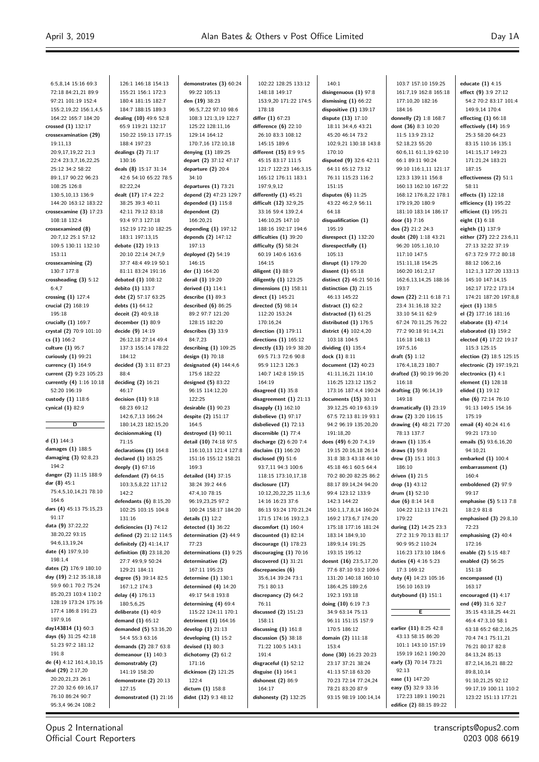6:5,8,14 15:16 69:3 72:18 84:21,21 89:9 97:21 101:19 152:4 155:2,19,22 156:1,4,5 164:22 165:7 184:20
**crossed (1)** 132:17
**crossexamination (29)** 19:11,13 20:9,17,19,22 21:3 22:4 23:3,7,16,22,25 25:12 34:2 58:22 89:1,17 90:22 96:23 108:25 126:8 130:5,10,13 136:9 144:20 163:12 183:22
**crossexamine (3)** 17:23 108:18 132:4
**crossexamined (8)** 20:7,12 25:1 57:12 109:5 130:11 132:10 153:11
**crossexamining (2)** 130:7 177:8
**crossheading (3)** 5:12 6:4,7
**crossing (1)** 127:4
**crucial (2)** 168:19 195:18
**crucially (1)** 169:7
**crystal (2)** 70:9 101:10
**cs (1)** 166:2
**culture (1)** 95:7
**curiously (1)** 99:21
**currency (1)** 164:9
**current (2)** 9:23 105:23
**currently (4)** 1:16 10:18 52:20 196:19
**custody (1)** 118:6
**cynical (1)** 82:9

## D

**d (1)** 144:3
**damages (1)** 188:5
**damaging (3)** 92:8,23 194:2
**danger (2)** 11:15 188:9
**dar (8)** 45:1 75:4,5,10,14,21 78:10 164:6
**dars (4)** 45:13 75:15,23 91:17
**data (9)** 37:22,22 38:20,22 93:15 94:6,13,19,24
**date (4)** 197:9,10 198:1,4
**dates (2)** 176:9 180:10
**day (19)** 2:12 35:18,18 59:9 60:1 70:2 75:24 85:20,23 103:4 110:2 128:19 173:24 175:16 177:4 186:8 191:23 197:9,16
**day143814 (1)** 60:3
**days (6)** 31:25 42:18 51:23 97:2 181:12 191:8
**de (4)** 4:12 161:4,10,15
**deal (29)** 2:17,20 20:20,21,23 26:1 27:20 32:6 69:16,17 76:10 86:24 90:7 95:3,4 96:24 108:2 126:1 146:18 154:13 155:21 156:1 172:3 180:4 181:15 182:7 184:7 188:15 189:3
**dealing (10)** 49:6 52:8 65:9 119:21 132:17 150:22 159:13 177:15 188:4 197:23
**dealings (2)** 71:17 130:16
**deals (8)** 15:17 31:14 42:6 54:10 65:22 78:5 82:22,24
**dealt (17)** 17:4 22:2 38:25 39:3 40:11 42:11 79:12 83:18 93:4 97:3 127:18 152:19 172:10 182:25 183:1 197:13,15
**debate (12)** 19:13 20:10 22:14 24:7,9 37:7 48:4 49:19 50:1 81:11 83:24 191:16
**debated (1)** 108:12
**debito (1)** 133:7
**debt (2)** 57:17 63:25
**debts (1)** 64:12
**deceit (2)** 40:9,18
**december (1)** 80:9
**decide (9)** 14:19 26:12,18 27:14 49:4 137:3 155:14 178:22 184:12
**decided (3)** 3:11 87:23 88:4
**deciding (2)** 16:21 46:17
**decision (11)** 9:18 68:23 69:12 142:6,7,13 166:24 180:14,23 182:15,20
**decisionmaking (1)** 71:15
**declarations (1)** 164:8
**declared (1)** 163:25
**deeply (1)** 67:16
**defendant (7)** 64:15 103:3,5,8,22 117:12 142:2
**defendants (6)** 8:15,20 102:25 103:15 104:8 131:16
**deficiencies (1)** 74:12
**defined (2)** 21:12 114:5
**definitely (2)** 41:14,17
**definition (8)** 23:18,20 27:7 49:9,9 50:24 129:21 184:11
**degree (5)** 39:14 82:5 167:1,2 174:3
**delay (4)** 176:13 180:5,6,25
**deliberate (1)** 40:9
**demand (1)** 65:12
**demanded (5)** 53:16,20 54:4 55:3 63:16
**demands (2)** 28:7 63:8
**demeanour (1)** 140:3
**demonstrably (2)** 141:19 158:20
**demonstrate (2)** 20:13 127:15
**demonstrated (1)** 21:16
**demonstrates (3)** 60:24 99:22 105:13
**den (19)** 38:23 96:5,7,22 97:10 98:6 108:3 121:3,19 122:7 125:22 128:11,16 129:14 164:12 170:7,16 172:10,18
**denying (1)** 189:25
**depart (2)** 37:12 47:17
**departure (2)** 20:4 34:10
**departures (1)** 73:21
**depend (2)** 47:23 129:7
**depended (1)** 115:8
**dependent (2)** 166:20,21
**depending (1)** 197:12
**depends (2)** 147:12 197:13
**deployed (2)** 54:19 146:15
**der (1)** 164:20
**derail (1)** 19:20
**derived (1)** 114:1
**describe (1)** 89:3
**described (6)** 86:25 89:2 97:7 121:20 128:15 182:20
**describes (3)** 33:9 84:7,23
**describing (1)** 109:25
**design (1)** 70:18
**designated (4)** 144:4,6 175:6 182:22
**designed (5)** 83:22 96:15 114:12,20 122:25
**desirable (1)** 90:23
**despite (2)** 151:17 164:5
**destroyed (1)** 90:11
**detail (10)** 74:18 97:5 116:10,13 121:4 127:8 151:16 155:12 158:21 169:3
**detailed (14)** 37:15 38:24 39:2 44:6 47:4,10 78:15 96:19,23,25 97:2 100:24 158:17 184:20
**details (1)** 12:2
**detected (1)** 36:22
**determination (2)** 44:9 77:23
**determinations (1)** 9:25
**determinative (2)** 167:11 195:23
**determine (1)** 130:1
**determined (4)** 14:20 49:17 54:8 193:8
**determining (4)** 69:4 115:22 124:11 170:1
**detriment (1)** 164:16
**develop (1)** 21:13
**developing (1)** 15:2
**devised (1)** 80:3
**dichotomy (2)** 61:2 171:16
**dickinson (2)** 121:25 122:4
**dictum (1)** 158:8
**didnt (12)** 9:3 48:12 102:22 128:25 133:12 148:18 149:17 153:9,20 171:22 174:5 178:18
**differ (1)** 67:23
**difference (6)** 22:10 26:10 83:3 108:12 145:15 189:6
**different (15)** 8:9 9:5 45:15 83:17 111:5 121:7 122:21 146:3,15 165:12 176:11 183:1 197:9,9,12
**differently (1)** 45:21
**difficult (12)** 32:9,25 33:16 59:4 139:2,4 146:10,25 147:10 188:16 192:17 194:6
**difficulties (1)** 39:20
**difficulty (5)** 58:24 60:19 140:6 163:6 164:15
**diligent (1)** 88:9
**diligently (1)** 123:25
**dimensions (1)** 158:11
**direct (1)** 145:21
**directed (5)** 98:14 112:20 153:24 170:16,24
**direction (1)** 179:11
**directions (1)** 165:12
**directly (13)** 19:9 38:20 69:5 71:3 72:6 90:8 95:9 112:3 126:3 140:7 142:8 159:15 164:19
**disagreed (1)** 35:8
**disagreement (1)** 21:13
**disapply (1)** 162:10
**disbelieve (1)** 97:17
**disbelieved (1)** 72:13
**discernible (1)** 77:4
**discharge (2)** 6:20 7:4
**disclaim (1)** 166:20
**disclosed (9)** 51:6 93:7,11 94:3 100:6 118:15 173:10,17,18
**disclosure (17)** 10:12,20,22,25 11:3,6 14:16 16:23 37:6 86:13 93:24 170:21,24 171:5 174:16 193:2,3
**discomfort (1)** 160:4
**discounted (1)** 82:14
**discourage (1)** 178:23
**discouraging (1)** 70:16
**discovered (1)** 31:21
**discrepancies (6)** 35:6,14 39:24 73:1 75:1 80:13
**discrepancy (2)** 64:2 76:11
**discussed (2)** 151:23 158:11
**discussing (1)** 161:8
**discussion (5)** 38:18 71:22 100:5 143:1 191:4
**disgraceful (1)** 52:12
**disguise (1)** 164:1
**dishonest (2)** 86:9 164:17
**dishonesty (2)** 132:25 140:1
**disingenuous (1)** 97:8
**dismissing (1)** 66:22
**dispositive (1)** 139:17
**dispute (13)** 17:10 18:11 34:4,6 43:21 45:20 46:14 73:2 102:9,21 130:18 143:8 170:10
**disputed (9)** 32:6 42:11 64:11 65:12 73:12 76:11 115:23 116:2 151:15
**disputes (6)** 11:25 43:22 46:2,9 56:11 64:18
**disqualification (1)** 195:19
**disrespect (1)** 132:20
**disrespectfully (1)** 105:13
**disrupt (1)** 179:20
**dissent (1)** 65:18
**distinct (2)** 46:21 50:16
**distinction (3)** 21:15 46:13 145:22
**distract (1)** 62:2
**distracted (1)** 61:25
**distributed (1)** 176:5
**district (4)** 102:4,20 103:18 104:5
**dividing (1)** 135:4
**dock (1)** 8:11
**document (12)** 40:23 41:11,16,21 114:10 116:25 123:12 135:2 173:16 187:4,4 190:24
**documents (15)** 30:11 39:12,25 40:19 63:19 67:5 72:13 81:19 93:1 94:2 96:19 135:20,20 191:18,20
**does (49)** 6:20 7:4,19 19:15 20:16,18 26:14 31:8 38:3 43:18 44:10 45:18 46:1 60:5 64:4 70:2 80:20 82:25 86:2 88:17 89:14,24 94:20 99:4 123:12 133:9 142:3 144:22 150:1,1,7,8,14 160:24 169:2 173:6,7 174:20 175:18 177:16 181:24 183:14 184:9,10 189:9,14 191:25 193:15 195:12
**doesnt (16)** 23:5,17,20 77:6 87:10 93:2 109:6 131:20 140:18 160:10 186:4,25 189:2,6 192:3 193:18
**doing (10)** 6:19 7:3 34:9 63:14 75:13 96:11 151:15 157:9 170:5 186:12
**domain (2)** 111:18 153:4
**done (30)** 16:23 20:23 23:17 37:21 38:24 41:13 57:18 63:20 70:23 72:14 77:24,24 78:21 83:20 87:9 93:15 98:19 100:14,14 103:7 157:10 159:25 161:7,19 162:8 165:18 177:10,20 182:16 184:16
**donnelly (2)** 1:8 168:7
**dont (36)** 8:3 10:20 11:5 13:9 23:12 52:18,23 55:20 60:6,11 61:1,19 62:10 66:1 89:11 90:24 99:10 116:1,11 121:17 123:3 139:11 156:8 160:13 162:10 167:22 168:12 176:8,22 178:1 179:19,20 180:9 181:10 183:14 186:17
**door (1)** 7:16
**dos (2)** 21:2 24:3
**doubt (20)** 1:18 43:21 96:20 105:1,10,10 117:10 147:5 151:11,18 154:25 160:20 161:2,17 162:6,13,14,25 188:16 193:7
**down (22)** 2:11 6:18 7:1 23:4 31:16,18 32:2 33:10 54:11 62:9 67:24 70:11,25 76:22 77:2 90:18 91:14,21 116:18 148:13 197:5,16
**draft (5)** 1:12 176:4,18,23 180:7
**drafted (3)** 90:19 96:20 116:18
**drafting (3)** 96:14,19 149:18
**dramatically (1)** 23:19
**draw (2)** 3:20 116:15
**drawing (4)** 48:21 77:20 78:13 137:7
**drawn (1)** 135:4
**draws (1)** 59:8
**drew (3)** 15:1 101:3 186:10
**driven (1)** 21:5
**drop (1)** 43:12
**drum (1)** 52:10
**due (6)** 8:14 14:8 104:22 112:13 174:21 179:22
**during (12)** 14:25 23:3 27:2 31:9 70:13 81:17 90:9 95:2 110:24 116:23 173:10 184:6
**duties (4)** 4:16 5:23 17:3 169:12
**duty (4)** 14:23 105:16 156:10 163:19
**dutybound (1)** 151:1

## E

**earlier (11)** 8:25 42:8 43:13 58:15 86:20 101:1 143:10 157:19 159:19 162:1 190:20
**early (3)** 70:14 73:21 92:13
**ease (1)** 147:20
**easy (5)** 32:9 33:16 172:23 189:1 190:21
**edifice (2)** 88:15 89:22
**educate (1)** 4:15
**effect (9)** 3:9 27:12 54:2 70:2 83:17 101:4 149:9,14 170:4
**effecting (1)** 66:18
**effectively (14)** 16:9 25:3 58:20 64:23 83:15 110:16 135:1 141:15,17 149:23 171:21,24 183:21 187:15
**effectiveness (2)** 51:1 58:11
**effects (1)** 122:18
**efficiency (1)** 195:22
**efficient (1)** 195:21
**eight (1)** 6:18
**eighth (1)** 137:9
**either (27)** 22:2 23:6,11 27:13 32:22 37:19 67:3 72:9 77:2 80:18 88:12 106:2,16 112:1,3 127:20 133:13 145:10 147:14,15 162:17 172:2 173:14 174:21 187:20 197:8,8
**eject (1)** 138:5
**el (2)** 177:16 181:16
**elaborate (1)** 47:14
**elaborated (1)** 159:2
**elected (4)** 17:22 19:17 115:3 125:15
**election (2)** 18:5 125:15
**electronic (2)** 197:19,21
**electronics (1)** 4:1
**element (1)** 128:18
**elided (1)** 19:12
**else (6)** 72:14 76:10 91:13 149:5 154:16 175:19
**email (4)** 40:24 41:6 99:21 173:10
**emails (5)** 93:6,16,20 94:10,21
**embarked (1)** 100:4
**embarrassment (1)** 160:4
**emboldened (2)** 97:9 99:17
**emphasise (5)** 5:13 7:8 18:2,9 81:8
**emphasised (3)** 29:8,10 72:23
**emphasising (2)** 40:4 172:16
**enable (2)** 5:15 48:7
**enabled (2)** 56:25 151:18
**encompassed (1)** 163:17
**encouraged (1)** 4:17
**end (49)** 31:6 32:7 35:15 43:18,25 44:21 46:4 47:3,10 58:1 63:18 65:2 68:2,16,25 70:4 74:1 75:11,21 76:21 80:17 82:8 84:13,24 85:13 87:2,14,16,21 88:22 89:8,10,14 91:10,21,25 92:12 99:17,19 100:11 110:2 123:22 151:13 177:21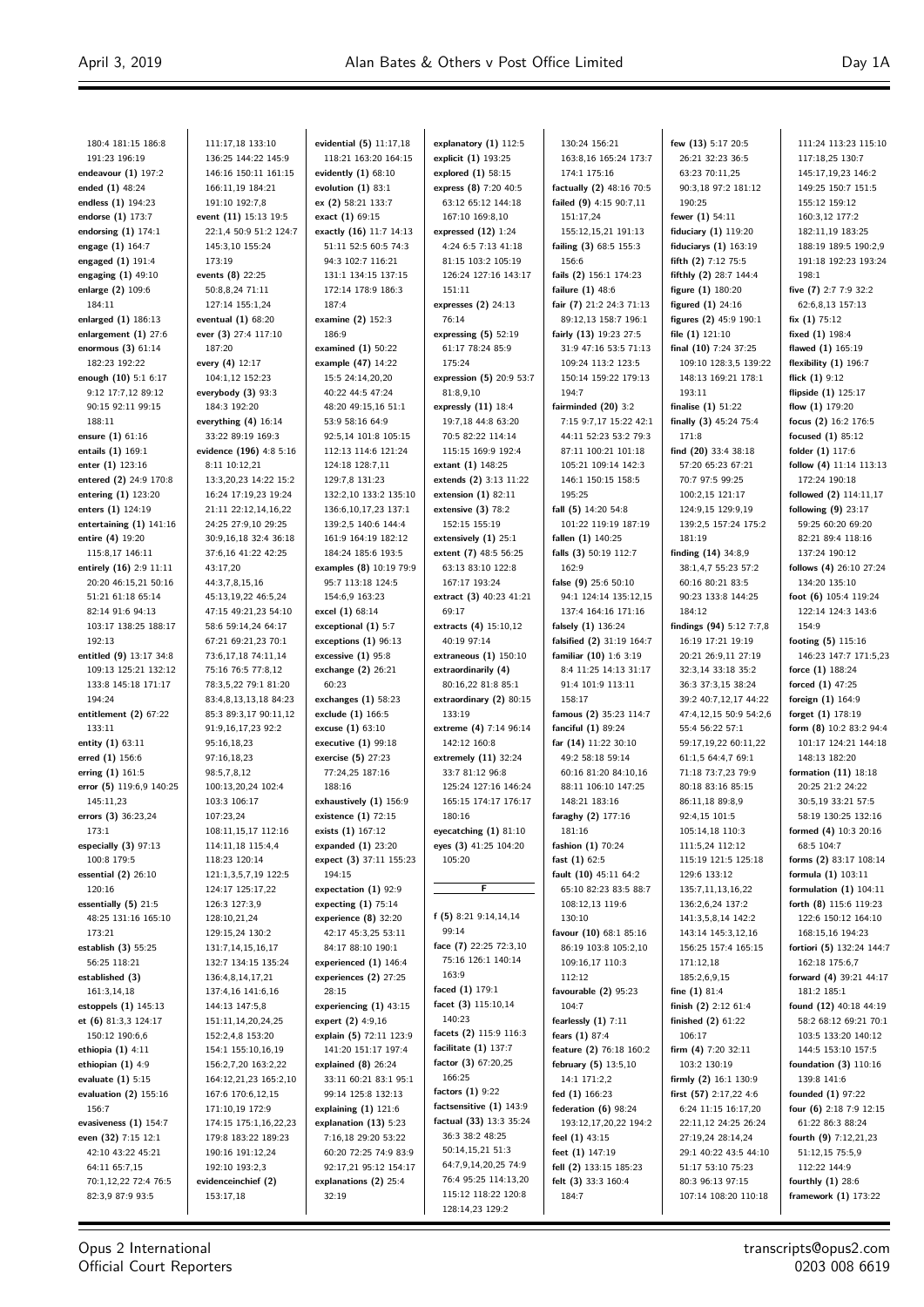180:4 181:15 186:8 191:23 196:19
**endeavour (1)** 197:2
**ended (1)** 48:24
**endless (1)** 194:23
**endorse (1)** 173:7
**endorsing (1)** 174:1
**engage (1)** 164:7
**engaged (1)** 191:4
**engaging (1)** 49:10
**enlarge (2)** 109:6 184:11
**enlarged (1)** 186:13
**enlargement (1)** 27:6
**enormous (3)** 61:14 182:23 192:22
**enough (10)** 5:1 6:17 9:12 17:7,12 89:12 90:15 92:11 99:15 188:11
**ensure (1)** 61:16
**entails (1)** 169:1
**enter (1)** 123:16
**entered (2)** 24:9 170:8
**entering (1)** 123:20
**enters (1)** 124:19
**entertaining (1)** 141:16
**entire (4)** 19:20 115:8,17 146:11
**entirely (16)** 2:9 11:11 20:20 46:15,21 50:16 51:21 61:18 65:14 82:14 91:6 94:13 103:17 138:25 188:17 192:13
**entitled (9)** 13:17 34:8 109:13 125:21 132:12 133:8 145:18 171:17 194:24
**entitlement (2)** 67:22 133:11
**entity (1)** 63:11
**erred (1)** 156:6
**erring (1)** 161:5
**error (5)** 119:6,9 140:25 145:11,23
**errors (3)** 36:23,24 173:1
**especially (3)** 97:13 100:8 179:5
**essential (2)** 26:10 120:16
**essentially (5)** 21:5 48:25 131:16 165:10 173:21
**establish (3)** 55:25 56:25 118:21
**established (3)** 161:3,14,18
**estoppels (1)** 145:13
**et (6)** 81:3,3 124:17 150:12 190:6,6
**ethiopia (1)** 4:11
**ethiopian (1)** 4:9
**evaluate (1)** 5:15
**evaluation (2)** 155:16 156:7
**evasiveness (1)** 154:7
**even (32)** 7:15 12:1 42:10 43:22 45:21 64:11 65:7,15 70:1,12,22 72:4 76:5 82:3,9 87:9 93:5 111:17,18 133:10 136:25 144:22 145:9 146:16 150:11 161:15 166:11,19 184:21 191:10 192:7,8
**event (11)** 15:13 19:5 22:1,4 50:9 51:2 124:7 145:3,10 155:24 173:19
**events (8)** 22:25 50:8,8,24 71:11 127:14 155:1,24
**eventual (1)** 68:20
**ever (3)** 27:4 117:10 187:20
**every (4)** 12:17 104:1,12 152:23
**everybody (3)** 93:3 184:3 192:20
**everything (4)** 16:14 33:22 89:19 169:3
**evidence (196)** 4:8 5:16 8:11 10:12,21 13:3,20,23 14:22 15:2 16:24 17:19,23 19:24 21:11 22:12,14,16,22 24:25 27:9,10 29:25 30:9,16,18 32:4 36:18 37:6,16 41:22 42:25 43:17,20 44:3,7,8,15,16 45:13,19,22 46:5,24 47:15 49:21,23 54:10 58:6 59:14,24 64:17 67:21 69:21,23 70:1 73:6,17,18 74:11,14 75:16 76:5 77:8,12 78:3,5,22 79:1 81:20 83:4,8,13,13,18 84:23 85:3 89:3,17 90:11,12 91:9,16,17,23 92:2 95:16,18,23 97:16,18,23 98:5,7,8,12 100:13,20,24 102:4 103:3 106:17 107:23,24 108:11,15,17 112:16 114:11,18 115:4,4 118:23 120:14 121:1,3,5,7,19 122:5 124:17 125:17,22 126:3 127:3,9 128:10,21,24 129:15,24 130:2 131:7,14,15,16,17 132:7 134:15 135:24 136:4,8,14,17,21 137:4,16 141:6,16 144:13 147:5,8 151:11,14,20,24,25 152:2,4,8 153:20 154:1 155:10,16,19 156:2,7,20 163:2,22 164:12,21,23 165:2,10 167:6 170:6,12,15 171:10,19 172:9 174:15 175:1,16,22,23 179:8 183:22 189:23 190:16 191:12,24 192:10 193:2,3
**evidenceinchief (2)** 153:17,18
**evidential (5)** 11:17,18 118:21 163:20 164:15
**evidently (1)** 68:10
**evolution (1)** 83:1
**ex (2)** 58:21 133:7
**exact (1)** 69:15
**exactly (16)** 11:7 14:13 51:11 52:5 60:5 74:3 94:3 102:7 116:21 131:1 134:15 137:15 172:14 178:9 186:3 187:4
**examine (2)** 152:3 186:9
**examined (1)** 50:22
**example (47)** 14:22 15:5 24:14,20,20 40:22 44:5 47:24 48:20 49:15,16 51:1 53:9 58:16 64:9 92:5,14 101:8 105:15 112:13 114:6 121:24 124:18 128:7,11 129:7,8 131:23 132:2,10 133:2 135:10 136:6,10,17,23 137:1 139:2,5 140:6 144:4 161:9 164:19 182:12 184:24 185:6 193:5
**examples (8)** 10:19 79:9 95:7 113:18 124:5 154:6,9 163:23
**excel (1)** 68:14
**exceptional (1)** 5:7
**exceptions (1)** 96:13
**excessive (1)** 95:8
**exchange (2)** 26:21 60:23
**exchanges (1)** 58:23
**exclude (1)** 166:5
**excuse (1)** 63:10
**executive (1)** 99:18
**exercise (5)** 27:23 77:24,25 187:16 188:16
**exhaustively (1)** 156:9
**existence (1)** 72:15
**exists (1)** 167:12
**expanded (1)** 23:20
**expect (3)** 37:11 155:23 194:15
**expectation (1)** 92:9
**expecting (1)** 75:14
**experience (8)** 32:20 42:17 45:3,25 53:11 84:17 88:10 190:1
**experienced (1)** 146:4
**experiences (2)** 27:25 28:15
**experiencing (1)** 43:15
**expert (2)** 4:9,16
**explain (5)** 72:11 123:9 141:20 151:17 197:4
**explained (8)** 26:24 33:11 60:21 83:1 95:1 99:14 125:8 132:13
**explaining (1)** 121:6
**explanation (13)** 5:23 7:16,18 29:20 53:22 60:20 72:25 74:9 83:9 92:17,21 95:12 154:17
**explanations (2)** 25:4 32:19
**explanatory (1)** 112:5
**explicit (1)** 193:25
**explored (1)** 58:15
**express (8)** 7:20 40:5 63:12 65:12 144:18 167:10 169:8,10
**expressed (12)** 1:24 4:24 6:5 7:13 41:18 81:15 103:2 105:19 126:24 127:16 143:17 151:11
**expresses (2)** 24:13 76:14
**expressing (5)** 52:19 61:17 78:24 85:9 175:24
**expression (5)** 20:9 53:7 81:8,9,10
**expressly (11)** 18:4 19:7,18 44:8 63:20 70:5 82:22 114:14 115:15 169:9 192:4
**extant (1)** 148:25
**extends (2)** 3:13 11:22
**extension (1)** 82:11
**extensive (3)** 78:2 152:15 155:19
**extensively (1)** 25:1
**extent (7)** 48:5 56:25 63:13 83:10 122:8 167:17 193:24
**extract (3)** 40:23 41:21 69:17
**extracts (4)** 15:10,12 40:19 97:14
**extraneous (1)** 150:10
**extraordinarily (4)** 80:16,22 81:8 85:1
**extraordinary (2)** 80:15 133:19
**extreme (4)** 7:14 96:14 142:12 160:8
**extremely (11)** 32:24 33:7 81:12 96:8 125:24 127:16 146:24 165:15 174:17 176:17 180:16
**eyecatching (1)** 81:10
**eyes (3)** 41:25 104:20 105:20

## F

**f (5)** 8:21 9:14,14,14 99:14
**face (7)** 22:25 72:3,10 75:16 126:1 140:14 163:9
**faced (1)** 179:1
**facet (3)** 115:10,14 140:23
**facets (2)** 115:9 116:3
**facilitate (1)** 137:7
**factor (3)** 67:20,25 166:25
**factors (1)** 9:22
**factsensitive (1)** 143:9
**factual (33)** 13:3 35:24 36:3 38:2 48:25 50:14,15,21 51:3 64:7,9,14,20,25 74:9 76:4 95:25 114:13,20 115:12 118:22 120:8 128:14,23 129:2 130:24 156:21 163:8,16 165:24 173:7 174:1 175:16
**factually (2)** 48:16 70:5
**failed (9)** 4:15 90:7,11 151:17,24 155:12,15,21 191:13
**failing (3)** 68:5 155:3 156:6
**fails (2)** 156:1 174:23
**failure (1)** 48:6
**fair (7)** 21:2 24:3 71:13 89:12,13 158:7 196:1
**fairly (13)** 19:23 27:5 31:9 47:16 53:5 71:13 109:24 113:2 123:5 150:14 159:22 179:13 194:7
**fairminded (20)** 3:2 7:15 9:7,17 15:22 42:1 44:11 52:23 53:2 79:3 87:11 100:21 101:18 105:21 109:14 142:3 146:1 150:15 158:5 195:25
**fall (5)** 14:20 54:8 101:22 119:19 187:19
**fallen (1)** 140:25
**falls (3)** 50:19 112:7 162:9
**false (9)** 25:6 50:10 94:1 124:14 135:12,15 137:4 164:16 171:16
**falsely (1)** 136:24
**falsified (2)** 31:19 164:7
**familiar (10)** 1:6 3:19 8:4 11:25 14:13 31:17 91:4 101:9 113:11 158:17
**famous (2)** 35:23 114:7
**fanciful (1)** 89:24
**far (14)** 11:22 30:10 49:2 58:18 59:14 60:16 81:20 84:10,16 88:11 106:10 147:25 148:21 183:16
**faraghy (2)** 177:16 181:16
**fashion (1)** 70:24
**fast (1)** 62:5
**fault (10)** 45:11 64:2 65:10 82:23 83:5 88:7 108:12,13 119:6 130:10
**favour (10)** 68:1 85:16 86:19 103:8 105:2,10 109:16,17 110:3 112:12
**favourable (2)** 95:23 104:7
**fearlessly (1)** 7:11
**fears (1)** 87:4
**feature (2)** 76:18 160:2
**february (5)** 13:5,10 14:1 171:2,2
**fed (1)** 166:23
**federation (6)** 98:24 193:12,17,20,22 194:2
**feel (1)** 43:15
**feet (1)** 147:19
**fell (2)** 133:15 185:23
**felt (3)** 33:3 160:4 184:7
**few (13)** 5:17 20:5 26:21 32:23 36:5 63:23 70:11,25 90:3,18 97:2 181:12 190:25
**fewer (1)** 54:11
**fiduciary (1)** 119:20
**fiduciarys (1)** 163:19
**fifth (2)** 7:12 75:5
**fifthly (2)** 28:7 144:4
**figure (1)** 180:20
**figured (1)** 24:16
**figures (2)** 45:9 190:1
**file (1)** 121:10
**final (10)** 7:24 37:25 109:10 128:3,5 139:22 148:13 169:21 178:1 193:11
**finalise (1)** 51:22
**finally (3)** 45:24 75:4 171:8
**find (20)** 33:4 38:18 57:20 65:23 67:21 70:7 97:5 99:25 100:2,15 121:17 124:9,15 129:9,19 139:2,5 157:24 175:2 181:19
**finding (14)** 34:8,9 38:1,4,7 55:23 57:2 60:16 80:21 83:5 90:23 133:8 144:25 184:12
**findings (94)** 5:12 7:7,8 16:19 17:21 19:19 20:21 26:9,11 27:19 32:3,14 33:18 35:2 36:3 37:3,15 38:24 39:2 40:7,12,17 44:22 47:4,12,15 50:9 54:2,6 55:4 56:22 57:1 59:17,19,22 60:11,22 61:1,5 64:4,7 69:1 71:18 73:7,23 79:9 80:18 83:16 85:15 86:11,18 89:8,9 92:4,15 101:5 105:14,18 110:3 111:5,24 112:12 115:19 121:5 125:18 129:6 133:12 135:7,11,13,16,22 136:2,6,24 137:2 141:3,5,8,14 142:2 143:14 145:3,12,16 156:25 157:4 165:15 171:12,18 185:2,6,9,15
**fine (1)** 81:4
**finish (2)** 2:12 61:4
**finished (2)** 61:22 106:17
**firm (4)** 7:20 32:11 103:2 130:19
**firmly (2)** 16:1 130:9
**first (57)** 2:17,22 4:6 6:24 11:15 16:17,20 22:11,12 24:25 26:24 27:19,24 28:14,24 29:1 40:22 43:5 44:10 51:17 53:10 75:23 80:3 96:13 97:15 107:14 108:20 110:18 111:24 113:23 115:10 117:18,25 130:7 145:17,19,23 146:2 149:25 150:7 151:5 155:12 159:12 160:3,12 177:2 182:11,19 183:25 188:19 189:5 190:2,9 191:18 192:23 193:24 198:1
**five (7)** 2:7 7:9 32:2 62:6,8,13 157:13
**fix (1)** 75:12
**fixed (1)** 198:4
**flawed (1)** 165:19
**flexibility (1)** 196:7
**flick (1)** 9:12
**flipside (1)** 125:17
**flow (1)** 179:20
**focus (2)** 16:2 176:5
**focused (1)** 85:12
**folder (1)** 117:6
**follow (4)** 11:14 113:13 172:24 190:18
**followed (2)** 114:11,17
**following (9)** 23:17 59:25 60:20 69:20 82:21 89:4 118:16 137:24 190:12
**follows (4)** 26:10 27:24 134:20 135:10
**foot (6)** 105:4 119:24 122:14 124:3 143:6 154:9
**footing (5)** 115:16 146:23 147:7 171:5,23
**force (1)** 188:24
**forced (1)** 47:25
**foreign (1)** 164:9
**forget (1)** 178:19
**form (8)** 10:2 83:2 94:4 101:17 124:21 144:18 148:13 182:20
**formation (11)** 18:18 20:25 21:2 24:22 30:5,19 33:21 57:5 58:19 130:25 132:16
**formed (4)** 10:3 20:16 68:5 104:7
**forms (2)** 83:17 108:14
**formula (1)** 103:11
**formulation (1)** 104:11
**forth (8)** 115:6 119:23 122:6 150:12 164:10 168:15,16 194:23
**fortiori (5)** 132:24 144:7 162:18 175:6,7
**forward (4)** 39:21 44:17 181:2 185:1
**found (12)** 40:18 44:19 58:2 68:12 69:21 70:1 103:5 133:20 140:12 144:5 153:10 157:5
**foundation (3)** 110:16 139:8 141:6
**founded (1)** 97:22
**four (6)** 2:18 7:9 12:15 61:22 86:3 88:24
**fourth (9)** 7:12,21,23 51:12,15 75:5,9 112:22 144:9
**fourthly (1)** 28:6
**framework (1)** 173:22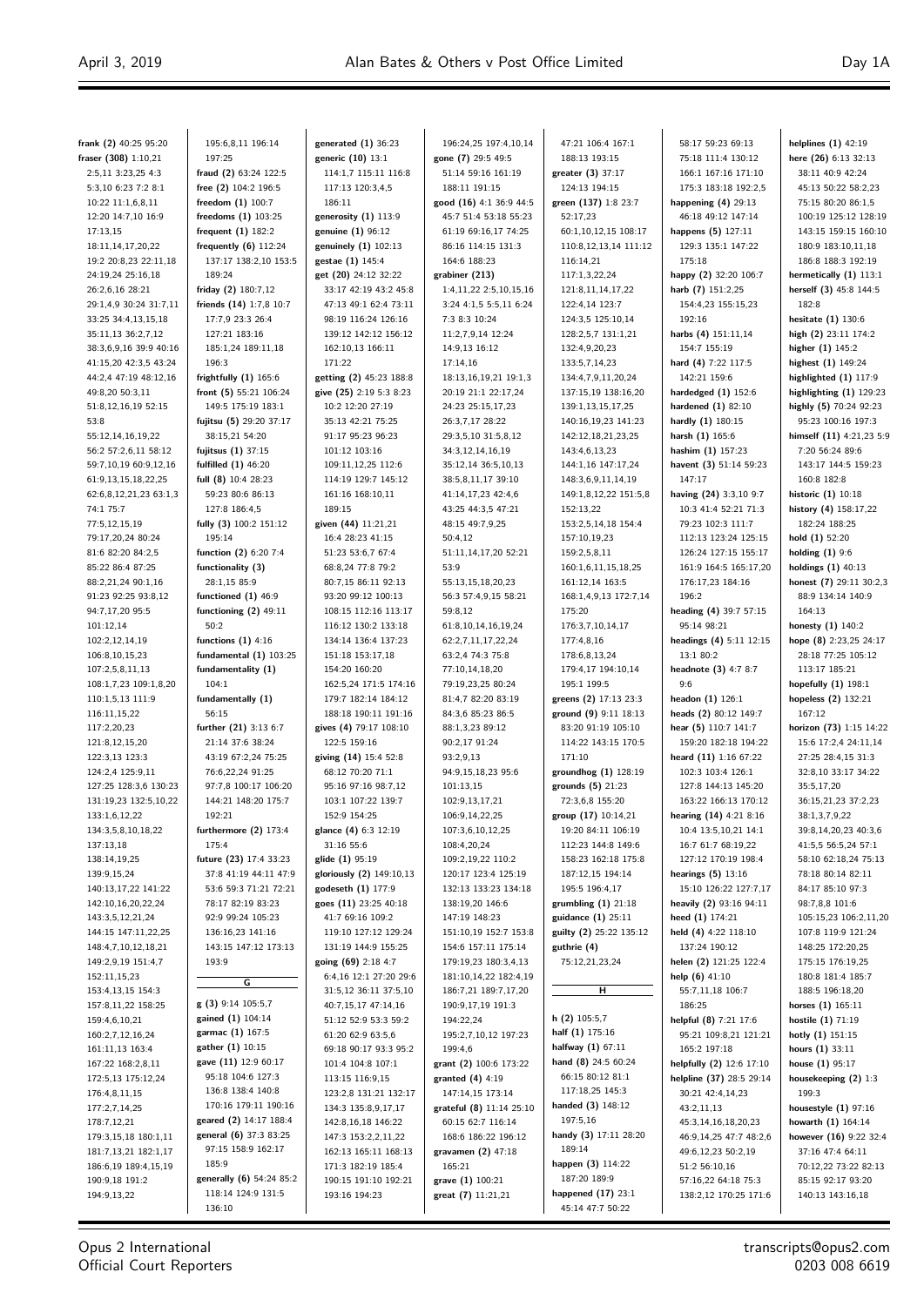**frank (2)** 40:25 95:20
**fraser (308)** 1:10,21 2:5,11 3:23,25 4:3 5:3,10 6:23 7:2 8:1 10:22 11:1,6,8,11 12:20 14:7,10 16:9 17:13,15 18:11,14,17,20,22 19:2 20:8,23 22:11,18 24:19,24 25:16,18 26:2,6,16 28:21 29:1,4,9 30:24 31:7,11 33:25 34:4,13,15,18 35:11,13 36:2,7,12 38:3,6,9,16 39:9 40:16 41:15,20 42:3,5 43:24 44:2,4 47:19 48:12,16 49:8,20 50:3,11 51:8,12,16,19 52:15 53:8 55:12,14,16,19,22 56:2 57:2,6,11 58:12 59:7,10,19 60:9,12,16 61:9,13,15,18,22,25 62:6,8,12,21,23 63:1,3 74:1 75:7 77:5,12,15,19 79:17,20,24 80:24 81:6 82:20 84:2,5 85:22 86:4 87:25 88:2,21,24 90:1,16 91:23 92:25 93:8,12 94:7,17,20 95:5 101:12,14 102:2,12,14,19 106:8,10,15,23 107:2,5,8,11,13 108:1,7,23 109:1,8,20 110:1,5,13 111:9 116:11,15,22 117:2,20,23 121:8,12,15,20 122:3,13 123:3 124:2,4 125:9,11 127:25 128:3,6 130:23 131:19,23 132:5,10,22 133:1,6,12,22 134:3,5,8,10,18,22 137:13,18 138:14,19,25 139:9,15,24 140:13,17,22 141:22 142:10,16,20,22,24 143:3,5,12,21,24 144:15 147:11,22,25 148:4,7,10,12,18,21 149:2,9,19 151:4,7 152:11,15,23 153:4,13,15 154:3 157:8,11,22 158:25 159:4,6,10,21 160:2,7,12,16,24 161:11,13 163:4 167:22 168:2,8,11 172:5,13 175:12,24 176:4,8,11,15 177:2,7,14,25 178:7,12,21 179:3,15,18 180:1,11 181:7,13,21 182:1,17 186:6,19 189:4,15,19 190:9,18 191:2 194:9,13,22 195:6,8,11 196:14 197:25
**fraud (2)** 63:24 122:5
**free (2)** 104:2 196:5
**freedom (1)** 100:7
**freedoms (1)** 103:25
**frequent (1)** 182:2
**frequently (6)** 112:24 137:17 138:2,10 153:5 189:24
**friday (2)** 180:7,12
**friends (14)** 1:7,8 10:7 17:7,9 23:3 26:4 127:21 183:16 185:1,24 189:11,18 196:3
**frightfully (1)** 165:6
**front (5)** 55:21 106:24 149:5 175:19 183:1
**fujitsu (5)** 29:20 37:17 38:15,21 54:20
**fujitsus (1)** 37:15
**fulfilled (1)** 46:20
**full (8)** 10:4 28:23 59:23 80:6 86:13 127:8 186:4,5
**fully (3)** 100:2 151:12 195:14
**function (2)** 6:20 7:4
**functionality (3)** 28:1,15 85:9
**functioned (1)** 46:9
**functioning (2)** 49:11 50:2
**functions (1)** 4:16
**fundamental (1)** 103:25
**fundamentality (1)** 104:1
**fundamentally (1)** 56:15
**further (21)** 3:13 6:7 21:14 37:6 38:24 43:19 67:2,24 75:25 76:6,22,24 91:25 97:7,8 100:17 106:20 144:21 148:20 175:7 192:21
**furthermore (2)** 173:4 175:4
**future (23)** 17:4 33:23 37:8 41:19 44:11 47:9 53:6 59:3 71:21 72:21 78:17 82:19 83:23 92:9 99:24 105:23 136:16,23 141:16 143:15 147:12 173:13 193:9

**G**

**g (3)** 9:14 105:5,7
**gained (1)** 104:14
**garmac (1)** 167:5
**gather (1)** 10:15
**gave (11)** 12:9 60:17 95:18 104:6 127:3 136:8 138:4 140:8 170:16 179:11 190:16
**geared (2)** 14:17 188:4
**general (6)** 37:3 83:25 97:15 158:9 162:17 185:9
**generally (6)** 54:24 85:2 118:14 124:9 131:5 136:10
**generated (1)** 36:23
**generic (10)** 13:1 114:1,7 115:11 116:8 117:13 120:3,4,5 186:11
**generosity (1)** 113:9
**genuine (1)** 96:12
**genuinely (1)** 102:13
**gestae (1)** 145:4
**get (20)** 24:12 32:22 33:17 42:19 43:2 45:8 47:13 49:1 62:4 73:11 98:19 116:24 126:16 139:12 142:12 156:12 162:10,13 166:11 171:22
**getting (2)** 45:23 188:8
**give (25)** 2:19 5:3 8:23 10:2 12:20 27:19 35:13 42:21 75:25 91:17 95:23 96:23 101:12 103:16 109:11,12,25 112:6 114:19 129:7 145:12 161:16 168:10,11 189:15
**given (44)** 11:21,21 16:4 28:23 41:15 51:23 53:6,7 67:4 68:8,24 77:8 79:2 80:7,15 86:11 92:13 93:20 99:12 100:13 108:15 112:16 113:17 116:12 130:2 133:18 134:14 136:4 137:23 151:18 153:17,18 154:20 160:20 162:5,24 171:5 174:16 179:7 182:14 184:12 188:18 190:11 191:16
**gives (4)** 79:17 108:10 122:5 159:16
**giving (14)** 15:4 52:8 68:12 70:20 71:1 95:16 97:16 98:7,12 103:1 107:22 139:7 152:9 154:25
**glance (4)** 6:3 12:19 31:16 55:6
**glide (1)** 95:19
**gloriously (2)** 149:10,13
**godeseth (1)** 177:9
**goes (11)** 23:25 40:18 41:7 69:16 109:2 119:10 127:12 129:24 131:19 144:9 155:25
**going (69)** 2:18 4:7 6:4,16 12:1 27:20 29:6 31:5,12 36:11 37:5,10 40:7,15,17 47:14,16 51:12 52:9 53:3 59:2 61:20 62:9 63:5,6 69:18 90:17 93:3 95:2 101:4 104:8 107:1 113:15 116:9,15 123:2,8 131:21 132:17 134:3 135:8,9,17,17 142:8,16,18 146:22 147:3 153:2,2,11,22 162:13 165:11 168:13 171:3 182:19 185:4 190:15 191:10 192:21 193:16 194:23
196:24,25 197:4,10,14
**gone (7)** 29:5 49:5 51:14 59:16 161:19 188:11 191:15
**good (16)** 4:1 36:9 44:5 45:7 51:4 53:18 55:23 61:19 69:16,17 74:25 86:16 114:15 131:3 164:6 188:23
**grabiner (213)** 1:4,11,22 2:5,10,15,16 3:24 4:1,5 5:5,11 6:24 7:3 8:3 10:24 11:2,7,9,14 12:24 14:9,13 16:12 17:14,16 18:13,16,19,21 19:1,3 20:19 21:1 22:17,24 24:23 25:15,17,23 26:3,7,17 28:22 29:3,5,10 31:5,8,12 34:3,12,14,16,19 35:12,14 36:5,10,13 38:5,8,11,17 39:10 41:14,17,23 42:4,6 43:25 44:3,5 47:21 48:15 49:7,9,25 50:4,12 51:11,14,17,20 52:21 53:9 55:13,15,18,20,23 56:3 57:4,9,15 58:21 59:8,12 61:8,10,14,16,19,24 62:2,7,11,17,22,24 63:2,4 74:3 75:8 77:10,14,18,20 79:19,23,25 80:24 81:4,7 82:20 83:19 84:3,6 85:23 86:5 88:1,3,23 89:12 90:2,17 91:24 93:2,9,13 94:9,15,18,23 95:6 101:13,15 102:9,13,17,21 106:9,14,22,25 107:3,6,10,12,25 108:4,20,24 109:2,19,22 110:2 120:17 123:4 125:19 132:13 133:23 134:18 138:19,20 146:6 147:19 148:23 151:10,19 152:7 153:8 154:6 157:11 175:14 179:19,23 180:3,4,13 181:10,14,22 182:4,19 186:7,21 189:7,17,20 190:9,17,19 191:3 194:22,24 195:2,7,10,12 197:23 199:4,6
**grant (2)** 100:6 173:22
**granted (4)** 4:19 147:14,15 173:14
**grateful (8)** 11:14 25:10 60:15 62:7 116:14 168:6 186:22 196:12
**gravamen (2)** 47:18 165:21
**grave (1)** 100:21
**great (7)** 11:21,21
47:21 106:4 167:1 188:13 193:15
**greater (3)** 37:17 124:13 194:15
**green (137)** 1:8 23:7 52:17,23 60:1,10,12,15 108:17 110:8,12,13,14 111:12 116:14,21 117:1,3,22,24 121:8,11,14,17,22 122:4,14 123:7 124:3,5 125:10,14 128:2,5,7 131:1,21 132:4,9,20,23 133:5,7,14,23 134:4,7,9,11,20,24 137:15,19 138:16,20 139:1,13,15,17,25 140:16,19,23 141:23 142:12,18,21,23,25 143:4,6,13,23 144:1,16 147:17,24 148:3,6,9,11,14,19 149:1,8,12,22 151:5,8 152:13,22 153:2,5,14,18 154:4 157:10,19,23 159:2,5,8,11 160:1,6,11,15,18,25 161:12,14 163:5 168:1,4,9,13 172:7,14 175:20 176:3,7,10,14,17 177:4,8,16 178:6,8,13,24 179:4,17 194:10,14 195:1 199:5
**greens (2)** 17:13 23:3
**ground (9)** 9:11 18:13 83:20 91:19 105:10 114:22 143:15 170:5 171:10
**groundhog (1)** 128:19
**grounds (5)** 21:23 72:3,6,8 155:20
**group (17)** 10:14,21 19:20 84:11 106:19 112:23 144:8 149:6 158:23 162:18 175:8 187:12,15 194:14 195:5 196:4,17
**grumbling (1)** 21:18
**guidance (1)** 25:11
**guilty (2)** 25:22 135:12
**guthrie (4)** 75:12,21,23,24

**H**

**h (2)** 105:5,7
**half (1)** 175:16
**halfway (1)** 67:11
**hand (8)** 24:5 60:24 66:15 80:12 81:1 117:18,25 145:3
**handed (3)** 148:12 197:5,16
**handy (3)** 17:11 28:20 189:14
**happen (3)** 114:22 187:20 189:9
**happened (17)** 23:1 45:14 47:7 50:22
58:17 59:23 69:13 75:18 111:4 130:12 166:1 167:16 171:10 175:3 183:18 192:2,5
**happening (4)** 29:13 46:18 49:12 147:14
**happens (5)** 127:11 129:3 135:1 147:22 175:18
**happy (2)** 32:20 106:7
**harb (7)** 151:2,25 154:4,23 155:15,23 192:16
**harbs (4)** 151:11,14 154:7 155:19
**hard (4)** 7:22 117:5 142:21 159:6
**hardedged (1)** 152:6
**hardened (1)** 82:10
**hardly (1)** 180:15
**harsh (1)** 165:6
**hashim (1)** 157:23
**havent (3)** 51:14 59:23 147:17
**having (24)** 3:3,10 9:7 10:3 41:4 52:21 71:3 79:23 102:3 111:7 112:13 123:24 125:15 126:24 127:15 155:17 161:9 164:5 165:17,20 176:17,23 184:16 196:2
**heading (4)** 39:7 57:15 95:14 98:21
**headings (4)** 5:11 12:15 13:1 80:2
**headnote (3)** 4:7 8:7 9:6
**headon (1)** 126:1
**heads (2)** 80:12 149:7
**hear (5)** 110:7 141:7 159:20 182:18 194:22
**heard (11)** 1:16 67:22 102:3 103:4 126:1 127:8 144:13 145:20 163:22 166:13 170:12
**hearing (14)** 4:21 8:16 10:4 13:5,10,21 14:1 16:7 61:7 68:19,22 127:12 170:19 198:4
**hearings (5)** 13:16 15:10 126:22 127:7,17
**heavily (2)** 93:16 94:11
**heed (1)** 174:21
**held (4)** 4:22 118:10 137:24 190:12
**helen (2)** 121:25 122:4
**help (6)** 41:10 55:7,11,18 106:7 186:25
**helpful (8)** 7:21 17:6 95:21 109:8,21 121:21 165:2 197:18
**helpfully (2)** 12:6 17:10
**helpline (37)** 28:5 29:14 30:21 42:4,14,23 43:2,11,13 45:3,14,16,18,20,23 46:9,14,25 47:7 48:2,6 49:6,12,23 50:2,9 51:2 56:10,16 57:16,22 64:18 75:3 138:2,12 170:25 171:6
**helplines (1)** 42:19
**here (26)** 6:13 32:13 38:11 40:9 42:24 45:13 50:22 58:2,23 75:15 80:20 86:1,5 100:19 125:12 128:19 143:15 159:15 160:10 180:9 183:10,11,18 186:8 188:3 192:19
**hermetically (1)** 113:1
**herself (3)** 45:8 144:5 182:8
**hesitate (1)** 130:6
**high (2)** 23:11 174:2
**higher (1)** 145:2
**highest (1)** 149:24
**highlighted (1)** 117:9
**highlighting (1)** 129:23
**highly (5)** 70:24 92:23 95:23 100:16 197:3
**himself (11)** 4:21,23 5:9 7:20 56:24 89:6 143:17 144:5 159:23 160:8 182:8
**historic (1)** 10:18
**history (4)** 158:17,22 182:24 188:25
**hold (1)** 52:20
**holding (1)** 9:6
**holdings (1)** 40:13
**honest (7)** 29:11 30:2,3 88:9 134:14 140:9 164:13
**honesty (1)** 140:2
**hope (8)** 2:23,25 24:17 28:18 77:25 105:12 113:17 185:21
**hopefully (1)** 198:1
**hopeless (2)** 132:21 167:12
**horizon (73)** 1:15 14:22 15:6 17:2,4 24:11,14 27:25 28:4,15 31:3 32:8,10 33:17 34:22 35:5,17,20 36:15,21,23 37:2,23 38:1,3,7,9,22 39:8,14,20,23 40:3,6 41:5,5 56:5,24 57:1 58:10 62:18,24 75:13 78:18 80:14 82:11 84:17 85:10 97:3 98:7,8,8 101:6 105:15,23 106:2,11,20 107:8 119:9 121:24 148:25 172:20,25 175:15 176:19,25 180:8 181:4 185:7 188:5 196:18,20
**horses (1)** 165:11
**hostile (1)** 71:19
**hotly (1)** 151:15
**hours (1)** 33:11
**house (1)** 95:17
**housekeeping (2)** 1:3 199:3
**housestyle (1)** 97:16
**howarth (1)** 164:14
**however (16)** 9:22 32:4 37:16 47:4 64:11 70:12,22 73:22 82:13 85:15 92:17 93:20 140:13 143:16,18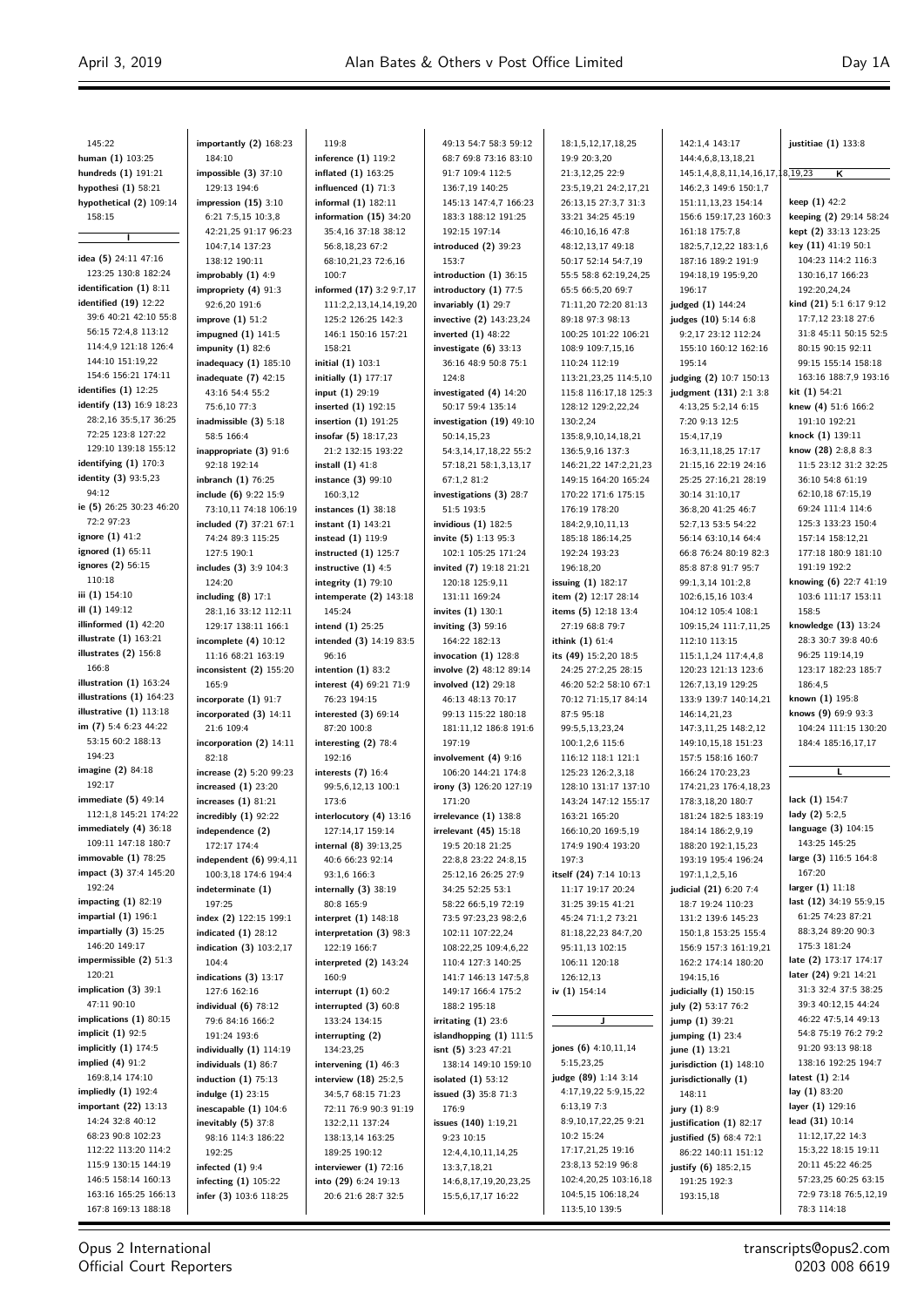145:22
**human (1)** 103:25
**hundreds (1)** 191:21
**hypothesi (1)** 58:21
**hypothetical (2)** 109:14 158:15

**I**

**idea (5)** 24:11 47:16 123:25 130:8 182:24
**identification (1)** 8:11
**identified (19)** 12:22 39:6 40:21 42:10 55:8 56:15 72:4,8 113:12 114:4,9 121:18 126:4 144:10 151:19,22 154:6 156:21 174:11
**identifies (1)** 12:25
**identify (13)** 16:9 18:23 28:2,16 35:5,17 36:25 72:25 123:8 127:22 129:10 139:18 155:12
**identifying (1)** 170:3
**identity (3)** 93:5,23 94:12
**ie (5)** 26:25 30:23 46:20 72:2 97:23
**ignore (1)** 41:2
**ignored (1)** 65:11
**ignores (2)** 56:15 110:18
**iii (1)** 154:10
**ill (1)** 149:12
**illinformed (1)** 42:20
**illustrate (1)** 163:21
**illustrates (2)** 156:8 166:8
**illustration (1)** 163:24
**illustrations (1)** 164:23
**illustrative (1)** 113:18
**im (7)** 5:4 6:23 44:22 53:15 60:2 188:13 194:23
**imagine (2)** 84:18 192:17
**immediate (5)** 49:14 112:1,8 145:21 174:22
**immediately (4)** 36:18 109:11 147:18 180:7
**immovable (1)** 78:25
**impact (3)** 37:4 145:20 192:24
**impacting (1)** 82:19
**impartial (1)** 196:1
**impartially (3)** 15:25 146:20 149:17
**impermissible (2)** 51:3 120:21
**implication (3)** 39:1 47:11 90:10
**implications (1)** 80:15
**implicit (1)** 92:5
**implicitly (1)** 174:5
**implied (4)** 91:2 169:8,14 174:10
**impliedly (1)** 192:4
**important (22)** 13:13 14:24 32:8 40:12 68:23 90:8 102:23 112:22 113:20 114:2 115:9 130:15 144:19 146:5 158:14 160:13 163:16 165:25 166:13 167:8 169:13 188:18
**importantly (2)** 168:23 184:10
**impossible (3)** 37:10 129:13 194:6
**impression (15)** 3:10 6:21 7:5,15 10:3,8 42:21,25 91:17 96:23 104:7,14 137:23 138:12 190:11
**improbably (1)** 4:9
**impropriety (4)** 91:3 92:6,20 191:6
**improve (1)** 51:2
**impugned (1)** 141:5
**impunity (1)** 82:6
**inadequacy (1)** 185:10
**inadequate (7)** 42:15 43:16 54:4 55:2 75:6,10 77:3
**inadmissible (3)** 5:18 58:5 166:4
**inappropriate (3)** 91:6 92:18 192:14
**inbranch (1)** 76:25
**include (6)** 9:22 15:9 73:10,11 74:18 106:19
**included (7)** 37:21 67:1 74:24 89:3 115:25 127:5 190:1
**includes (3)** 3:9 104:3 124:20
**including (8)** 17:1 28:1,16 33:12 112:11 129:17 138:11 166:1
**incomplete (4)** 10:12 11:16 68:21 163:19
**inconsistent (2)** 155:20 165:9
**incorporate (1)** 91:7
**incorporated (3)** 14:11 21:6 109:4
**incorporation (2)** 14:11 82:18
**increase (2)** 5:20 99:23
**increased (1)** 23:20
**increases (1)** 81:21
**incredibly (1)** 92:22
**independence (2)** 172:17 174:4
**independent (6)** 99:4,11 100:3,18 174:6 194:4
**indeterminate (1)** 197:25
**index (2)** 122:15 199:1
**indicated (1)** 28:12
**indication (3)** 103:2,17 104:4
**indications (3)** 13:17 127:6 162:16
**individual (6)** 78:12 79:6 84:16 166:2 191:24 193:6
**individually (1)** 114:19
**individuals (1)** 86:7
**induction (1)** 75:13
**indulge (1)** 23:15
**inescapable (1)** 104:6
**inevitably (5)** 37:8 98:16 114:3 186:22 192:25
**infected (1)** 9:4
**infecting (1)** 105:22
**infer (3)** 103:6 118:25 119:8
**inference (1)** 119:2
**inflated (1)** 163:25
**influenced (1)** 71:3
**informal (1)** 182:11
**information (15)** 34:20 35:4,16 37:18 38:12 56:8,18,23 67:2 68:10,21,23 72:6,16 100:7
**informed (17)** 3:2 9:7,17 111:2,2,13,14,14,19,20 125:2 126:25 142:3 146:1 150:16 157:21 158:21
**initial (1)** 103:1
**initially (1)** 177:17
**input (1)** 29:19
**inserted (1)** 192:15
**insertion (1)** 191:25
**insofar (5)** 18:17,23 21:2 132:15 193:22
**install (1)** 41:8
**instance (3)** 99:10 160:3,12
**instances (1)** 38:18
**instant (1)** 143:21
**instead (1)** 119:9
**instructed (1)** 125:7
**instructive (1)** 4:5
**integrity (1)** 79:10
**intemperate (2)** 143:18 145:24
**intend (1)** 25:25
**intended (3)** 14:19 83:5 96:16
**intention (1)** 83:2
**interest (4)** 69:21 71:9 76:23 194:15
**interested (3)** 69:14 87:20 100:8
**interesting (2)** 78:4 192:16
**interests (7)** 16:4 99:5,6,12,13 100:1 173:6
**interlocutory (4)** 13:16 127:14,17 159:14
**internal (8)** 39:13,25 40:6 66:23 92:14 93:1,6 166:3
**internally (3)** 38:19 80:8 165:9
**interpret (1)** 148:18
**interpretation (3)** 98:3 122:19 166:7
**interpreted (2)** 143:24 160:9
**interrupt (1)** 60:2
**interrupted (3)** 60:8 133:24 134:15
**interrupting (2)** 134:23,25
**intervening (1)** 46:3
**interview (18)** 25:2,5 34:5,7 68:15 71:23 72:11 76:9 90:3 91:19 132:2,11 137:24 138:13,14 163:25 189:25 190:12
**interviewer (1)** 72:16
**into (29)** 6:24 19:13 20:6 21:6 28:7 32:5 49:13 54:7 58:3 59:12 68:7 69:8 73:16 83:10 91:7 109:4 112:5 136:7,19 140:25 145:13 147:4,7 166:23 183:3 188:12 191:25 192:15 197:14
**introduced (2)** 39:23 153:7
**introduction (1)** 36:15
**introductory (1)** 77:5
**invariably (1)** 29:7
**invective (2)** 143:23,24
**inverted (1)** 48:22
**investigate (6)** 33:13 36:16 48:9 50:8 75:1 124:8
**investigated (4)** 14:20 50:17 59:4 135:14
**investigation (19)** 49:10 50:14,15,23 54:3,14,17,18,22 55:2 57:18,21 58:1,3,13,17 67:1,2 81:2
**investigations (3)** 28:7 51:5 193:5
**invidious (1)** 182:5
**invite (5)** 1:13 95:3 102:1 105:25 171:24
**invited (7)** 19:18 21:21 120:18 125:9,11 131:11 169:24
**invites (1)** 130:1
**inviting (3)** 59:16 164:22 182:13
**invocation (1)** 128:8
**involve (2)** 48:12 89:14
**involved (12)** 29:18 46:13 48:13 70:17 99:13 115:22 180:18 181:11,12 186:8 191:6 197:19
**involvement (4)** 9:16 106:20 144:21 174:8
**irony (3)** 126:20 127:19 171:20
**irrelevance (1)** 138:8
**irrelevant (45)** 15:18 19:5 20:18 21:25 22:8,8 23:22 24:8,15 25:12,16 26:25 27:9 34:25 52:25 53:1 58:22 66:5,19 72:19 73:5 97:23,23 98:2,6 102:11 107:22,24 108:22,25 109:4,6,22 110:4 127:3 140:25 141:7 146:13 147:5,8 149:17 166:4 175:2 188:2 195:18
**irritating (1)** 23:6
**islandhopping (1)** 111:5
**isnt (5)** 3:23 47:21 138:14 149:10 159:10
**isolated (1)** 53:12
**issued (3)** 35:8 71:3 176:9
**issues (140)** 1:19,21 9:23 10:15 12:4,10,11,14,25 13:3,7,18,21 14:6,8,17,19,20,23,25 15:5,6,17,17 16:22 18:1,5,12,17,18,25 19:9 20:3,20 21:3,12,25 22:9 23:5,19,21 24:2,17,21 26:13,15 27:3,7 31:3 33:21 34:25 45:19 46:10,16,16 47:8 48:12,13,17 49:18 50:17 52:14 54:7,19 55:5 58:8 62:19,24,25 65:5 66:5,20 69:7 71:11,20 72:20 81:13 89:18 97:3 98:13 100:25 101:22 106:21 108:9 109:7,15,16 110:24 112:19 113:21,23,25 114:5,10 115:8 116:17,18 125:3 128:12 129:2,22,24 130:2,24 135:8,9,10,14,18,21 136:5,9,16 137:3 146:21,22 147:2,21,23 149:15 164:20 165:24 170:22 171:6 175:15 176:19 178:20 184:2,9,10,11,13 185:18 186:14,25 192:24 193:23 196:18,20
**issuing (1)** 182:17
**item (2)** 12:17 28:14
**items (5)** 12:18 13:4 27:19 68:8 79:7
**ithink (1)** 61:4
**its (49)** 15:2,20 18:5 24:25 27:2,25 28:15 46:20 52:2 58:10 67:1 70:12 71:15,17 84:14 87:5 95:18 99:5,5,13,23,24 100:1,2,6 115:6 116:12 118:1 121:1 125:23 126:2,3,18 128:10 131:17 137:10 143:24 147:12 155:17 163:21 165:20 166:10,20 169:5,19 174:9 190:4 193:20 197:3
**itself (24)** 7:14 10:13 11:17 19:17 20:24 31:25 39:15 41:21 45:24 71:1,2 73:21 81:18,22,23 84:7,20 95:11,13 102:15 106:11 120:18 126:12,13
**iv (1)** 154:14

**J**

**jones (6)** 4:10,11,14 5:15,23,25
**judge (89)** 1:14 3:14 4:17,19,22 5:9,15,22 6:13,19 7:3 8:9,10,17,22,25 9:21 10:2 15:24 17:17,21,25 19:16 23:8,13 52:19 96:8 102:4,20,25 103:16,18 104:5,15 106:18,24 113:5,10 139:5 142:1,4 143:17 144:4,6,8,13,18,21 145:1,4,8,8,11,14,16,17,18,19,23 146:2,3 149:6 150:1,7 151:11,13,23 154:14 156:6 159:17,23 160:3 161:18 175:7,8 182:5,7,12,22 183:1,6 187:16 189:2 191:9 194:18,19 195:9,20 196:17
**judged (1)** 144:24
**judges (10)** 5:14 6:8 9:2,17 23:12 112:24 155:10 160:12 162:16 195:14
**judging (2)** 10:7 150:13
**judgment (131)** 2:1 3:8 4:13,25 5:2,14 6:15 7:20 9:13 12:5 15:4,17,19 16:3,11,18,25 17:17 21:15,16 22:19 24:16 25:25 27:16,21 28:19 30:14 31:10,17 36:8,20 41:25 46:7 52:7,13 53:5 54:22 56:14 63:10,14 64:4 66:8 76:24 80:19 82:3 85:8 87:8 91:7 95:7 99:1,3,14 101:2,8 102:6,15,16 103:4 104:12 105:4 108:1 109:15,24 111:7,11,25 112:10 113:15 115:1,1,24 117:4,4,8 120:23 121:13 123:6 126:7,13,19 129:25 133:9 139:7 140:14,21 146:14,21,23 147:3,11,25 148:2,12 149:10,15,18 151:23 157:5 158:16 160:7 166:24 170:23,23 174:21,23 176:4,18,23 178:3,18,20 180:7 181:24 182:5 183:19 184:14 186:2,9,19 188:20 192:1,15,23 193:19 195:4 196:24 197:1,1,2,5,16
**judicial (21)** 6:20 7:4 18:7 19:24 110:23 131:2 139:6 145:23 150:1,8 153:25 155:4 156:9 157:3 161:19,21 162:2 174:14 180:20 194:15,16
**judicially (1)** 150:15
**july (2)** 53:17 76:2
**jump (1)** 39:21
**jumping (1)** 23:4
**june (1)** 13:21
**jurisdiction (1)** 148:10
**jurisdictionally (1)** 148:11
**jury (1)** 8:9
**justification (1)** 82:17
**justified (5)** 68:4 72:1 86:22 140:11 151:12
**justify (6)** 185:2,15 191:25 192:3 193:15,18
**justitiae (1)** 133:8

**K**

**keep (1)** 42:2
**keeping (2)** 29:14 58:24
**kept (2)** 33:13 123:25
**key (11)** 41:19 50:1 104:23 114:2 116:3 130:16,17 166:23 192:20,24,24
**kind (21)** 5:1 6:17 9:12 17:7,12 23:18 27:6 31:8 45:11 50:15 52:5 80:15 90:15 92:11 99:15 155:14 158:18 163:16 188:7,9 193:16
**kit (1)** 54:21
**knew (4)** 51:6 166:2 191:10 192:21
**knock (1)** 139:11
**know (28)** 2:8,8 8:3 11:5 23:12 31:2 32:25 36:10 54:8 61:19 62:10,18 67:15,19 69:24 111:4 114:6 125:3 133:23 150:4 157:14 158:12,21 177:18 180:9 181:10 191:19 192:2
**knowing (6)** 22:7 41:19 103:6 111:17 153:11 158:5
**knowledge (13)** 13:24 28:3 30:7 39:8 40:6 96:25 119:14,19 123:17 182:23 185:7 186:4,5
**known (1)** 195:8
**knows (9)** 69:9 93:3 104:24 111:15 130:20 184:4 185:16,17,17

**L**

**lack (1)** 154:7
**lady (2)** 5:2,5
**language (3)** 104:15 143:25 145:25
**large (3)** 116:5 164:8 167:20
**larger (1)** 11:18
**last (12)** 34:19 55:9,15 61:25 74:23 87:21 88:3,24 89:20 90:3 175:3 181:24
**late (2)** 173:17 174:17
**later (24)** 9:21 14:21 31:3 32:4 37:5 38:25 39:3 40:12,15 44:24 46:22 47:5,14 49:13 54:8 75:19 76:2 79:2 91:20 93:13 98:18 138:16 192:25 194:7
**latest (1)** 2:14
**lay (1)** 83:20
**layer (1)** 129:16
**lead (31)** 10:14 11:12,17,22 14:3 15:3,22 18:15 19:11 20:11 45:22 46:25 57:23,25 60:25 63:15 72:9 73:18 76:5,12,19 78:3 114:18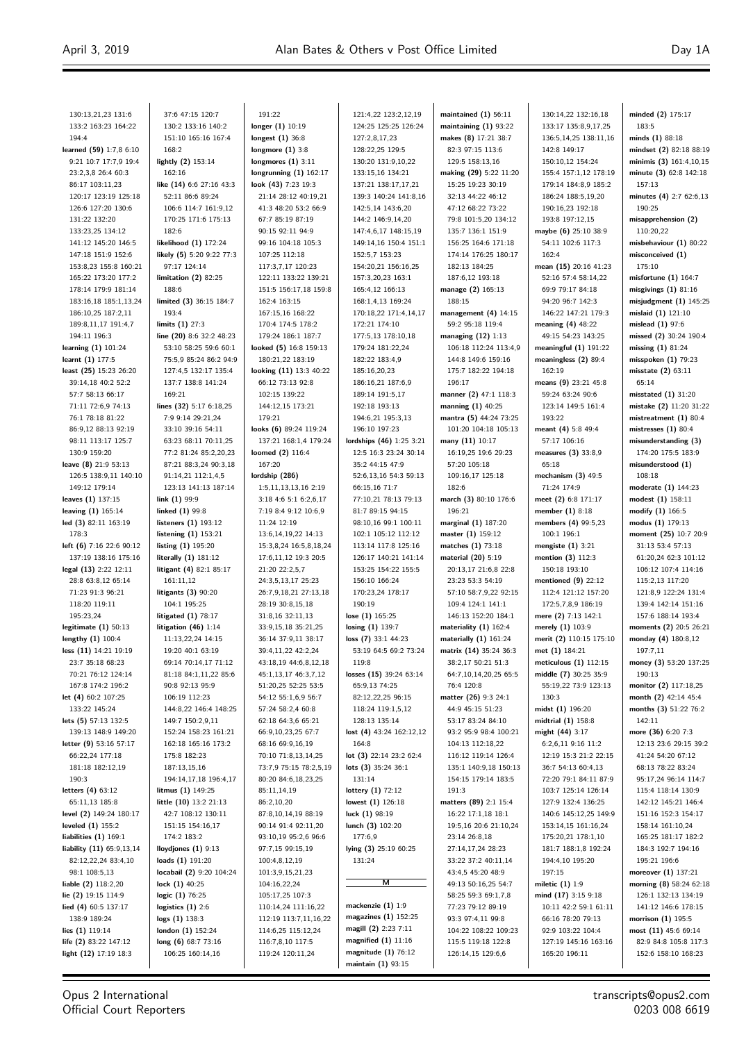130:13,21,23 131:6
133:2 163:23 164:22
194:4
**learned (59)** 1:7,8 6:10
9:21 10:7 17:7,9 19:4
23:2,3,8 26:4 60:3
86:17 103:11,23
120:17 123:19 125:18
126:6 127:20 130:6
131:22 132:20
133:23,25 134:12
141:12 145:20 146:5
147:18 151:9 152:6
153:8,23 155:8 160:21
165:22 173:20 177:2
178:14 179:9 181:14
183:16,18 185:1,13,24
186:10,25 187:2,11
189:8,11,17 191:4,7
194:11 196:3
**learning (1)** 101:24
**learnt (1)** 177:5
**least (25)** 15:23 26:20
39:14,18 40:2 52:2
57:7 58:13 66:17
71:11 72:6,9 74:13
76:1 78:18 81:22
86:9,12 88:13 92:19
98:11 113:17 125:7
130:9 159:20
**leave (8)** 21:9 53:13
126:5 138:9,11 140:10
149:12 179:14
**leaves (1)** 137:15
**leaving (1)** 165:14
**led (3)** 82:11 163:19
178:3
**left (6)** 7:16 22:6 90:12
137:19 138:16 175:16
**legal (13)** 2:22 12:11
28:8 63:8,12 65:14
71:23 91:3 96:21
118:20 119:11
195:23,24
**legitimate (1)** 50:13
**lengthy (1)** 100:4
**less (11)** 14:21 19:19
23:7 35:18 68:23
70:21 76:12 124:14
167:8 174:2 196:2
**let (4)** 60:2 107:25
133:22 145:24
**lets (5)** 57:13 132:5
139:13 148:9 149:20
**letter (9)** 53:16 57:17
66:22,24 177:18
181:18 182:12,19
190:3
**letters (4)** 63:12
65:11,13 185:8
**level (2)** 149:24 180:17
**leveled (1)** 155:2
**liabilities (1)** 169:1
**liability (11)** 65:9,13,14
82:12,22,24 83:4,10
98:1 108:5,13
**liable (2)** 118:2,20
**lie (2)** 19:15 114:9
**lied (4)** 60:5 137:17
138:9 189:24
**lies (1)** 119:14
**life (2)** 83:22 147:12
**light (12)** 17:19 18:3
37:6 47:15 120:7
130:2 133:16 140:2
151:10 165:16 167:4
168:2
**lightly (2)** 153:14
162:16
**like (14)** 6:6 27:16 43:3
52:11 86:6 89:24
106:6 114:7 161:9,12
170:25 171:6 175:13
182:6
**likelihood (1)** 172:24
**likely (5)** 5:20 9:22 77:3
97:17 124:14
**limitation (2)** 82:25
188:6
**limited (3)** 36:15 184:7
193:4
**limits (1)** 27:3
**line (20)** 8:6 32:2 48:23
53:10 58:25 59:6 60:1
75:5,9 85:24 86:2 94:9
127:4,5 132:17 135:4
137:7 138:8 141:24
169:21
**lines (32)** 5:17 6:18,25
7:9 9:14 29:21,24
33:10 39:16 54:11
63:23 68:11 70:11,25
77:2 81:24 85:2,20,23
87:21 88:3,24 90:3,18
91:14,21 112:1,4,5
123:13 141:13 187:14
**link (1)** 99:9
**linked (1)** 99:8
**listeners (1)** 193:12
**listening (1)** 153:21
**listing (1)** 195:20
**literally (1)** 181:12
**litigant (4)** 82:1 85:17
161:11,12
**litigants (3)** 90:20
104:1 195:25
**litigated (1)** 78:17
**litigation (46)** 1:14
11:13,22,24 14:15
19:20 40:1 63:19
69:14 70:14,17 71:12
81:18 84:1,11,22 85:6
90:8 92:13 95:9
106:19 112:23
144:8,22 146:4 148:25
149:7 150:2,9,11
152:24 158:23 161:21
162:18 165:16 173:2
175:8 182:23
187:13,15,16
194:14,17,18 196:4,17
**litmus (1)** 149:25
**little (10)** 13:2 21:13
42:7 108:12 130:11
151:15 154:16,17
174:2 183:2
**lloydjones (1)** 9:13
**loads (1)** 191:20
**locabail (2)** 9:20 104:24
**lock (1)** 40:25
**logic (1)** 76:25
**logistics (1)** 2:6
**logs (1)** 138:3
**london (1)** 152:24
**long (6)** 68:7 73:16
106:25 160:14,16
191:22
**longer (1)** 10:19
**longest (1)** 36:8
**longmore (1)** 3:8
**longmores (1)** 3:11
**longrunning (1)** 162:17
**look (43)** 7:23 19:3
21:14 28:12 40:19,21
41:3 48:20 53:2 66:9
67:7 85:19 87:19
90:15 92:11 94:9
99:16 104:18 105:3
107:25 112:18
117:3,7,17 120:23
122:11 133:22 139:21
151:5 156:17,18 159:8
162:4 163:15
167:15,16 168:22
170:4 174:5 178:2
179:24 186:1 187:7
**looked (5)** 16:8 159:13
180:21,22 183:19
**looking (11)** 13:3 40:22
66:12 73:13 92:8
102:15 139:22
144:12,15 173:21
179:21
**looks (6)** 89:24 119:24
137:21 168:1,4 179:24
**loomed (2)** 116:4
167:20
**lordship (286)**
1:5,11,13,13,16 2:19
3:18 4:6 5:1 6:2,6,17
7:19 8:4 9:12 10:6,9
11:24 12:19
13:6,14,19,22 14:13
15:3,8,24 16:5,8,18,24
17:6,11,12 19:3 20:5
21:20 22:2,5,7
24:3,5,13,17 25:23
26:7,9,18,21 27:13,18
28:19 30:8,15,18
31:8,16 32:11,13
33:9,15,18 35:21,25
36:14 37:9,11 38:17
39:4,11,22 42:2,24
43:18,19 44:6,8,12,18
45:1,13,17 46:3,7,12
51:20,25 52:25 53:5
54:12 55:1,6,9 56:7
57:24 58:2,4 60:8
62:18 64:3,6 65:21
66:9,10,23,25 67:7
68:16 69:9,16,19
70:10 71:8,13,14,25
73:7,9 75:15 78:2,5,19
80:20 84:6,18,23,25
85:11,14,19
86:2,10,20
87:8,10,14,19 88:19
90:14 91:4 92:11,20
93:10,19 95:2,6 96:6
97:7,15 99:15,19
100:4,8,12,19
101:3,9,15,21,23
104:16,22,24
105:17,25 107:3
110:14,24 111:16,22
112:19 113:7,11,16,22
114:6,25 115:12,24
116:7,8,10 117:5
119:24 120:11,24
121:4,22 123:2,12,19
124:25 125:25 126:24
127:2,8,17,23
128:22,25 129:5
130:20 131:9,10,22
133:15,16 134:21
137:21 138:17,17,21
139:3 140:24 141:8,16
142:5,14 143:6,20
144:2 146:9,14,20
147:4,6,17 148:15,19
149:14,16 150:4 151:1
152:5,7 153:23
154:20,21 156:16,25
157:3,20,23 163:1
165:4,12 166:13
168:1,4,13 169:24
170:18,22 171:4,14,17
172:21 174:10
177:5,13 178:10,18
179:24 181:22,24
182:22 183:4,9
185:16,20,23
186:16,21 187:6,9
189:14 191:5,17
192:18 193:13
194:6,21 195:3,13
196:10 197:23
**lordships (46)** 1:25 3:21
12:5 16:3 23:24 30:14
35:2 44:15 47:9
52:6,13,16 54:3 59:13
66:15,16 71:7
77:10,21 78:13 79:13
81:7 89:15 94:15
98:10,16 99:1 100:11
102:1 105:12 112:12
113:14 117:8 125:16
126:17 140:21 141:14
153:25 154:22 155:5
156:10 166:24
170:23,24 178:17
190:19
**lose (1)** 165:25
**losing (1)** 139:7
**loss (7)** 33:1 44:23
53:19 64:5 69:2 73:24
119:8
**losses (15)** 39:24 63:14
65:9,13 74:25
82:12,22,25 96:15
118:24 119:1,5,12
128:13 135:14
**lost (4)** 43:24 162:12,12
164:8
**lot (3)** 22:14 23:2 62:4
**lots (3)** 35:24 36:1
131:14
**lottery (1)** 72:12
**lowest (1)** 126:18
**luck (1)** 98:19
**lunch (3)** 102:20
177:6,9
**lying (3)** 25:19 60:25
131:24

## M

**mackenzie (1)** 1:9
**magazines (1)** 152:25
**magill (2)** 2:23 7:11
**magnified (1)** 11:16
**magnitude (1)** 76:12
**maintain (1)** 93:15
**maintained (1)** 56:11
**maintaining (1)** 93:22
**makes (8)** 17:21 38:7
82:3 97:15 113:6
129:5 158:13,16
**making (29)** 5:22 11:20
15:25 19:23 30:19
32:13 44:22 46:12
47:12 68:22 73:22
79:8 101:5,20 134:12
135:7 136:1 151:9
156:25 164:6 171:18
174:14 176:25 180:17
182:13 184:25
187:6,12 193:18
**manage (2)** 165:13
188:15
**management (4)** 14:15
59:2 95:18 119:4
**managing (12)** 1:13
106:18 112:24 113:4,9
144:8 149:6 159:16
175:7 182:22 194:18
196:17
**manner (2)** 47:1 118:3
**manning (1)** 40:25
**mantra (5)** 44:24 73:25
101:20 104:18 105:13
**many (11)** 10:17
16:19,25 19:6 29:23
57:20 105:18
109:16,17 125:18
182:6
**march (3)** 80:10 176:6
196:21
**marginal (1)** 187:20
**master (1)** 159:12
**matches (1)** 73:18
**material (20)** 5:19
20:13,17 21:6,8 22:8
23:23 53:3 54:19
57:10 58:7,9,22 92:15
109:4 124:1 141:1
146:13 152:20 184:1
**materiality (1)** 162:4
**materially (1)** 161:24
**matrix (14)** 35:24 36:3
38:2,17 50:21 51:3
64:7,10,14,20,25 65:5
76:4 120:8
**matter (26)** 9:3 24:1
44:9 45:15 51:23
53:17 83:24 84:10
93:2 95:9 98:4 100:21
104:13 112:18,22
116:12 119:14 126:4
135:1 140:9,18 150:13
154:15 179:14 183:5
191:3
**matters (89)** 2:1 15:4
16:22 17:1,18 18:1
19:5,16 20:6 21:10,24
23:14 26:8,18
27:14,17,24 28:23
33:22 37:2 40:11,14
43:4,5 45:20 48:9
49:13 50:16,25 54:7
58:25 59:3 69:1,7,8
77:23 79:12 89:19
93:3 97:4,11 99:8
104:22 108:22 109:23
115:5 119:18 122:8
126:14,15 129:6,6
130:14,22 132:16,18
133:17 135:8,9,17,25
136:5,14,25 138:11,16
142:8 149:17
150:10,12 154:24
155:4 157:1,12 178:19
179:14 184:8,9 185:2
186:24 188:5,19,20
190:16,23 192:18
193:8 197:12,15
**maybe (6)** 25:10 38:9
54:11 102:6 117:3
162:4
**mean (15)** 20:16 41:23
52:16 57:4 58:14,22
69:9 79:17 84:18
94:20 96:7 142:3
146:22 147:21 179:3
**meaning (4)** 48:22
49:15 54:23 143:25
**meaningful (1)** 191:22
**meaningless (2)** 89:4
162:19
**means (9)** 23:21 45:8
59:24 63:24 90:6
123:14 149:5 161:4
193:22
**meant (4)** 5:8 49:4
57:17 106:16
**measures (3)** 33:8,9
65:18
**mechanism (3)** 49:5
71:24 174:9
**meet (2)** 6:8 171:17
**member (1)** 8:18
**members (4)** 99:5,23
100:1 196:1
**mengiste (1)** 3:21
**mention (3)** 112:3
150:18 193:10
**mentioned (9)** 22:12
112:4 121:12 157:20
172:5,7,8,9 186:19
**mere (2)** 7:13 142:1
**merely (1)** 103:9
**merit (2)** 110:15 175:10
**met (1)** 184:21
**meticulous (1)** 112:15
**middle (7)** 30:25 35:9
55:19,22 73:9 123:13
130:3
**midst (1)** 196:20
**midtrial (1)** 158:8
**might (44)** 3:17
6:2,6,11 9:16 11:2
12:19 15:3 21:2 22:15
36:7 54:13 60:4,13
72:20 79:1 84:11 87:9
103:7 125:14 126:14
127:9 132:4 136:25
140:6 145:12,25 149:9
153:14,15 161:16,24
175:20,21 178:1,10
181:7 188:1,8 192:24
194:4,10 195:20
197:15
**miletic (1)** 1:9
**mind (17)** 3:15 9:18
10:11 42:2 59:1 61:11
66:16 78:20 79:13
92:9 103:22 104:4
127:19 145:16 163:16
165:20 196:11
**minded (2)** 175:17
183:5
**minds (1)** 88:18
**mindset (2)** 82:18 88:19
**minimis (3)** 161:4,10,15
**minute (3)** 62:8 142:18
157:13
**minutes (4)** 2:7 62:6,13
190:25
**misapprehension (2)**
110:20,22
**misbehaviour (1)** 80:22
**misconceived (1)**
175:10
**misfortune (1)** 164:7
**misgivings (1)** 81:16
**misjudgment (1)** 145:25
**mislaid (1)** 121:10
**mislead (1)** 97:6
**missed (2)** 30:24 190:4
**missing (1)** 81:24
**misspoken (1)** 79:23
**misstate (2)** 63:11
65:14
**misstated (1)** 31:20
**mistake (2)** 11:20 31:22
**mistreatment (1)** 80:4
**mistresses (1)** 80:4
**misunderstanding (3)**
174:20 175:5 183:9
**misunderstood (1)**
108:18
**moderate (1)** 144:23
**modest (1)** 158:11
**modify (1)** 166:5
**modus (1)** 179:13
**moment (25)** 10:7 20:9
31:13 53:4 57:13
61:20,24 62:3 101:12
106:12 107:4 114:16
115:2,13 117:20
121:8,9 122:24 131:4
139:4 142:14 151:16
157:6 188:14 193:4
**moments (2)** 20:5 26:21
**monday (4)** 180:8,12
197:7,11
**money (3)** 53:20 137:25
190:13
**monitor (2)** 117:18,25
**month (2)** 42:14 45:4
**months (3)** 51:22 76:2
142:11
**more (36)** 6:20 7:3
12:13 23:6 29:15 39:2
41:24 54:20 67:12
68:13 78:22 83:24
95:17,24 96:14 114:7
115:4 118:14 130:9
142:12 145:21 146:4
151:16 152:3 154:17
158:14 161:10,24
165:25 181:17 182:2
184:3 192:7 194:16
195:21 196:6
**moreover (1)** 137:21
**morning (8)** 58:24 62:18
126:1 132:13 134:19
141:12 146:6 178:15
**morrison (1)** 195:5
**most (11)** 45:6 69:14
82:9 84:8 105:8 117:3
152:6 158:10 168:23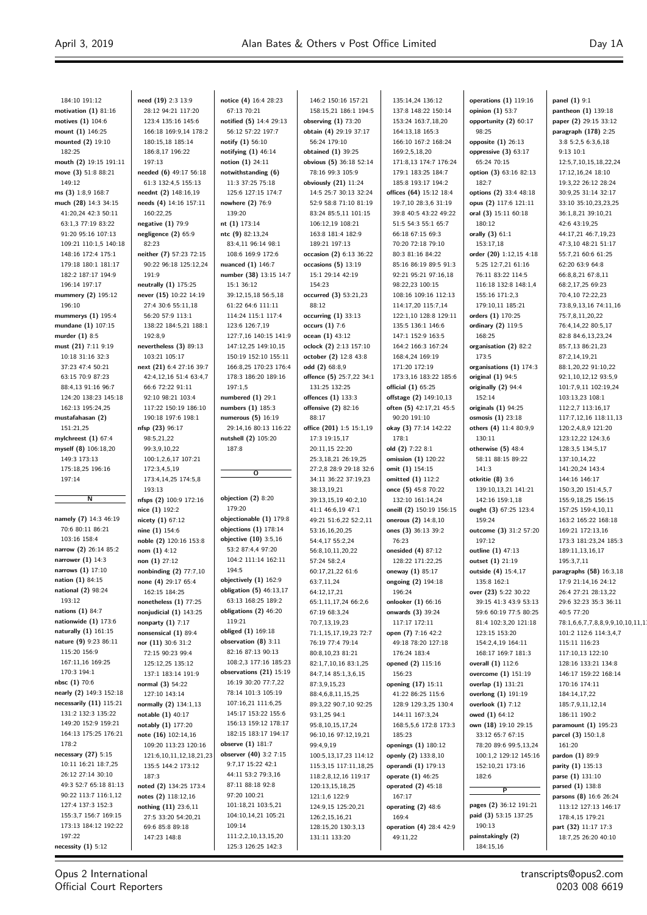184:10 191:12
**motivation (1)** 81:16
**motives (1)** 104:6
**mount (1)** 146:25
**mounted (2)** 19:10 182:25
**mouth (2)** 19:15 191:11
**move (3)** 51:8 88:21 149:12
**ms (3)** 1:8,9 168:7
**much (28)** 14:3 34:15 41:20,24 42:3 50:11 63:1,3 77:19 83:22 91:20 95:16 107:13 109:21 110:1,5 140:18 148:16 172:4 175:1 179:18 180:1 181:17 182:2 187:17 194:9 196:14 197:17
**mummery (2)** 195:12 196:10
**mummerys (1)** 195:4
**mundane (1)** 107:15
**murder (1)** 8:5
**must (21)** 7:11 9:19 10:18 31:16 32:3 37:23 47:4 50:21 63:15 70:9 87:23 88:4,13 91:16 96:7 124:20 138:23 145:18 162:13 195:24,25
**mustafahasan (2)** 151:21,25
**mylchreest (1)** 67:4
**myself (8)** 106:18,20 149:3 173:13 175:18,25 196:16 197:14

## N

**namely (7)** 14:3 46:19 70:6 80:11 86:21 103:16 158:4
**narrow (2)** 26:14 85:2
**narrower (1)** 14:3
**narrows (1)** 17:10
**nation (1)** 84:15
**national (2)** 98:24 193:12
**nations (1)** 84:7
**nationwide (1)** 173:6
**naturally (1)** 161:15
**nature (9)** 9:23 86:11 115:20 156:9 167:11,16 169:25 170:3 194:1
**nbsc (1)** 70:6
**nearly (2)** 149:3 152:18
**necessarily (11)** 115:21 131:2 132:3 135:22 149:20 152:9 159:21 164:13 175:25 176:21 178:2
**necessary (27)** 5:15 10:11 16:21 18:7,25 26:12 27:14 30:10 49:3 52:7 65:18 81:13 90:22 113:7 116:1,12 127:4 137:3 152:3 155:3,7 156:7 169:15 173:13 184:12 192:22 197:22
**necessity (1)** 5:12
**need (19)** 2:3 13:9 28:12 94:21 117:20 123:4 135:16 145:6 166:18 169:9,14 178:2 180:15,18 185:14 186:8,17 196:22 197:13
**needed (6)** 49:17 56:18 61:3 132:4,5 155:13
**neednt (2)** 148:16,19
**needs (4)** 14:16 157:11 160:22,25
**negative (1)** 79:9
**negligence (2)** 65:9 82:23
**neither (7)** 57:23 72:15 90:22 96:18 125:12,24 191:9
**neutrally (1)** 175:25
**never (15)** 10:22 14:19 27:4 30:6 55:11,18 56:20 57:9 113:1 138:22 184:5,21 188:1 192:8,9
**nevertheless (3)** 89:13 103:21 105:17
**next (21)** 6:4 27:16 39:7 42:4,12,16 51:4 63:4,7 66:6 72:22 91:11 92:10 98:21 103:4 117:22 150:19 186:10 190:18 197:6 198:1
**nfsp (23)** 96:17 98:5,21,22 99:3,9,10,22 100:1,2,6,17 107:21 172:3,4,5,19 173:4,14,25 174:5,8 193:13
**nfsps (2)** 100:9 172:16
**nice (1)** 192:2
**nicety (1)** 67:12
**nine (1)** 154:6
**noble (2)** 120:16 153:8
**nom (1)** 4:12
**non (1)** 27:12
**nonbinding (2)** 77:7,10
**none (4)** 29:17 65:4 162:15 184:25
**nonetheless (1)** 77:25
**nonjudicial (1)** 143:25
**nonparty (1)** 7:17
**nonsensical (1)** 89:4
**nor (11)** 30:6 31:2 72:15 90:23 99:4 125:12,25 135:12 137:1 183:14 191:9
**normal (3)** 54:22 127:10 143:14
**normally (2)** 134:1,13
**notable (1)** 40:17
**notably (1)** 177:20
**note (16)** 102:14,16 109:20 113:23 120:16 121:6,10,11,12,18,21,23 135:5 144:2 173:12 187:3
**noted (2)** 134:25 173:4
**notes (2)** 118:12,16
**nothing (11)** 23:6,11 27:5 33:20 54:20,21 69:6 85:8 89:18 147:23 148:8
**notice (4)** 16:4 28:23 67:13 70:21
**notified (5)** 14:4 29:13 56:12 57:22 197:7
**notify (1)** 56:10
**notifying (1)** 46:14
**notion (1)** 24:11
**notwithstanding (6)** 11:3 37:25 75:18 125:6 127:15 174:7
**nowhere (2)** 76:9 139:20
**nt (1)** 173:14
**ntc (9)** 82:13,24 83:4,11 96:14 98:1 108:6 169:9 172:6
**nuanced (1)** 146:7
**number (38)** 13:15 14:7 15:1 36:12 39:12,15,18 56:5,18 61:22 64:6 111:11 114:24 115:1 117:4 123:6 126:7,19 127:7,16 140:15 141:9 147:12,25 149:10,15 150:19 152:10 155:11 166:8,25 170:23 176:4 178:3 186:20 189:16 197:1,5
**numbered (1)** 29:1
**numbers (1)** 185:3
**numerous (5)** 16:19 29:14,16 80:13 116:22
**nutshell (2)** 105:20 187:8

## O

**objection (2)** 8:20 179:20
**objectionable (1)** 179:8
**objections (1)** 178:14
**objective (10)** 3:5,16 53:2 87:4,4 97:20 104:2 111:14 162:11 194:5
**objectively (1)** 162:9
**obligation (5)** 46:13,17 63:13 168:25 189:2
**obligations (2)** 46:20 119:21
**obliged (1)** 169:18
**observation (8)** 3:11 82:16 87:13 90:13 108:2,3 177:16 185:23
**observations (21)** 15:19 16:19 30:20 77:7,22 78:14 101:3 105:19 107:16,21 111:6,25 145:17 153:22 155:6 156:13 159:12 178:17 182:15 183:17 194:17
**observe (1)** 181:7
**observer (40)** 3:2 7:15 9:7,17 15:22 42:1 44:11 53:2 79:3,16 87:11 88:18 92:8 97:20 100:21 101:18,21 103:5,21 104:10,14,21 105:21 109:14 111:2,2,10,13,15,20 125:3 126:25 142:3 146:2 150:16 157:21 158:15,21 186:1 194:5
**observing (1)** 73:20
**obtain (4)** 29:19 37:17 56:24 179:10
**obtained (1)** 39:25
**obvious (5)** 36:18 52:14 78:16 99:3 105:9
**obviously (21)** 11:24 14:5 25:7 30:13 32:24 52:9 58:8 71:10 81:19 83:24 85:5,11 101:15 106:12,19 108:21 163:8 181:4 182:9 189:21 197:13
**occasion (2)** 6:13 36:22
**occasions (5)** 13:19 15:1 29:14 42:19 154:23
**occurred (3)** 53:21,23 88:12
**occurring (1)** 33:13
**occurs (1)** 7:6
**ocean (1)** 43:12
**oclock (2)** 2:13 157:10
**october (2)** 12:8 43:8
**odd (2)** 68:8,9
**offence (5)** 25:7,22 34:1 131:25 132:25
**offences (1)** 133:3
**offensive (2)** 82:16 88:17
**office (201)** 1:5 15:1,19 17:3 19:15,17 20:11,15 22:20 25:3,18,21 26:19,25 27:2,8 28:9 29:18 32:6 34:11 36:22 37:19,23 38:13,19,21 39:13,15,19 40:2,10 41:1 46:6,19 47:1 49:21 51:6,22 52:2,11 53:16,16,20,25 54:4,17 55:2,24 56:8,10,11,20,22 57:24 58:2,4 60:17,21,22 61:6 63:7,11,24 64:12,17,21 65:1,11,17,24 66:2,6 67:19 68:3,24 70:7,13,19,23 71:1,15,17,19,23 72:7 76:19 77:4 79:14 80:8,10,23 81:21 82:1,7,10,16 83:1,25 84:7,14 85:1,3,6,15 87:3,9,15,23 88:4,6,8,11,15,25 89:3,22 90:7,10 92:25 93:1,25 94:1 95:8,10,15,17,24 96:10,16 97:12,19,21 99:4,9,19 100:5,13,17,23 114:12 115:3,15 117:11,18,25 118:2,8,12,16 119:17 120:13,15,18,25 121:1,6 122:9 124:9,15 125:20,21 126:2,15,16,21 128:15,20 130:3,13 131:11 133:20 135:14,24 136:12 137:8 148:22 150:14 153:24 163:7,18,20 164:13,18 165:3 166:10 167:2 168:24 169:2,5,18,20 171:8,13 174:7 176:24 179:1 183:25 184:7 185:8 193:17 194:2
**offices (64)** 15:12 18:4 19:7,10 28:3,6 31:19 39:8 40:5 43:22 49:22 51:5 54:3 55:1 65:7 66:18 67:15 69:3 70:20 72:18 79:10 80:3 81:16 84:22 85:16 86:19 89:5 91:3 92:21 95:21 97:16,18 98:22,23 100:15 108:16 109:16 112:13 114:17,20 115:7,14 122:1,10 128:8 129:11 135:5 136:1 146:6 147:1 152:9 163:5 164:2 166:3 167:24 168:4,24 169:19 171:20 172:19 173:3,16 183:22 185:6
**official (1)** 65:25
**offstage (2)** 149:10,13
**often (5)** 42:17,21 45:5 90:20 191:10
**okay (3)** 77:14 142:22 178:1
**old (2)** 7:22 8:1
**omission (1)** 120:22
**omit (1)** 154:15
**omitted (1)** 112:2
**once (5)** 45:8 70:22 132:10 161:14,24
**oneill (2)** 150:19 156:15
**onerous (2)** 14:8,10
**ones (3)** 36:13 39:2 76:23
**onesided (4)** 87:12 128:22 171:22,25
**oneway (1)** 85:17
**ongoing (2)** 194:18 196:24
**onlooker (1)** 66:16
**onwards (3)** 39:24 117:17 172:11
**open (7)** 7:16 42:2 49:18 78:20 127:18 176:24 183:4
**opened (2)** 115:16 156:23
**opening (17)** 15:11 41:22 86:25 115:6 128:9 129:3,25 130:4 144:11 167:3,24 168:5,5,6 172:8 173:3 185:23
**openings (1)** 180:12
**openly (2)** 133:8,10
**operandi (1)** 179:13
**operate (1)** 46:25
**operated (2)** 45:18 167:17
**operating (2)** 48:6 169:4
**operation (4)** 28:4 42:9 49:11,22
**operations (1)** 119:16
**opinion (1)** 53:7
**opportunity (2)** 60:17 98:25
**opposite (1)** 26:13
**oppressive (3)** 63:17 65:24 70:15
**option (3)** 63:16 82:13 182:7
**options (2)** 33:4 48:18
**opus (2)** 117:6 121:11
**oral (3)** 15:11 60:18 180:12
**orally (3)** 61:1 153:17,18
**order (20)** 1:12,15 4:18 5:25 12:7,21 61:16 76:11 83:22 114:5 116:18 132:8 148:1,4 155:16 171:2,3 179:10,11 185:21
**orders (1)** 170:25
**ordinary (2)** 119:5 168:25
**organisation (2)** 82:2 173:5
**organisations (1)** 174:3
**original (1)** 94:5
**originally (2)** 94:4 152:14
**originals (1)** 94:25
**osmosis (1)** 23:18
**others (4)** 11:4 80:9,9 130:11
**otherwise (5)** 48:4 58:11 88:15 89:22 141:3
**otkritie (8)** 3:6 139:10,13,21 141:21 142:16 159:1,18
**ought (3)** 67:25 123:4 159:24
**outcome (3)** 31:2 57:20 197:12
**outline (1)** 47:13
**outset (1)** 21:19
**outside (4)** 15:4,17 135:8 162:1
**over (23)** 5:22 30:22 39:15 41:3 43:9 53:13 59:6 60:19 77:5 80:25 81:4 102:3,20 121:18 123:15 153:20 154:2,4,19 164:11 168:17 169:7 181:3
**overall (1)** 112:6
**overcome (1)** 151:19
**overlap (1)** 131:21
**overlong (1)** 191:19
**overlook (1)** 7:12
**owed (1)** 64:12
**own (18)** 19:10 29:15 33:12 65:7 67:15 78:20 89:6 99:5,13,24 100:1,2 129:12 145:16 152:10,21 173:16 182:6

## P

**pages (2)** 36:12 191:21
**paid (3)** 53:15 137:25 190:13
**painstakingly (2)** 184:15,16
**panel (1)** 9:1
**pantheon (1)** 139:18
**paper (2)** 29:15 33:12
**paragraph (178)** 2:25 3:8 5:2,5 6:3,6,18 9:13 10:1 12:5,7,10,15,18,22,24 17:12,16,24 18:10 19:3,22 26:12 28:24 30:9,25 31:14 32:17 33:10 35:10,23,23,25 36:1,8,21 39:10,21 42:6 43:19,25 44:17,21 46:7,19,23 47:3,10 48:21 51:17 55:7,21 60:6 61:25 62:20 63:9 64:8 66:8,8,21 67:8,11 68:2,17,25 69:23 70:4,10 72:22,23 73:8,9,13,16 74:11,16 75:7,8,11,20,22 76:4,14,22 80:5,17 82:8 84:6,13,23,24 85:7,13 86:21,23 87:2,14,19,21 88:1,20,22 91:10,22 92:1,10,12,12 93:5,9 101:7,9,11 102:19,24 103:13,23 108:1 112:2,7 113:16,17 117:7,12,16 118:11,13 120:2,4,8,9 121:20 123:12,22 124:3,6 128:3,5 134:5,17 137:10,14,22 141:20,24 143:4 144:16 146:17 150:3,20 151:4,5,7 155:9,18,25 156:15 157:25 159:4,10,11 163:2 165:22 168:18 169:21 172:13,16 173:3 181:23,24 185:3 189:11,13,16,17 195:3,7,11
**paragraphs (58)** 16:3,18 17:9 21:14,16 24:12 26:4 27:21 28:13,22 29:6 32:23 35:3 36:11 40:5 77:20 78:1,6,6,7,7,8,8,9,9,10,10,11,1 101:2 112:6 114:3,4,7 115:11 116:23 117:10,13 122:10 128:16 133:21 134:8 146:17 159:22 168:14 170:16 174:11 184:14,17,22 185:7,9,11,12,14 186:11 190:2
**paramount (1)** 195:23
**parcel (3)** 150:1,8 161:20
**pardon (1)** 89:9
**parity (1)** 135:13
**parse (1)** 131:10
**parsed (1)** 138:8
**parsons (8)** 16:6 26:24 113:12 127:13 146:17 178:4,15 179:21
**part (32)** 11:17 17:3 18:7,25 26:20 40:10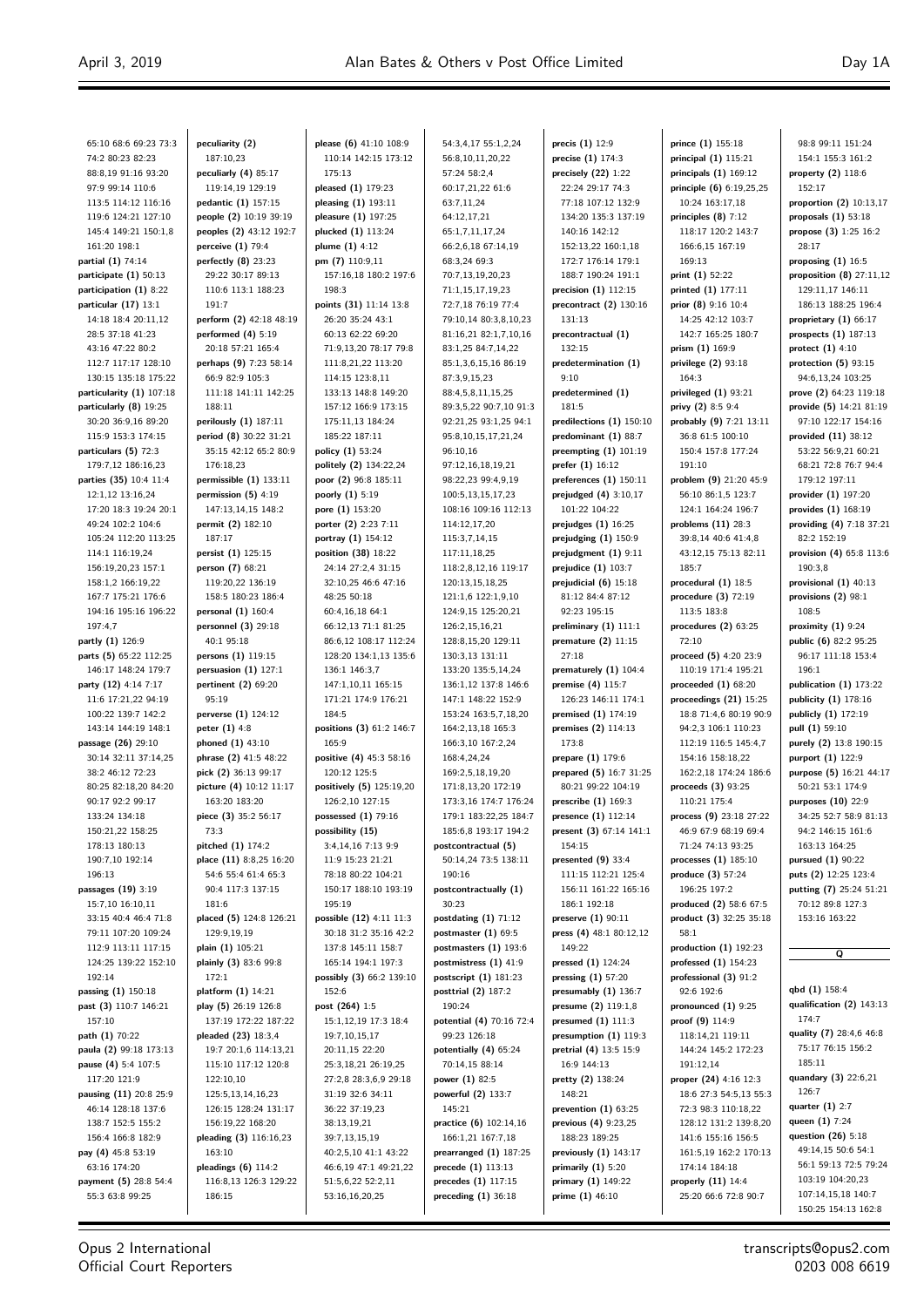65:10 68:6 69:23 73:3 74:2 80:23 82:23 88:8,19 91:16 93:20 97:9 99:14 110:6 113:5 114:12 116:16 119:6 124:21 127:10 145:4 149:21 150:1,8 161:20 198:1
**partial (1)** 74:14
**participate (1)** 50:13
**participation (1)** 8:22
**particular (17)** 13:1 14:18 18:4 20:11,12 28:5 37:18 41:23 43:16 47:22 80:2 112:7 117:17 128:10 130:15 135:18 175:22
**particularity (1)** 107:18
**particularly (8)** 19:25 30:20 36:9,16 89:20 115:9 153:3 174:15
**particulars (5)** 72:3 179:7,12 186:16,23
**parties (35)** 10:4 11:4 12:1,12 13:16,24 17:20 18:3 19:24 20:1 49:24 102:2 104:6 105:24 112:20 113:25 114:1 116:19,24 156:19,20,23 157:1 158:1,2 166:19,22 167:7 175:21 176:6 194:16 195:16 196:22 197:4,7
**partly (1)** 126:9
**parts (5)** 65:22 112:25 146:17 148:24 179:7
**party (12)** 4:14 7:17 11:6 17:21,22 94:19 100:22 139:7 142:2 143:14 144:19 148:1
**passage (26)** 29:10 30:14 32:11 37:14,25 38:2 46:12 72:23 80:25 82:18,20 84:20 90:17 92:2 99:17 133:24 134:18 150:21,22 158:25 178:13 180:13 190:7,10 192:14 196:13
**passages (19)** 3:19 15:7,10 16:10,11 33:15 40:4 46:4 71:8 79:11 107:20 109:24 112:9 113:11 117:15 124:25 139:22 152:10 192:14
**passing (1)** 150:18
**past (3)** 110:7 146:21 157:10
**path (1)** 70:22
**paula (2)** 99:18 173:13
**pause (4)** 5:4 107:5 117:20 121:9
**pausing (11)** 20:8 25:9 46:14 128:18 137:6 138:7 152:5 155:2 156:4 166:8 182:9
**pay (4)** 45:8 53:19 63:16 174:20
**payment (5)** 28:8 54:4 55:3 63:8 99:25
**peculiarity (2)** 187:10,23
**peculiarly (4)** 85:17 119:14,19 129:19
**pedantic (1)** 157:15
**people (2)** 10:19 39:19
**peoples (2)** 43:12 192:7
**perceive (1)** 79:4
**perfectly (8)** 23:23 29:22 30:17 89:13 110:6 113:1 188:23 191:7
**perform (2)** 42:18 48:19
**performed (4)** 5:19 20:18 57:21 165:4
**perhaps (9)** 7:23 58:14 66:9 82:9 105:3 111:18 141:11 142:25 188:11
**perilously (1)** 187:11
**period (8)** 30:22 31:21 35:15 42:12 65:2 80:9 176:18,23
**permissible (1)** 133:11
**permission (5)** 4:19 147:13,14,15 148:2
**permit (2)** 182:10 187:17
**persist (1)** 125:15
**person (7)** 68:21 119:20,22 136:19 158:5 180:23 186:4
**personal (1)** 160:4
**personnel (3)** 29:18 40:1 95:18
**persons (1)** 119:15
**persuasion (1)** 127:1
**pertinent (2)** 69:20 95:19
**perverse (1)** 124:12
**peter (1)** 4:8
**phoned (1)** 43:10
**phrase (2)** 41:5 48:22
**pick (2)** 36:13 99:17
**picture (4)** 10:12 11:17 163:20 183:20
**piece (3)** 35:2 56:17 73:3
**pitched (1)** 174:2
**place (11)** 8:8,25 16:20 54:6 55:4 61:4 65:3 90:4 117:3 137:15 181:6
**placed (5)** 124:8 126:21 129:9,19,19
**plain (1)** 105:21
**plainly (3)** 83:6 99:8 172:1
**platform (1)** 14:21
**play (5)** 26:19 126:8 137:19 172:22 187:22
**pleaded (23)** 18:3,4 19:7 20:1,6 114:13,21 115:10 117:12 120:8 122:10,10 125:5,13,14,16,23 126:15 128:24 131:17 156:19,22 168:20
**pleading (3)** 116:16,23 163:10
**pleadings (6)** 114:2 116:8,13 126:3 129:22 186:15
**please (6)** 41:10 108:9 110:14 142:15 173:12 175:13
**pleased (1)** 179:23
**pleasing (1)** 193:11
**pleasure (1)** 197:25
**plucked (1)** 113:24
**plume (1)** 4:12
**pm (7)** 110:9,11 157:16,18 180:2 197:6 198:3
**points (31)** 11:14 13:8 26:20 35:24 43:1 60:13 62:22 69:20 71:9,13,20 78:17 79:8 111:8,21,22 113:20 114:15 123:8,11 133:13 148:8 149:20 157:12 166:9 173:15 175:11,13 184:24 185:22 187:11
**policy (1)** 53:24
**politely (2)** 134:22,24
**poor (2)** 96:8 185:11
**poorly (1)** 5:19
**pore (1)** 153:20
**porter (2)** 2:23 7:11
**portray (1)** 154:12
**position (38)** 18:22 24:14 27:2,4 31:15 32:10,25 46:6 47:16 48:25 50:18 60:4,16,18 64:1 66:12,13 71:1 81:25 86:6,12 108:17 112:24 128:20 134:1,13 135:6 136:1 146:3,7 147:1,10,11 165:15 171:21 174:9 176:21 184:5
**positions (3)** 61:2 146:7 165:9
**positive (4)** 45:3 58:16 120:12 125:5
**positively (5)** 125:19,20 126:2,10 127:15
**possessed (1)** 79:16
**possibility (15)** 3:4,14,16 7:13 9:9 11:9 15:23 21:21 78:18 80:22 104:21 150:17 188:10 193:19 195:19
**possible (12)** 4:11 11:3 30:18 31:2 35:16 42:2 137:8 145:11 158:7 165:14 194:1 197:3
**possibly (3)** 66:2 139:10 152:6
**post (264)** 1:5 15:1,12,19 17:3 18:4 19:7,10,15,17 20:11,15 22:20 25:3,18,21 26:19,25 27:2,8 28:3,6,9 29:18 31:19 32:6 34:11 36:22 37:19,23 38:13,19,21 39:7,13,15,19 40:2,5,10 41:3 43:22 46:6,19 47:1 49:21,22 51:5,6,22 52:2,11 53:16,16,20,25 54:3,4,17 55:1,2,24 56:8,10,11,20,22 57:24 58:2,4 60:17,21,22 61:6 63:7,11,24 64:12,17,21 65:1,7,11,17,24 66:2,6,18 67:14,19 68:3,24 69:3 70:7,13,19,20,23 71:1,15,17,19,23 72:7,18 76:19 77:4 79:10,14 80:3,8,10,23 81:16,21 82:1,7,10,16 83:1,25 84:7,14,22 85:1,3,6,15,16 86:19 87:3,9,15,23 88:4,5,8,11,15,25 89:3,5,22 90:7,10 91:3 92:21,25 93:1,25 94:1 95:8,10,15,17,21,24 96:10,16 97:12,16,18,19,21 98:22,23 99:4,9,19 100:5,13,15,17,23 108:16 109:16 112:13 114:12,17,20 115:3,7,14,15 117:11,18,25 118:2,8,12,16 119:17 120:13,15,18,25 121:1,6 122:1,9,10 124:9,15 125:20,21 126:2,15,16,21 128:8,15,20 129:11 130:3,13 131:11 133:20 135:5,14,24 136:1,12 137:8 146:6 147:1 148:22 152:9 153:24 163:5,7,18,20 164:2,13,18 165:3 166:3,10 167:2,24 168:4,24,24 169:2,5,18,19,20 171:8,13,20 172:19 173:3,16 174:7 176:24 179:1 183:22,25 184:7 185:6,8 193:17 194:2
**postcontractual (5)** 50:14,24 73:5 138:11 190:16
**postcontractually (1)** 30:23
**postdating (1)** 71:12
**postmaster (1)** 69:5
**postmasters (1)** 193:6
**postmistress (1)** 41:9
**postscript (1)** 181:23
**posttrial (2)** 187:2 190:24
**potential (4)** 70:16 72:4 99:23 126:18
**potentially (4)** 65:24 70:14,15 88:14
**power (1)** 82:5
**powerful (2)** 133:7 145:21
**practice (6)** 102:14,16 166:1,21 167:7,18
**prearranged (1)** 187:25
**precede (1)** 113:13
**precedes (1)** 117:15
**preceding (1)** 36:18
**precis (1)** 12:9
**precise (1)** 174:3
**precisely (22)** 1:22 22:24 29:17 74:3 77:18 107:12 132:9 134:20 135:3 137:19 140:16 142:12 152:13,22 160:1,18 172:7 176:14 179:1 188:7 190:24 191:1
**precision (1)** 112:15
**precontract (2)** 130:16 131:13
**precontractual (1)** 132:15
**predetermination (1)** 9:10
**predetermined (1)** 181:5
**predilections (1)** 150:10
**predominant (1)** 88:7
**preempting (1)** 101:19
**prefer (1)** 16:12
**preferences (1)** 150:11
**prejudged (4)** 3:10,17 101:22 104:22
**prejudges (1)** 16:25
**prejudging (1)** 150:9
**prejudgment (1)** 9:11
**prejudice (1)** 103:7
**prejudicial (6)** 15:18 81:12 84:4 87:12 92:23 195:15
**preliminary (1)** 111:1
**premature (2)** 11:15 27:18
**prematurely (1)** 104:4
**premise (4)** 115:7 126:23 146:11 174:1
**premised (1)** 174:19
**premises (2)** 114:13 173:8
**prepare (1)** 179:6
**prepared (5)** 16:7 31:25 80:21 99:22 104:19
**prescribe (1)** 169:3
**presence (1)** 112:14
**present (3)** 67:14 141:1 154:15
**presented (9)** 33:4 111:15 112:21 125:4 156:11 161:22 165:16 186:1 192:18
**preserve (1)** 90:11
**press (4)** 48:1 80:12,12 149:22
**pressed (1)** 124:24
**pressing (1)** 57:20
**presumably (1)** 136:7
**presume (2)** 119:1,8
**presumed (1)** 111:3
**presumption (1)** 119:3
**pretrial (4)** 13:5 15:9 16:9 144:13
**pretty (2)** 138:24 148:21
**prevention (1)** 63:25
**previous (4)** 9:23,25 188:23 189:25
**previously (1)** 143:17
**primarily (1)** 5:20
**primary (1)** 149:22
**prime (1)** 46:10
**prince (1)** 155:18
**principal (1)** 115:21
**principals (1)** 169:12
**principle (6)** 6:19,25,25 10:24 163:17,18
**principles (8)** 7:12 118:17 120:2 143:7 166:6,15 167:19 169:13
**print (1)** 52:22
**printed (1)** 177:11
**prior (8)** 9:16 10:4 14:25 42:12 103:7 142:7 165:25 180:7
**prism (1)** 169:9
**privilege (2)** 93:18 164:3
**privileged (1)** 93:21
**privy (2)** 8:5 9:4
**probably (9)** 7:21 13:11 36:8 61:5 100:10 150:4 157:8 177:24 191:10
**problem (9)** 21:20 45:9 56:10 86:1,5 123:7 124:1 164:24 196:7
**problems (11)** 28:3 39:8,14 40:6 41:4,8 43:12,15 75:13 82:11 185:7
**procedural (1)** 18:5
**procedure (3)** 72:19 113:5 183:8
**procedures (2)** 63:25 72:10
**proceed (5)** 4:20 23:9 110:19 171:4 195:21
**proceeded (1)** 68:20
**proceedings (21)** 15:25 18:8 71:4,6 80:19 90:9 94:2,3 106:1 110:23 112:19 116:5 145:4,7 154:16 158:18,22 162:2,18 174:24 186:6
**proceeds (3)** 93:25 110:21 175:4
**process (9)** 23:18 27:22 46:9 67:9 68:19 69:4 71:24 74:13 93:25
**processes (1)** 185:10
**produce (3)** 57:24 196:25 197:2
**produced (2)** 58:6 67:5
**product (3)** 32:25 35:18 58:1
**production (1)** 192:23
**professed (1)** 154:23
**professional (3)** 91:2 92:6 192:6
**pronounced (1)** 9:25
**proof (9)** 114:9 118:14,21 119:11 144:24 145:2 172:23 191:12,14
**proper (24)** 4:16 12:3 18:6 27:3 54:5,13 55:3 72:3 98:3 110:18,22 128:12 131:2 139:8,20 141:6 155:16 156:5 161:5,19 162:2 170:13 174:14 184:18
**properly (11)** 14:4 25:20 66:6 72:8 90:7 98:8 99:11 151:24 154:1 155:3 161:2
**property (2)** 118:6 152:17
**proportion (2)** 10:13,17
**proposals (1)** 53:18
**propose (3)** 1:25 16:2 28:17
**proposing (1)** 16:5
**proposition (8)** 27:11,12 129:11,17 146:11 186:13 188:25 196:4
**proprietary (1)** 66:17
**prospects (1)** 187:13
**protect (1)** 4:10
**protection (5)** 93:15 94:6,13,24 103:25
**prove (2)** 64:23 119:18
**provide (5)** 14:21 81:19 97:10 122:17 154:16
**provided (11)** 38:12 53:22 56:9,21 60:21 68:21 72:8 76:7 94:4 179:12 197:11
**provider (1)** 197:20
**provides (1)** 168:19
**providing (4)** 7:18 37:21 82:2 152:19
**provision (4)** 65:8 113:6 190:3,8
**provisional (1)** 40:13
**provisions (2)** 98:1 108:5
**proximity (1)** 9:24
**public (6)** 82:2 95:25 96:17 111:18 153:4 196:1
**publication (1)** 173:22
**publicity (1)** 178:16
**publicly (1)** 172:19
**pull (1)** 59:10
**purely (2)** 13:8 190:15
**purport (1)** 122:9
**purpose (5)** 16:21 44:17 50:21 53:1 174:9
**purposes (10)** 22:9 34:25 52:7 58:9 81:13 94:2 146:15 161:6 163:13 164:25
**pursued (1)** 90:22
**puts (2)** 12:25 123:4
**putting (7)** 25:24 51:21 70:12 89:8 127:3 153:16 163:22

## Q

**qbd (1)** 158:4
**qualification (2)** 143:13 174:7
**quality (7)** 28:4,6 46:8 75:17 76:15 156:2 185:11
**quandary (3)** 22:6,21 126:7
**quarter (1)** 2:7
**queen (1)** 7:24
**question (26)** 5:18 49:14,15 50:6 54:1 56:1 59:13 72:5 79:24 103:19 104:20,23 107:14,15,18 140:7 150:25 154:13 162:8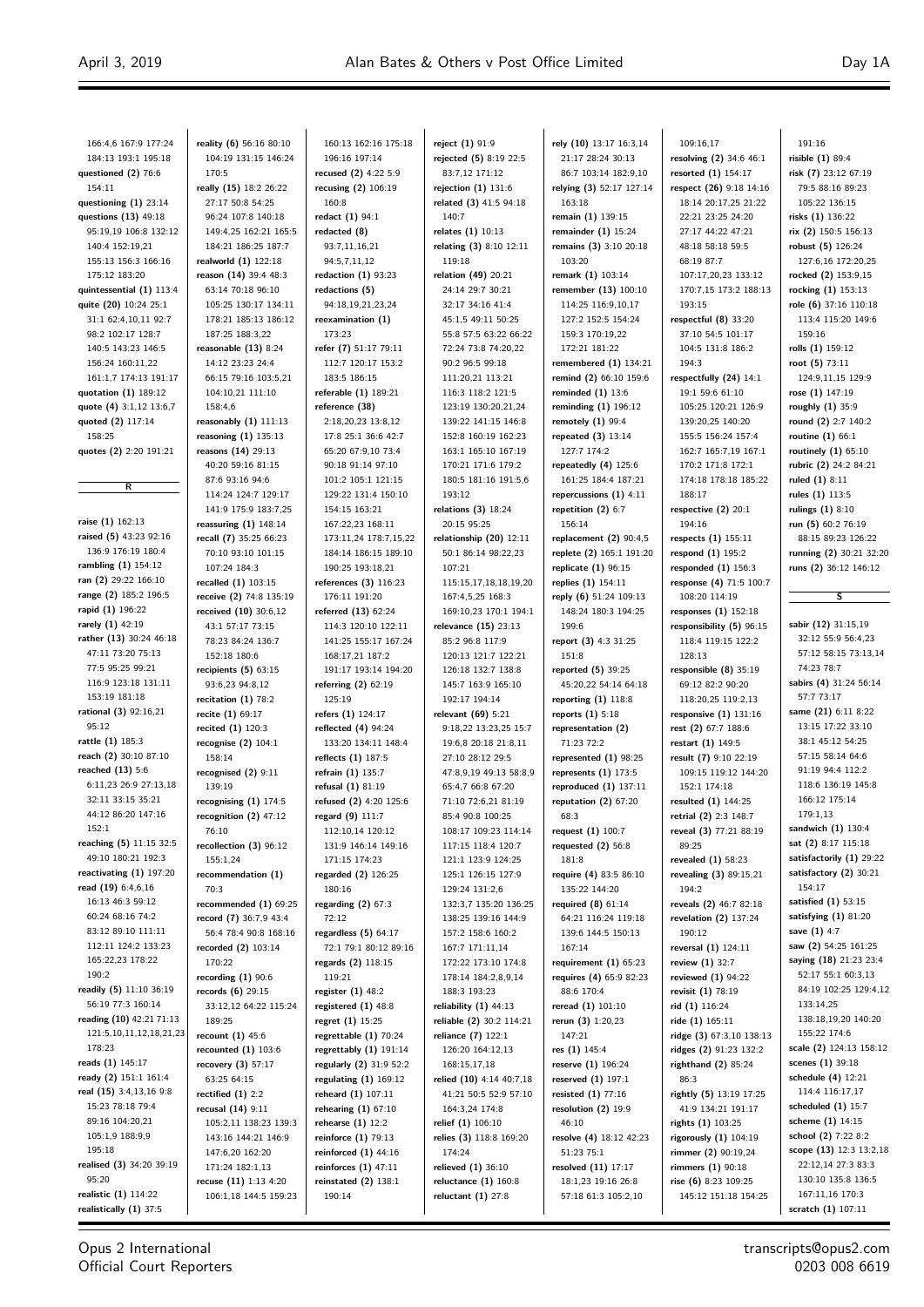166:4,6 167:9 177:24
184:13 193:1 195:18
**questioned (2)** 76:6
154:11
**questioning (1)** 23:14
**questions (13)** 49:18
95:19,19 106:8 132:12
140:4 152:19,21
155:13 156:3 166:16
175:12 183:20
**quintessential (1)** 113:4
**quite (20)** 10:24 25:1
31:1 62:4,10,11 92:7
98:2 102:17 128:7
140:5 143:23 146:5
156:24 160:11,22
161:1,7 174:13 191:17
**quotation (1)** 189:12
**quote (4)** 3:1,12 13:6,7
**quoted (2)** 117:14
158:25
**quotes (2)** 2:20 191:21

## R

**raise (1)** 162:13
**raised (5)** 43:23 92:16
136:9 176:19 180:4
**rambling (1)** 154:12
**ran (2)** 29:22 166:10
**range (2)** 185:2 196:5
**rapid (1)** 196:22
**rarely (1)** 42:19
**rather (13)** 30:24 46:18
47:11 73:20 75:13
77:5 95:25 99:21
116:9 123:18 131:11
153:19 181:18
**rational (3)** 92:16,21
95:12
**rattle (1)** 185:3
**reach (2)** 30:10 87:10
**reached (13)** 5:6
6:11,23 26:9 27:13,18
32:11 33:15 35:21
44:12 86:20 147:16
152:1
**reaching (5)** 11:15 32:5
49:10 180:21 192:3
**reactivating (1)** 197:20
**read (19)** 6:4,6,16
16:13 46:3 59:12
60:24 68:16 74:2
83:12 89:10 111:11
112:11 124:2 133:23
165:22,23 178:22
190:2
**readily (5)** 11:10 36:19
56:19 77:3 160:14
**reading (10)** 42:21 71:13
121:5,10,11,12,18,21,23
178:23
**reads (1)** 145:17
**ready (2)** 151:1 161:4
**real (15)** 3:4,13,16 9:8
15:23 78:18 79:4
89:16 104:20,21
105:1,9 188:9,9
195:18
**realised (3)** 34:20 39:19
95:20
**realistic (1)** 114:22
**realistically (1)** 37:5
**reality (6)** 56:16 80:10
104:19 131:15 146:24
170:5
**really (15)** 18:2 26:22
27:17 50:8 54:25
96:24 107:8 140:18
149:4,25 162:21 165:5
184:21 186:25 187:7
**realworld (1)** 122:18
**reason (14)** 39:4 48:3
63:14 70:18 96:10
105:25 130:17 134:11
178:21 185:13 186:12
187:25 188:3,22
**reasonable (13)** 8:24
14:12 23:23 24:4
66:15 79:16 103:5,21
104:10,21 111:10
158:4,6
**reasonably (1)** 111:13
**reasoning (1)** 135:13
**reasons (14)** 29:13
40:20 59:16 81:15
87:6 93:16 94:6
114:24 124:7 129:17
141:9 175:9 183:7,25
**reassuring (1)** 148:14
**recall (7)** 35:25 66:23
70:10 93:10 101:15
107:24 184:3
**recalled (1)** 103:15
**receive (2)** 74:8 135:19
**received (10)** 30:6,12
43:1 57:17 73:15
78:23 84:24 136:7
152:18 180:6
**recipients (5)** 63:15
93:6,23 94:8,12
**recitation (1)** 78:2
**recite (1)** 69:17
**recited (1)** 120:3
**recognise (2)** 104:1
158:14
**recognised (2)** 9:11
139:19
**recognising (1)** 174:5
**recognition (2)** 47:12
76:10
**recollection (3)** 96:12
155:1,24
**recommendation (1)**
70:3
**recommended (1)** 69:25
**record (7)** 36:7,9 43:4
56:4 78:4 90:8 168:16
**recorded (2)** 103:14
170:22
**recording (1)** 90:6
**records (6)** 29:15
33:12,12 64:22 115:24
189:25
**recount (1)** 45:6
**recounted (1)** 103:6
**recovery (3)** 57:17
63:25 64:15
**rectified (1)** 2:2
**recusal (14)** 9:11
105:2,11 138:23 139:3
143:16 144:21 146:9
147:6,20 162:20
171:24 182:1,13
**recuse (11)** 1:13 4:20
106:1,18 144:5 159:23
160:13 162:16 175:18
196:16 197:14
**recused (2)** 4:22 5:9
**recusing (2)** 106:19
160:8
**redact (1)** 94:1
**redacted (8)**
93:7,11,16,21
94:5,7,11,12
**redaction (1)** 93:23
**redactions (5)**
94:18,19,21,23,24
**reexamination (1)**
173:23
**refer (7)** 51:17 79:11
112:7 120:17 153:2
183:5 186:15
**referable (1)** 189:21
**reference (38)**
2:18,20,23 13:8,12
17:8 25:1 36:6 42:7
65:20 67:9,10 73:4
90:18 91:14 97:10
101:2 105:1 121:15
129:22 131:4 150:10
154:15 163:21
167:22,23 168:11
173:11,24 178:7,15,22
184:14 186:15 189:10
190:25 193:18,21
**references (3)** 116:23
176:11 191:20
**referred (13)** 62:24
114:3 120:10 122:11
141:25 155:17 167:24
168:17,21 187:2
191:17 193:14 194:20
**referring (2)** 62:19
125:19
**refers (1)** 124:17
**reflected (4)** 94:24
133:20 134:11 148:4
**reflects (1)** 187:5
**refrain (1)** 135:7
**refusal (1)** 81:19
**refused (2)** 4:20 125:6
**regard (9)** 111:7
112:10,14 120:12
131:9 146:14 149:16
171:15 174:23
**regarded (2)** 126:25
180:16
**regarding (2)** 67:3
72:12
**regardless (5)** 64:17
72:1 79:1 80:12 89:16
**regards (2)** 118:15
119:21
**register (1)** 48:2
**registered (1)** 48:8
**regret (1)** 15:25
**regrettable (1)** 70:24
**regrettably (1)** 191:14
**regularly (2)** 31:9 52:2
**regulating (1)** 169:12
**reheard (1)** 107:11
**rehearing (1)** 67:10
**rehearse (1)** 12:2
**reinforce (1)** 79:13
**reinforced (1)** 44:16
**reinforces (1)** 47:11
**reinstated (2)** 138:1
190:14
**reject (1)** 91:9
**rejected (5)** 8:19 22:5
83:7,12 171:12
**rejection (1)** 131:6
**related (3)** 41:5 94:18
140:7
**relates (1)** 10:13
**relating (3)** 8:10 12:11
119:18
**relation (49)** 20:21
24:14 29:7 30:21
32:17 34:16 41:4
45:1,5 49:11 50:25
55:8 57:5 63:22 66:22
72:24 73:8 74:20,22
90:2 96:5 99:18
111:20,21 113:21
116:3 118:2 121:5
123:19 130:20,21,24
139:22 141:15 146:8
152:8 160:19 162:23
163:1 165:10 167:19
170:21 171:6 179:2
180:5 181:16 191:5,6
193:12
**relations (3)** 18:24
20:15 95:25
**relationship (20)** 12:11
50:1 86:14 98:22,23
107:21
115:15,17,18,18,19,20
167:4,5,25 168:3
169:10,23 170:1 194:1
**relevance (15)** 23:13
85:2 96:8 117:9
120:13 121:7 122:21
126:18 132:7 138:8
145:7 163:9 165:10
192:17 194:14
**relevant (69)** 5:21
9:18,22 13:23,25 15:7
19:6,8 20:18 21:8,11
27:10 28:12 29:5
47:8,9,19 49:13 58:8,9
65:4,7 66:8 67:20
71:10 72:6,21 81:19
85:4 90:8 100:25
108:17 109:23 114:14
117:15 118:4 120:7
121:1 123:9 124:25
125:1 126:15 127:9
129:24 131:2,6
132:3,7 135:20 136:25
138:25 139:16 144:9
157:2 158:6 160:2
167:7 171:11,14
172:22 173:10 174:8
178:14 184:2,8,9,14
188:3 193:23
**reliability (1)** 44:13
**reliable (2)** 30:2 114:21
**reliance (7)** 122:1
126:20 164:12,13
168:15,17,18
**relied (10)** 4:14 40:7,18
41:21 50:5 52:9 57:10
164:3,24 174:8
**relief (1)** 106:10
**relies (3)** 118:8 169:20
174:24
**relieved (1)** 36:10
**reluctance (1)** 160:8
**reluctant (1)** 27:8
**rely (10)** 13:17 16:3,14
21:17 28:24 30:13
86:7 103:14 182:9,10
**relying (3)** 52:17 127:14
163:18
**remain (1)** 139:15
**remainder (1)** 15:24
**remains (3)** 3:10 20:18
103:20
**remark (1)** 103:14
**remember (13)** 100:10
114:25 116:9,10,17
127:2 152:5 154:24
159:3 170:19,22
172:21 181:22
**remembered (1)** 134:21
**remind (2)** 66:10 159:6
**reminded (1)** 13:6
**reminding (1)** 196:12
**remotely (1)** 99:4
**repeated (3)** 13:14
127:7 174:2
**repeatedly (4)** 125:6
161:25 184:4 187:21
**repercussions (1)** 4:11
**repetition (2)** 6:7
156:14
**replacement (2)** 90:4,5
**replete (2)** 165:1 191:20
**replicate (1)** 96:15
**replies (1)** 154:11
**reply (6)** 51:24 109:13
148:24 180:3 194:25
199:6
**report (3)** 4:3 31:25
151:8
**reported (5)** 39:25
45:20,22 54:24 64:18
**reporting (1)** 118:8
**reports (1)** 5:18
**representation (2)**
71:23 72:2
**represented (1)** 98:25
**represents (1)** 173:5
**reproduced (1)** 137:11
**reputation (2)** 67:20
68:3
**request (1)** 100:7
**requested (2)** 56:8
181:8
**require (4)** 83:5 86:10
135:22 144:20
**required (8)** 61:14
64:21 116:24 119:18
139:6 144:5 150:13
167:14
**requirement (1)** 65:23
**requires (4)** 65:9 82:23
88:6 170:4
**reread (1)** 101:10
**rerun (3)** 1:20,23
147:21
**res (1)** 145:4
**reserve (1)** 196:24
**reserved (1)** 197:1
**resisted (1)** 77:16
**resolution (2)** 19:9
46:10
**resolve (4)** 18:12 42:23
51:23 75:1
**resolved (11)** 17:17
18:1,23 19:16 26:8
57:18 61:3 105:2,10
109:16,17
**resolving (2)** 34:6 46:1
**resorted (1)** 154:17
**respect (26)** 9:18 14:16
18:14 20:17,25 21:22
22:21 23:25 24:20
27:17 44:22 47:21
48:18 58:18 59:5
68:19 87:7
107:17,20,23 133:12
170:7,15 173:2 188:13
193:15
**respectful (8)** 33:20
37:10 54:5 101:17
104:5 131:8 186:2
194:3
**respectfully (24)** 14:1
19:1 59:6 61:10
105:25 120:21 126:9
139:20,25 140:20
155:5 156:24 157:4
162:7 165:7,19 167:1
170:2 171:8 172:1
174:18 178:18 185:22
188:17
**respective (2)** 20:1
194:16
**respects (1)** 155:11
**respond (1)** 195:2
**responded (1)** 156:3
**response (4)** 71:5 100:7
108:20 114:19
**responses (1)** 152:18
**responsibility (5)** 96:15
118:4 119:15 122:2
128:13
**responsible (8)** 35:19
69:12 82:2 90:20
118:20,25 119:2,13
**responsive (1)** 131:16
**rest (2)** 67:7 188:6
**restart (1)** 149:5
**result (7)** 9:10 22:19
109:15 119:12 144:20
152:1 174:18
**resulted (1)** 144:25
**retrial (2)** 2:3 148:7
**reveal (3)** 77:21 88:19
89:25
**revealed (1)** 58:23
**revealing (3)** 89:15,21
194:2
**reveals (2)** 46:7 82:18
**revelation (2)** 137:24
190:12
**reversal (1)** 124:11
**review (1)** 32:7
**reviewed (1)** 94:22
**revisit (1)** 78:19
**rid (1)** 116:24
**ride (1)** 165:11
**ridge (3)** 67:3,10 138:13
**ridges (2)** 91:23 132:2
**righthand (2)** 85:24
86:3
**rightly (5)** 13:19 17:25
41:9 134:21 191:17
**rights (1)** 103:25
**rigorously (1)** 104:19
**rimmer (2)** 90:19,24
**rimmers (1)** 90:18
**rise (6)** 8:23 109:25
145:12 151:18 154:25
191:16
**risible (1)** 89:4
**risk (7)** 23:12 67:19
79:5 88:16 89:23
105:22 136:15
**risks (1)** 136:22
**rix (2)** 150:5 156:13
**robust (5)** 126:24
127:6,16 172:20,25
**rocked (2)** 153:9,15
**rocking (1)** 153:13
**role (6)** 37:16 110:18
113:4 115:20 149:6
159:16
**rolls (1)** 159:12
**root (5)** 73:11
124:9,11,15 129:9
**rose (1)** 147:19
**roughly (1)** 35:9
**round (2)** 2:7 140:2
**routine (1)** 66:1
**routinely (1)** 65:10
**rubric (2)** 24:2 84:21
**ruled (1)** 8:11
**rules (1)** 113:5
**rulings (1)** 8:10
**run (5)** 60:2 76:19
88:15 89:23 126:22
**running (2)** 30:21 32:20
**runs (2)** 36:12 146:12

## S

**sabir (12)** 31:15,19
32:12 55:9 56:4,23
57:12 58:15 73:13,14
74:23 78:7
**sabirs (4)** 31:24 56:14
57:7 73:17
**same (21)** 6:11 8:22
13:15 17:22 33:10
38:1 45:12 54:25
57:15 58:14 64:6
91:19 94:4 112:2
118:6 136:19 145:8
166:12 175:14
179:1,13
**sandwich (1)** 130:4
**sat (2)** 8:17 115:18
**satisfactorily (1)** 29:22
**satisfactory (2)** 30:21
154:17
**satisfied (1)** 53:15
**satisfying (1)** 81:20
**save (1)** 4:7
**saw (2)** 54:25 161:25
**saying (18)** 21:23 23:4
52:17 55:1 60:3,13
84:19 102:25 129:4,12
133:14,25
138:18,19,20 140:20
155:22 174:6
**scale (2)** 124:13 158:12
**scenes (1)** 39:18
**schedule (4)** 12:21
114:4 116:17,17
**scheduled (1)** 15:7
**scheme (1)** 14:15
**school (2)** 7:22 8:2
**scope (13)** 12:3 13:2,18
22:12,14 27:3 83:3
130:10 135:8 136:5
167:11,16 170:3
**scratch (1)** 107:11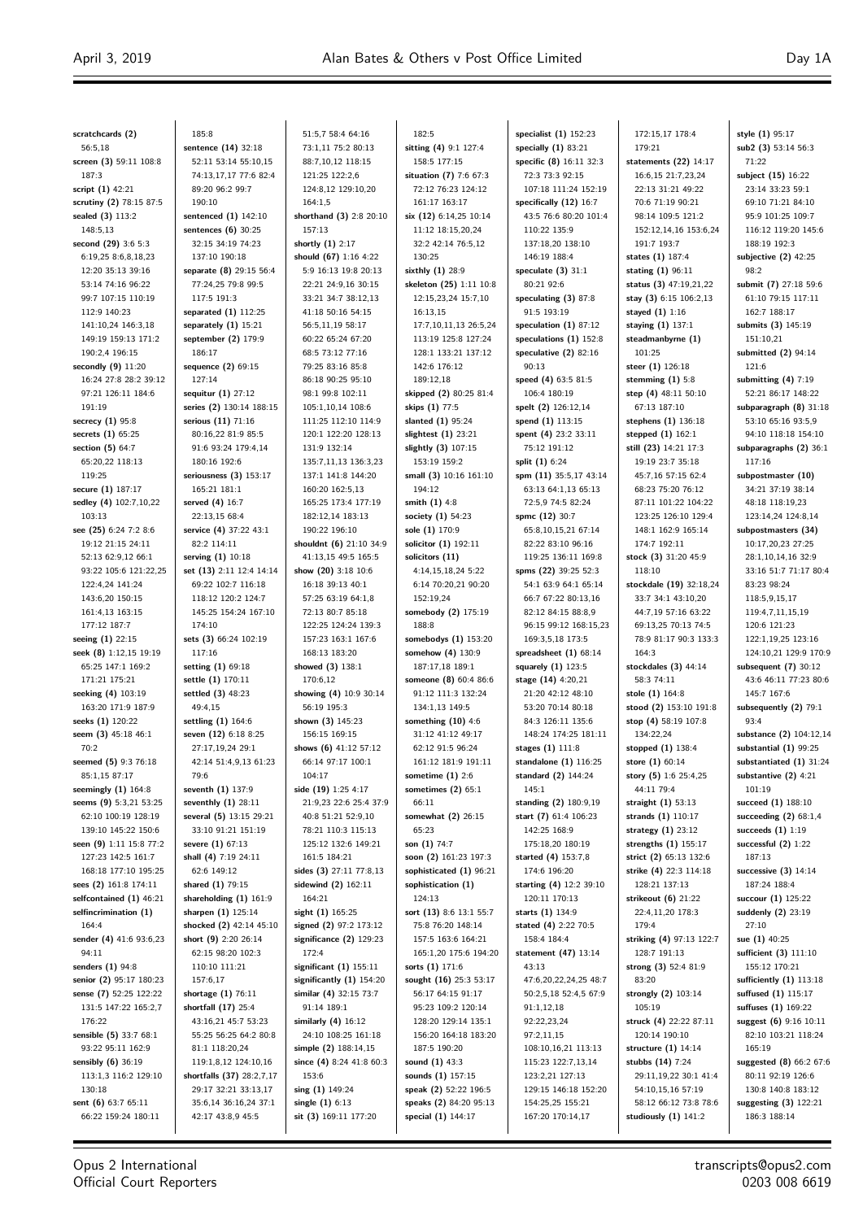**scratchcards (2)** 56:5,18
**screen (3)** 59:11 108:8 187:3
**script (1)** 42:21
**scrutiny (2)** 78:15 87:5
**sealed (3)** 113:2 148:5,13
**second (29)** 3:6 5:3 6:19,25 8:6,8,18,23 12:20 35:13 39:16 53:14 74:16 96:22 99:7 107:15 110:19 112:9 140:23 141:10,24 146:3,18 149:19 159:13 171:2 190:2,4 196:15
**secondly (9)** 11:20 16:24 27:8 28:2 39:12 97:21 126:11 184:6 191:19
**secrecy (1)** 95:8
**secrets (1)** 65:25
**section (5)** 64:7 65:20,22 118:13 119:25
**secure (1)** 187:17
**sedley (4)** 102:7,10,22 103:13
**see (25)** 6:24 7:2 8:6 19:12 21:15 24:11 52:13 62:9,12 66:1 93:22 105:6 121:22,25 122:4,24 141:24 143:6,20 150:15 161:4,13 163:15 177:12 187:7
**seeing (1)** 22:15
**seek (8)** 1:12,15 19:19 65:25 147:1 169:2 171:21 175:21
**seeking (4)** 103:19 163:20 171:9 187:9
**seeks (1)** 120:22
**seem (3)** 45:18 46:1 70:2
**seemed (5)** 9:3 76:18 85:1,15 87:17
**seemingly (1)** 164:8
**seems (9)** 5:3,21 53:25 62:10 100:19 128:19 139:10 145:22 150:6
**seen (9)** 1:11 15:8 77:2 127:23 142:5 161:7 168:18 177:10 195:25
**sees (2)** 161:8 174:11
**selfcontained (1)** 46:21
**selfincrimination (1)** 164:4
**sender (4)** 41:6 93:6,23 94:11
**senders (1)** 94:8
**senior (2)** 95:17 180:23
**sense (7)** 52:25 122:22 131:5 147:22 165:2,7 176:22
**sensible (5)** 33:7 68:1 93:22 95:11 162:9
**sensibly (6)** 36:19 113:1,3 116:2 129:10 130:18
**sent (6)** 63:7 65:11 66:22 159:24 180:11 185:8
**sentence (14)** 32:18 52:11 53:14 55:10,15 74:13,17,17 77:6 82:4 89:20 96:2 99:7 190:10
**sentenced (1)** 142:10
**sentences (6)** 30:25 32:15 34:19 74:23 137:10 190:18
**separate (8)** 29:15 56:4 77:24,25 79:8 99:5 117:5 191:3
**separated (1)** 112:25
**separately (1)** 15:21
**september (2)** 179:9 186:17
**sequence (2)** 69:15 127:14
**sequitur (1)** 27:12
**series (2)** 130:14 188:15
**serious (11)** 71:16 80:16,22 81:9 85:5 91:6 93:24 179:4,14 180:16 192:6
**seriousness (3)** 153:17 165:21 181:1
**served (4)** 16:7 22:13,15 68:4
**service (4)** 37:22 43:1 82:2 114:11
**serving (1)** 10:18
**set (13)** 2:11 12:4 14:14 69:22 102:7 116:18 118:12 120:2 124:7 145:25 154:24 167:10 174:10
**sets (3)** 66:24 102:19 117:16
**setting (1)** 69:18
**settle (1)** 170:11
**settled (3)** 48:23 49:4,15
**settling (1)** 164:6
**seven (12)** 6:18 8:25 27:17,19,24 29:1 42:14 51:4,9,13 61:23 79:6
**seventh (1)** 137:9
**seventhly (1)** 28:11
**several (5)** 13:15 29:21 33:10 91:21 151:19
**severe (1)** 67:13
**shall (4)** 7:19 24:11 62:6 149:12
**shared (1)** 79:15
**shareholding (1)** 161:9
**sharpen (1)** 125:14
**shocked (2)** 42:14 45:10
**short (9)** 2:20 26:14 62:15 98:20 102:3 110:10 111:21 157:6,17
**shortage (1)** 76:11
**shortfall (17)** 25:4 43:16,21 45:7 53:23 55:25 56:25 64:2 80:8 81:1 118:20,24 119:1,8,12 124:10,16
**shortfalls (37)** 28:2,7,17 29:17 32:21 33:13,17 35:6,14 36:16,24 37:1 42:17 43:8,9 45:5 51:5,7 58:4 64:16 73:1,11 75:2 80:13 88:7,10,12 118:15 121:25 122:2,6 124:8,12 129:10,20 164:1,5
**should (67)** 1:16 4:22 5:9 16:13 19:8 20:13 22:21 24:9,16 30:15 33:21 34:7 38:12,13 41:18 50:16 54:15 56:5,11,19 58:17 60:22 65:24 67:20 68:5 73:12 77:16 79:25 83:16 85:8 86:18 90:25 95:10 98:1 99:8 102:11 105:1,10,14 108:6 111:25 112:10 114:9 120:1 122:20 128:13 131:9 132:14 135:7,11,13 136:3,23 137:1 141:8 144:20 160:20 162:5,13 165:25 173:4 177:19 182:12,14 183:13 190:22 196:10
**shouldnt (6)** 21:10 34:9 41:13,15 49:5 165:5
**show (20)** 3:18 10:6 16:18 39:13 40:1 57:25 63:19 64:1,8 72:13 80:7 85:18 122:25 124:24 139:3 157:23 163:1 167:6 168:13 183:20
**showed (3)** 138:1 170:6,12
**showing (4)** 10:9 30:14 56:19 195:3
**shown (3)** 145:23 156:15 169:15
**shows (6)** 41:12 57:12 66:14 97:17 100:1 104:17
**side (19)** 1:25 4:17 21:9,23 22:6 25:4 37:9 40:8 51:21 52:9,10 78:21 110:3 115:13 125:12 132:6 149:21 161:5 184:21
**sides (3)** 27:11 77:8,13
**sidewind (2)** 162:11 164:21
**sight (1)** 165:25
**signed (2)** 97:2 173:12
**significance (2)** 129:23 172:4
**significant (1)** 155:11
**significantly (1)** 154:20
**similar (4)** 32:15 73:7 91:14 189:1
**similarly (4)** 16:12 24:10 108:25 161:18
**simple (2)** 188:14,15
**since (4)** 8:24 41:8 60:3 153:6
**sing (1)** 149:24
**single (1)** 6:13
**sit (3)** 169:11 177:20 182:5
**sitting (4)** 9:1 127:4 158:5 177:15
**situation (7)** 7:6 67:3 72:12 76:23 124:12 161:17 163:17
**six (12)** 6:14,25 10:14 11:12 18:15,20,24 32:2 42:14 76:5,12 130:25
**sixthly (1)** 28:9
**skeleton (25)** 1:11 10:8 12:15,23,24 15:7,10 16:13,15 17:7,10,11,23 26:5,24 113:19 125:8 127:24 128:1 133:21 137:12 142:6 176:12 189:12,18
**skipped (2)** 80:25 81:4
**skips (1)** 77:5
**slanted (1)** 95:24
**slightest (1)** 23:21
**slightly (3)** 107:15 153:19 159:2
**small (3)** 10:16 161:10 194:12
**smith (1)** 4:8
**society (1)** 54:23
**sole (1)** 170:9
**solicitor (1)** 192:11
**solicitors (11)** 4:14,15,18,24 5:22 6:14 70:20,21 90:20 152:19,24
**somebody (2)** 175:19 188:8
**somebodys (1)** 153:20
**somehow (4)** 130:9 187:17,18 189:1
**someone (8)** 60:4 86:6 91:12 111:3 132:24 134:1,13 149:5
**something (10)** 4:6 31:12 41:12 49:17 62:12 91:5 96:24 161:12 181:9 191:11
**sometime (1)** 2:6
**sometimes (2)** 65:1 66:11
**somewhat (2)** 26:15 65:23
**son (1)** 74:7
**soon (2)** 161:23 197:3
**sophisticated (1)** 96:21
**sophistication (1)** 124:13
**sort (13)** 8:6 13:1 55:7 75:8 76:20 148:14 157:5 163:6 164:21 165:1,20 175:6 194:20
**sorts (1)** 171:6
**sought (16)** 25:3 53:17 56:17 64:15 91:17 95:23 109:2 120:14 128:20 129:14 135:1 156:20 164:18 183:20 187:5 190:20
**sound (1)** 43:3
**sounds (1)** 157:15
**speak (2)** 52:22 196:5
**speaks (2)** 84:20 95:13
**special (1)** 144:17
**specialist (1)** 152:23
**specially (1)** 83:21
**specific (8)** 16:11 32:3 72:3 73:3 92:15 107:18 111:24 152:19
**specifically (12)** 16:7 43:5 76:6 80:20 101:4 110:22 135:9 137:18,20 138:10 146:19 188:4
**speculate (3)** 31:1 80:21 92:6
**speculating (3)** 87:8 91:5 193:19
**speculation (1)** 87:12
**speculations (1)** 152:8
**speculative (2)** 82:16 90:13
**speed (4)** 63:5 81:5 106:4 180:19
**spelt (2)** 126:12,14
**spend (1)** 113:15
**spent (4)** 23:2 33:11 75:12 191:12
**split (1)** 6:24
**spm (11)** 35:5,17 43:14 63:13 64:1,13 65:13 72:5,9 74:5 82:24
**spmc (12)** 30:7 65:8,10,15,21 67:14 82:22 83:10 96:16 119:25 136:11 169:8
**spms (22)** 39:25 52:3 54:1 63:9 64:1 65:14 66:7 67:22 80:13,16 82:12 84:15 88:8,9 96:15 99:12 168:15,23 169:3,5,18 173:5
**spreadsheet (1)** 68:14
**squarely (1)** 123:5
**stage (14)** 4:20,21 21:20 42:12 48:10 53:20 70:14 80:18 84:3 126:11 135:6 148:24 174:25 181:11
**stages (1)** 111:8
**standalone (1)** 116:25
**standard (2)** 144:24 145:1
**standing (2)** 180:9,19
**start (7)** 61:4 106:23 142:25 168:9 175:18,20 180:19
**started (4)** 153:7,8 174:6 196:20
**starting (4)** 12:2 39:10 120:11 170:13
**starts (1)** 134:9
**stated (4)** 2:22 70:5 158:4 184:4
**statement (47)** 13:14 43:13 47:6,20,22,24,25 48:7 50:2,5,18 52:4,5 67:9 91:1,12,18 92:22,23,24 97:2,11,15 108:10,16,21 113:13 115:23 122:7,13,14 123:2,21 127:13 129:15 146:18 152:20 154:25,25 155:21 167:20 170:14,17 172:15,17 178:4 179:21
**statements (22)** 14:17 16:6,15 21:7,23,24 22:13 31:21 49:22 70:6 71:19 90:21 98:14 109:5 121:2 152:12,14,16 153:6,24 191:7 193:7
**states (1)** 187:4
**stating (1)** 96:11
**status (3)** 47:19,21,22
**stay (3)** 6:15 106:2,13
**stayed (1)** 1:16
**staying (1)** 137:1
**steadmanbyrne (1)** 101:25
**steer (1)** 126:18
**stemming (1)** 5:8
**step (4)** 48:11 50:10 67:13 187:10
**stephens (1)** 136:18
**stepped (1)** 162:1
**still (23)** 14:21 17:3 19:19 23:7 35:18 45:7,16 57:15 62:4 68:23 75:20 76:12 87:11 101:22 104:22 123:25 126:10 129:4 148:1 162:9 165:14 174:7 192:11
**stock (3)** 31:20 45:9 118:10
**stockdale (19)** 32:18,24 33:7 34:1 43:10,20 44:7,19 57:16 63:22 69:13,25 70:13 74:5 78:9 81:17 90:3 133:3 164:3
**stockdales (3)** 44:14 58:3 74:11
**stole (1)** 164:8
**stood (2)** 153:10 191:8
**stop (4)** 58:19 107:8 134:22,24
**stopped (1)** 138:4
**store (1)** 60:14
**story (5)** 1:6 25:4,25 44:11 79:4
**straight (1)** 53:13
**strands (1)** 110:17
**strategy (1)** 23:12
**strengths (1)** 155:17
**strict (2)** 65:13 132:6
**strike (4)** 22:3 114:18 128:21 137:13
**strikeout (6)** 21:22 22:4,11,20 178:3 179:4
**striking (4)** 97:13 122:7 128:7 191:13
**strong (3)** 52:4 81:9 83:20
**strongly (2)** 103:14 105:19
**struck (4)** 22:22 87:11 120:14 190:10
**structure (1)** 14:14
**stubbs (14)** 7:24 29:11,19,22 30:1 41:4 54:10,15,16 57:19 58:12 66:12 73:8 78:6
**studiously (1)** 141:2
**style (1)** 95:17
**sub2 (3)** 53:14 56:3 71:22
**subject (15)** 16:22 23:14 33:23 59:1 69:10 71:21 84:10 95:9 101:25 109:7 116:12 119:20 145:6 188:19 192:3
**subjective (2)** 42:25 98:2
**submit (7)** 27:18 59:6 61:10 79:15 117:11 162:7 188:17
**submits (3)** 145:19 151:10,21
**submitted (2)** 94:14 121:6
**submitting (4)** 7:19 52:21 86:17 148:22
**subparagraph (8)** 31:18 53:10 65:16 93:5,9 94:10 118:18 154:10
**subparagraphs (2)** 36:1 117:16
**subpostmaster (10)** 34:21 37:19 38:14 48:18 118:19,23 123:14,24 124:8,14
**subpostmasters (34)** 10:17,20,23 27:25 28:1,10,14,16 32:9 33:16 51:7 71:17 80:4 83:23 98:24 118:5,9,15,17 119:4,7,11,15,19 120:6 121:23 122:1,19,25 123:16 124:10,21 129:9 170:9
**subsequent (7)** 30:12 43:6 46:11 77:23 80:6 145:7 167:6
**subsequently (2)** 79:1 93:4
**substance (2)** 104:12,14
**substantial (1)** 99:25
**substantiated (1)** 31:24
**substantive (2)** 4:21 101:19
**succeed (1)** 188:10
**succeeding (2)** 68:1,4
**succeeds (1)** 1:19
**successful (2)** 1:22 187:13
**successive (3)** 14:14 187:24 188:4
**succour (1)** 125:22
**suddenly (2)** 23:19 27:10
**sue (1)** 40:25
**sufficient (3)** 111:10 155:12 170:21
**sufficiently (1)** 113:18
**suffused (1)** 115:17
**suffuses (1)** 169:22
**suggest (6)** 9:16 10:11 82:10 103:21 118:24 165:19
**suggested (8)** 66:2 67:6 80:11 92:19 126:6 130:8 140:8 183:12
**suggesting (3)** 122:21 186:3 188:14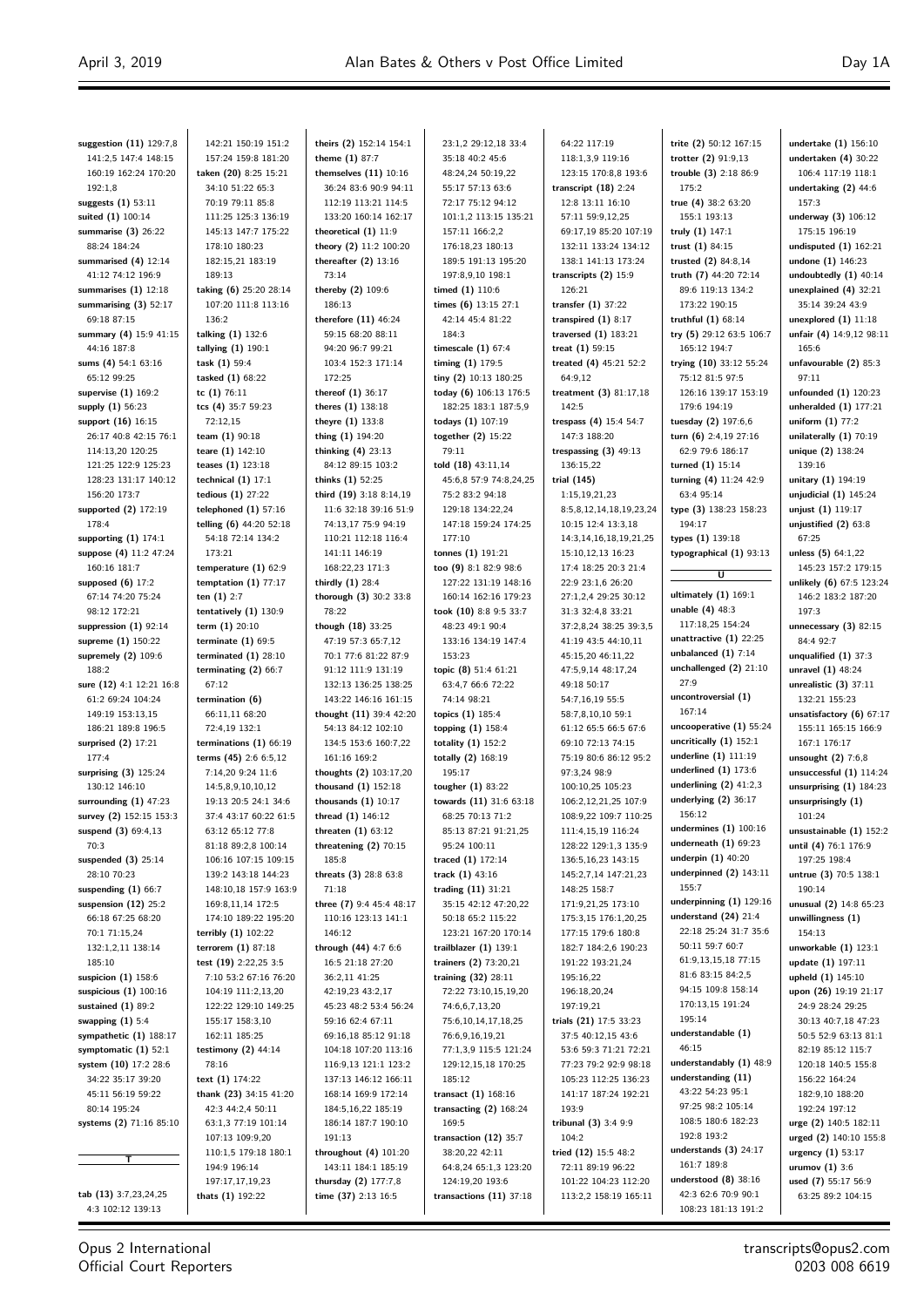**suggestion (11)** 129:7,8 141:2,5 147:4 148:15 160:19 162:24 170:20 192:1,8
**suggests (1)** 53:11
**suited (1)** 100:14
**summarise (3)** 26:22 88:24 184:24
**summarised (4)** 12:14 41:12 74:12 196:9
**summarises (1)** 12:18
**summarising (3)** 52:17 69:18 87:15
**summary (4)** 15:9 41:15 44:16 187:8
**sums (4)** 54:1 63:16 65:12 99:25
**supervise (1)** 169:2
**supply (1)** 56:23
**support (16)** 16:15 26:17 40:8 42:15 76:1 114:13,20 120:25 121:25 122:9 125:23 128:23 131:17 140:12 156:20 173:7
**supported (2)** 172:19 178:4
**supporting (1)** 174:1
**suppose (4)** 11:2 47:24 160:16 181:7
**supposed (6)** 17:2 67:14 74:20 75:24 98:12 172:21
**suppression (1)** 92:14
**supreme (1)** 150:22
**supremely (2)** 109:6 188:2
**sure (12)** 4:1 12:21 16:8 61:2 69:24 104:24 149:19 153:13,15 186:21 189:8 196:5
**surprised (2)** 17:21 177:4
**surprising (3)** 125:24 130:12 146:10
**surrounding (1)** 47:23
**survey (2)** 152:15 153:3
**suspend (3)** 69:4,13 70:3
**suspended (3)** 25:14 28:10 70:23
**suspending (1)** 66:7
**suspension (12)** 25:2 66:18 67:25 68:20 70:1 71:15,24 132:1,2,11 138:14 185:10
**suspicion (1)** 158:6
**suspicious (1)** 100:16
**sustained (1)** 89:2
**swapping (1)** 5:4
**sympathetic (1)** 188:17
**symptomatic (1)** 52:1
**system (10)** 17:2 28:6 34:22 35:17 39:20 45:11 56:19 59:22 80:14 195:24
**systems (2)** 71:16 85:10

**T**

**tab (13)** 3:7,23,24,25 4:3 102:12 139:13 142:21 150:19 151:2 157:24 159:8 181:20
**taken (20)** 8:25 15:21 34:10 51:22 65:3 70:19 79:11 85:8 111:25 125:3 136:19 145:13 147:7 175:22 178:10 180:23 182:15,21 183:19 189:13
**taking (6)** 25:20 28:14 107:20 111:8 113:16 136:2
**talking (1)** 132:6
**tallying (1)** 190:1
**task (1)** 59:4
**tasked (1)** 68:22
**tc (1)** 76:11
**tcs (4)** 35:7 59:23 72:12,15
**team (1)** 90:18
**teare (1)** 142:10
**teases (1)** 123:18
**technical (1)** 17:1
**tedious (1)** 27:22
**telephoned (1)** 57:16
**telling (6)** 44:20 52:18 54:18 72:14 134:2 173:21
**temperature (1)** 62:9
**temptation (1)** 77:17
**ten (1)** 2:7
**tentatively (1)** 130:9
**term (1)** 20:10
**terminate (1)** 69:5
**terminated (1)** 28:10
**terminating (2)** 66:7 67:12
**termination (6)** 66:11,11 68:20 72:4,19 132:1
**terminations (1)** 66:19
**terms (45)** 2:6 6:5,12 7:14,20 9:24 11:6 14:5,8,9,10,10,12 19:13 20:5 24:1 34:6 37:4 43:17 60:22 61:5 63:12 65:12 77:8 81:18 89:2,8 100:14 106:16 107:15 109:15 139:2 143:18 144:23 148:10,18 157:9 163:9 169:8,11,14 172:5 174:10 189:22 195:20
**terribly (1)** 102:22
**terrorem (1)** 87:18
**test (19)** 2:22,25 3:5 7:10 53:2 67:16 76:20 104:19 111:2,13,20 122:22 129:10 149:25 155:17 158:3,10 162:11 185:25
**testimony (2)** 44:14 78:16
**text (1)** 174:22
**thank (23)** 34:15 41:20 42:3 44:2,4 50:11 63:1,3 77:19 101:14 107:13 109:9,20 110:1,5 179:18 180:1 194:9 196:14 197:17,19,23
**thats (1)** 192:22
**theirs (2)** 152:14 154:1
**theme (1)** 87:7
**themselves (11)** 10:16 36:24 83:6 90:9 94:11 112:19 113:21 114:5 133:20 160:14 162:17
**theoretical (1)** 11:9
**theory (2)** 11:2 100:20
**thereafter (2)** 13:16 73:14
**thereby (2)** 109:6 186:13
**therefore (11)** 46:24 59:15 68:20 88:11 94:20 96:7 99:21 103:4 152:3 171:14 172:25
**thereof (1)** 36:17
**theres (1)** 138:18
**theyre (1)** 133:8
**thing (1)** 194:20
**thinking (4)** 23:13 84:12 89:15 103:2
**thinks (1)** 52:25
**third (19)** 3:18 8:14,19 11:6 32:18 39:16 51:9 74:13,17 75:9 94:19 110:21 112:18 116:4 141:11 146:19 168:22,23 171:3
**thirdly (1)** 28:4
**thorough (3)** 30:2 33:8 78:22
**though (18)** 33:25 47:19 57:3 65:7,12 70:1 77:6 81:22 87:9 91:12 111:9 131:19 132:13 136:25 138:25 143:22 146:16 161:15
**thought (11)** 39:4 42:20 54:13 84:12 102:10 134:5 153:6 160:7,22 161:16 169:2
**thoughts (2)** 103:17,20
**thousand (1)** 152:18
**thousands (1)** 10:17
**thread (1)** 146:12
**threaten (1)** 63:12
**threatening (2)** 70:15 185:8
**threats (3)** 28:8 63:8 71:18
**three (7)** 9:4 45:4 48:17 110:16 123:13 141:1 146:12
**through (44)** 4:7 6:6 16:5 21:18 27:20 36:2,11 41:25 42:19,23 43:2,17 45:23 48:2 53:4 56:24 59:16 62:4 67:11 69:16,18 85:12 91:18 104:18 107:20 113:16 116:9,13 121:1 123:2 137:13 146:12 166:11 168:14 169:9 172:14 184:5,16,22 185:19 186:14 187:7 190:10 191:13
**throughout (4)** 101:20 143:11 184:1 185:19
**thursday (2)** 177:7,8
**time (37)** 2:13 16:5 23:1,2 29:12,18 33:4 35:18 40:2 45:6 48:24,24 50:19,22 55:17 57:13 63:6 72:17 75:12 94:12 101:1,2 113:15 135:21 157:11 166:2,2 176:18,23 180:13 189:5 191:13 195:20 197:8,9,10 198:1
**timed (1)** 110:6
**times (6)** 13:15 27:1 42:14 45:4 81:22 184:3
**timescale (1)** 67:4
**timing (1)** 179:5
**tiny (2)** 10:13 180:25
**today (6)** 106:13 176:5 182:25 183:1 187:5,9
**todays (1)** 107:19
**together (2)** 15:22 79:11
**told (18)** 43:11,14 45:6,8 57:9 74:8,24,25 75:2 83:2 94:18 129:18 134:22,24 147:18 159:24 174:25 177:10
**tonnes (1)** 191:21
**too (9)** 8:1 82:9 98:6 127:22 131:19 148:16 160:14 162:16 179:23
**took (10)** 8:8 9:5 33:7 48:23 49:1 90:4 133:16 134:19 147:4 153:23
**topic (8)** 51:4 61:21 63:4,7 66:6 72:22 74:14 98:21
**topics (1)** 185:4
**topping (1)** 158:4
**totality (1)** 152:2
**totally (2)** 168:19 195:17
**tougher (1)** 83:22
**towards (11)** 31:6 63:18 68:25 70:13 71:2 85:13 87:21 91:21,25 95:24 100:11
**traced (1)** 172:14
**track (1)** 43:16
**trading (11)** 31:21 35:15 42:12 47:20,22 50:18 65:2 115:22 123:21 167:20 170:14
**trailblazer (1)** 139:1
**trainers (2)** 73:20,21
**training (32)** 28:11 72:22 73:10,15,19,20 74:6,6,7,13,20 75:6,10,14,17,18,25 76:6,9,16,19,21 77:1,3,9 115:5 121:24 129:12,15,18 170:25 185:12
**transact (1)** 168:16
**transacting (2)** 168:24 169:5
**transaction (12)** 35:7 38:20,22 42:11 64:8,24 65:1,3 123:20 124:19,20 193:6
**transactions (11)** 37:18 64:22 117:19 118:1,3,9 119:16 123:15 170:8,8 193:6
**transcript (18)** 2:24 12:8 13:11 16:10 57:11 59:9,12,25 69:17,19 85:20 107:19 132:11 133:24 134:12 138:1 141:13 173:24
**transcripts (2)** 15:9 126:21
**transfer (1)** 37:22
**transpired (1)** 8:17
**traversed (1)** 183:21
**treat (1)** 59:15
**treated (4)** 45:21 52:2 64:9,12
**treatment (3)** 81:17,18 142:5
**trespass (4)** 15:4 54:7 147:3 188:20
**trespassing (3)** 49:13 136:15,22
**trial (145)** 1:15,19,21,23 8:5,8,12,14,18,19,23,24 10:15 12:4 13:3,18 14:3,14,16,18,19,21,25 15:10,12,13 16:23 17:4 18:25 20:3 21:4 22:9 23:1,6 26:20 27:1,2,4 29:25 30:12 31:3 32:4,8 33:21 37:2,8,24 38:25 39:3,5 41:19 43:5 44:10,11 45:15,20 46:11,22 47:5,9,14 48:17,24 49:18 50:17 54:7,16,19 55:5 58:7,8,10,10 59:1 61:12 65:5 66:5 67:6 69:10 72:13 74:15 75:19 80:6 86:12 95:2 97:3,24 98:9 100:10,25 105:23 106:2,12,21,25 107:9 108:9,22 109:7 110:25 111:4,15,19 116:24 128:22 129:1,3 135:9 136:5,16,23 143:15 145:2,7,14 147:21,23 148:25 158:7 171:9,21,25 173:10 175:3,15 176:1,20,25 177:15 179:6 180:8 182:7 184:2,6 190:23 191:22 193:21,24 195:16,22 196:18,20,24 197:19,21
**trials (21)** 17:5 33:23 37:5 40:12,15 43:6 53:6 59:3 71:21 72:21 77:23 79:2 92:9 98:18 105:23 112:22 136:23 141:17 187:24 192:21 193:9
**tribunal (3)** 3:4 9:9 104:2
**tried (12)** 15:5 48:2 72:11 89:19 96:22 101:22 104:23 112:20 113:2,2 158:19 165:11
**trite (2)** 50:12 167:15
**trotter (2)** 91:9,13
**trouble (3)** 2:18 86:9 175:2
**true (4)** 38:2 63:20 155:1 193:13
**truly (1)** 147:1
**trust (1)** 84:15
**trusted (2)** 84:8,14
**truth (7)** 44:20 72:14 89:6 119:13 134:2 173:22 190:15
**truthful (1)** 68:14
**try (5)** 29:12 63:5 106:7 165:12 194:7
**trying (10)** 33:12 55:24 75:12 81:5 97:5 126:16 139:17 153:19 179:6 194:19
**tuesday (2)** 197:6,6
**turn (6)** 2:4,19 27:16 62:9 79:6 186:17
**turned (1)** 15:14
**turning (4)** 11:24 42:9 63:4 95:14
**type (3)** 138:23 158:23 194:17
**types (1)** 139:18
**typographical (1)** 93:13

**U**

**ultimately (1)** 169:1
**unable (4)** 48:3 117:18,25 154:24
**unattractive (1)** 22:25
**unbalanced (1)** 7:14
**unchallenged (2)** 21:10 27:9
**uncontroversial (1)** 167:14
**uncooperative (1)** 55:24
**uncritically (1)** 152:1
**underline (1)** 111:19
**underlined (1)** 173:6
**underlining (2)** 41:2,3
**underlying (2)** 36:17 156:12
**undermines (1)** 100:16
**underneath (1)** 69:23
**underpin (1)** 40:20
**underpinned (2)** 143:11 155:7
**underpinning (1)** 129:16
**understand (24)** 21:4 22:18 25:24 31:7 35:6 50:11 59:7 60:7 61:9,13,15,18 77:15 81:6 83:15 84:2,5 94:15 109:8 158:14 170:13,15 191:24 195:14
**understandable (1)** 46:15
**understandably (1)** 48:9
**understanding (11)** 43:22 54:23 95:1 97:25 98:2 105:14 108:5 180:6 182:23 192:8 193:2
**understands (3)** 24:17 161:7 189:8
**understood (8)** 38:16 42:3 62:6 70:9 90:1 108:23 181:13 191:2
**undertake (1)** 156:10
**undertaken (4)** 30:22 106:4 117:19 118:1
**undertaking (2)** 44:6 157:3
**underway (3)** 106:12 175:15 196:19
**undisputed (1)** 162:21
**undone (1)** 146:23
**undoubtedly (1)** 40:14
**unexplained (4)** 32:21 35:14 39:24 43:9
**unexplored (1)** 11:18
**unfair (4)** 14:9,12 98:11 165:6
**unfavourable (2)** 85:3 97:11
**unfounded (1)** 120:23
**unheralded (1)** 177:21
**uniform (1)** 77:2
**unilaterally (1)** 70:19
**unique (2)** 138:24 139:16
**unitary (1)** 194:19
**unjudicial (1)** 145:24
**unjust (1)** 119:17
**unjustified (2)** 63:8 67:25
**unless (5)** 64:1,22 145:23 157:2 179:15
**unlikely (6)** 67:5 123:24 146:2 183:2 187:20 197:3
**unnecessary (3)** 82:15 84:4 92:7
**unqualified (1)** 37:3
**unravel (1)** 48:24
**unrealistic (3)** 37:11 132:21 155:23
**unsatisfactory (6)** 67:17 155:11 165:15 166:9 167:1 176:17
**unsought (2)** 7:6,8
**unsuccessful (1)** 114:24
**unsurprising (1)** 184:23
**unsurprisingly (1)** 101:24
**unsustainable (1)** 152:2
**until (4)** 76:1 176:9 197:25 198:4
**untrue (3)** 70:5 138:1 190:14
**unusual (2)** 14:8 65:23
**unwillingness (1)** 154:13
**unworkable (1)** 123:1
**update (1)** 197:11
**upheld (1)** 145:10
**upon (26)** 19:19 21:17 24:9 28:24 29:25 30:13 40:7,18 47:23 50:5 52:9 63:13 81:1 82:19 85:12 115:7 120:18 140:5 155:8 156:22 164:24 182:9,10 188:20 192:24 197:12
**urge (2)** 140:5 182:11
**urged (2)** 140:10 155:8
**urgency (1)** 53:17
**urumov (1)** 3:6
**used (7)** 55:17 56:9 63:25 89:2 104:15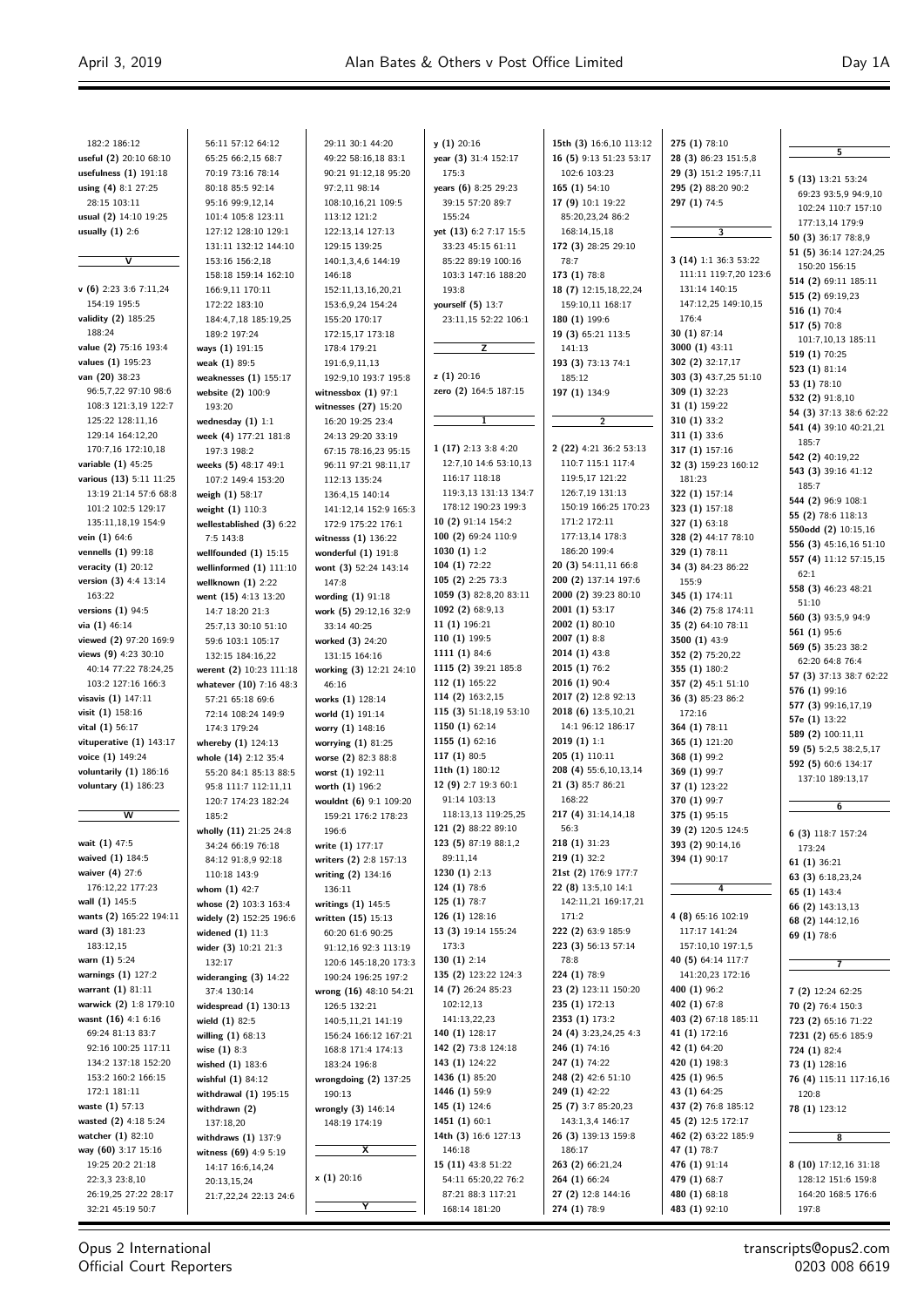182:2 186:12
**useful (2)** 20:10 68:10
**usefulness (1)** 191:18
**using (4)** 8:1 27:25 28:15 103:11
**usual (2)** 14:10 19:25
**usually (1)** 2:6

## V

**v (6)** 2:23 3:6 7:11,24 154:19 195:5
**validity (2)** 185:25 188:24
**value (2)** 75:16 193:4
**values (1)** 195:23
**van (20)** 38:23 96:5,7,22 97:10 98:6 108:3 121:3,19 122:7 125:22 128:11,16 129:14 164:12,20 170:7,16 172:10,18
**variable (1)** 45:25
**various (13)** 5:11 11:25 13:19 21:14 57:6 68:8 101:2 102:5 129:17 135:11,18,19 154:9
**vein (1)** 64:6
**vennells (1)** 99:18
**veracity (1)** 20:12
**version (3)** 4:4 13:14 163:22
**versions (1)** 94:5
**via (1)** 46:14
**viewed (2)** 97:20 169:9
**views (9)** 4:23 30:10 40:14 77:22 78:24,25 103:2 127:16 166:3
**visavis (1)** 147:11
**visit (1)** 158:16
**vital (1)** 56:17
**vituperative (1)** 143:17
**voice (1)** 149:24
**voluntarily (1)** 186:16
**voluntary (1)** 186:23

## W

**wait (1)** 47:5
**waived (1)** 184:5
**waiver (4)** 27:6 176:12,22 177:23
**wall (1)** 145:5
**wants (2)** 165:22 194:11
**ward (3)** 181:23 183:12,15
**warn (1)** 5:24
**warnings (1)** 127:2
**warrant (1)** 81:11
**warwick (2)** 1:8 179:10
**wasnt (16)** 4:1 6:16 69:24 81:13 83:7 92:16 100:25 117:11 134:2 137:18 152:20 153:2 160:2 166:15 172:1 181:11
**waste (1)** 57:13
**wasted (2)** 4:18 5:24
**watcher (1)** 82:10
**way (60)** 3:17 15:16 19:25 20:2 21:18 22:3,3 23:8,10 26:19,25 27:22 28:17 32:21 45:19 50:7 56:11 57:12 64:12 65:25 66:2,15 68:7 70:19 73:16 78:14 80:18 85:5 92:14 95:16 99:9,12,14 101:4 105:8 123:11 127:12 128:10 129:1 131:11 132:12 144:10 153:16 156:2,18 158:18 159:14 162:10 166:9,11 170:11 172:22 183:10 184:4,7,18 185:19,25 189:2 197:24
**ways (1)** 191:15
**weak (1)** 89:5
**weaknesses (1)** 155:17
**website (2)** 100:9 193:20
**wednesday (1)** 1:1
**week (4)** 177:21 181:8 197:3 198:2
**weeks (5)** 48:17 49:1 107:2 149:4 153:20
**weigh (1)** 58:17
**weight (1)** 110:3
**wellestablished (3)** 6:22 7:5 143:8
**wellfounded (1)** 15:15
**wellinformed (1)** 111:10
**wellknown (1)** 2:22
**went (15)** 4:13 13:20 14:7 18:20 21:3 25:7,13 30:10 51:10 59:6 103:1 105:17 132:15 184:16,22
**werent (2)** 10:23 111:18
**whatever (10)** 7:16 48:3 57:21 65:18 69:6 72:14 108:24 149:9 174:3 179:24
**whereby (1)** 124:13
**whole (14)** 2:12 35:4 55:20 84:1 85:13 88:5 95:8 111:7 112:11,11 120:7 174:23 182:24 185:2
**wholly (11)** 21:25 24:8 34:24 66:19 76:18 84:12 91:8,9 92:18 110:18 143:9
**whom (1)** 42:7
**whose (2)** 103:3 163:4
**widely (2)** 152:25 196:6
**widened (1)** 11:3
**wider (3)** 10:21 21:3 132:17
**wideranging (3)** 14:22 37:4 130:14
**widespread (1)** 130:13
**wield (1)** 82:5
**willing (1)** 68:13
**wise (1)** 8:3
**wished (1)** 183:6
**wishful (1)** 84:12
**withdrawal (1)** 195:15
**withdrawn (2)** 137:18,20
**withdraws (1)** 137:9
**witness (69)** 4:9 5:19 14:17 16:6,14,24 20:13,15,24 21:7,22,24 22:13 24:6 29:11 30:1 44:20 49:22 58:16,18 83:1 90:21 91:12,18 95:20 97:2,11 98:14 108:10,16,21 109:5 113:12 121:2 122:13,14 127:13 129:15 139:25 140:1,3,4,6 144:19 146:18 152:11,13,16,20,21 153:6,9,24 154:23 155:20 170:17 172:15,17 173:18 178:4 179:21 191:6,9,11,13 192:9,10 193:7 195:8
**witnessbox (1)** 97:1
**witnesses (27)** 15:20 16:20 19:25 23:4 24:13 29:20 33:19 67:15 78:16,23 95:15 96:11 97:21 98:11,17 112:13 135:24 136:4,15 140:14 141:12,14 152:9 165:3 172:9 175:22 176:1
**witnesss (1)** 136:22
**wonderful (1)** 191:8
**wont (3)** 52:24 143:14 147:8
**wording (1)** 91:18
**work (5)** 29:12,16 32:9 33:14 40:25
**worked (3)** 24:20 131:15 164:16
**working (3)** 12:21 24:10 46:16
**works (1)** 128:14
**world (1)** 191:14
**worry (1)** 148:16
**worrying (1)** 81:25
**worse (2)** 82:3 88:8
**worst (1)** 192:11
**worth (1)** 196:2
**wouldnt (6)** 9:1 109:20 159:21 176:2 178:23 196:6
**write (1)** 177:17
**writers (2)** 2:8 157:13
**writing (2)** 134:16 136:11
**writings (1)** 145:5
**written (15)** 15:13 60:20 61:6 90:25 91:12,16 92:3 113:19 120:6 145:18,20 173:3 190:24 196:25 197:2
**wrong (16)** 48:10 54:21 126:5 132:21 140:5,11,21 141:19 156:24 166:12 167:21 168:8 171:4 174:13 183:24 196:8
**wrongdoing (2)** 137:25 190:13
**wrongly (3)** 146:14 148:19 174:19

## X

**x (1)** 20:16

## Y

**y (1)** 20:16
**year (3)** 31:4 152:17 175:3
**years (6)** 8:25 29:23 39:15 57:20 89:7 155:24
**yet (13)** 6:2 7:17 15:5 33:23 45:15 61:11 85:22 89:19 100:16 103:3 147:16 188:20 193:8
**yourself (5)** 13:7 23:11,15 52:22 106:1

## Z

**z (1)** 20:16
**zero (2)** 164:5 187:15

## 1

**1 (17)** 2:13 3:8 4:20 12:7,10 14:6 53:10,13 116:17 118:18 119:3,13 131:13 134:7 178:12 190:23 199:3
**10 (2)** 91:14 154:2
**100 (2)** 69:24 110:9
**1030 (1)** 1:2
**104 (1)** 72:22
**105 (2)** 2:25 73:3
**1059 (3)** 82:8,20 83:11
**1092 (2)** 68:9,13
**11 (1)** 196:21
**110 (1)** 199:5
**1111 (1)** 84:6
**1115 (2)** 39:21 185:8
**112 (1)** 165:22
**114 (2)** 163:2,15
**115 (3)** 51:18,19 53:10
**1150 (1)** 62:14
**1155 (1)** 62:16
**117 (1)** 80:5
**11th (1)** 180:12
**12 (9)** 2:7 19:3 60:1 91:14 103:13 118:13,13 119:25,25
**121 (2)** 88:22 89:10
**123 (5)** 87:19 88:1,2 89:11,14
**1230 (1)** 2:13
**124 (1)** 78:6
**125 (1)** 78:7
**126 (1)** 128:16
**13 (3)** 19:14 155:24 173:3
**130 (1)** 2:14
**135 (2)** 123:22 124:3
**14 (7)** 26:24 85:23 102:12,13 141:13,22,23
**140 (1)** 128:17
**142 (2)** 73:8 124:18
**143 (1)** 124:22
**1436 (1)** 85:20
**1446 (1)** 59:9
**145 (1)** 124:6
**1451 (1)** 60:1
**14th (3)** 16:6 127:13 146:18
**15 (11)** 43:8 51:22 54:11 65:20,22 76:2 87:21 88:3 117:21 168:14 181:20
**15th (3)** 16:6,10 113:12
**16 (5)** 9:13 51:23 53:17 102:6 103:23
**165 (1)** 54:10
**17 (9)** 10:1 19:22 85:20,23,24 86:2 168:14,15,18
**172 (3)** 28:25 29:10 78:7
**173 (1)** 78:8
**18 (7)** 12:15,18,22,24 159:10,11 168:17
**180 (1)** 199:6
**19 (3)** 65:21 113:5 141:13
**193 (3)** 73:13 74:1 185:12
**197 (1)** 134:9

## 2

**2 (22)** 4:21 36:2 53:13 110:7 115:1 117:4 119:5,17 121:22 126:7,19 131:13 150:19 166:25 170:23 171:2 172:11 177:13,14 178:3 186:20 199:4
**20 (3)** 54:11,11 66:8
**200 (2)** 137:14 197:6
**2000 (2)** 39:23 80:10
**2001 (1)** 53:17
**2002 (1)** 80:10
**2007 (1)** 8:8
**2014 (1)** 43:8
**2015 (1)** 76:2
**2016 (1)** 90:4
**2017 (2)** 12:8 92:13
**2018 (6)** 13:5,10,21 14:1 96:12 186:17
**2019 (1)** 1:1
**205 (1)** 110:11
**208 (4)** 55:6,10,13,14
**21 (3)** 85:7 86:21 168:22
**217 (4)** 31:14,14,18 56:3
**218 (1)** 31:23
**219 (1)** 32:2
**21st (2)** 176:9 177:7
**22 (8)** 13:5,10 14:1 142:11,21 169:17,21 171:2
**222 (2)** 63:9 185:9
**223 (3)** 56:13 57:14 78:8
**224 (1)** 78:9
**23 (2)** 123:11 150:20
**235 (1)** 172:13
**2353 (1)** 173:2
**24 (4)** 3:23,24,25 4:3
**246 (1)** 74:16
**247 (1)** 74:22
**248 (2)** 42:6 51:10
**249 (1)** 42:22
**25 (7)** 3:7 85:20,23 143:1,3,4 146:17
**26 (3)** 139:13 159:8 186:17
**263 (2)** 66:21,24
**264 (1)** 66:24
**27 (2)** 12:8 144:16
**274 (1)** 78:9
**275 (1)** 78:10
**28 (3)** 86:23 151:5,8
**29 (3)** 151:2 195:7,11
**295 (2)** 88:20 90:2
**297 (1)** 74:5

## 3

**3 (14)** 1:1 36:3 53:22 111:11 119:7,20 123:6 131:14 140:15 147:12,25 149:10,15 176:4
**30 (1)** 87:14
**3000 (1)** 43:11
**302 (2)** 32:17,17
**303 (3)** 43:7,25 51:10
**309 (1)** 32:23
**31 (1)** 159:22
**310 (1)** 33:2
**311 (1)** 33:6
**317 (1)** 157:16
**32 (3)** 159:23 160:12 181:23
**322 (1)** 157:14
**323 (1)** 157:18
**327 (1)** 63:18
**328 (2)** 44:17 78:10
**329 (1)** 78:11
**34 (3)** 84:23 86:22 155:9
**345 (1)** 174:11
**346 (2)** 75:8 174:11
**35 (2)** 64:10 78:11
**3500 (1)** 43:9
**352 (2)** 75:20,22
**355 (1)** 180:2
**357 (2)** 45:1 51:10
**36 (3)** 85:23 86:2 172:16
**364 (1)** 78:11
**365 (1)** 121:20
**368 (1)** 99:2
**369 (1)** 99:7
**37 (1)** 123:22
**370 (1)** 99:7
**375 (1)** 95:15
**39 (2)** 120:5 124:5
**393 (2)** 90:14,16
**394 (1)** 90:17

## 4

**4 (8)** 65:16 102:19 117:17 141:24 157:10,10 197:1,5
**40 (5)** 64:14 117:7 141:20,23 172:16
**400 (1)** 96:2
**402 (1)** 67:8
**403 (2)** 67:18 185:11
**41 (1)** 172:16
**42 (1)** 64:20
**420 (1)** 198:3
**425 (1)** 96:5
**43 (1)** 64:25
**437 (2)** 76:8 185:12
**45 (2)** 12:5 172:17
**462 (2)** 63:22 185:9
**47 (1)** 78:7
**476 (1)** 91:14
**479 (1)** 68:7
**480 (1)** 68:18
**483 (1)** 92:10

## 5

**5 (13)** 13:21 53:24 69:23 93:5,9 94:9,10 102:24 110:7 157:10 177:13,14 179:9
**50 (3)** 36:17 78:8,9
**51 (5)** 36:14 127:24,25 150:20 156:15
**514 (2)** 69:11 185:11
**515 (2)** 69:19,23
**516 (1)** 70:4
**517 (5)** 70:8 101:7,10,13 185:11
**519 (1)** 70:25
**523 (1)** 81:14
**53 (1)** 78:10
**532 (2)** 91:8,10
**54 (3)** 37:13 38:6 62:22
**541 (4)** 39:10 40:21,21 185:7
**542 (2)** 40:19,22
**543 (3)** 39:16 41:12 185:7
**544 (2)** 96:9 108:1
**55 (2)** 78:6 118:13
**550odd (2)** 10:15,16
**556 (3)** 45:16,16 51:10
**557 (4)** 11:12 57:15,15 62:1
**558 (3)** 46:23 48:21 51:10
**560 (3)** 93:5,9 94:9
**561 (1)** 95:6
**569 (5)** 35:23 38:2 62:20 64:8 76:4
**57 (3)** 37:13 38:7 62:22
**576 (1)** 99:16
**577 (3)** 99:16,17,19
**57e (1)** 13:22
**589 (2)** 100:11,11
**59 (5)** 5:2,5 38:2,5,17
**592 (5)** 60:6 134:17 137:10 189:13,17

## 6

**6 (3)** 118:7 157:24 173:24
**61 (1)** 36:21
**63 (3)** 6:18,23,24
**65 (1)** 143:4
**66 (2)** 143:13,13
**68 (2)** 144:12,16
**69 (1)** 78:6

## 7

**7 (2)** 12:24 62:25
**70 (2)** 76:4 150:3
**723 (2)** 65:16 71:22
**7231 (2)** 65:6 185:9
**724 (1)** 82:4
**73 (1)** 128:16
**76 (4)** 115:11 117:16,16 120:8
**78 (1)** 123:12

## 8

**8 (10)** 17:12,16 31:18 128:12 151:6 159:8 164:20 168:5 176:6 197:8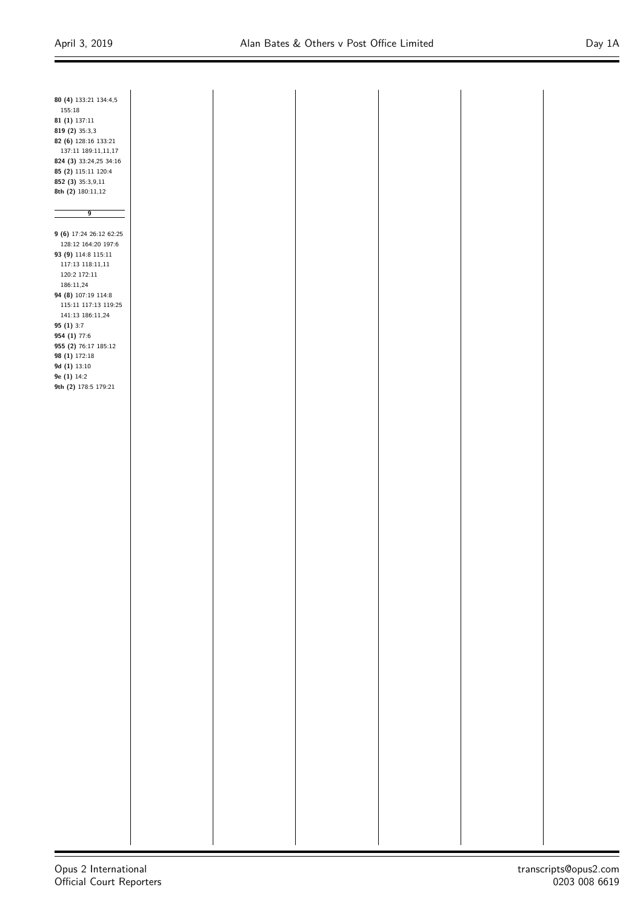**80 (4)** 133:21 134:4,5 155:18
**81 (1)** 137:11
**819 (2)** 35:3,3
**82 (6)** 128:16 133:21 137:11 189:11,11,17
**824 (3)** 33:24,25 34:16
**85 (2)** 115:11 120:4
**852 (3)** 35:3,9,11
**8th (2)** 180:11,12

**9**

**9 (6)** 17:24 26:12 62:25 128:12 164:20 197:6
**93 (9)** 114:8 115:11 117:13 118:11,11 120:2 172:11 186:11,24
**94 (8)** 107:19 114:8 115:11 117:13 119:25 141:13 186:11,24
**95 (1)** 3:7
**954 (1)** 77:6
**955 (2)** 76:17 185:12
**98 (1)** 172:18
**9d (1)** 13:10
**9e (1)** 14:2
**9th (2)** 178:5 179:21